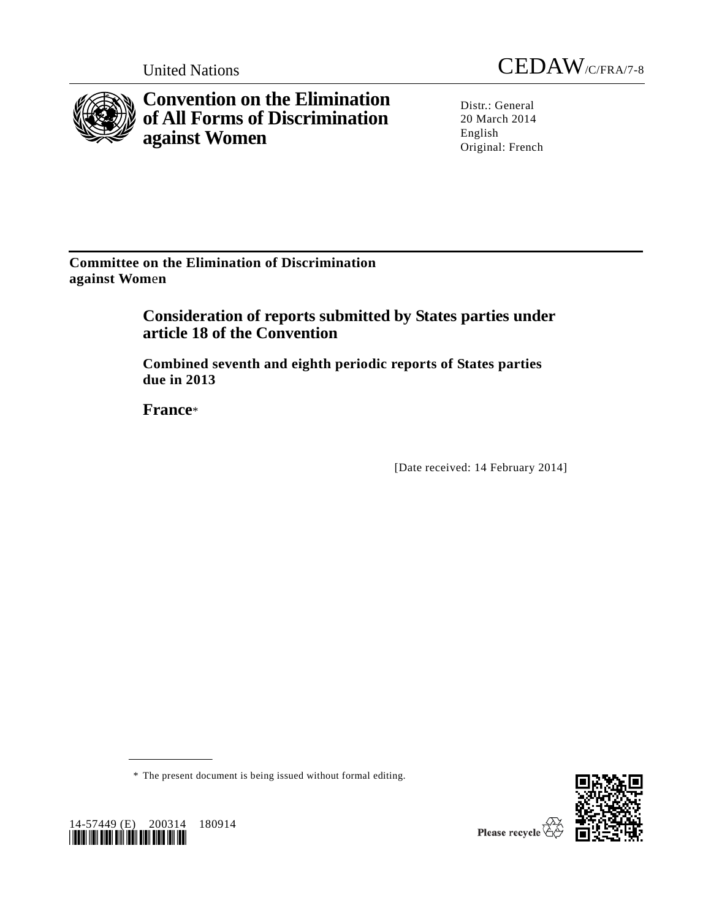United Nations

CEDAW/C/FRA/7-8

# Convention on the Elimination of All Forms of Discrimination against Women

Distr.: General
20 March 2014
English
Original: French

**Committee on the Elimination of Discrimination against Women**

## Consideration of reports submitted by States parties under article 18 of the Convention

### Combined seventh and eighth periodic reports of States parties due in 2013

## France*

[Date received: 14 February 2014]

* The present document is being issued without formal editing.

14-57449 (E) 200314 180914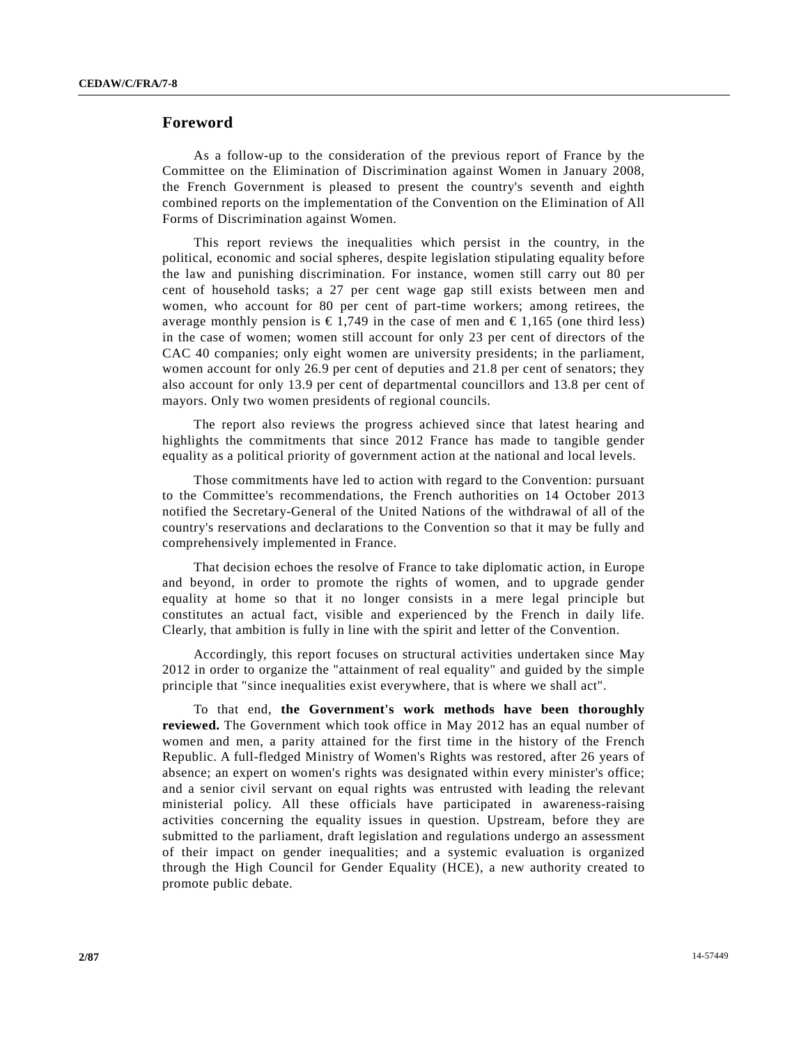## Foreword

As a follow-up to the consideration of the previous report of France by the Committee on the Elimination of Discrimination against Women in January 2008, the French Government is pleased to present the country's seventh and eighth combined reports on the implementation of the Convention on the Elimination of All Forms of Discrimination against Women.

This report reviews the inequalities which persist in the country, in the political, economic and social spheres, despite legislation stipulating equality before the law and punishing discrimination. For instance, women still carry out 80 per cent of household tasks; a 27 per cent wage gap still exists between men and women, who account for 80 per cent of part-time workers; among retirees, the average monthly pension is € 1,749 in the case of men and € 1,165 (one third less) in the case of women; women still account for only 23 per cent of directors of the CAC 40 companies; only eight women are university presidents; in the parliament, women account for only 26.9 per cent of deputies and 21.8 per cent of senators; they also account for only 13.9 per cent of departmental councillors and 13.8 per cent of mayors. Only two women presidents of regional councils.

The report also reviews the progress achieved since that latest hearing and highlights the commitments that since 2012 France has made to tangible gender equality as a political priority of government action at the national and local levels.

Those commitments have led to action with regard to the Convention: pursuant to the Committee's recommendations, the French authorities on 14 October 2013 notified the Secretary-General of the United Nations of the withdrawal of all of the country's reservations and declarations to the Convention so that it may be fully and comprehensively implemented in France.

That decision echoes the resolve of France to take diplomatic action, in Europe and beyond, in order to promote the rights of women, and to upgrade gender equality at home so that it no longer consists in a mere legal principle but constitutes an actual fact, visible and experienced by the French in daily life. Clearly, that ambition is fully in line with the spirit and letter of the Convention.

Accordingly, this report focuses on structural activities undertaken since May 2012 in order to organize the "attainment of real equality" and guided by the simple principle that "since inequalities exist everywhere, that is where we shall act".

To that end, **the Government's work methods have been thoroughly reviewed.** The Government which took office in May 2012 has an equal number of women and men, a parity attained for the first time in the history of the French Republic. A full-fledged Ministry of Women's Rights was restored, after 26 years of absence; an expert on women's rights was designated within every minister's office; and a senior civil servant on equal rights was entrusted with leading the relevant ministerial policy. All these officials have participated in awareness-raising activities concerning the equality issues in question. Upstream, before they are submitted to the parliament, draft legislation and regulations undergo an assessment of their impact on gender inequalities; and a systemic evaluation is organized through the High Council for Gender Equality (HCE), a new authority created to promote public debate.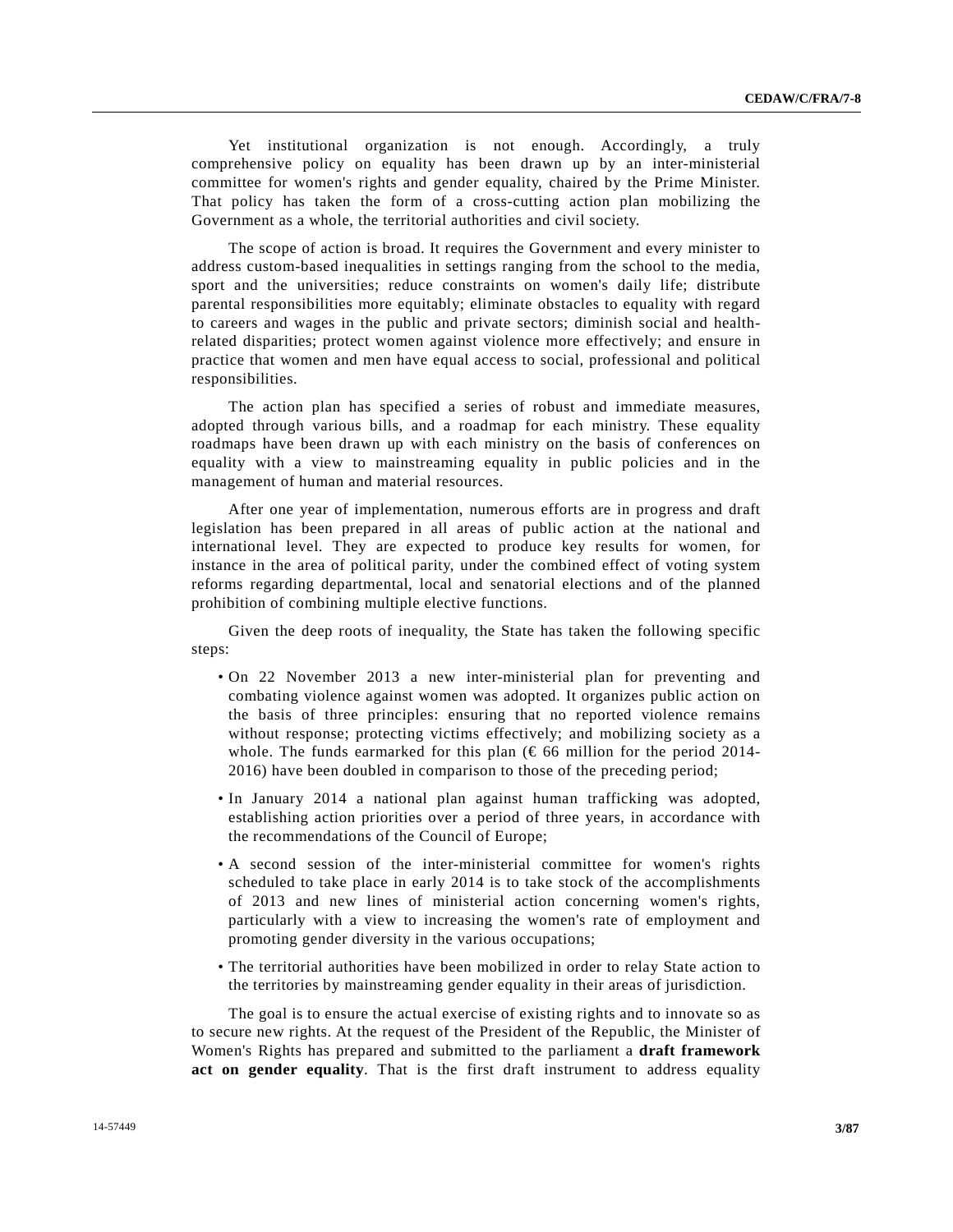Yet institutional organization is not enough. Accordingly, a truly comprehensive policy on equality has been drawn up by an inter-ministerial committee for women's rights and gender equality, chaired by the Prime Minister. That policy has taken the form of a cross-cutting action plan mobilizing the Government as a whole, the territorial authorities and civil society.

The scope of action is broad. It requires the Government and every minister to address custom-based inequalities in settings ranging from the school to the media, sport and the universities; reduce constraints on women's daily life; distribute parental responsibilities more equitably; eliminate obstacles to equality with regard to careers and wages in the public and private sectors; diminish social and health-related disparities; protect women against violence more effectively; and ensure in practice that women and men have equal access to social, professional and political responsibilities.

The action plan has specified a series of robust and immediate measures, adopted through various bills, and a roadmap for each ministry. These equality roadmaps have been drawn up with each ministry on the basis of conferences on equality with a view to mainstreaming equality in public policies and in the management of human and material resources.

After one year of implementation, numerous efforts are in progress and draft legislation has been prepared in all areas of public action at the national and international level. They are expected to produce key results for women, for instance in the area of political parity, under the combined effect of voting system reforms regarding departmental, local and senatorial elections and of the planned prohibition of combining multiple elective functions.

Given the deep roots of inequality, the State has taken the following specific steps:

- On 22 November 2013 a new inter-ministerial plan for preventing and combating violence against women was adopted. It organizes public action on the basis of three principles: ensuring that no reported violence remains without response; protecting victims effectively; and mobilizing society as a whole. The funds earmarked for this plan (€ 66 million for the period 2014-2016) have been doubled in comparison to those of the preceding period;
- In January 2014 a national plan against human trafficking was adopted, establishing action priorities over a period of three years, in accordance with the recommendations of the Council of Europe;
- A second session of the inter-ministerial committee for women's rights scheduled to take place in early 2014 is to take stock of the accomplishments of 2013 and new lines of ministerial action concerning women's rights, particularly with a view to increasing the women's rate of employment and promoting gender diversity in the various occupations;
- The territorial authorities have been mobilized in order to relay State action to the territories by mainstreaming gender equality in their areas of jurisdiction.

The goal is to ensure the actual exercise of existing rights and to innovate so as to secure new rights. At the request of the President of the Republic, the Minister of Women's Rights has prepared and submitted to the parliament a **draft framework act on gender equality**. That is the first draft instrument to address equality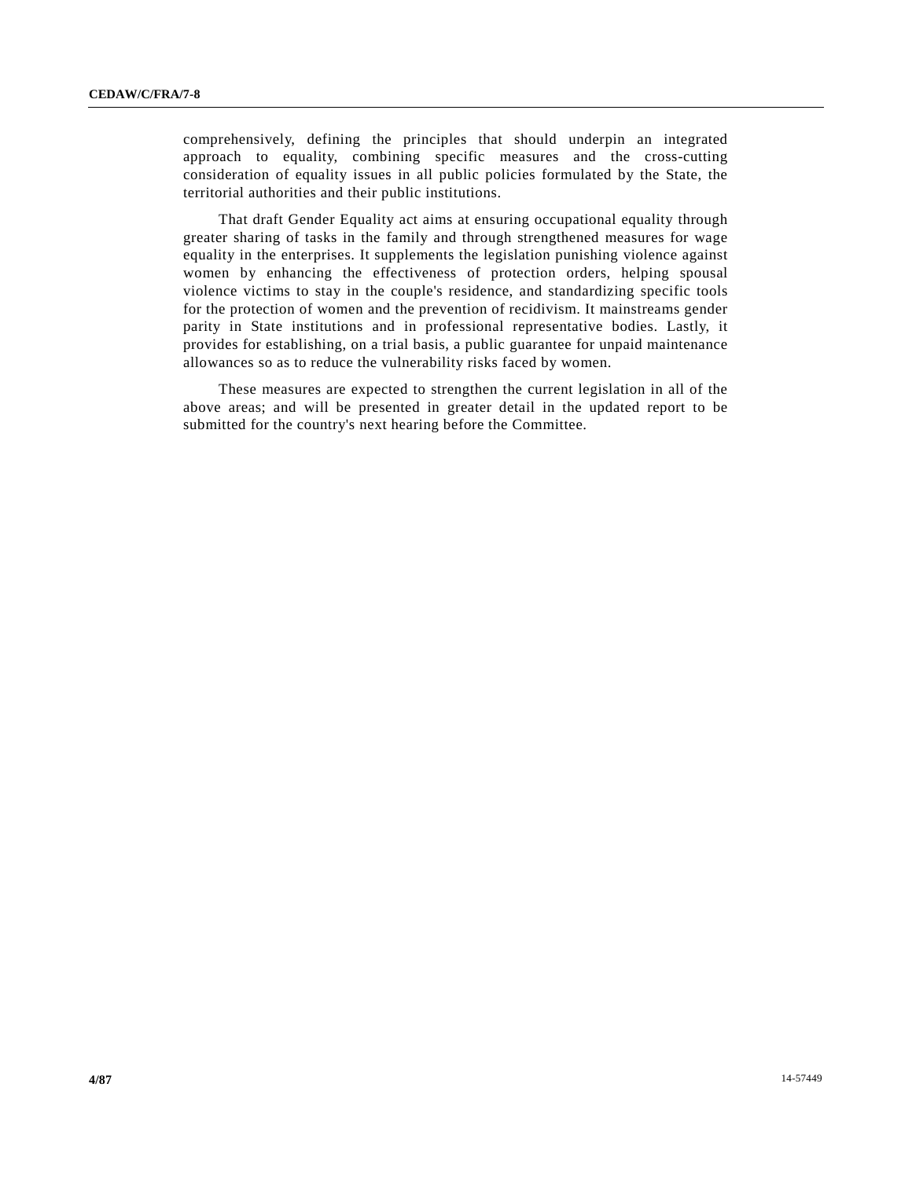comprehensively, defining the principles that should underpin an integrated approach to equality, combining specific measures and the cross-cutting consideration of equality issues in all public policies formulated by the State, the territorial authorities and their public institutions.

That draft Gender Equality act aims at ensuring occupational equality through greater sharing of tasks in the family and through strengthened measures for wage equality in the enterprises. It supplements the legislation punishing violence against women by enhancing the effectiveness of protection orders, helping spousal violence victims to stay in the couple's residence, and standardizing specific tools for the protection of women and the prevention of recidivism. It mainstreams gender parity in State institutions and in professional representative bodies. Lastly, it provides for establishing, on a trial basis, a public guarantee for unpaid maintenance allowances so as to reduce the vulnerability risks faced by women.

These measures are expected to strengthen the current legislation in all of the above areas; and will be presented in greater detail in the updated report to be submitted for the country's next hearing before the Committee.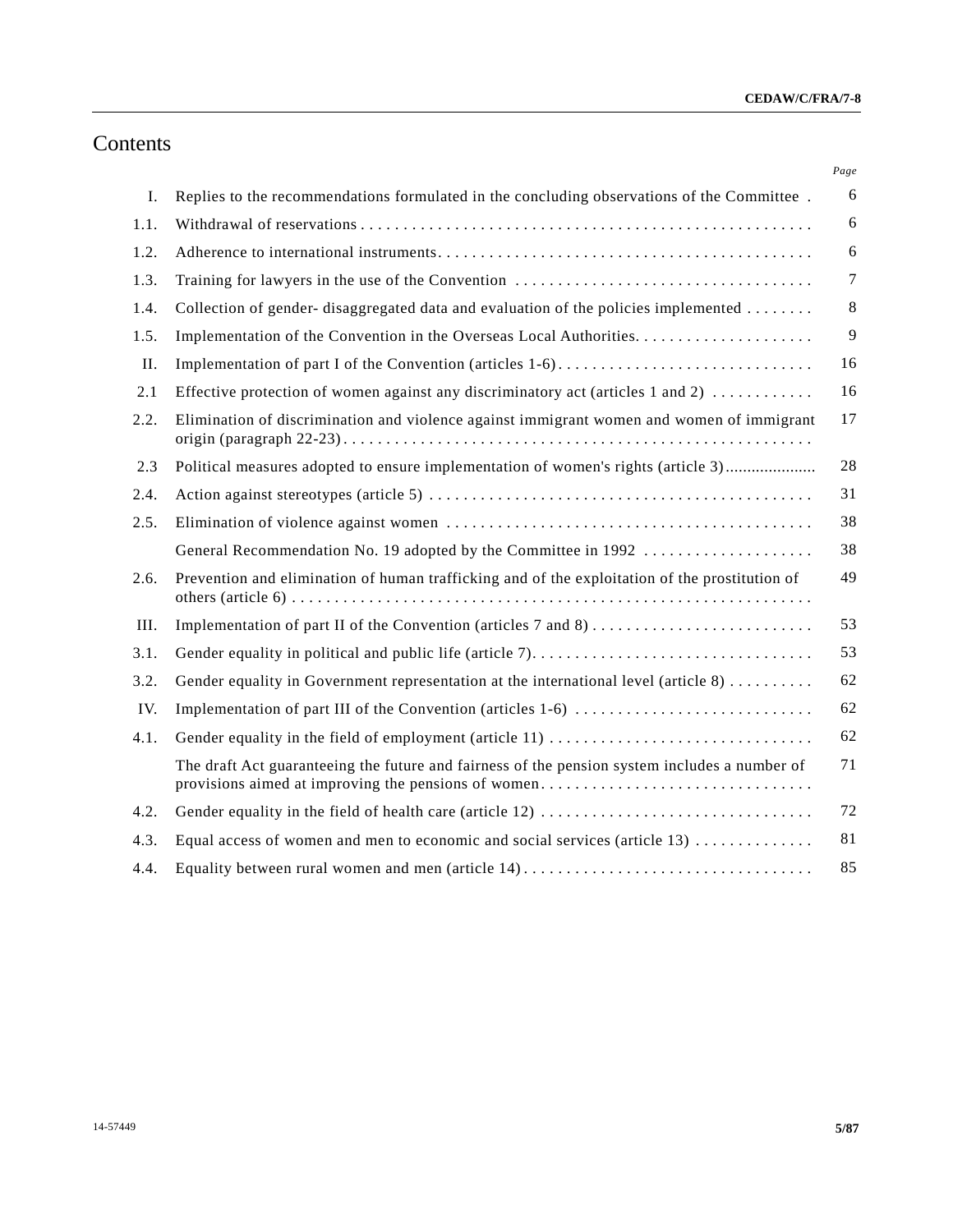# Contents

| | | Page |
|---|---|---|
| I. | Replies to the recommendations formulated in the concluding observations of the Committee | 6 |
| 1.1. | Withdrawal of reservations | 6 |
| 1.2. | Adherence to international instruments | 6 |
| 1.3. | Training for lawyers in the use of the Convention | 7 |
| 1.4. | Collection of gender- disaggregated data and evaluation of the policies implemented | 8 |
| 1.5. | Implementation of the Convention in the Overseas Local Authorities | 9 |
| II. | Implementation of part I of the Convention (articles 1-6) | 16 |
| 2.1 | Effective protection of women against any discriminatory act (articles 1 and 2) | 16 |
| 2.2. | Elimination of discrimination and violence against immigrant women and women of immigrant origin (paragraph 22-23) | 17 |
| 2.3 | Political measures adopted to ensure implementation of women's rights (article 3) | 28 |
| 2.4. | Action against stereotypes (article 5) | 31 |
| 2.5. | Elimination of violence against women | 38 |
| | General Recommendation No. 19 adopted by the Committee in 1992 | 38 |
| 2.6. | Prevention and elimination of human trafficking and of the exploitation of the prostitution of others (article 6) | 49 |
| III. | Implementation of part II of the Convention (articles 7 and 8) | 53 |
| 3.1. | Gender equality in political and public life (article 7) | 53 |
| 3.2. | Gender equality in Government representation at the international level (article 8) | 62 |
| IV. | Implementation of part III of the Convention (articles 1-6) | 62 |
| 4.1. | Gender equality in the field of employment (article 11) | 62 |
| | The draft Act guaranteeing the future and fairness of the pension system includes a number of provisions aimed at improving the pensions of women | 71 |
| 4.2. | Gender equality in the field of health care (article 12) | 72 |
| 4.3. | Equal access of women and men to economic and social services (article 13) | 81 |
| 4.4. | Equality between rural women and men (article 14) | 85 |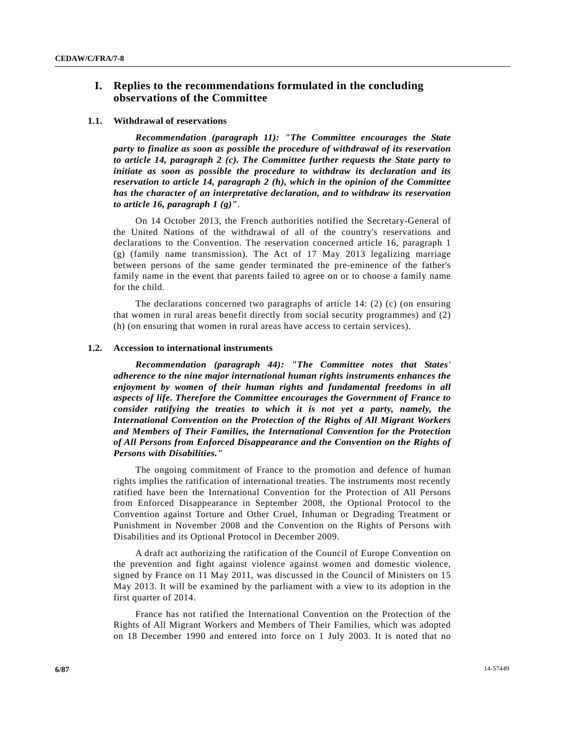# I. Replies to the recommendations formulated in the concluding observations of the Committee

## 1.1. Withdrawal of reservations

***Recommendation (paragraph 11): "The Committee encourages the State party to finalize as soon as possible the procedure of withdrawal of its reservation to article 14, paragraph 2 (c). The Committee further requests the State party to initiate as soon as possible the procedure to withdraw its declaration and its reservation to article 14, paragraph 2 (h), which in the opinion of the Committee has the character of an interpretative declaration, and to withdraw its reservation to article 16, paragraph 1 (g)"***.

On 14 October 2013, the French authorities notified the Secretary-General of the United Nations of the withdrawal of all of the country's reservations and declarations to the Convention. The reservation concerned article 16, paragraph 1 (g) (family name transmission). The Act of 17 May 2013 legalizing marriage between persons of the same gender terminated the pre-eminence of the father's family name in the event that parents failed to agree on or to choose a family name for the child.

The declarations concerned two paragraphs of article 14: (2) (c) (on ensuring that women in rural areas benefit directly from social security programmes) and (2) (h) (on ensuring that women in rural areas have access to certain services).

## 1.2. Accession to international instruments

***Recommendation (paragraph 44): "The Committee notes that States' adherence to the nine major international human rights instruments enhances the enjoyment by women of their human rights and fundamental freedoms in all aspects of life. Therefore the Committee encourages the Government of France to consider ratifying the treaties to which it is not yet a party, namely, the International Convention on the Protection of the Rights of All Migrant Workers and Members of Their Families, the International Convention for the Protection of All Persons from Enforced Disappearance and the Convention on the Rights of Persons with Disabilities."***

The ongoing commitment of France to the promotion and defence of human rights implies the ratification of international treaties. The instruments most recently ratified have been the International Convention for the Protection of All Persons from Enforced Disappearance in September 2008, the Optional Protocol to the Convention against Torture and Other Cruel, Inhuman or Degrading Treatment or Punishment in November 2008 and the Convention on the Rights of Persons with Disabilities and its Optional Protocol in December 2009.

A draft act authorizing the ratification of the Council of Europe Convention on the prevention and fight against violence against women and domestic violence, signed by France on 11 May 2011, was discussed in the Council of Ministers on 15 May 2013. It will be examined by the parliament with a view to its adoption in the first quarter of 2014.

France has not ratified the International Convention on the Protection of the Rights of All Migrant Workers and Members of Their Families, which was adopted on 18 December 1990 and entered into force on 1 July 2003. It is noted that no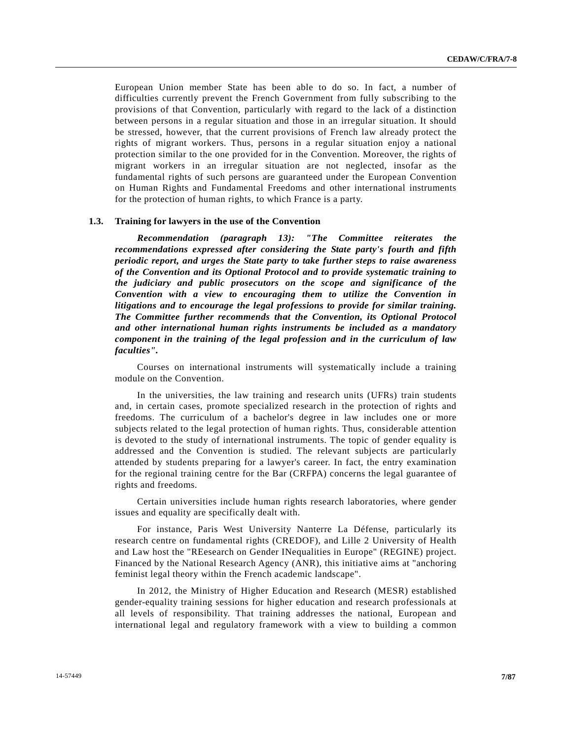European Union member State has been able to do so. In fact, a number of difficulties currently prevent the French Government from fully subscribing to the provisions of that Convention, particularly with regard to the lack of a distinction between persons in a regular situation and those in an irregular situation. It should be stressed, however, that the current provisions of French law already protect the rights of migrant workers. Thus, persons in a regular situation enjoy a national protection similar to the one provided for in the Convention. Moreover, the rights of migrant workers in an irregular situation are not neglected, insofar as the fundamental rights of such persons are guaranteed under the European Convention on Human Rights and Fundamental Freedoms and other international instruments for the protection of human rights, to which France is a party.

### 1.3. Training for lawyers in the use of the Convention

***Recommendation (paragraph 13): "The Committee reiterates the recommendations expressed after considering the State party's fourth and fifth periodic report, and urges the State party to take further steps to raise awareness of the Convention and its Optional Protocol and to provide systematic training to the judiciary and public prosecutors on the scope and significance of the Convention with a view to encouraging them to utilize the Convention in litigations and to encourage the legal professions to provide for similar training. The Committee further recommends that the Convention, its Optional Protocol and other international human rights instruments be included as a mandatory component in the training of the legal profession and in the curriculum of law faculties".***

Courses on international instruments will systematically include a training module on the Convention.

In the universities, the law training and research units (UFRs) train students and, in certain cases, promote specialized research in the protection of rights and freedoms. The curriculum of a bachelor's degree in law includes one or more subjects related to the legal protection of human rights. Thus, considerable attention is devoted to the study of international instruments. The topic of gender equality is addressed and the Convention is studied. The relevant subjects are particularly attended by students preparing for a lawyer's career. In fact, the entry examination for the regional training centre for the Bar (CRFPA) concerns the legal guarantee of rights and freedoms.

Certain universities include human rights research laboratories, where gender issues and equality are specifically dealt with.

For instance, Paris West University Nanterre La Défense, particularly its research centre on fundamental rights (CREDOF), and Lille 2 University of Health and Law host the "REesearch on Gender INequalities in Europe" (REGINE) project. Financed by the National Research Agency (ANR), this initiative aims at "anchoring feminist legal theory within the French academic landscape".

In 2012, the Ministry of Higher Education and Research (MESR) established gender-equality training sessions for higher education and research professionals at all levels of responsibility. That training addresses the national, European and international legal and regulatory framework with a view to building a common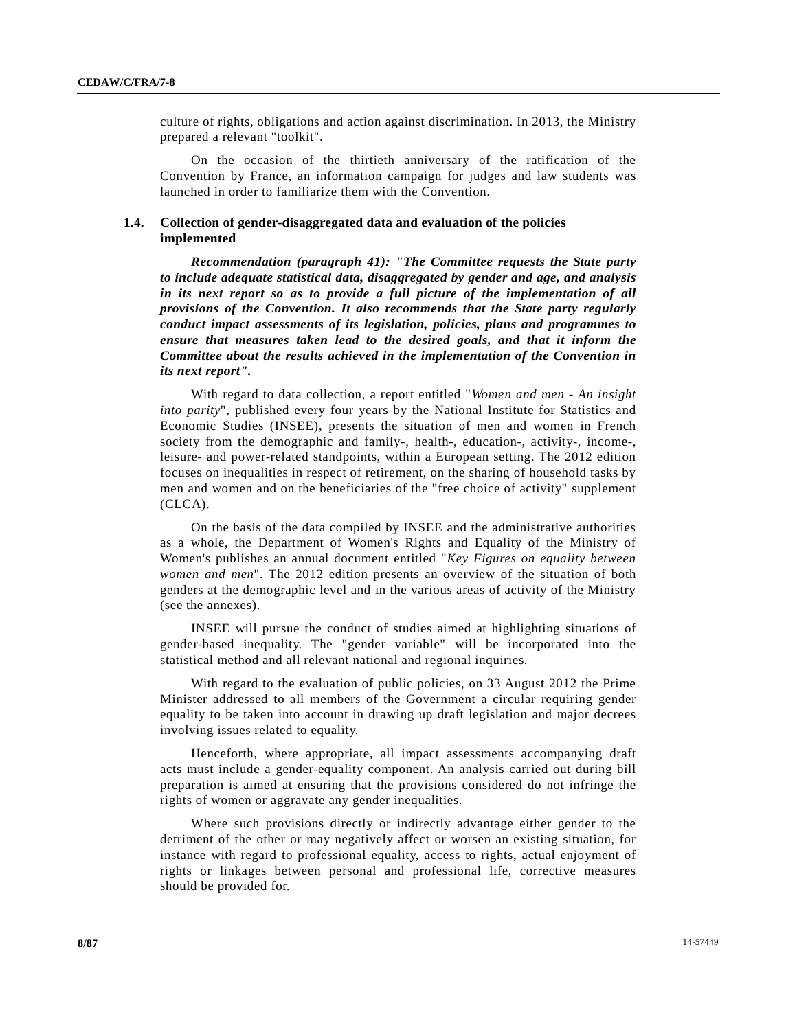culture of rights, obligations and action against discrimination. In 2013, the Ministry prepared a relevant "toolkit".

On the occasion of the thirtieth anniversary of the ratification of the Convention by France, an information campaign for judges and law students was launched in order to familiarize them with the Convention.

### 1.4. Collection of gender-disaggregated data and evaluation of the policies implemented

***Recommendation (paragraph 41): "The Committee requests the State party to include adequate statistical data, disaggregated by gender and age, and analysis in its next report so as to provide a full picture of the implementation of all provisions of the Convention. It also recommends that the State party regularly conduct impact assessments of its legislation, policies, plans and programmes to ensure that measures taken lead to the desired goals, and that it inform the Committee about the results achieved in the implementation of the Convention in its next report".***

With regard to data collection, a report entitled "*Women and men - An insight into parity*", published every four years by the National Institute for Statistics and Economic Studies (INSEE), presents the situation of men and women in French society from the demographic and family-, health-, education-, activity-, income-, leisure- and power-related standpoints, within a European setting. The 2012 edition focuses on inequalities in respect of retirement, on the sharing of household tasks by men and women and on the beneficiaries of the "free choice of activity" supplement (CLCA).

On the basis of the data compiled by INSEE and the administrative authorities as a whole, the Department of Women's Rights and Equality of the Ministry of Women's publishes an annual document entitled "*Key Figures on equality between women and men*". The 2012 edition presents an overview of the situation of both genders at the demographic level and in the various areas of activity of the Ministry (see the annexes).

INSEE will pursue the conduct of studies aimed at highlighting situations of gender-based inequality. The "gender variable" will be incorporated into the statistical method and all relevant national and regional inquiries.

With regard to the evaluation of public policies, on 33 August 2012 the Prime Minister addressed to all members of the Government a circular requiring gender equality to be taken into account in drawing up draft legislation and major decrees involving issues related to equality.

Henceforth, where appropriate, all impact assessments accompanying draft acts must include a gender-equality component. An analysis carried out during bill preparation is aimed at ensuring that the provisions considered do not infringe the rights of women or aggravate any gender inequalities.

Where such provisions directly or indirectly advantage either gender to the detriment of the other or may negatively affect or worsen an existing situation, for instance with regard to professional equality, access to rights, actual enjoyment of rights or linkages between personal and professional life, corrective measures should be provided for.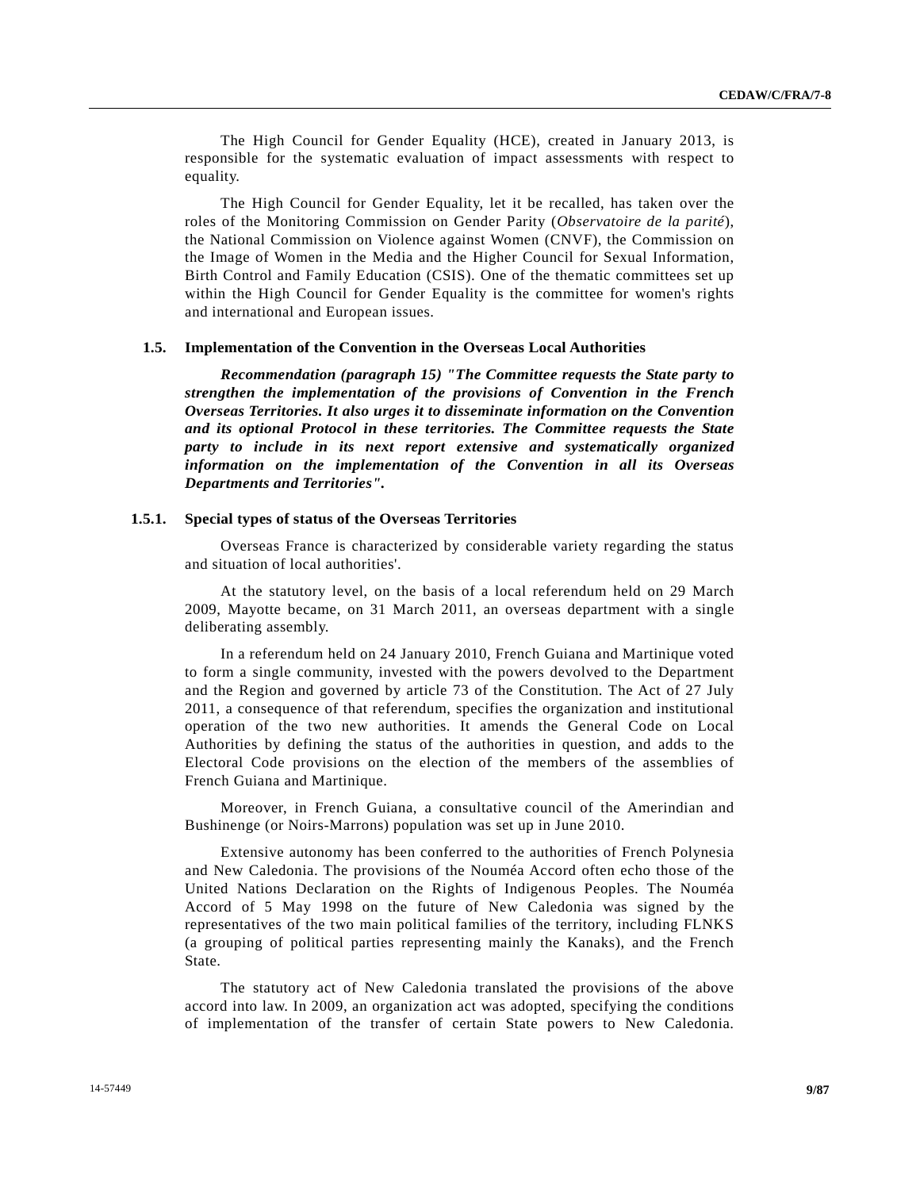The High Council for Gender Equality (HCE), created in January 2013, is responsible for the systematic evaluation of impact assessments with respect to equality.

The High Council for Gender Equality, let it be recalled, has taken over the roles of the Monitoring Commission on Gender Parity (*Observatoire de la parité*), the National Commission on Violence against Women (CNVF), the Commission on the Image of Women in the Media and the Higher Council for Sexual Information, Birth Control and Family Education (CSIS). One of the thematic committees set up within the High Council for Gender Equality is the committee for women's rights and international and European issues.

### 1.5. Implementation of the Convention in the Overseas Local Authorities

***Recommendation (paragraph 15) "The Committee requests the State party to strengthen the implementation of the provisions of Convention in the French Overseas Territories. It also urges it to disseminate information on the Convention and its optional Protocol in these territories. The Committee requests the State party to include in its next report extensive and systematically organized information on the implementation of the Convention in all its Overseas Departments and Territories".***

#### 1.5.1. Special types of status of the Overseas Territories

Overseas France is characterized by considerable variety regarding the status and situation of local authorities'.

At the statutory level, on the basis of a local referendum held on 29 March 2009, Mayotte became, on 31 March 2011, an overseas department with a single deliberating assembly.

In a referendum held on 24 January 2010, French Guiana and Martinique voted to form a single community, invested with the powers devolved to the Department and the Region and governed by article 73 of the Constitution. The Act of 27 July 2011, a consequence of that referendum, specifies the organization and institutional operation of the two new authorities. It amends the General Code on Local Authorities by defining the status of the authorities in question, and adds to the Electoral Code provisions on the election of the members of the assemblies of French Guiana and Martinique.

Moreover, in French Guiana, a consultative council of the Amerindian and Bushinenge (or Noirs-Marrons) population was set up in June 2010.

Extensive autonomy has been conferred to the authorities of French Polynesia and New Caledonia. The provisions of the Nouméa Accord often echo those of the United Nations Declaration on the Rights of Indigenous Peoples. The Nouméa Accord of 5 May 1998 on the future of New Caledonia was signed by the representatives of the two main political families of the territory, including FLNKS (a grouping of political parties representing mainly the Kanaks), and the French State.

The statutory act of New Caledonia translated the provisions of the above accord into law. In 2009, an organization act was adopted, specifying the conditions of implementation of the transfer of certain State powers to New Caledonia.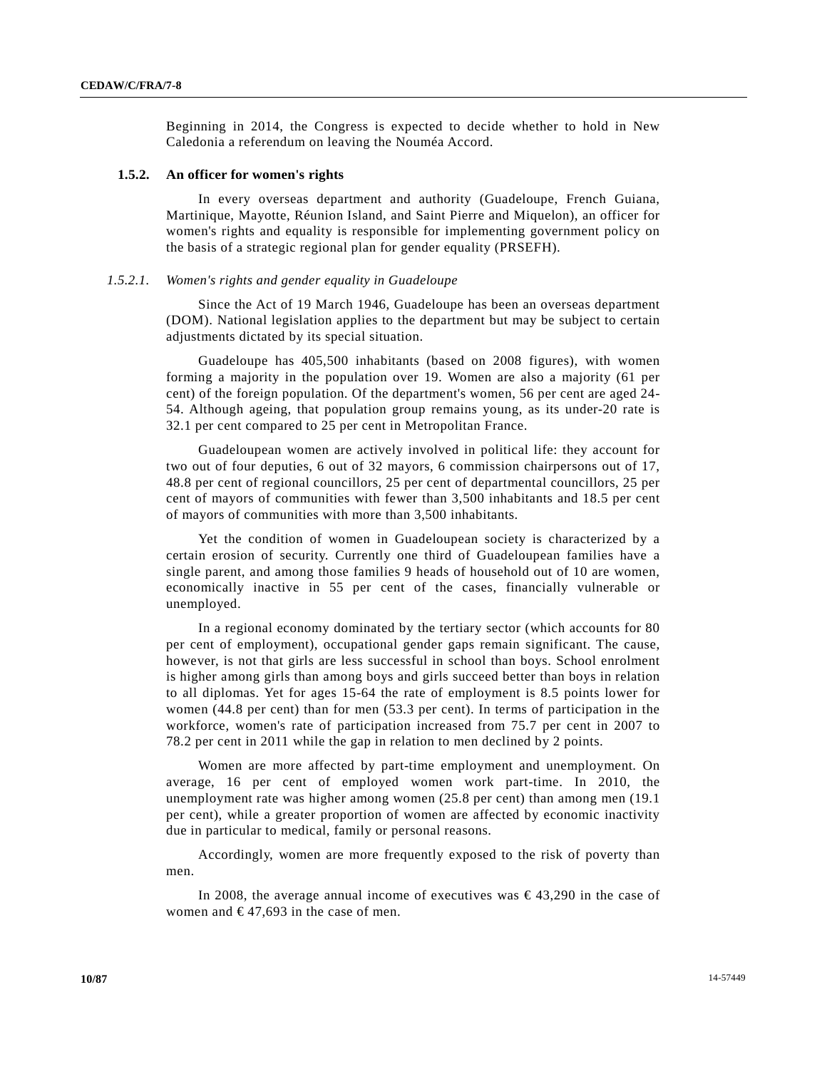Beginning in 2014, the Congress is expected to decide whether to hold in New Caledonia a referendum on leaving the Nouméa Accord.

### 1.5.2. An officer for women's rights

In every overseas department and authority (Guadeloupe, French Guiana, Martinique, Mayotte, Réunion Island, and Saint Pierre and Miquelon), an officer for women's rights and equality is responsible for implementing government policy on the basis of a strategic regional plan for gender equality (PRSEFH).

#### *1.5.2.1. Women's rights and gender equality in Guadeloupe*

Since the Act of 19 March 1946, Guadeloupe has been an overseas department (DOM). National legislation applies to the department but may be subject to certain adjustments dictated by its special situation.

Guadeloupe has 405,500 inhabitants (based on 2008 figures), with women forming a majority in the population over 19. Women are also a majority (61 per cent) of the foreign population. Of the department's women, 56 per cent are aged 24-54. Although ageing, that population group remains young, as its under-20 rate is 32.1 per cent compared to 25 per cent in Metropolitan France.

Guadeloupean women are actively involved in political life: they account for two out of four deputies, 6 out of 32 mayors, 6 commission chairpersons out of 17, 48.8 per cent of regional councillors, 25 per cent of departmental councillors, 25 per cent of mayors of communities with fewer than 3,500 inhabitants and 18.5 per cent of mayors of communities with more than 3,500 inhabitants.

Yet the condition of women in Guadeloupean society is characterized by a certain erosion of security. Currently one third of Guadeloupean families have a single parent, and among those families 9 heads of household out of 10 are women, economically inactive in 55 per cent of the cases, financially vulnerable or unemployed.

In a regional economy dominated by the tertiary sector (which accounts for 80 per cent of employment), occupational gender gaps remain significant. The cause, however, is not that girls are less successful in school than boys. School enrolment is higher among girls than among boys and girls succeed better than boys in relation to all diplomas. Yet for ages 15-64 the rate of employment is 8.5 points lower for women (44.8 per cent) than for men (53.3 per cent). In terms of participation in the workforce, women's rate of participation increased from 75.7 per cent in 2007 to 78.2 per cent in 2011 while the gap in relation to men declined by 2 points.

Women are more affected by part-time employment and unemployment. On average, 16 per cent of employed women work part-time. In 2010, the unemployment rate was higher among women (25.8 per cent) than among men (19.1 per cent), while a greater proportion of women are affected by economic inactivity due in particular to medical, family or personal reasons.

Accordingly, women are more frequently exposed to the risk of poverty than men.

In 2008, the average annual income of executives was € 43,290 in the case of women and € 47,693 in the case of men.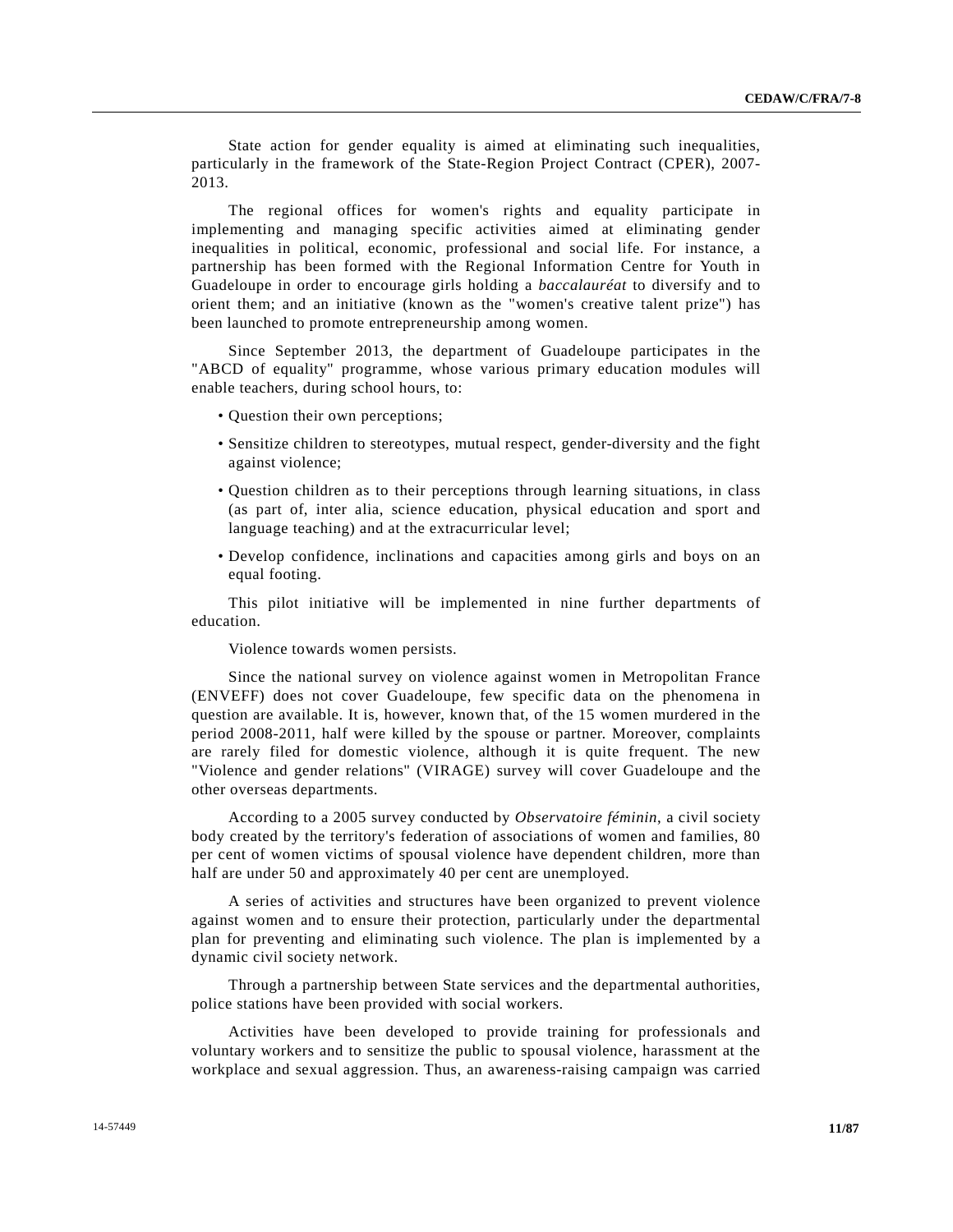State action for gender equality is aimed at eliminating such inequalities, particularly in the framework of the State-Region Project Contract (CPER), 2007-2013.

The regional offices for women's rights and equality participate in implementing and managing specific activities aimed at eliminating gender inequalities in political, economic, professional and social life. For instance, a partnership has been formed with the Regional Information Centre for Youth in Guadeloupe in order to encourage girls holding a *baccalauréat* to diversify and to orient them; and an initiative (known as the "women's creative talent prize") has been launched to promote entrepreneurship among women.

Since September 2013, the department of Guadeloupe participates in the "ABCD of equality" programme, whose various primary education modules will enable teachers, during school hours, to:

- Question their own perceptions;
- Sensitize children to stereotypes, mutual respect, gender-diversity and the fight against violence;
- Question children as to their perceptions through learning situations, in class (as part of, inter alia, science education, physical education and sport and language teaching) and at the extracurricular level;
- Develop confidence, inclinations and capacities among girls and boys on an equal footing.

This pilot initiative will be implemented in nine further departments of education.

Violence towards women persists.

Since the national survey on violence against women in Metropolitan France (ENVEFF) does not cover Guadeloupe, few specific data on the phenomena in question are available. It is, however, known that, of the 15 women murdered in the period 2008-2011, half were killed by the spouse or partner. Moreover, complaints are rarely filed for domestic violence, although it is quite frequent. The new "Violence and gender relations" (VIRAGE) survey will cover Guadeloupe and the other overseas departments.

According to a 2005 survey conducted by *Observatoire féminin*, a civil society body created by the territory's federation of associations of women and families, 80 per cent of women victims of spousal violence have dependent children, more than half are under 50 and approximately 40 per cent are unemployed.

A series of activities and structures have been organized to prevent violence against women and to ensure their protection, particularly under the departmental plan for preventing and eliminating such violence. The plan is implemented by a dynamic civil society network.

Through a partnership between State services and the departmental authorities, police stations have been provided with social workers.

Activities have been developed to provide training for professionals and voluntary workers and to sensitize the public to spousal violence, harassment at the workplace and sexual aggression. Thus, an awareness-raising campaign was carried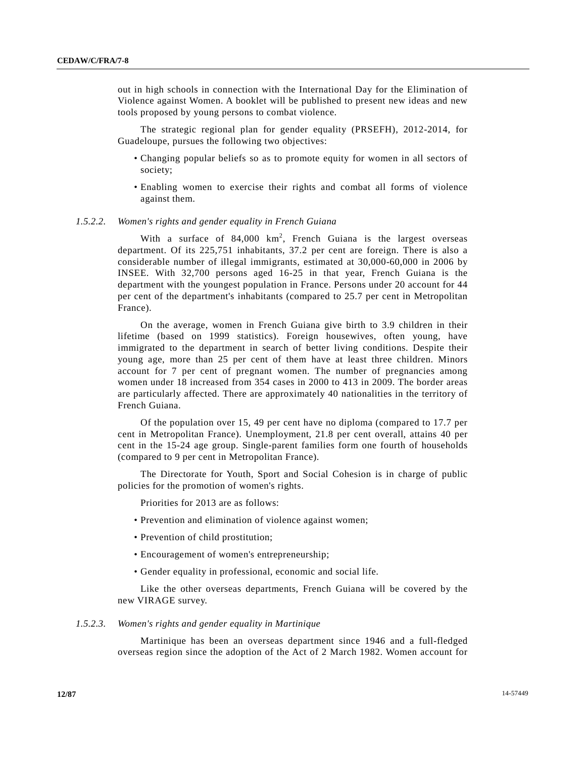out in high schools in connection with the International Day for the Elimination of Violence against Women. A booklet will be published to present new ideas and new tools proposed by young persons to combat violence.

The strategic regional plan for gender equality (PRSEFH), 2012-2014, for Guadeloupe, pursues the following two objectives:

- Changing popular beliefs so as to promote equity for women in all sectors of society;
- Enabling women to exercise their rights and combat all forms of violence against them.

*1.5.2.2. Women's rights and gender equality in French Guiana*

With a surface of 84,000 km$^2$, French Guiana is the largest overseas department. Of its 225,751 inhabitants, 37.2 per cent are foreign. There is also a considerable number of illegal immigrants, estimated at 30,000-60,000 in 2006 by INSEE. With 32,700 persons aged 16-25 in that year, French Guiana is the department with the youngest population in France. Persons under 20 account for 44 per cent of the department's inhabitants (compared to 25.7 per cent in Metropolitan France).

On the average, women in French Guiana give birth to 3.9 children in their lifetime (based on 1999 statistics). Foreign housewives, often young, have immigrated to the department in search of better living conditions. Despite their young age, more than 25 per cent of them have at least three children. Minors account for 7 per cent of pregnant women. The number of pregnancies among women under 18 increased from 354 cases in 2000 to 413 in 2009. The border areas are particularly affected. There are approximately 40 nationalities in the territory of French Guiana.

Of the population over 15, 49 per cent have no diploma (compared to 17.7 per cent in Metropolitan France). Unemployment, 21.8 per cent overall, attains 40 per cent in the 15-24 age group. Single-parent families form one fourth of households (compared to 9 per cent in Metropolitan France).

The Directorate for Youth, Sport and Social Cohesion is in charge of public policies for the promotion of women's rights.

Priorities for 2013 are as follows:

- Prevention and elimination of violence against women;
- Prevention of child prostitution;
- Encouragement of women's entrepreneurship;
- Gender equality in professional, economic and social life.

Like the other overseas departments, French Guiana will be covered by the new VIRAGE survey.

*1.5.2.3. Women's rights and gender equality in Martinique*

Martinique has been an overseas department since 1946 and a full-fledged overseas region since the adoption of the Act of 2 March 1982. Women account for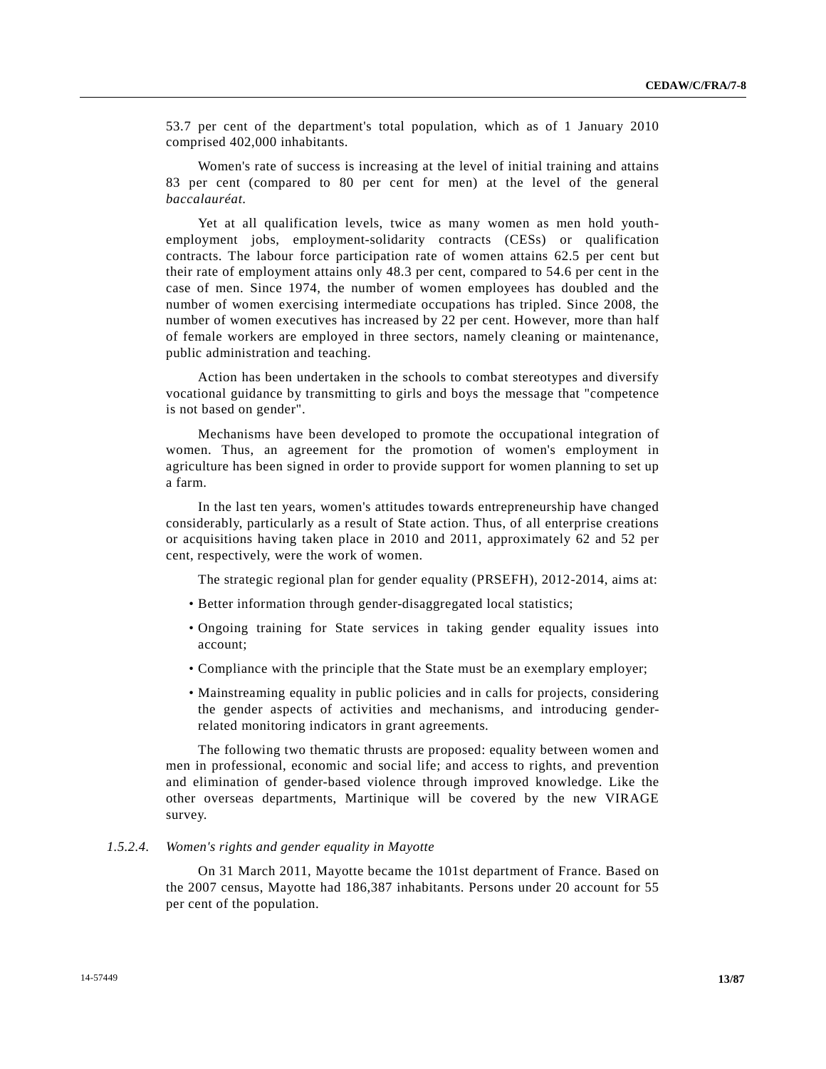53.7 per cent of the department's total population, which as of 1 January 2010 comprised 402,000 inhabitants.

Women's rate of success is increasing at the level of initial training and attains 83 per cent (compared to 80 per cent for men) at the level of the general *baccalauréat*.

Yet at all qualification levels, twice as many women as men hold youth-employment jobs, employment-solidarity contracts (CESs) or qualification contracts. The labour force participation rate of women attains 62.5 per cent but their rate of employment attains only 48.3 per cent, compared to 54.6 per cent in the case of men. Since 1974, the number of women employees has doubled and the number of women exercising intermediate occupations has tripled. Since 2008, the number of women executives has increased by 22 per cent. However, more than half of female workers are employed in three sectors, namely cleaning or maintenance, public administration and teaching.

Action has been undertaken in the schools to combat stereotypes and diversify vocational guidance by transmitting to girls and boys the message that "competence is not based on gender".

Mechanisms have been developed to promote the occupational integration of women. Thus, an agreement for the promotion of women's employment in agriculture has been signed in order to provide support for women planning to set up a farm.

In the last ten years, women's attitudes towards entrepreneurship have changed considerably, particularly as a result of State action. Thus, of all enterprise creations or acquisitions having taken place in 2010 and 2011, approximately 62 and 52 per cent, respectively, were the work of women.

The strategic regional plan for gender equality (PRSEFH), 2012-2014, aims at:

- Better information through gender-disaggregated local statistics;
- Ongoing training for State services in taking gender equality issues into account;
- Compliance with the principle that the State must be an exemplary employer;
- Mainstreaming equality in public policies and in calls for projects, considering the gender aspects of activities and mechanisms, and introducing gender-related monitoring indicators in grant agreements.

The following two thematic thrusts are proposed: equality between women and men in professional, economic and social life; and access to rights, and prevention and elimination of gender-based violence through improved knowledge. Like the other overseas departments, Martinique will be covered by the new VIRAGE survey.

#### 1.5.2.4. *Women's rights and gender equality in Mayotte*

On 31 March 2011, Mayotte became the 101st department of France. Based on the 2007 census, Mayotte had 186,387 inhabitants. Persons under 20 account for 55 per cent of the population.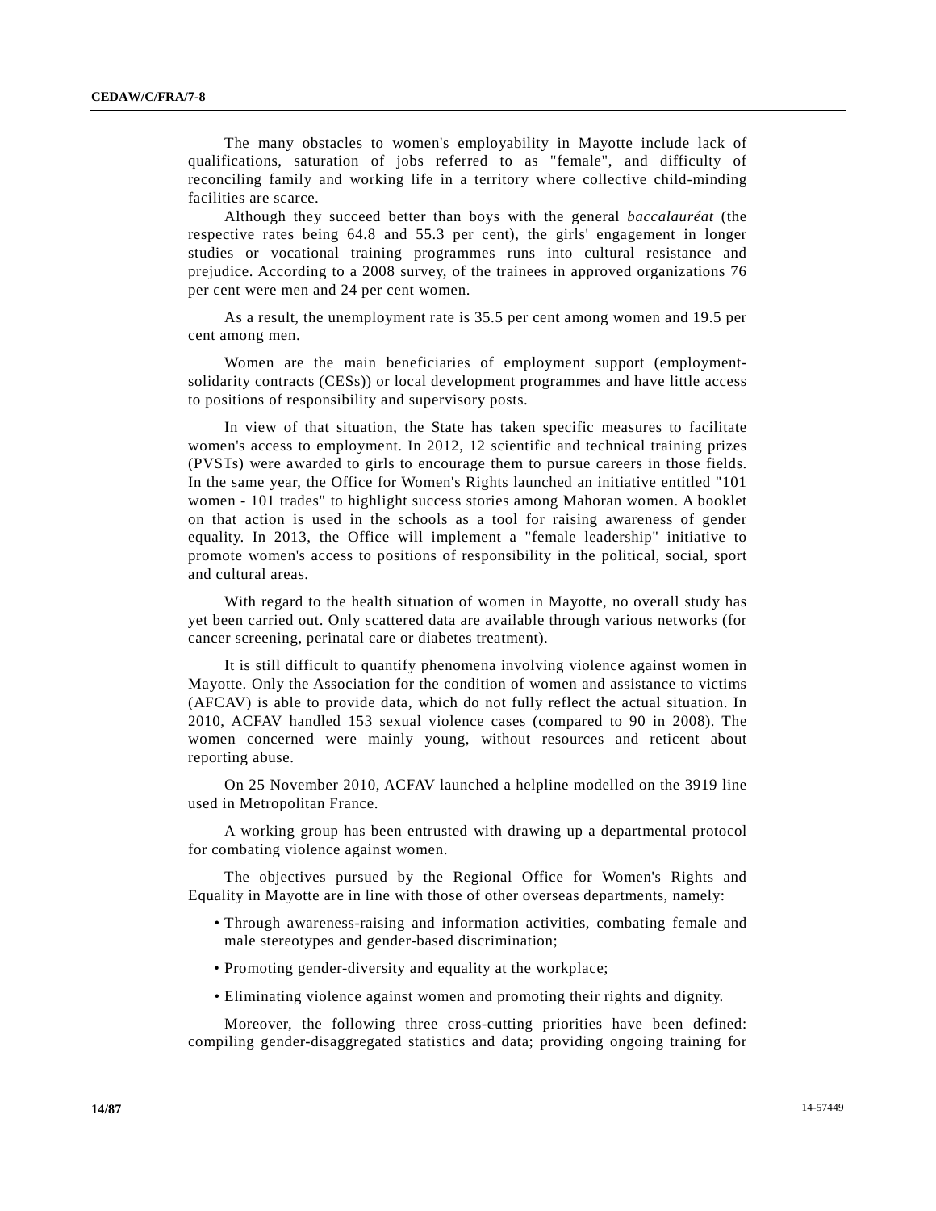The many obstacles to women's employability in Mayotte include lack of qualifications, saturation of jobs referred to as "female", and difficulty of reconciling family and working life in a territory where collective child-minding facilities are scarce.

Although they succeed better than boys with the general *baccalauréat* (the respective rates being 64.8 and 55.3 per cent), the girls' engagement in longer studies or vocational training programmes runs into cultural resistance and prejudice. According to a 2008 survey, of the trainees in approved organizations 76 per cent were men and 24 per cent women.

As a result, the unemployment rate is 35.5 per cent among women and 19.5 per cent among men.

Women are the main beneficiaries of employment support (employment-solidarity contracts (CESs)) or local development programmes and have little access to positions of responsibility and supervisory posts.

In view of that situation, the State has taken specific measures to facilitate women's access to employment. In 2012, 12 scientific and technical training prizes (PVSTs) were awarded to girls to encourage them to pursue careers in those fields. In the same year, the Office for Women's Rights launched an initiative entitled "101 women - 101 trades" to highlight success stories among Mahoran women. A booklet on that action is used in the schools as a tool for raising awareness of gender equality. In 2013, the Office will implement a "female leadership" initiative to promote women's access to positions of responsibility in the political, social, sport and cultural areas.

With regard to the health situation of women in Mayotte, no overall study has yet been carried out. Only scattered data are available through various networks (for cancer screening, perinatal care or diabetes treatment).

It is still difficult to quantify phenomena involving violence against women in Mayotte. Only the Association for the condition of women and assistance to victims (AFCAV) is able to provide data, which do not fully reflect the actual situation. In 2010, ACFAV handled 153 sexual violence cases (compared to 90 in 2008). The women concerned were mainly young, without resources and reticent about reporting abuse.

On 25 November 2010, ACFAV launched a helpline modelled on the 3919 line used in Metropolitan France.

A working group has been entrusted with drawing up a departmental protocol for combating violence against women.

The objectives pursued by the Regional Office for Women's Rights and Equality in Mayotte are in line with those of other overseas departments, namely:

- Through awareness-raising and information activities, combating female and male stereotypes and gender-based discrimination;
- Promoting gender-diversity and equality at the workplace;
- Eliminating violence against women and promoting their rights and dignity.

Moreover, the following three cross-cutting priorities have been defined: compiling gender-disaggregated statistics and data; providing ongoing training for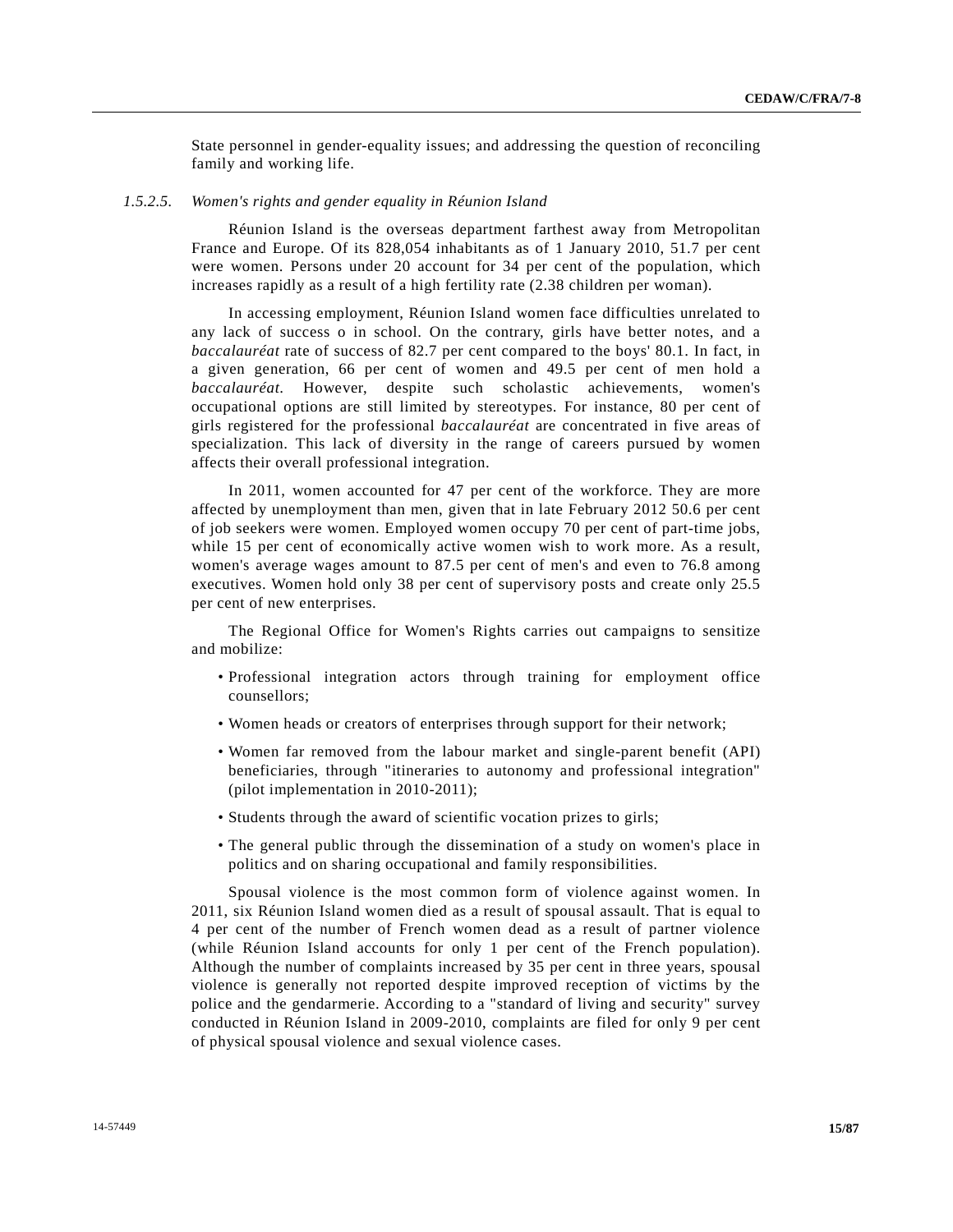State personnel in gender-equality issues; and addressing the question of reconciling family and working life.

#### 1.5.2.5. *Women's rights and gender equality in Réunion Island*

Réunion Island is the overseas department farthest away from Metropolitan France and Europe. Of its 828,054 inhabitants as of 1 January 2010, 51.7 per cent were women. Persons under 20 account for 34 per cent of the population, which increases rapidly as a result of a high fertility rate (2.38 children per woman).

In accessing employment, Réunion Island women face difficulties unrelated to any lack of success o in school. On the contrary, girls have better notes, and a *baccalauréat* rate of success of 82.7 per cent compared to the boys' 80.1. In fact, in a given generation, 66 per cent of women and 49.5 per cent of men hold a *baccalauréat*. However, despite such scholastic achievements, women's occupational options are still limited by stereotypes. For instance, 80 per cent of girls registered for the professional *baccalauréat* are concentrated in five areas of specialization. This lack of diversity in the range of careers pursued by women affects their overall professional integration.

In 2011, women accounted for 47 per cent of the workforce. They are more affected by unemployment than men, given that in late February 2012 50.6 per cent of job seekers were women. Employed women occupy 70 per cent of part-time jobs, while 15 per cent of economically active women wish to work more. As a result, women's average wages amount to 87.5 per cent of men's and even to 76.8 among executives. Women hold only 38 per cent of supervisory posts and create only 25.5 per cent of new enterprises.

The Regional Office for Women's Rights carries out campaigns to sensitize and mobilize:

- Professional integration actors through training for employment office counsellors;
- Women heads or creators of enterprises through support for their network;
- Women far removed from the labour market and single-parent benefit (API) beneficiaries, through "itineraries to autonomy and professional integration" (pilot implementation in 2010-2011);
- Students through the award of scientific vocation prizes to girls;
- The general public through the dissemination of a study on women's place in politics and on sharing occupational and family responsibilities.

Spousal violence is the most common form of violence against women. In 2011, six Réunion Island women died as a result of spousal assault. That is equal to 4 per cent of the number of French women dead as a result of partner violence (while Réunion Island accounts for only 1 per cent of the French population). Although the number of complaints increased by 35 per cent in three years, spousal violence is generally not reported despite improved reception of victims by the police and the gendarmerie. According to a "standard of living and security" survey conducted in Réunion Island in 2009-2010, complaints are filed for only 9 per cent of physical spousal violence and sexual violence cases.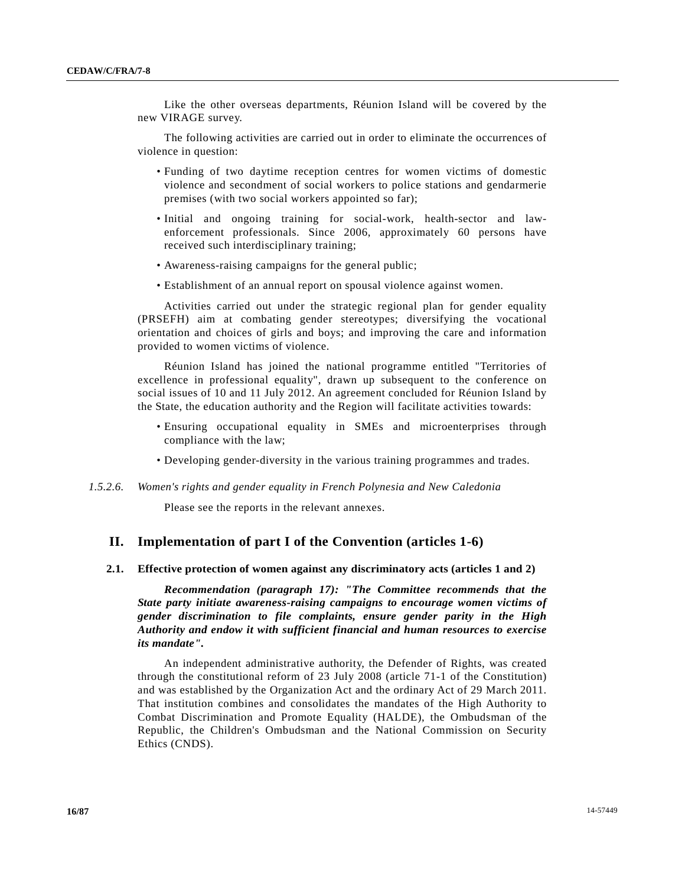Like the other overseas departments, Réunion Island will be covered by the new VIRAGE survey.

The following activities are carried out in order to eliminate the occurrences of violence in question:

- Funding of two daytime reception centres for women victims of domestic violence and secondment of social workers to police stations and gendarmerie premises (with two social workers appointed so far);
- Initial and ongoing training for social-work, health-sector and law-enforcement professionals. Since 2006, approximately 60 persons have received such interdisciplinary training;
- Awareness-raising campaigns for the general public;
- Establishment of an annual report on spousal violence against women.

Activities carried out under the strategic regional plan for gender equality (PRSEFH) aim at combating gender stereotypes; diversifying the vocational orientation and choices of girls and boys; and improving the care and information provided to women victims of violence.

Réunion Island has joined the national programme entitled "Territories of excellence in professional equality", drawn up subsequent to the conference on social issues of 10 and 11 July 2012. An agreement concluded for Réunion Island by the State, the education authority and the Region will facilitate activities towards:

- Ensuring occupational equality in SMEs and microenterprises through compliance with the law;
- Developing gender-diversity in the various training programmes and trades.

#### 1.5.2.6. *Women's rights and gender equality in French Polynesia and New Caledonia*

Please see the reports in the relevant annexes.

## II. Implementation of part I of the Convention (articles 1-6)

### 2.1. Effective protection of women against any discriminatory acts (articles 1 and 2)

***Recommendation (paragraph 17): "The Committee recommends that the State party initiate awareness-raising campaigns to encourage women victims of gender discrimination to file complaints, ensure gender parity in the High Authority and endow it with sufficient financial and human resources to exercise its mandate".***

An independent administrative authority, the Defender of Rights, was created through the constitutional reform of 23 July 2008 (article 71-1 of the Constitution) and was established by the Organization Act and the ordinary Act of 29 March 2011. That institution combines and consolidates the mandates of the High Authority to Combat Discrimination and Promote Equality (HALDE), the Ombudsman of the Republic, the Children's Ombudsman and the National Commission on Security Ethics (CNDS).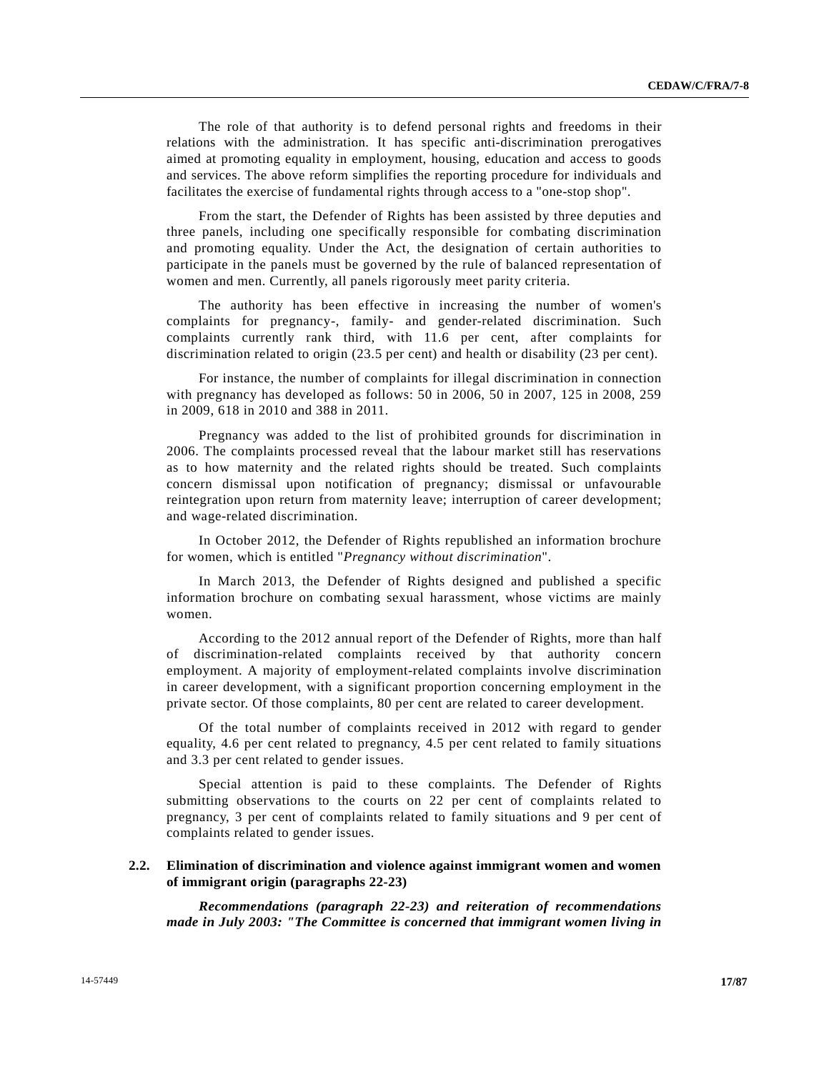The role of that authority is to defend personal rights and freedoms in their relations with the administration. It has specific anti-discrimination prerogatives aimed at promoting equality in employment, housing, education and access to goods and services. The above reform simplifies the reporting procedure for individuals and facilitates the exercise of fundamental rights through access to a "one-stop shop".

From the start, the Defender of Rights has been assisted by three deputies and three panels, including one specifically responsible for combating discrimination and promoting equality. Under the Act, the designation of certain authorities to participate in the panels must be governed by the rule of balanced representation of women and men. Currently, all panels rigorously meet parity criteria.

The authority has been effective in increasing the number of women's complaints for pregnancy-, family- and gender-related discrimination. Such complaints currently rank third, with 11.6 per cent, after complaints for discrimination related to origin (23.5 per cent) and health or disability (23 per cent).

For instance, the number of complaints for illegal discrimination in connection with pregnancy has developed as follows: 50 in 2006, 50 in 2007, 125 in 2008, 259 in 2009, 618 in 2010 and 388 in 2011.

Pregnancy was added to the list of prohibited grounds for discrimination in 2006. The complaints processed reveal that the labour market still has reservations as to how maternity and the related rights should be treated. Such complaints concern dismissal upon notification of pregnancy; dismissal or unfavourable reintegration upon return from maternity leave; interruption of career development; and wage-related discrimination.

In October 2012, the Defender of Rights republished an information brochure for women, which is entitled "*Pregnancy without discrimination*".

In March 2013, the Defender of Rights designed and published a specific information brochure on combating sexual harassment, whose victims are mainly women.

According to the 2012 annual report of the Defender of Rights, more than half of discrimination-related complaints received by that authority concern employment. A majority of employment-related complaints involve discrimination in career development, with a significant proportion concerning employment in the private sector. Of those complaints, 80 per cent are related to career development.

Of the total number of complaints received in 2012 with regard to gender equality, 4.6 per cent related to pregnancy, 4.5 per cent related to family situations and 3.3 per cent related to gender issues.

Special attention is paid to these complaints. The Defender of Rights submitting observations to the courts on 22 per cent of complaints related to pregnancy, 3 per cent of complaints related to family situations and 9 per cent of complaints related to gender issues.

### 2.2. Elimination of discrimination and violence against immigrant women and women of immigrant origin (paragraphs 22-23)

***Recommendations (paragraph 22-23) and reiteration of recommendations made in July 2003: "The Committee is concerned that immigrant women living in***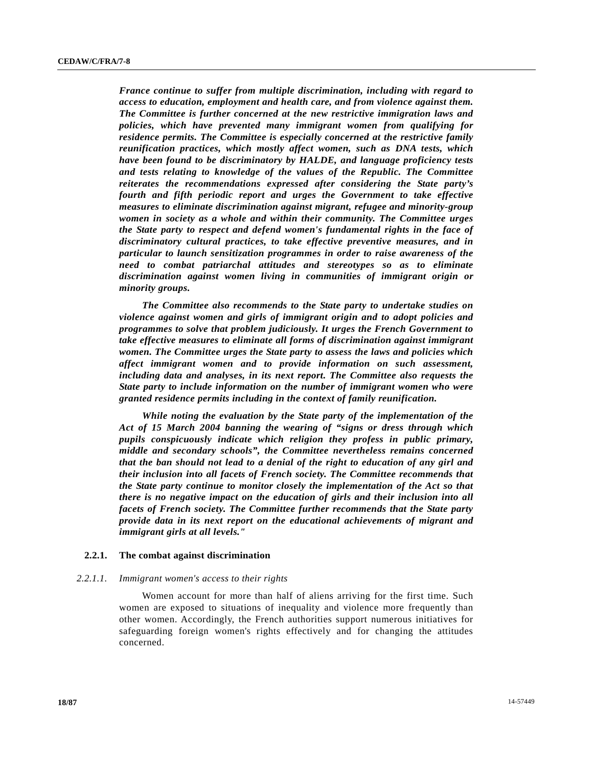***France continue to suffer from multiple discrimination, including with regard to access to education, employment and health care, and from violence against them. The Committee is further concerned at the new restrictive immigration laws and policies, which have prevented many immigrant women from qualifying for residence permits. The Committee is especially concerned at the restrictive family reunification practices, which mostly affect women, such as DNA tests, which have been found to be discriminatory by HALDE, and language proficiency tests and tests relating to knowledge of the values of the Republic. The Committee reiterates the recommendations expressed after considering the State party's fourth and fifth periodic report and urges the Government to take effective measures to eliminate discrimination against migrant, refugee and minority-group women in society as a whole and within their community. The Committee urges the State party to respect and defend women's fundamental rights in the face of discriminatory cultural practices, to take effective preventive measures, and in particular to launch sensitization programmes in order to raise awareness of the need to combat patriarchal attitudes and stereotypes so as to eliminate discrimination against women living in communities of immigrant origin or minority groups.***

***The Committee also recommends to the State party to undertake studies on violence against women and girls of immigrant origin and to adopt policies and programmes to solve that problem judiciously. It urges the French Government to take effective measures to eliminate all forms of discrimination against immigrant women. The Committee urges the State party to assess the laws and policies which affect immigrant women and to provide information on such assessment, including data and analyses, in its next report. The Committee also requests the State party to include information on the number of immigrant women who were granted residence permits including in the context of family reunification.***

***While noting the evaluation by the State party of the implementation of the Act of 15 March 2004 banning the wearing of "signs or dress through which pupils conspicuously indicate which religion they profess in public primary, middle and secondary schools", the Committee nevertheless remains concerned that the ban should not lead to a denial of the right to education of any girl and their inclusion into all facets of French society. The Committee recommends that the State party continue to monitor closely the implementation of the Act so that there is no negative impact on the education of girls and their inclusion into all facets of French society. The Committee further recommends that the State party provide data in its next report on the educational achievements of migrant and immigrant girls at all levels."***

### 2.2.1. The combat against discrimination

*2.2.1.1. Immigrant women's access to their rights*

Women account for more than half of aliens arriving for the first time. Such women are exposed to situations of inequality and violence more frequently than other women. Accordingly, the French authorities support numerous initiatives for safeguarding foreign women's rights effectively and for changing the attitudes concerned.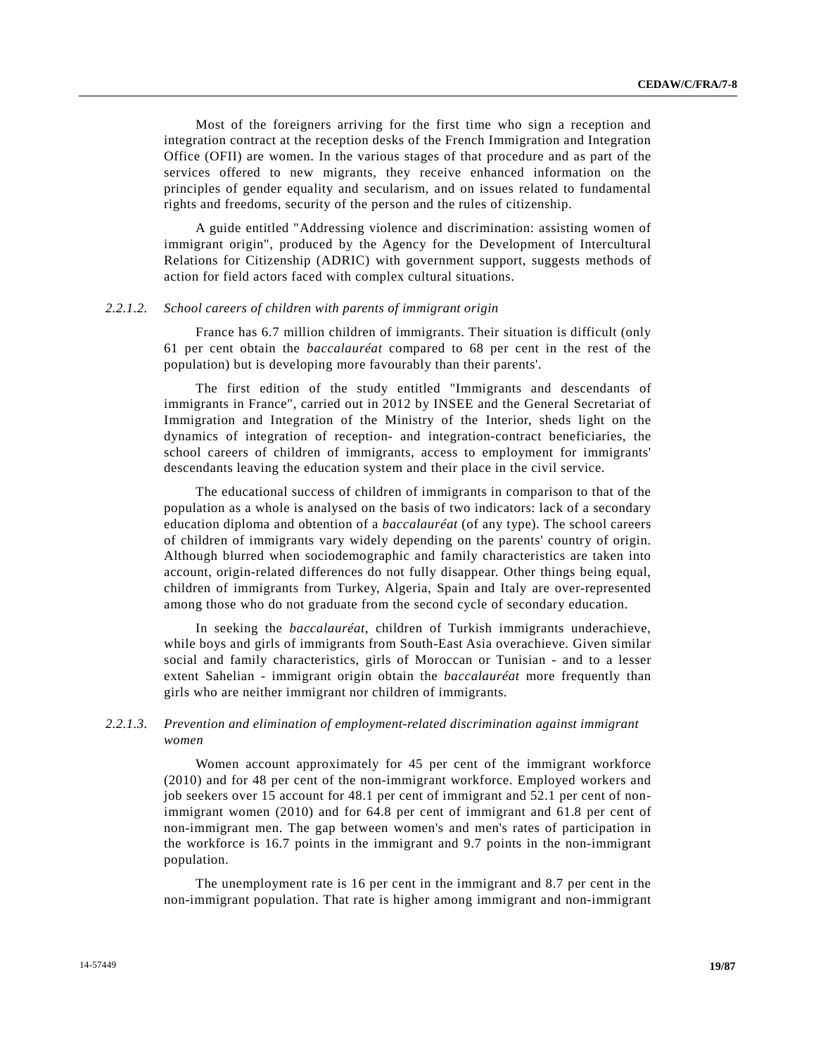Most of the foreigners arriving for the first time who sign a reception and integration contract at the reception desks of the French Immigration and Integration Office (OFII) are women. In the various stages of that procedure and as part of the services offered to new migrants, they receive enhanced information on the principles of gender equality and secularism, and on issues related to fundamental rights and freedoms, security of the person and the rules of citizenship.

A guide entitled "Addressing violence and discrimination: assisting women of immigrant origin", produced by the Agency for the Development of Intercultural Relations for Citizenship (ADRIC) with government support, suggests methods of action for field actors faced with complex cultural situations.

*2.2.1.2. School careers of children with parents of immigrant origin*

France has 6.7 million children of immigrants. Their situation is difficult (only 61 per cent obtain the *baccalauréat* compared to 68 per cent in the rest of the population) but is developing more favourably than their parents'.

The first edition of the study entitled "Immigrants and descendants of immigrants in France", carried out in 2012 by INSEE and the General Secretariat of Immigration and Integration of the Ministry of the Interior, sheds light on the dynamics of integration of reception- and integration-contract beneficiaries, the school careers of children of immigrants, access to employment for immigrants' descendants leaving the education system and their place in the civil service.

The educational success of children of immigrants in comparison to that of the population as a whole is analysed on the basis of two indicators: lack of a secondary education diploma and obtention of a *baccalauréat* (of any type). The school careers of children of immigrants vary widely depending on the parents' country of origin. Although blurred when sociodemographic and family characteristics are taken into account, origin-related differences do not fully disappear. Other things being equal, children of immigrants from Turkey, Algeria, Spain and Italy are over-represented among those who do not graduate from the second cycle of secondary education.

In seeking the *baccalauréat*, children of Turkish immigrants underachieve, while boys and girls of immigrants from South-East Asia overachieve. Given similar social and family characteristics, girls of Moroccan or Tunisian - and to a lesser extent Sahelian - immigrant origin obtain the *baccalauréat* more frequently than girls who are neither immigrant nor children of immigrants.

*2.2.1.3. Prevention and elimination of employment-related discrimination against immigrant women*

Women account approximately for 45 per cent of the immigrant workforce (2010) and for 48 per cent of the non-immigrant workforce. Employed workers and job seekers over 15 account for 48.1 per cent of immigrant and 52.1 per cent of non-immigrant women (2010) and for 64.8 per cent of immigrant and 61.8 per cent of non-immigrant men. The gap between women's and men's rates of participation in the workforce is 16.7 points in the immigrant and 9.7 points in the non-immigrant population.

The unemployment rate is 16 per cent in the immigrant and 8.7 per cent in the non-immigrant population. That rate is higher among immigrant and non-immigrant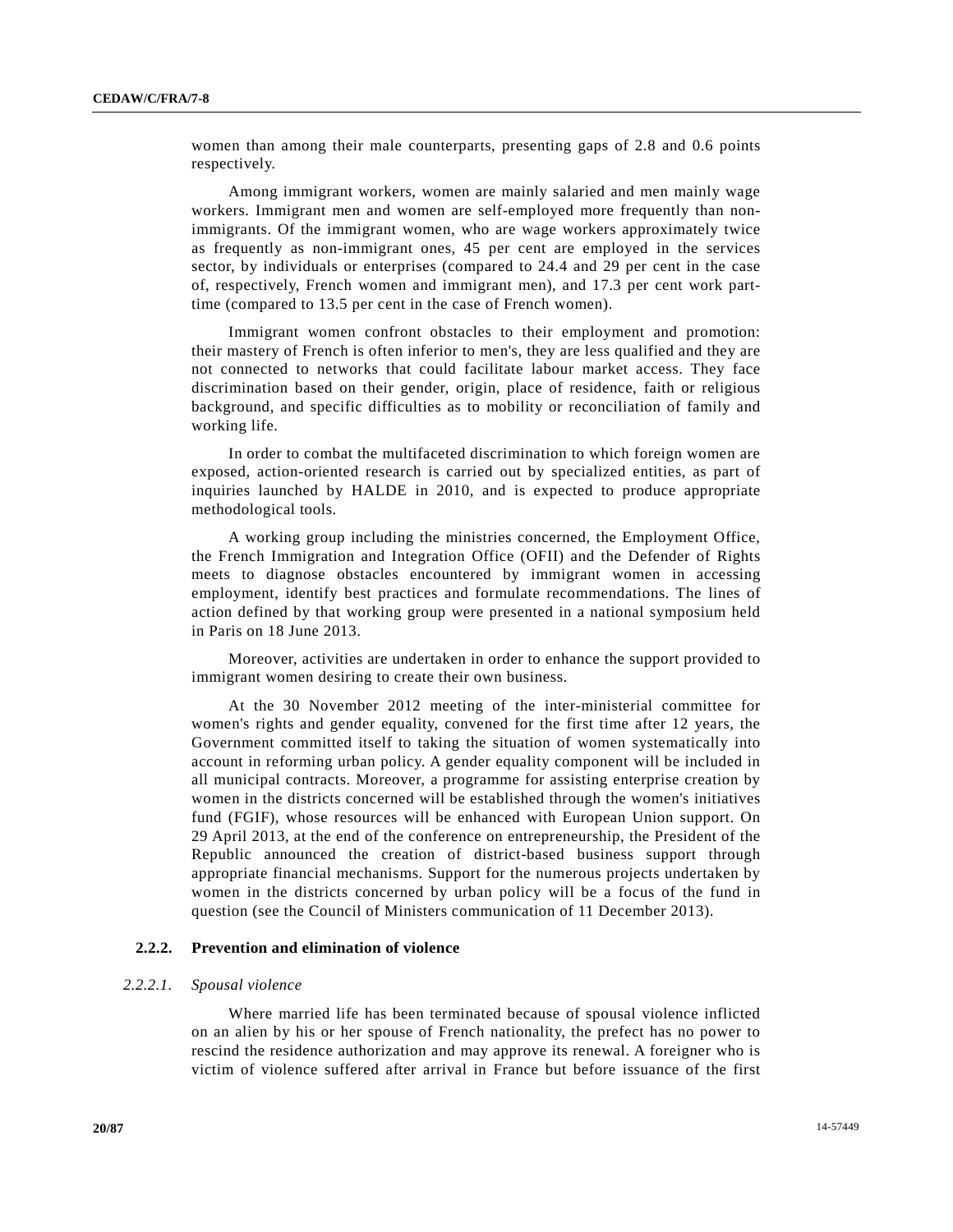women than among their male counterparts, presenting gaps of 2.8 and 0.6 points respectively.

Among immigrant workers, women are mainly salaried and men mainly wage workers. Immigrant men and women are self-employed more frequently than non-immigrants. Of the immigrant women, who are wage workers approximately twice as frequently as non-immigrant ones, 45 per cent are employed in the services sector, by individuals or enterprises (compared to 24.4 and 29 per cent in the case of, respectively, French women and immigrant men), and 17.3 per cent work part-time (compared to 13.5 per cent in the case of French women).

Immigrant women confront obstacles to their employment and promotion: their mastery of French is often inferior to men's, they are less qualified and they are not connected to networks that could facilitate labour market access. They face discrimination based on their gender, origin, place of residence, faith or religious background, and specific difficulties as to mobility or reconciliation of family and working life.

In order to combat the multifaceted discrimination to which foreign women are exposed, action-oriented research is carried out by specialized entities, as part of inquiries launched by HALDE in 2010, and is expected to produce appropriate methodological tools.

A working group including the ministries concerned, the Employment Office, the French Immigration and Integration Office (OFII) and the Defender of Rights meets to diagnose obstacles encountered by immigrant women in accessing employment, identify best practices and formulate recommendations. The lines of action defined by that working group were presented in a national symposium held in Paris on 18 June 2013.

Moreover, activities are undertaken in order to enhance the support provided to immigrant women desiring to create their own business.

At the 30 November 2012 meeting of the inter-ministerial committee for women's rights and gender equality, convened for the first time after 12 years, the Government committed itself to taking the situation of women systematically into account in reforming urban policy. A gender equality component will be included in all municipal contracts. Moreover, a programme for assisting enterprise creation by women in the districts concerned will be established through the women's initiatives fund (FGIF), whose resources will be enhanced with European Union support. On 29 April 2013, at the end of the conference on entrepreneurship, the President of the Republic announced the creation of district-based business support through appropriate financial mechanisms. Support for the numerous projects undertaken by women in the districts concerned by urban policy will be a focus of the fund in question (see the Council of Ministers communication of 11 December 2013).

### 2.2.2. Prevention and elimination of violence

#### *2.2.2.1. Spousal violence*

Where married life has been terminated because of spousal violence inflicted on an alien by his or her spouse of French nationality, the prefect has no power to rescind the residence authorization and may approve its renewal. A foreigner who is victim of violence suffered after arrival in France but before issuance of the first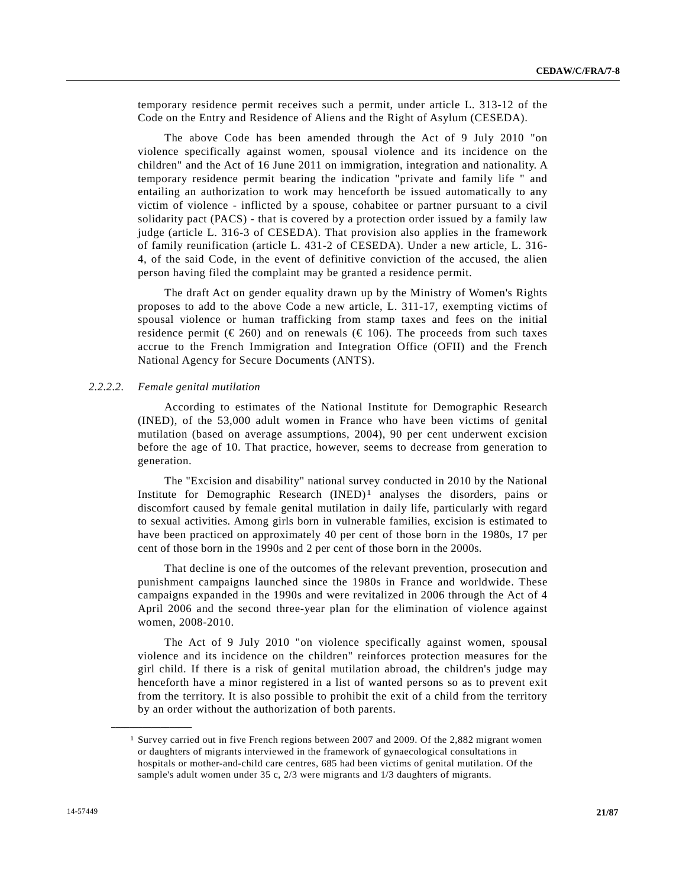temporary residence permit receives such a permit, under article L. 313-12 of the Code on the Entry and Residence of Aliens and the Right of Asylum (CESEDA).

The above Code has been amended through the Act of 9 July 2010 "on violence specifically against women, spousal violence and its incidence on the children" and the Act of 16 June 2011 on immigration, integration and nationality. A temporary residence permit bearing the indication "private and family life " and entailing an authorization to work may henceforth be issued automatically to any victim of violence - inflicted by a spouse, cohabitee or partner pursuant to a civil solidarity pact (PACS) - that is covered by a protection order issued by a family law judge (article L. 316-3 of CESEDA). That provision also applies in the framework of family reunification (article L. 431-2 of CESEDA). Under a new article, L. 316-4, of the said Code, in the event of definitive conviction of the accused, the alien person having filed the complaint may be granted a residence permit.

The draft Act on gender equality drawn up by the Ministry of Women's Rights proposes to add to the above Code a new article, L. 311-17, exempting victims of spousal violence or human trafficking from stamp taxes and fees on the initial residence permit (€ 260) and on renewals (€ 106). The proceeds from such taxes accrue to the French Immigration and Integration Office (OFII) and the French National Agency for Secure Documents (ANTS).

*2.2.2.2. Female genital mutilation*

According to estimates of the National Institute for Demographic Research (INED), of the 53,000 adult women in France who have been victims of genital mutilation (based on average assumptions, 2004), 90 per cent underwent excision before the age of 10. That practice, however, seems to decrease from generation to generation.

The "Excision and disability" national survey conducted in 2010 by the National Institute for Demographic Research (INED)[1] analyses the disorders, pains or discomfort caused by female genital mutilation in daily life, particularly with regard to sexual activities. Among girls born in vulnerable families, excision is estimated to have been practiced on approximately 40 per cent of those born in the 1980s, 17 per cent of those born in the 1990s and 2 per cent of those born in the 2000s.

That decline is one of the outcomes of the relevant prevention, prosecution and punishment campaigns launched since the 1980s in France and worldwide. These campaigns expanded in the 1990s and were revitalized in 2006 through the Act of 4 April 2006 and the second three-year plan for the elimination of violence against women, 2008-2010.

The Act of 9 July 2010 "on violence specifically against women, spousal violence and its incidence on the children" reinforces protection measures for the girl child. If there is a risk of genital mutilation abroad, the children's judge may henceforth have a minor registered in a list of wanted persons so as to prevent exit from the territory. It is also possible to prohibit the exit of a child from the territory by an order without the authorization of both parents.

---

[1] Survey carried out in five French regions between 2007 and 2009. Of the 2,882 migrant women or daughters of migrants interviewed in the framework of gynaecological consultations in hospitals or mother-and-child care centres, 685 had been victims of genital mutilation. Of the sample's adult women under 35 c, 2/3 were migrants and 1/3 daughters of migrants.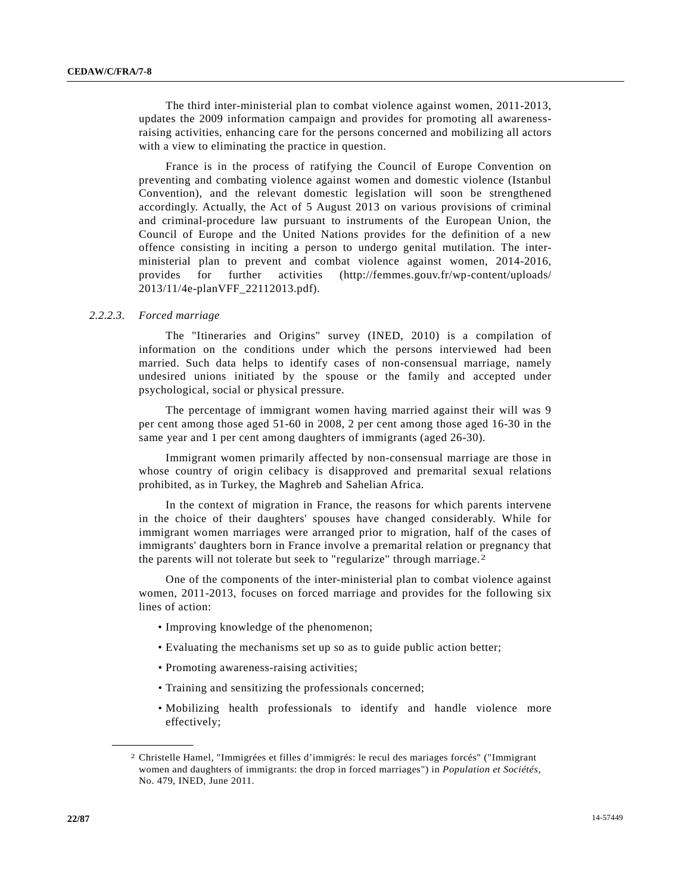The third inter-ministerial plan to combat violence against women, 2011-2013, updates the 2009 information campaign and provides for promoting all awareness-raising activities, enhancing care for the persons concerned and mobilizing all actors with a view to eliminating the practice in question.

France is in the process of ratifying the Council of Europe Convention on preventing and combating violence against women and domestic violence (Istanbul Convention), and the relevant domestic legislation will soon be strengthened accordingly. Actually, the Act of 5 August 2013 on various provisions of criminal and criminal-procedure law pursuant to instruments of the European Union, the Council of Europe and the United Nations provides for the definition of a new offence consisting in inciting a person to undergo genital mutilation. The inter-ministerial plan to prevent and combat violence against women, 2014-2016, provides for further activities (http://femmes.gouv.fr/wp-content/uploads/2013/11/4e-planVFF_22112013.pdf).

#### *2.2.2.3. Forced marriage*

The "Itineraries and Origins" survey (INED, 2010) is a compilation of information on the conditions under which the persons interviewed had been married. Such data helps to identify cases of non-consensual marriage, namely undesired unions initiated by the spouse or the family and accepted under psychological, social or physical pressure.

The percentage of immigrant women having married against their will was 9 per cent among those aged 51-60 in 2008, 2 per cent among those aged 16-30 in the same year and 1 per cent among daughters of immigrants (aged 26-30).

Immigrant women primarily affected by non-consensual marriage are those in whose country of origin celibacy is disapproved and premarital sexual relations prohibited, as in Turkey, the Maghreb and Sahelian Africa.

In the context of migration in France, the reasons for which parents intervene in the choice of their daughters' spouses have changed considerably. While for immigrant women marriages were arranged prior to migration, half of the cases of immigrants' daughters born in France involve a premarital relation or pregnancy that the parents will not tolerate but seek to "regularize" through marriage.[2]

One of the components of the inter-ministerial plan to combat violence against women, 2011-2013, focuses on forced marriage and provides for the following six lines of action:

- Improving knowledge of the phenomenon;
- Evaluating the mechanisms set up so as to guide public action better;
- Promoting awareness-raising activities;
- Training and sensitizing the professionals concerned;
- Mobilizing health professionals to identify and handle violence more effectively;

---

[2] Christelle Hamel, "Immigrées et filles d'immigrés: le recul des mariages forcés" ("Immigrant women and daughters of immigrants: the drop in forced marriages") in *Population et Sociétés*, No. 479, INED, June 2011.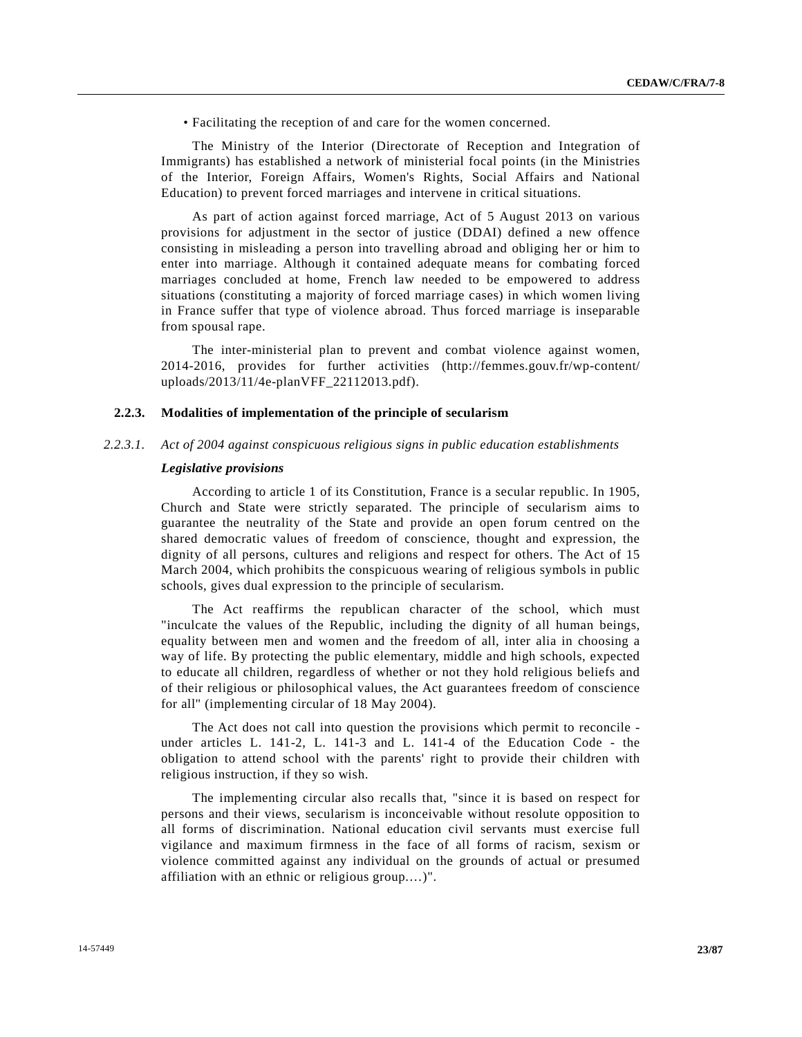- Facilitating the reception of and care for the women concerned.

The Ministry of the Interior (Directorate of Reception and Integration of Immigrants) has established a network of ministerial focal points (in the Ministries of the Interior, Foreign Affairs, Women's Rights, Social Affairs and National Education) to prevent forced marriages and intervene in critical situations.

As part of action against forced marriage, Act of 5 August 2013 on various provisions for adjustment in the sector of justice (DDAI) defined a new offence consisting in misleading a person into travelling abroad and obliging her or him to enter into marriage. Although it contained adequate means for combating forced marriages concluded at home, French law needed to be empowered to address situations (constituting a majority of forced marriage cases) in which women living in France suffer that type of violence abroad. Thus forced marriage is inseparable from spousal rape.

The inter-ministerial plan to prevent and combat violence against women, 2014-2016, provides for further activities (http://femmes.gouv.fr/wp-content/uploads/2013/11/4e-planVFF_22112013.pdf).

### 2.2.3. Modalities of implementation of the principle of secularism

#### *2.2.3.1. Act of 2004 against conspicuous religious signs in public education establishments*

***Legislative provisions***

According to article 1 of its Constitution, France is a secular republic. In 1905, Church and State were strictly separated. The principle of secularism aims to guarantee the neutrality of the State and provide an open forum centred on the shared democratic values of freedom of conscience, thought and expression, the dignity of all persons, cultures and religions and respect for others. The Act of 15 March 2004, which prohibits the conspicuous wearing of religious symbols in public schools, gives dual expression to the principle of secularism.

The Act reaffirms the republican character of the school, which must "inculcate the values of the Republic, including the dignity of all human beings, equality between men and women and the freedom of all, inter alia in choosing a way of life. By protecting the public elementary, middle and high schools, expected to educate all children, regardless of whether or not they hold religious beliefs and of their religious or philosophical values, the Act guarantees freedom of conscience for all" (implementing circular of 18 May 2004).

The Act does not call into question the provisions which permit to reconcile - under articles L. 141-2, L. 141-3 and L. 141-4 of the Education Code - the obligation to attend school with the parents' right to provide their children with religious instruction, if they so wish.

The implementing circular also recalls that, "since it is based on respect for persons and their views, secularism is inconceivable without resolute opposition to all forms of discrimination. National education civil servants must exercise full vigilance and maximum firmness in the face of all forms of racism, sexism or violence committed against any individual on the grounds of actual or presumed affiliation with an ethnic or religious group.…)".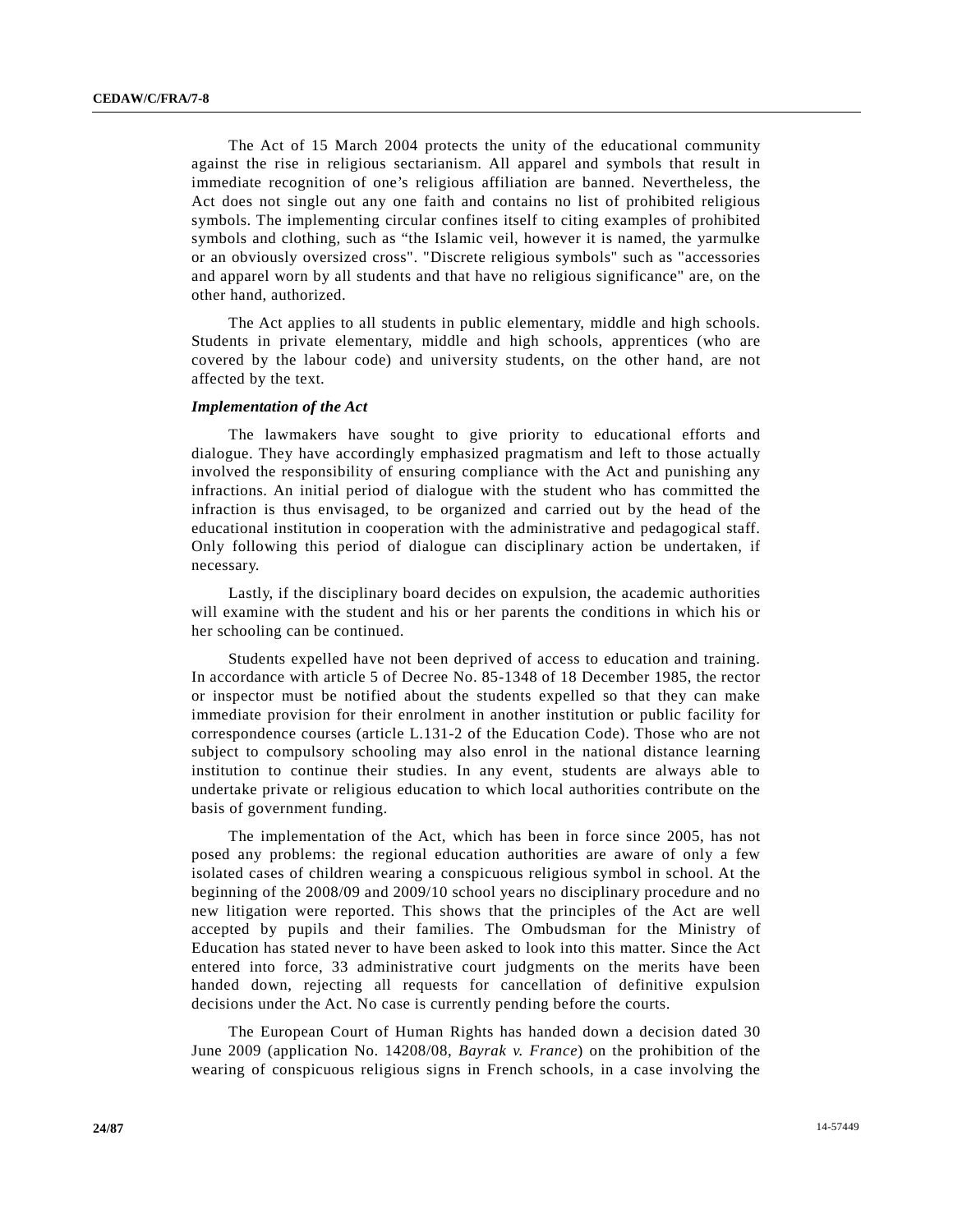The Act of 15 March 2004 protects the unity of the educational community against the rise in religious sectarianism. All apparel and symbols that result in immediate recognition of one's religious affiliation are banned. Nevertheless, the Act does not single out any one faith and contains no list of prohibited religious symbols. The implementing circular confines itself to citing examples of prohibited symbols and clothing, such as "the Islamic veil, however it is named, the yarmulke or an obviously oversized cross". "Discrete religious symbols" such as "accessories and apparel worn by all students and that have no religious significance" are, on the other hand, authorized.

The Act applies to all students in public elementary, middle and high schools. Students in private elementary, middle and high schools, apprentices (who are covered by the labour code) and university students, on the other hand, are not affected by the text.

***Implementation of the Act***

The lawmakers have sought to give priority to educational efforts and dialogue. They have accordingly emphasized pragmatism and left to those actually involved the responsibility of ensuring compliance with the Act and punishing any infractions. An initial period of dialogue with the student who has committed the infraction is thus envisaged, to be organized and carried out by the head of the educational institution in cooperation with the administrative and pedagogical staff. Only following this period of dialogue can disciplinary action be undertaken, if necessary.

Lastly, if the disciplinary board decides on expulsion, the academic authorities will examine with the student and his or her parents the conditions in which his or her schooling can be continued.

Students expelled have not been deprived of access to education and training. In accordance with article 5 of Decree No. 85-1348 of 18 December 1985, the rector or inspector must be notified about the students expelled so that they can make immediate provision for their enrolment in another institution or public facility for correspondence courses (article L.131-2 of the Education Code). Those who are not subject to compulsory schooling may also enrol in the national distance learning institution to continue their studies. In any event, students are always able to undertake private or religious education to which local authorities contribute on the basis of government funding.

The implementation of the Act, which has been in force since 2005, has not posed any problems: the regional education authorities are aware of only a few isolated cases of children wearing a conspicuous religious symbol in school. At the beginning of the 2008/09 and 2009/10 school years no disciplinary procedure and no new litigation were reported. This shows that the principles of the Act are well accepted by pupils and their families. The Ombudsman for the Ministry of Education has stated never to have been asked to look into this matter. Since the Act entered into force, 33 administrative court judgments on the merits have been handed down, rejecting all requests for cancellation of definitive expulsion decisions under the Act. No case is currently pending before the courts.

The European Court of Human Rights has handed down a decision dated 30 June 2009 (application No. 14208/08, *Bayrak v. France*) on the prohibition of the wearing of conspicuous religious signs in French schools, in a case involving the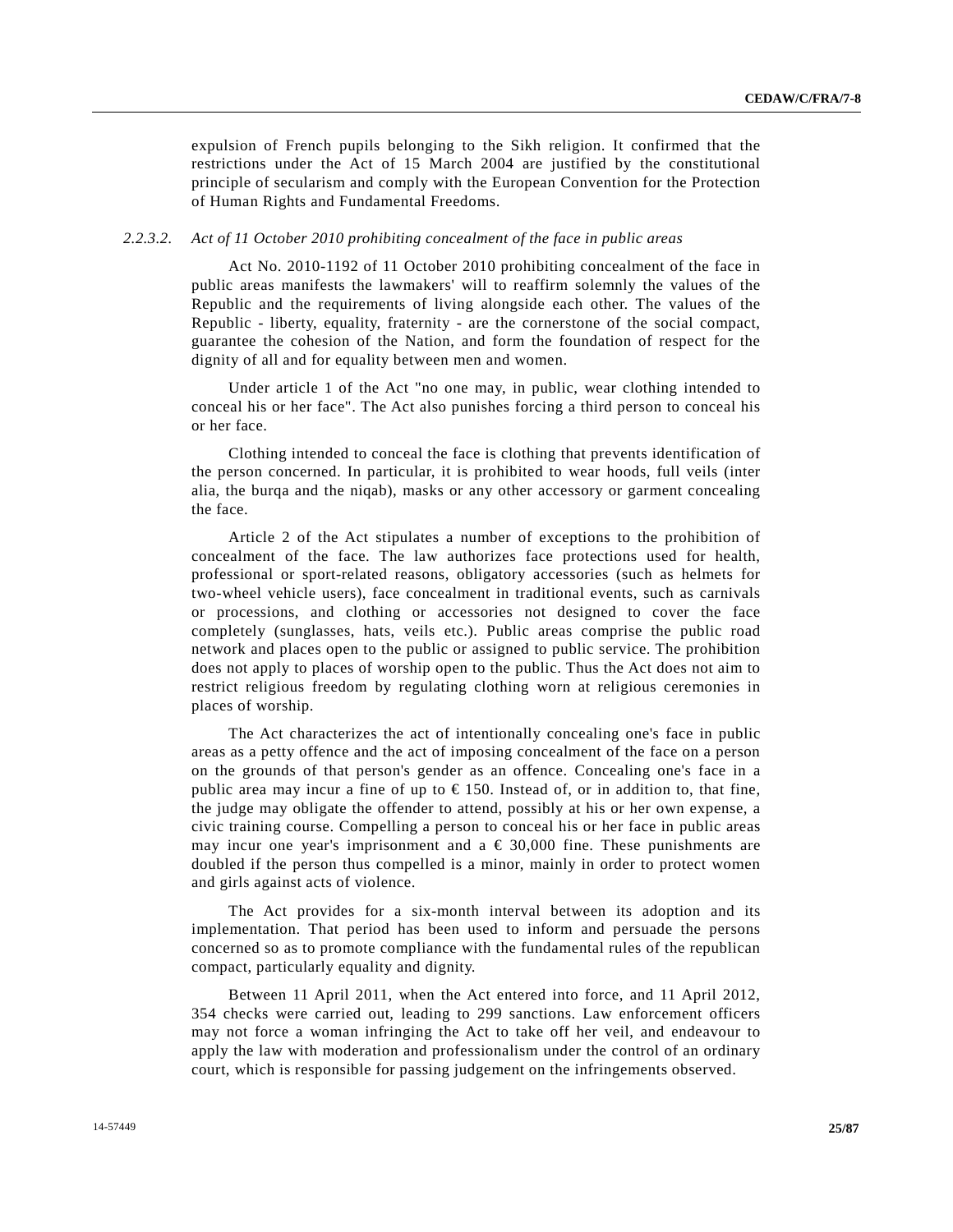expulsion of French pupils belonging to the Sikh religion. It confirmed that the restrictions under the Act of 15 March 2004 are justified by the constitutional principle of secularism and comply with the European Convention for the Protection of Human Rights and Fundamental Freedoms.

#### *2.2.3.2. Act of 11 October 2010 prohibiting concealment of the face in public areas*

Act No. 2010-1192 of 11 October 2010 prohibiting concealment of the face in public areas manifests the lawmakers' will to reaffirm solemnly the values of the Republic and the requirements of living alongside each other. The values of the Republic - liberty, equality, fraternity - are the cornerstone of the social compact, guarantee the cohesion of the Nation, and form the foundation of respect for the dignity of all and for equality between men and women.

Under article 1 of the Act "no one may, in public, wear clothing intended to conceal his or her face". The Act also punishes forcing a third person to conceal his or her face.

Clothing intended to conceal the face is clothing that prevents identification of the person concerned. In particular, it is prohibited to wear hoods, full veils (inter alia, the burqa and the niqab), masks or any other accessory or garment concealing the face.

Article 2 of the Act stipulates a number of exceptions to the prohibition of concealment of the face. The law authorizes face protections used for health, professional or sport-related reasons, obligatory accessories (such as helmets for two-wheel vehicle users), face concealment in traditional events, such as carnivals or processions, and clothing or accessories not designed to cover the face completely (sunglasses, hats, veils etc.). Public areas comprise the public road network and places open to the public or assigned to public service. The prohibition does not apply to places of worship open to the public. Thus the Act does not aim to restrict religious freedom by regulating clothing worn at religious ceremonies in places of worship.

The Act characterizes the act of intentionally concealing one's face in public areas as a petty offence and the act of imposing concealment of the face on a person on the grounds of that person's gender as an offence. Concealing one's face in a public area may incur a fine of up to € 150. Instead of, or in addition to, that fine, the judge may obligate the offender to attend, possibly at his or her own expense, a civic training course. Compelling a person to conceal his or her face in public areas may incur one year's imprisonment and a € 30,000 fine. These punishments are doubled if the person thus compelled is a minor, mainly in order to protect women and girls against acts of violence.

The Act provides for a six-month interval between its adoption and its implementation. That period has been used to inform and persuade the persons concerned so as to promote compliance with the fundamental rules of the republican compact, particularly equality and dignity.

Between 11 April 2011, when the Act entered into force, and 11 April 2012, 354 checks were carried out, leading to 299 sanctions. Law enforcement officers may not force a woman infringing the Act to take off her veil, and endeavour to apply the law with moderation and professionalism under the control of an ordinary court, which is responsible for passing judgement on the infringements observed.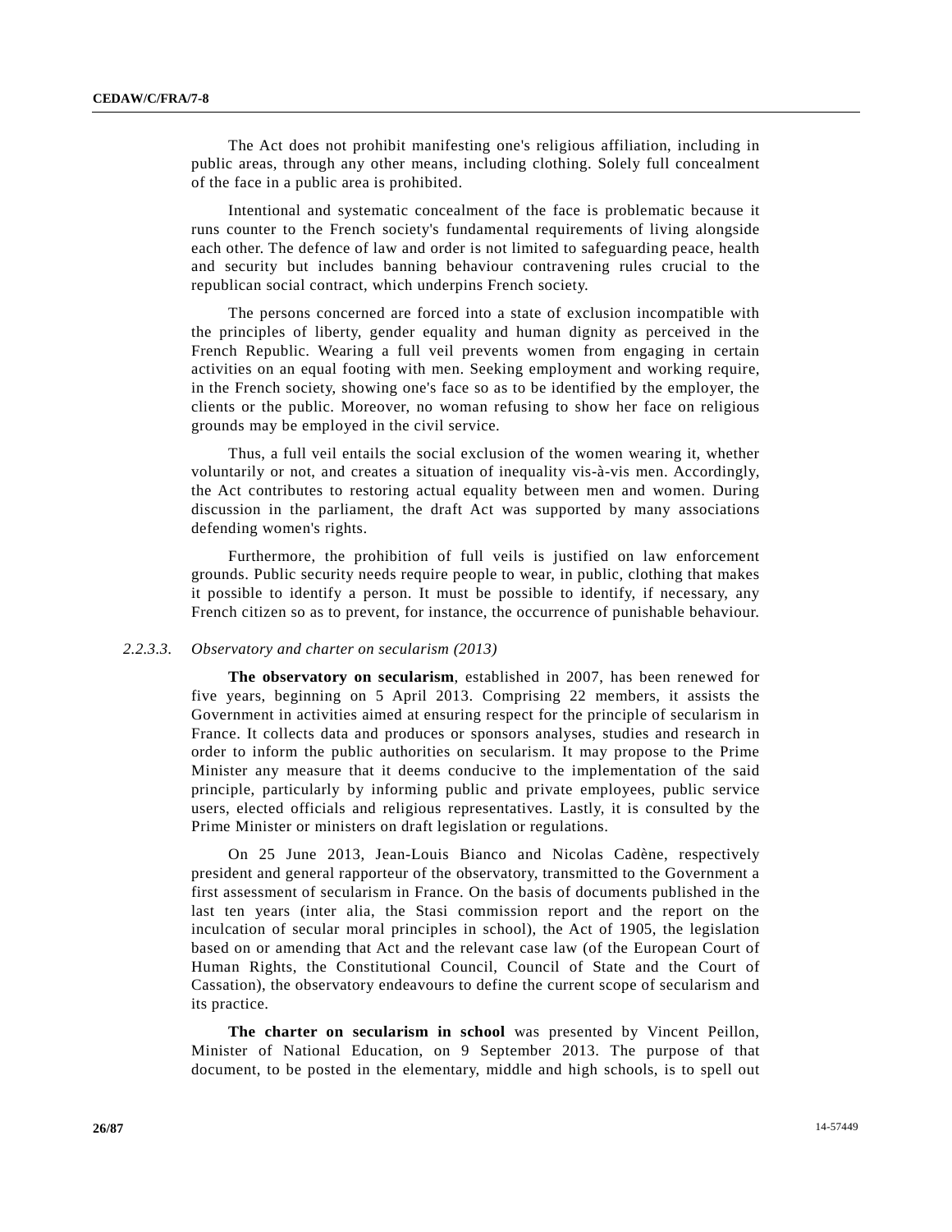The Act does not prohibit manifesting one's religious affiliation, including in public areas, through any other means, including clothing. Solely full concealment of the face in a public area is prohibited.

Intentional and systematic concealment of the face is problematic because it runs counter to the French society's fundamental requirements of living alongside each other. The defence of law and order is not limited to safeguarding peace, health and security but includes banning behaviour contravening rules crucial to the republican social contract, which underpins French society.

The persons concerned are forced into a state of exclusion incompatible with the principles of liberty, gender equality and human dignity as perceived in the French Republic. Wearing a full veil prevents women from engaging in certain activities on an equal footing with men. Seeking employment and working require, in the French society, showing one's face so as to be identified by the employer, the clients or the public. Moreover, no woman refusing to show her face on religious grounds may be employed in the civil service.

Thus, a full veil entails the social exclusion of the women wearing it, whether voluntarily or not, and creates a situation of inequality vis-à-vis men. Accordingly, the Act contributes to restoring actual equality between men and women. During discussion in the parliament, the draft Act was supported by many associations defending women's rights.

Furthermore, the prohibition of full veils is justified on law enforcement grounds. Public security needs require people to wear, in public, clothing that makes it possible to identify a person. It must be possible to identify, if necessary, any French citizen so as to prevent, for instance, the occurrence of punishable behaviour.

#### *2.2.3.3. Observatory and charter on secularism (2013)*

**The observatory on secularism**, established in 2007, has been renewed for five years, beginning on 5 April 2013. Comprising 22 members, it assists the Government in activities aimed at ensuring respect for the principle of secularism in France. It collects data and produces or sponsors analyses, studies and research in order to inform the public authorities on secularism. It may propose to the Prime Minister any measure that it deems conducive to the implementation of the said principle, particularly by informing public and private employees, public service users, elected officials and religious representatives. Lastly, it is consulted by the Prime Minister or ministers on draft legislation or regulations.

On 25 June 2013, Jean-Louis Bianco and Nicolas Cadène, respectively president and general rapporteur of the observatory, transmitted to the Government a first assessment of secularism in France. On the basis of documents published in the last ten years (inter alia, the Stasi commission report and the report on the inculcation of secular moral principles in school), the Act of 1905, the legislation based on or amending that Act and the relevant case law (of the European Court of Human Rights, the Constitutional Council, Council of State and the Court of Cassation), the observatory endeavours to define the current scope of secularism and its practice.

**The charter on secularism in school** was presented by Vincent Peillon, Minister of National Education, on 9 September 2013. The purpose of that document, to be posted in the elementary, middle and high schools, is to spell out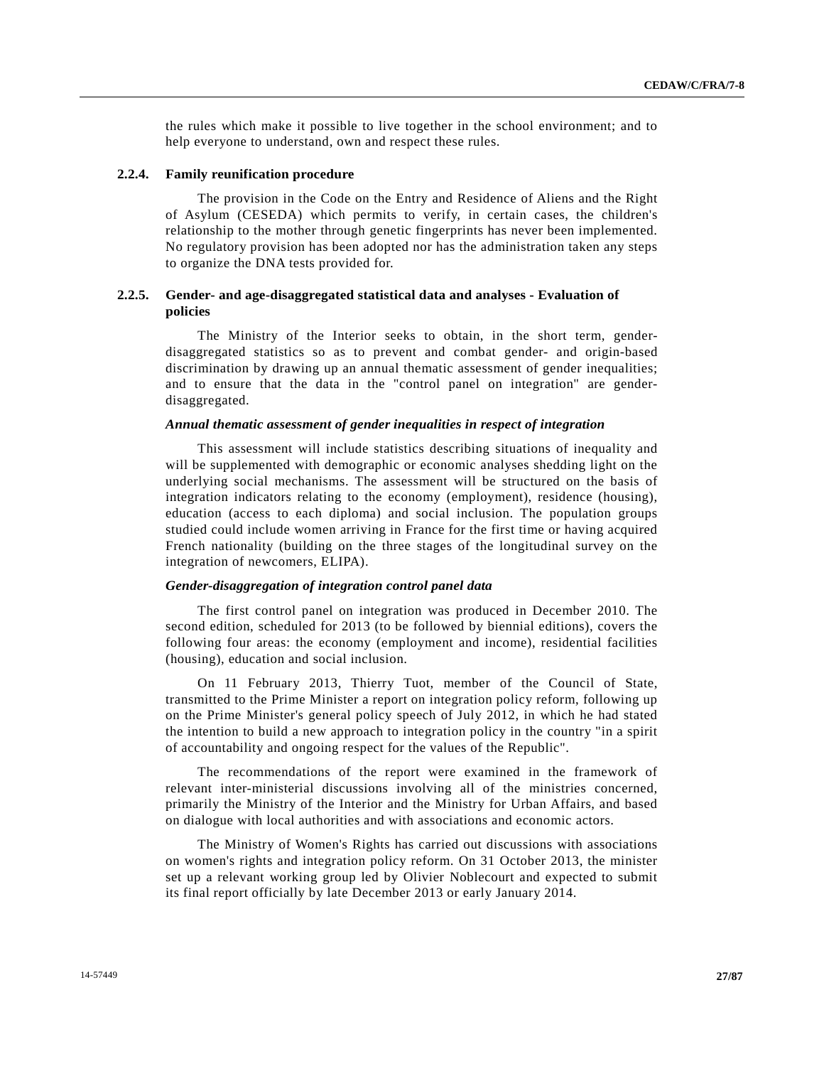the rules which make it possible to live together in the school environment; and to help everyone to understand, own and respect these rules.

### 2.2.4. Family reunification procedure

The provision in the Code on the Entry and Residence of Aliens and the Right of Asylum (CESEDA) which permits to verify, in certain cases, the children's relationship to the mother through genetic fingerprints has never been implemented. No regulatory provision has been adopted nor has the administration taken any steps to organize the DNA tests provided for.

### 2.2.5. Gender- and age-disaggregated statistical data and analyses - Evaluation of policies

The Ministry of the Interior seeks to obtain, in the short term, gender-disaggregated statistics so as to prevent and combat gender- and origin-based discrimination by drawing up an annual thematic assessment of gender inequalities; and to ensure that the data in the "control panel on integration" are gender-disaggregated.

***Annual thematic assessment of gender inequalities in respect of integration***

This assessment will include statistics describing situations of inequality and will be supplemented with demographic or economic analyses shedding light on the underlying social mechanisms. The assessment will be structured on the basis of integration indicators relating to the economy (employment), residence (housing), education (access to each diploma) and social inclusion. The population groups studied could include women arriving in France for the first time or having acquired French nationality (building on the three stages of the longitudinal survey on the integration of newcomers, ELIPA).

***Gender-disaggregation of integration control panel data***

The first control panel on integration was produced in December 2010. The second edition, scheduled for 2013 (to be followed by biennial editions), covers the following four areas: the economy (employment and income), residential facilities (housing), education and social inclusion.

On 11 February 2013, Thierry Tuot, member of the Council of State, transmitted to the Prime Minister a report on integration policy reform, following up on the Prime Minister's general policy speech of July 2012, in which he had stated the intention to build a new approach to integration policy in the country "in a spirit of accountability and ongoing respect for the values of the Republic".

The recommendations of the report were examined in the framework of relevant inter-ministerial discussions involving all of the ministries concerned, primarily the Ministry of the Interior and the Ministry for Urban Affairs, and based on dialogue with local authorities and with associations and economic actors.

The Ministry of Women's Rights has carried out discussions with associations on women's rights and integration policy reform. On 31 October 2013, the minister set up a relevant working group led by Olivier Noblecourt and expected to submit its final report officially by late December 2013 or early January 2014.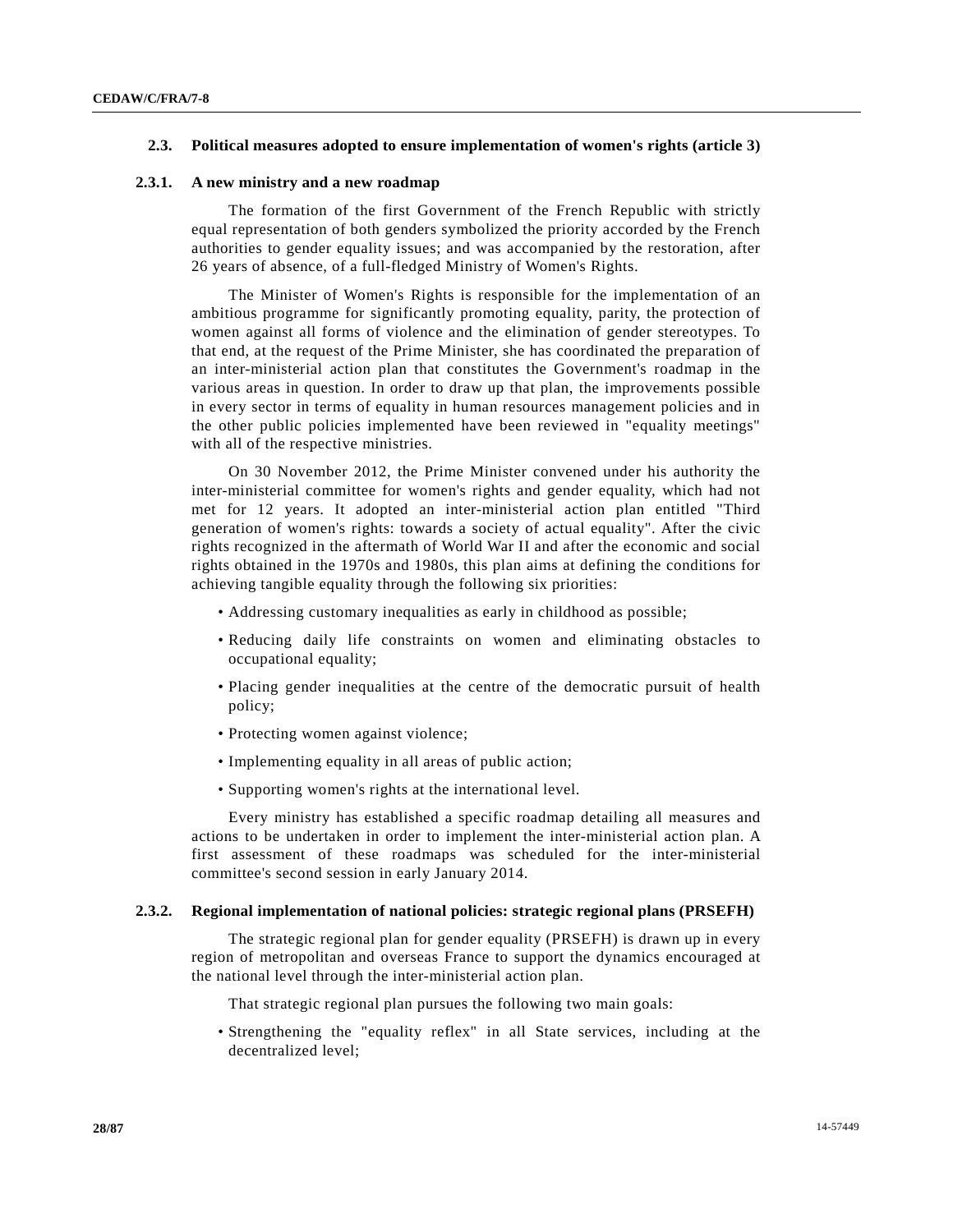### 2.3. Political measures adopted to ensure implementation of women's rights (article 3)

#### 2.3.1. A new ministry and a new roadmap

The formation of the first Government of the French Republic with strictly equal representation of both genders symbolized the priority accorded by the French authorities to gender equality issues; and was accompanied by the restoration, after 26 years of absence, of a full-fledged Ministry of Women's Rights.

The Minister of Women's Rights is responsible for the implementation of an ambitious programme for significantly promoting equality, parity, the protection of women against all forms of violence and the elimination of gender stereotypes. To that end, at the request of the Prime Minister, she has coordinated the preparation of an inter-ministerial action plan that constitutes the Government's roadmap in the various areas in question. In order to draw up that plan, the improvements possible in every sector in terms of equality in human resources management policies and in the other public policies implemented have been reviewed in "equality meetings" with all of the respective ministries.

On 30 November 2012, the Prime Minister convened under his authority the inter-ministerial committee for women's rights and gender equality, which had not met for 12 years. It adopted an inter-ministerial action plan entitled "Third generation of women's rights: towards a society of actual equality". After the civic rights recognized in the aftermath of World War II and after the economic and social rights obtained in the 1970s and 1980s, this plan aims at defining the conditions for achieving tangible equality through the following six priorities:

- Addressing customary inequalities as early in childhood as possible;
- Reducing daily life constraints on women and eliminating obstacles to occupational equality;
- Placing gender inequalities at the centre of the democratic pursuit of health policy;
- Protecting women against violence;
- Implementing equality in all areas of public action;
- Supporting women's rights at the international level.

Every ministry has established a specific roadmap detailing all measures and actions to be undertaken in order to implement the inter-ministerial action plan. A first assessment of these roadmaps was scheduled for the inter-ministerial committee's second session in early January 2014.

#### 2.3.2. Regional implementation of national policies: strategic regional plans (PRSEFH)

The strategic regional plan for gender equality (PRSEFH) is drawn up in every region of metropolitan and overseas France to support the dynamics encouraged at the national level through the inter-ministerial action plan.

That strategic regional plan pursues the following two main goals:

- Strengthening the "equality reflex" in all State services, including at the decentralized level;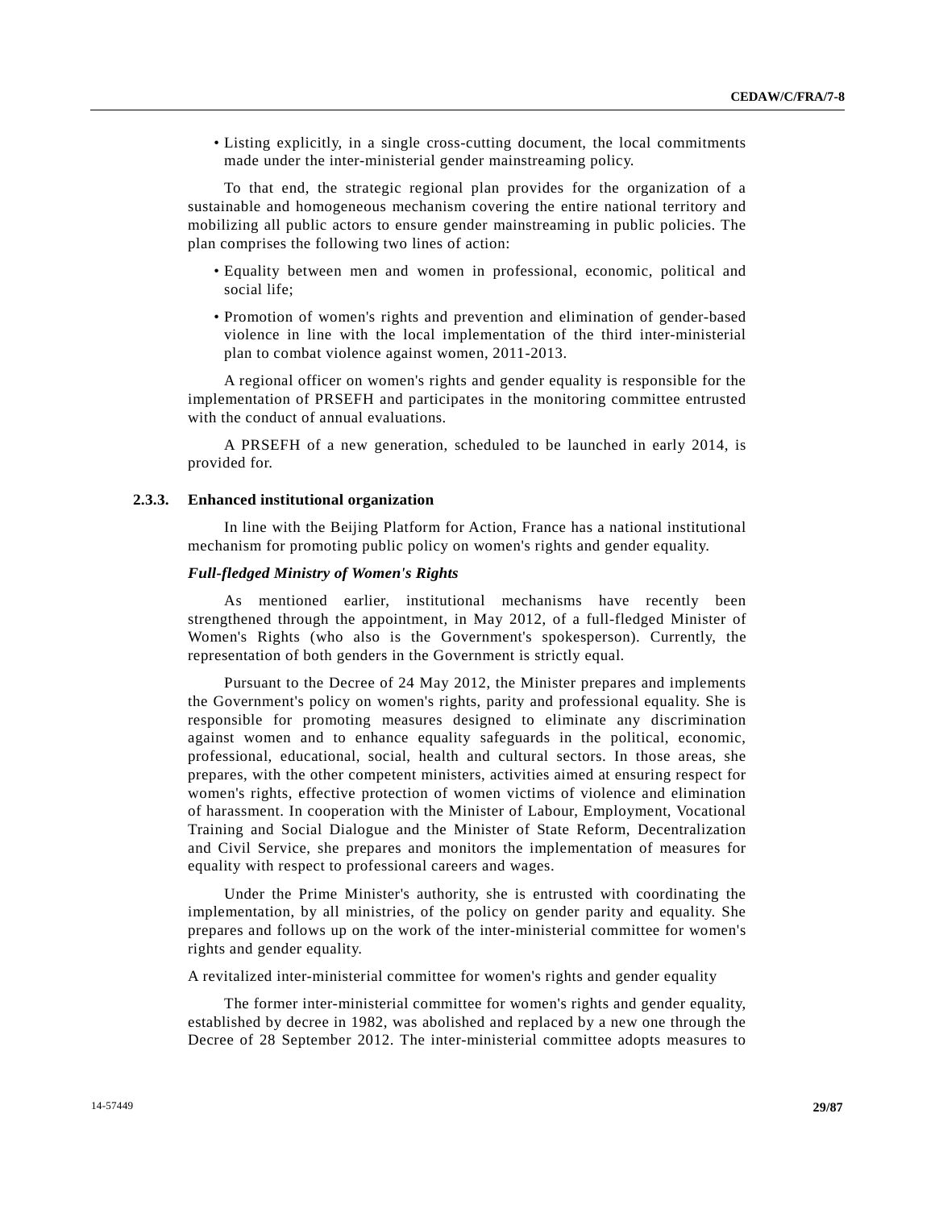- Listing explicitly, in a single cross-cutting document, the local commitments made under the inter-ministerial gender mainstreaming policy.

To that end, the strategic regional plan provides for the organization of a sustainable and homogeneous mechanism covering the entire national territory and mobilizing all public actors to ensure gender mainstreaming in public policies. The plan comprises the following two lines of action:

- Equality between men and women in professional, economic, political and social life;
- Promotion of women's rights and prevention and elimination of gender-based violence in line with the local implementation of the third inter-ministerial plan to combat violence against women, 2011-2013.

A regional officer on women's rights and gender equality is responsible for the implementation of PRSEFH and participates in the monitoring committee entrusted with the conduct of annual evaluations.

A PRSEFH of a new generation, scheduled to be launched in early 2014, is provided for.

### 2.3.3. Enhanced institutional organization

In line with the Beijing Platform for Action, France has a national institutional mechanism for promoting public policy on women's rights and gender equality.

***Full-fledged Ministry of Women's Rights***

As mentioned earlier, institutional mechanisms have recently been strengthened through the appointment, in May 2012, of a full-fledged Minister of Women's Rights (who also is the Government's spokesperson). Currently, the representation of both genders in the Government is strictly equal.

Pursuant to the Decree of 24 May 2012, the Minister prepares and implements the Government's policy on women's rights, parity and professional equality. She is responsible for promoting measures designed to eliminate any discrimination against women and to enhance equality safeguards in the political, economic, professional, educational, social, health and cultural sectors. In those areas, she prepares, with the other competent ministers, activities aimed at ensuring respect for women's rights, effective protection of women victims of violence and elimination of harassment. In cooperation with the Minister of Labour, Employment, Vocational Training and Social Dialogue and the Minister of State Reform, Decentralization and Civil Service, she prepares and monitors the implementation of measures for equality with respect to professional careers and wages.

Under the Prime Minister's authority, she is entrusted with coordinating the implementation, by all ministries, of the policy on gender parity and equality. She prepares and follows up on the work of the inter-ministerial committee for women's rights and gender equality.

A revitalized inter-ministerial committee for women's rights and gender equality

The former inter-ministerial committee for women's rights and gender equality, established by decree in 1982, was abolished and replaced by a new one through the Decree of 28 September 2012. The inter-ministerial committee adopts measures to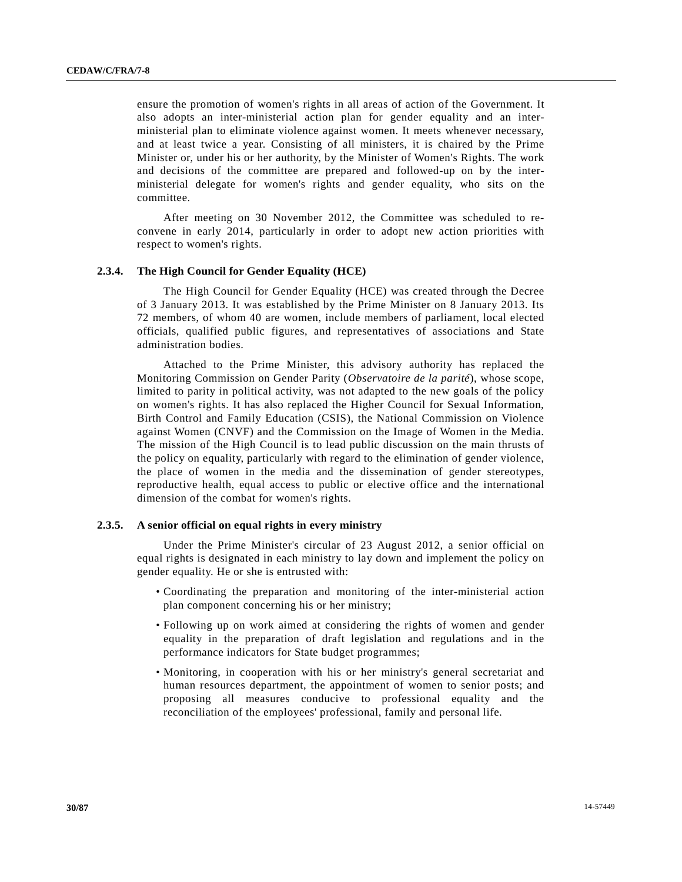ensure the promotion of women's rights in all areas of action of the Government. It also adopts an inter-ministerial action plan for gender equality and an inter-ministerial plan to eliminate violence against women. It meets whenever necessary, and at least twice a year. Consisting of all ministers, it is chaired by the Prime Minister or, under his or her authority, by the Minister of Women's Rights. The work and decisions of the committee are prepared and followed-up on by the inter-ministerial delegate for women's rights and gender equality, who sits on the committee.

After meeting on 30 November 2012, the Committee was scheduled to re-convene in early 2014, particularly in order to adopt new action priorities with respect to women's rights.

### 2.3.4. The High Council for Gender Equality (HCE)

The High Council for Gender Equality (HCE) was created through the Decree of 3 January 2013. It was established by the Prime Minister on 8 January 2013. Its 72 members, of whom 40 are women, include members of parliament, local elected officials, qualified public figures, and representatives of associations and State administration bodies.

Attached to the Prime Minister, this advisory authority has replaced the Monitoring Commission on Gender Parity (*Observatoire de la parité*), whose scope, limited to parity in political activity, was not adapted to the new goals of the policy on women's rights. It has also replaced the Higher Council for Sexual Information, Birth Control and Family Education (CSIS), the National Commission on Violence against Women (CNVF) and the Commission on the Image of Women in the Media. The mission of the High Council is to lead public discussion on the main thrusts of the policy on equality, particularly with regard to the elimination of gender violence, the place of women in the media and the dissemination of gender stereotypes, reproductive health, equal access to public or elective office and the international dimension of the combat for women's rights.

### 2.3.5. A senior official on equal rights in every ministry

Under the Prime Minister's circular of 23 August 2012, a senior official on equal rights is designated in each ministry to lay down and implement the policy on gender equality. He or she is entrusted with:

- Coordinating the preparation and monitoring of the inter-ministerial action plan component concerning his or her ministry;
- Following up on work aimed at considering the rights of women and gender equality in the preparation of draft legislation and regulations and in the performance indicators for State budget programmes;
- Monitoring, in cooperation with his or her ministry's general secretariat and human resources department, the appointment of women to senior posts; and proposing all measures conducive to professional equality and the reconciliation of the employees' professional, family and personal life.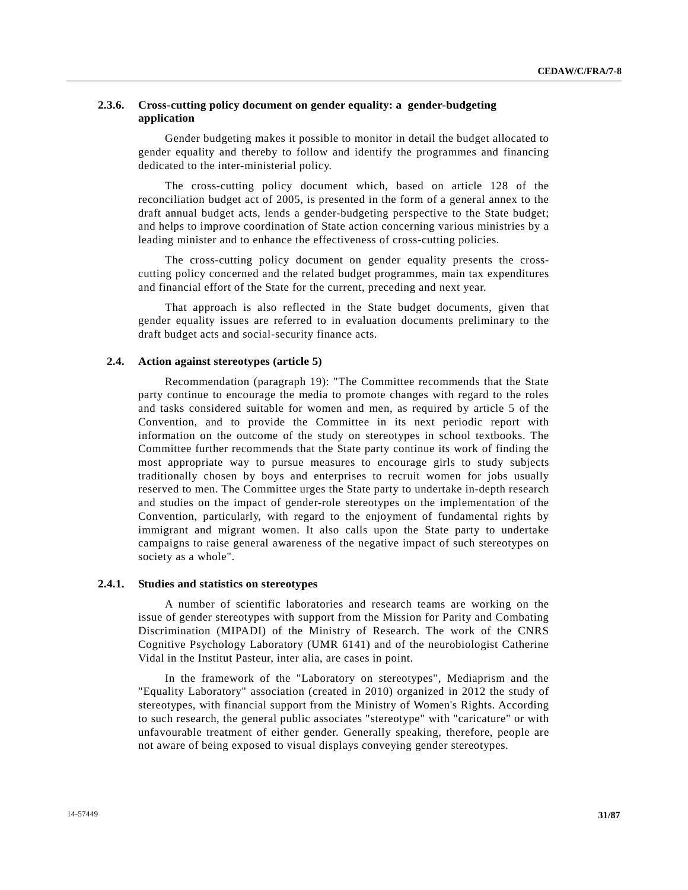### 2.3.6. Cross-cutting policy document on gender equality: a gender-budgeting application

Gender budgeting makes it possible to monitor in detail the budget allocated to gender equality and thereby to follow and identify the programmes and financing dedicated to the inter-ministerial policy.

The cross-cutting policy document which, based on article 128 of the reconciliation budget act of 2005, is presented in the form of a general annex to the draft annual budget acts, lends a gender-budgeting perspective to the State budget; and helps to improve coordination of State action concerning various ministries by a leading minister and to enhance the effectiveness of cross-cutting policies.

The cross-cutting policy document on gender equality presents the cross-cutting policy concerned and the related budget programmes, main tax expenditures and financial effort of the State for the current, preceding and next year.

That approach is also reflected in the State budget documents, given that gender equality issues are referred to in evaluation documents preliminary to the draft budget acts and social-security finance acts.

## 2.4. Action against stereotypes (article 5)

Recommendation (paragraph 19): "The Committee recommends that the State party continue to encourage the media to promote changes with regard to the roles and tasks considered suitable for women and men, as required by article 5 of the Convention, and to provide the Committee in its next periodic report with information on the outcome of the study on stereotypes in school textbooks. The Committee further recommends that the State party continue its work of finding the most appropriate way to pursue measures to encourage girls to study subjects traditionally chosen by boys and enterprises to recruit women for jobs usually reserved to men. The Committee urges the State party to undertake in-depth research and studies on the impact of gender-role stereotypes on the implementation of the Convention, particularly, with regard to the enjoyment of fundamental rights by immigrant and migrant women. It also calls upon the State party to undertake campaigns to raise general awareness of the negative impact of such stereotypes on society as a whole".

### 2.4.1. Studies and statistics on stereotypes

A number of scientific laboratories and research teams are working on the issue of gender stereotypes with support from the Mission for Parity and Combating Discrimination (MIPADI) of the Ministry of Research. The work of the CNRS Cognitive Psychology Laboratory (UMR 6141) and of the neurobiologist Catherine Vidal in the Institut Pasteur, inter alia, are cases in point.

In the framework of the "Laboratory on stereotypes", Mediaprism and the "Equality Laboratory" association (created in 2010) organized in 2012 the study of stereotypes, with financial support from the Ministry of Women's Rights. According to such research, the general public associates "stereotype" with "caricature" or with unfavourable treatment of either gender. Generally speaking, therefore, people are not aware of being exposed to visual displays conveying gender stereotypes.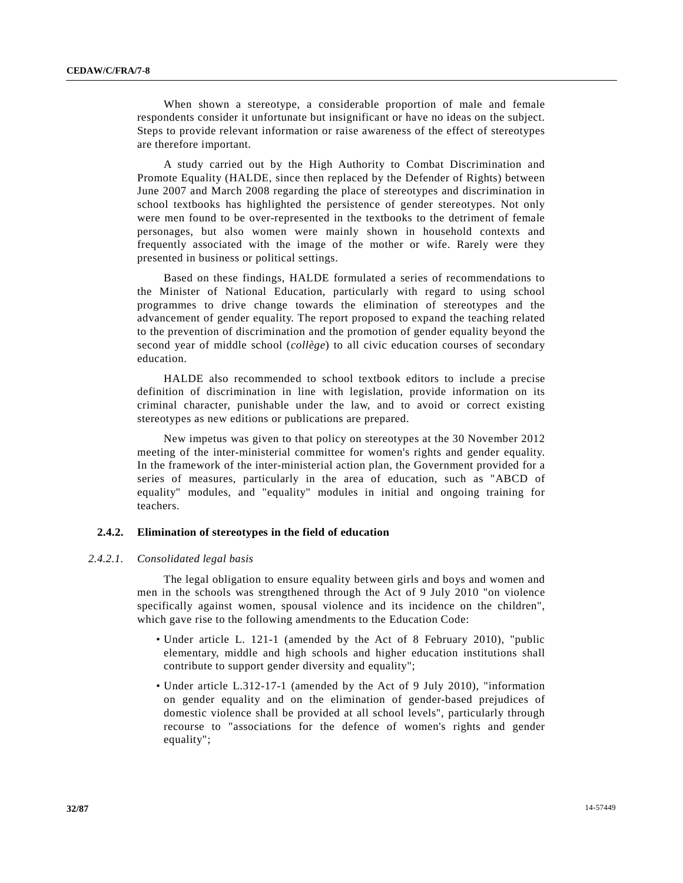When shown a stereotype, a considerable proportion of male and female respondents consider it unfortunate but insignificant or have no ideas on the subject. Steps to provide relevant information or raise awareness of the effect of stereotypes are therefore important.

A study carried out by the High Authority to Combat Discrimination and Promote Equality (HALDE, since then replaced by the Defender of Rights) between June 2007 and March 2008 regarding the place of stereotypes and discrimination in school textbooks has highlighted the persistence of gender stereotypes. Not only were men found to be over-represented in the textbooks to the detriment of female personages, but also women were mainly shown in household contexts and frequently associated with the image of the mother or wife. Rarely were they presented in business or political settings.

Based on these findings, HALDE formulated a series of recommendations to the Minister of National Education, particularly with regard to using school programmes to drive change towards the elimination of stereotypes and the advancement of gender equality. The report proposed to expand the teaching related to the prevention of discrimination and the promotion of gender equality beyond the second year of middle school (*collège*) to all civic education courses of secondary education.

HALDE also recommended to school textbook editors to include a precise definition of discrimination in line with legislation, provide information on its criminal character, punishable under the law, and to avoid or correct existing stereotypes as new editions or publications are prepared.

New impetus was given to that policy on stereotypes at the 30 November 2012 meeting of the inter-ministerial committee for women's rights and gender equality. In the framework of the inter-ministerial action plan, the Government provided for a series of measures, particularly in the area of education, such as "ABCD of equality" modules, and "equality" modules in initial and ongoing training for teachers.

### 2.4.2. Elimination of stereotypes in the field of education

#### *2.4.2.1. Consolidated legal basis*

The legal obligation to ensure equality between girls and boys and women and men in the schools was strengthened through the Act of 9 July 2010 "on violence specifically against women, spousal violence and its incidence on the children", which gave rise to the following amendments to the Education Code:

- Under article L. 121-1 (amended by the Act of 8 February 2010), "public elementary, middle and high schools and higher education institutions shall contribute to support gender diversity and equality";
- Under article L.312-17-1 (amended by the Act of 9 July 2010), "information on gender equality and on the elimination of gender-based prejudices of domestic violence shall be provided at all school levels", particularly through recourse to "associations for the defence of women's rights and gender equality";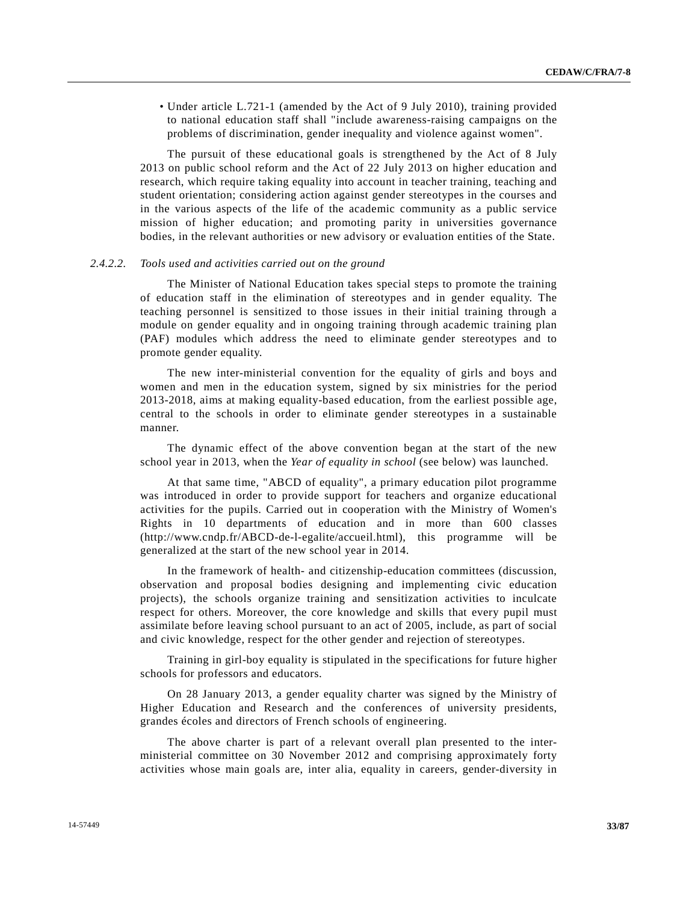- Under article L.721-1 (amended by the Act of 9 July 2010), training provided to national education staff shall "include awareness-raising campaigns on the problems of discrimination, gender inequality and violence against women".

The pursuit of these educational goals is strengthened by the Act of 8 July 2013 on public school reform and the Act of 22 July 2013 on higher education and research, which require taking equality into account in teacher training, teaching and student orientation; considering action against gender stereotypes in the courses and in the various aspects of the life of the academic community as a public service mission of higher education; and promoting parity in universities governance bodies, in the relevant authorities or new advisory or evaluation entities of the State.

#### 2.4.2.2. *Tools used and activities carried out on the ground*

The Minister of National Education takes special steps to promote the training of education staff in the elimination of stereotypes and in gender equality. The teaching personnel is sensitized to those issues in their initial training through a module on gender equality and in ongoing training through academic training plan (PAF) modules which address the need to eliminate gender stereotypes and to promote gender equality.

The new inter-ministerial convention for the equality of girls and boys and women and men in the education system, signed by six ministries for the period 2013-2018, aims at making equality-based education, from the earliest possible age, central to the schools in order to eliminate gender stereotypes in a sustainable manner.

The dynamic effect of the above convention began at the start of the new school year in 2013, when the *Year of equality in school* (see below) was launched.

At that same time, "ABCD of equality", a primary education pilot programme was introduced in order to provide support for teachers and organize educational activities for the pupils. Carried out in cooperation with the Ministry of Women's Rights in 10 departments of education and in more than 600 classes (http://www.cndp.fr/ABCD-de-l-egalite/accueil.html), this programme will be generalized at the start of the new school year in 2014.

In the framework of health- and citizenship-education committees (discussion, observation and proposal bodies designing and implementing civic education projects), the schools organize training and sensitization activities to inculcate respect for others. Moreover, the core knowledge and skills that every pupil must assimilate before leaving school pursuant to an act of 2005, include, as part of social and civic knowledge, respect for the other gender and rejection of stereotypes.

Training in girl-boy equality is stipulated in the specifications for future higher schools for professors and educators.

On 28 January 2013, a gender equality charter was signed by the Ministry of Higher Education and Research and the conferences of university presidents, grandes écoles and directors of French schools of engineering.

The above charter is part of a relevant overall plan presented to the inter-ministerial committee on 30 November 2012 and comprising approximately forty activities whose main goals are, inter alia, equality in careers, gender-diversity in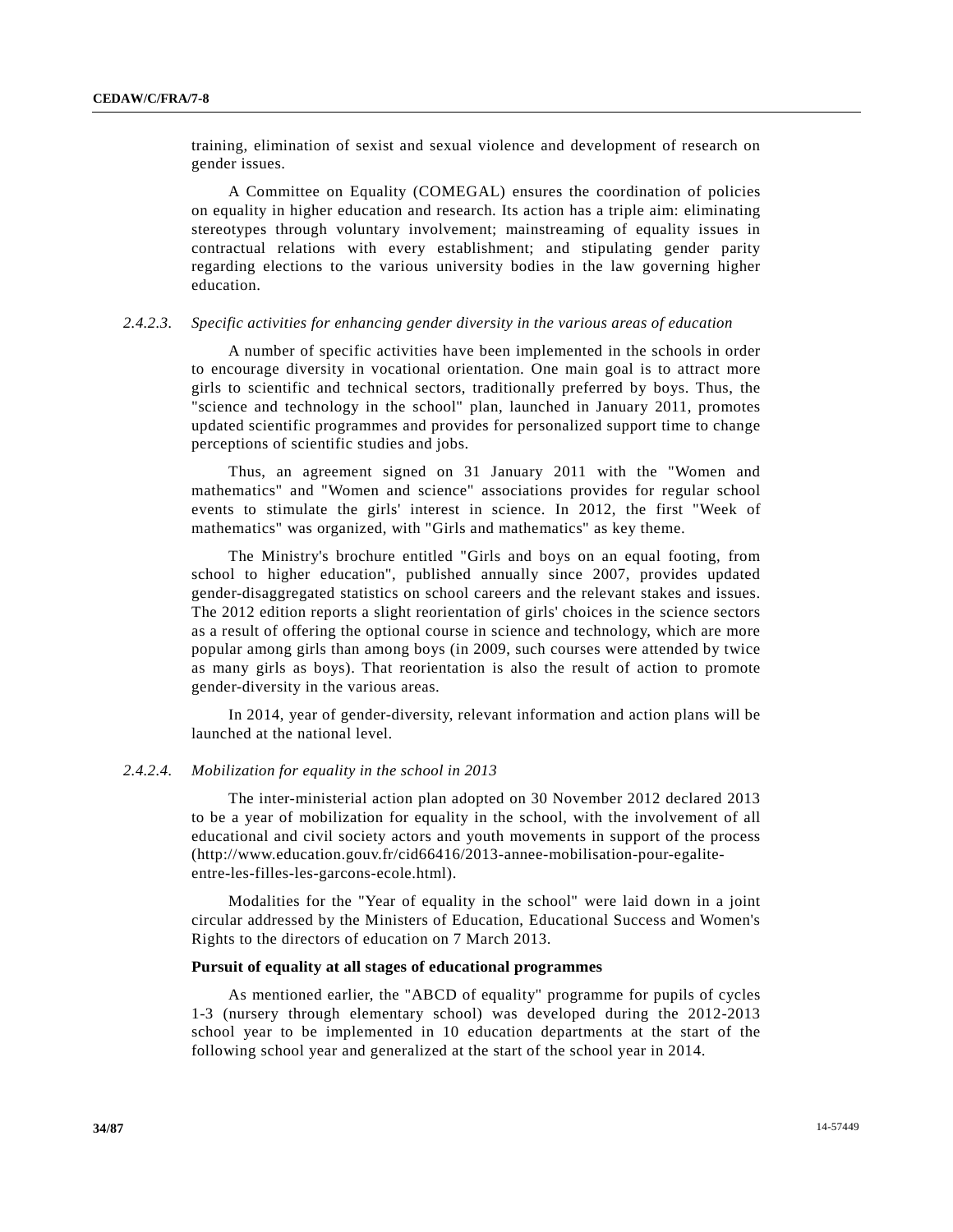training, elimination of sexist and sexual violence and development of research on gender issues.

A Committee on Equality (COMEGAL) ensures the coordination of policies on equality in higher education and research. Its action has a triple aim: eliminating stereotypes through voluntary involvement; mainstreaming of equality issues in contractual relations with every establishment; and stipulating gender parity regarding elections to the various university bodies in the law governing higher education.

#### 2.4.2.3. *Specific activities for enhancing gender diversity in the various areas of education*

A number of specific activities have been implemented in the schools in order to encourage diversity in vocational orientation. One main goal is to attract more girls to scientific and technical sectors, traditionally preferred by boys. Thus, the "science and technology in the school" plan, launched in January 2011, promotes updated scientific programmes and provides for personalized support time to change perceptions of scientific studies and jobs.

Thus, an agreement signed on 31 January 2011 with the "Women and mathematics" and "Women and science" associations provides for regular school events to stimulate the girls' interest in science. In 2012, the first "Week of mathematics" was organized, with "Girls and mathematics" as key theme.

The Ministry's brochure entitled "Girls and boys on an equal footing, from school to higher education", published annually since 2007, provides updated gender-disaggregated statistics on school careers and the relevant stakes and issues. The 2012 edition reports a slight reorientation of girls' choices in the science sectors as a result of offering the optional course in science and technology, which are more popular among girls than among boys (in 2009, such courses were attended by twice as many girls as boys). That reorientation is also the result of action to promote gender-diversity in the various areas.

In 2014, year of gender-diversity, relevant information and action plans will be launched at the national level.

#### 2.4.2.4. *Mobilization for equality in the school in 2013*

The inter-ministerial action plan adopted on 30 November 2012 declared 2013 to be a year of mobilization for equality in the school, with the involvement of all educational and civil society actors and youth movements in support of the process (http://www.education.gouv.fr/cid66416/2013-annee-mobilisation-pour-egalite-entre-les-filles-les-garcons-ecole.html).

Modalities for the "Year of equality in the school" were laid down in a joint circular addressed by the Ministers of Education, Educational Success and Women's Rights to the directors of education on 7 March 2013.

**Pursuit of equality at all stages of educational programmes**

As mentioned earlier, the "ABCD of equality" programme for pupils of cycles 1-3 (nursery through elementary school) was developed during the 2012-2013 school year to be implemented in 10 education departments at the start of the following school year and generalized at the start of the school year in 2014.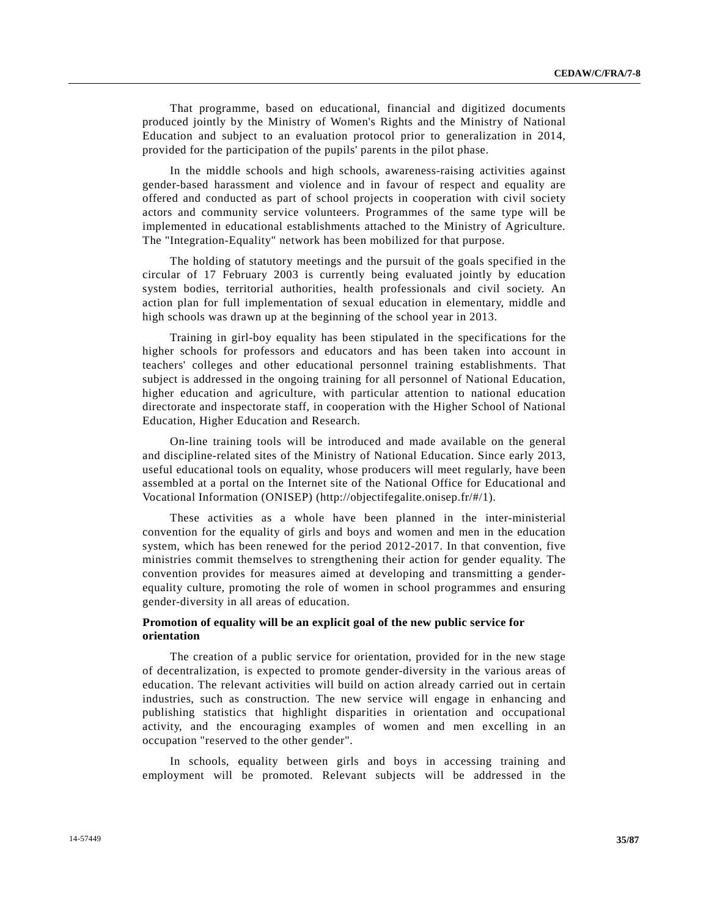That programme, based on educational, financial and digitized documents produced jointly by the Ministry of Women's Rights and the Ministry of National Education and subject to an evaluation protocol prior to generalization in 2014, provided for the participation of the pupils' parents in the pilot phase.

In the middle schools and high schools, awareness-raising activities against gender-based harassment and violence and in favour of respect and equality are offered and conducted as part of school projects in cooperation with civil society actors and community service volunteers. Programmes of the same type will be implemented in educational establishments attached to the Ministry of Agriculture. The "Integration-Equality" network has been mobilized for that purpose.

The holding of statutory meetings and the pursuit of the goals specified in the circular of 17 February 2003 is currently being evaluated jointly by education system bodies, territorial authorities, health professionals and civil society. An action plan for full implementation of sexual education in elementary, middle and high schools was drawn up at the beginning of the school year in 2013.

Training in girl-boy equality has been stipulated in the specifications for the higher schools for professors and educators and has been taken into account in teachers' colleges and other educational personnel training establishments. That subject is addressed in the ongoing training for all personnel of National Education, higher education and agriculture, with particular attention to national education directorate and inspectorate staff, in cooperation with the Higher School of National Education, Higher Education and Research.

On-line training tools will be introduced and made available on the general and discipline-related sites of the Ministry of National Education. Since early 2013, useful educational tools on equality, whose producers will meet regularly, have been assembled at a portal on the Internet site of the National Office for Educational and Vocational Information (ONISEP) (http://objectifegalite.onisep.fr/#/1).

These activities as a whole have been planned in the inter-ministerial convention for the equality of girls and boys and women and men in the education system, which has been renewed for the period 2012-2017. In that convention, five ministries commit themselves to strengthening their action for gender equality. The convention provides for measures aimed at developing and transmitting a gender-equality culture, promoting the role of women in school programmes and ensuring gender-diversity in all areas of education.

**Promotion of equality will be an explicit goal of the new public service for orientation**

The creation of a public service for orientation, provided for in the new stage of decentralization, is expected to promote gender-diversity in the various areas of education. The relevant activities will build on action already carried out in certain industries, such as construction. The new service will engage in enhancing and publishing statistics that highlight disparities in orientation and occupational activity, and the encouraging examples of women and men excelling in an occupation "reserved to the other gender".

In schools, equality between girls and boys in accessing training and employment will be promoted. Relevant subjects will be addressed in the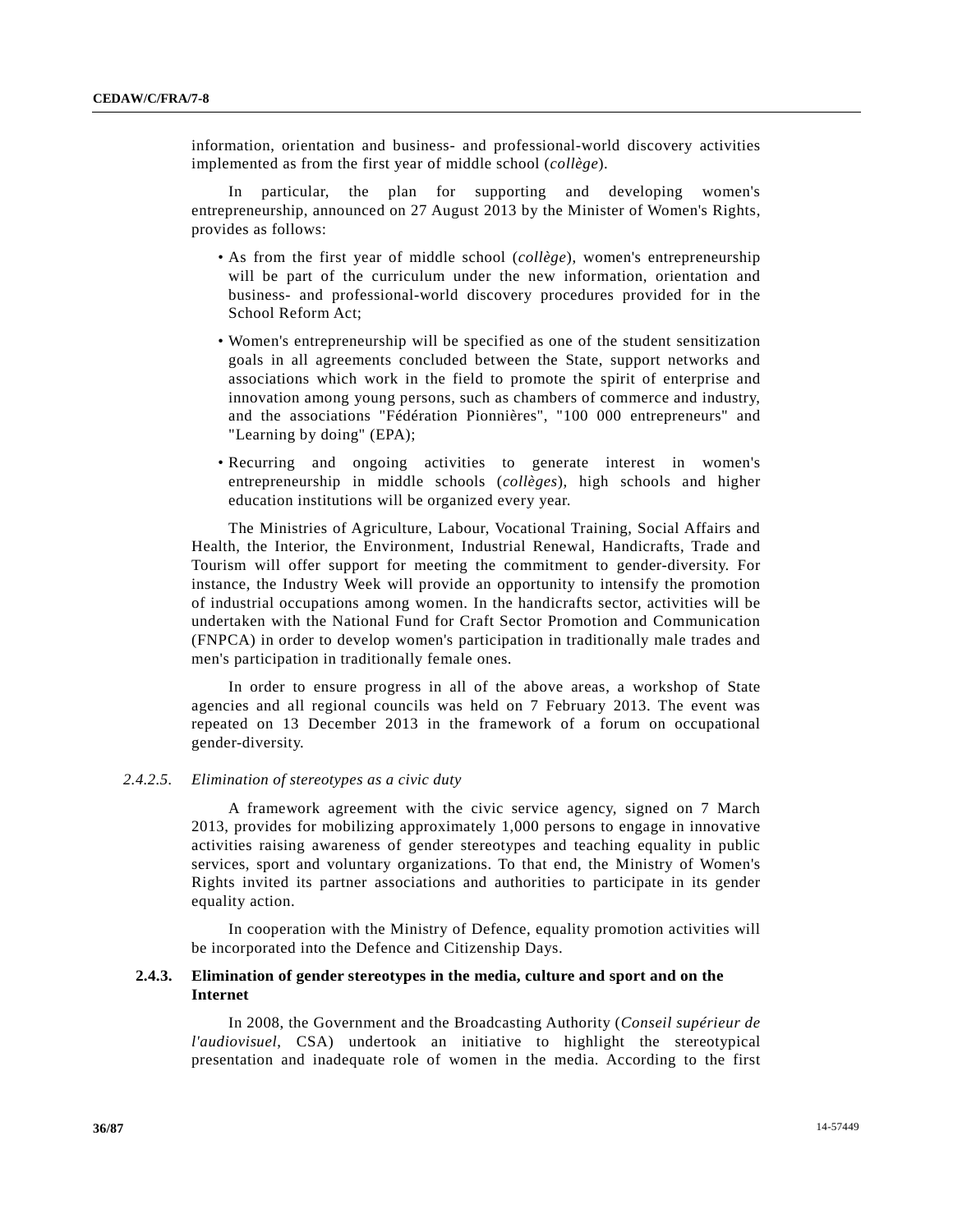information, orientation and business- and professional-world discovery activities implemented as from the first year of middle school (*collège*).

In particular, the plan for supporting and developing women's entrepreneurship, announced on 27 August 2013 by the Minister of Women's Rights, provides as follows:

- As from the first year of middle school (*collège*), women's entrepreneurship will be part of the curriculum under the new information, orientation and business- and professional-world discovery procedures provided for in the School Reform Act;
- Women's entrepreneurship will be specified as one of the student sensitization goals in all agreements concluded between the State, support networks and associations which work in the field to promote the spirit of enterprise and innovation among young persons, such as chambers of commerce and industry, and the associations "Fédération Pionnières", "100 000 entrepreneurs" and "Learning by doing" (EPA);
- Recurring and ongoing activities to generate interest in women's entrepreneurship in middle schools (*collèges*), high schools and higher education institutions will be organized every year.

The Ministries of Agriculture, Labour, Vocational Training, Social Affairs and Health, the Interior, the Environment, Industrial Renewal, Handicrafts, Trade and Tourism will offer support for meeting the commitment to gender-diversity. For instance, the Industry Week will provide an opportunity to intensify the promotion of industrial occupations among women. In the handicrafts sector, activities will be undertaken with the National Fund for Craft Sector Promotion and Communication (FNPCA) in order to develop women's participation in traditionally male trades and men's participation in traditionally female ones.

In order to ensure progress in all of the above areas, a workshop of State agencies and all regional councils was held on 7 February 2013. The event was repeated on 13 December 2013 in the framework of a forum on occupational gender-diversity.

#### 2.4.2.5. *Elimination of stereotypes as a civic duty*

A framework agreement with the civic service agency, signed on 7 March 2013, provides for mobilizing approximately 1,000 persons to engage in innovative activities raising awareness of gender stereotypes and teaching equality in public services, sport and voluntary organizations. To that end, the Ministry of Women's Rights invited its partner associations and authorities to participate in its gender equality action.

In cooperation with the Ministry of Defence, equality promotion activities will be incorporated into the Defence and Citizenship Days.

### 2.4.3. Elimination of gender stereotypes in the media, culture and sport and on the Internet

In 2008, the Government and the Broadcasting Authority (*Conseil supérieur de l'audiovisuel*, CSA) undertook an initiative to highlight the stereotypical presentation and inadequate role of women in the media. According to the first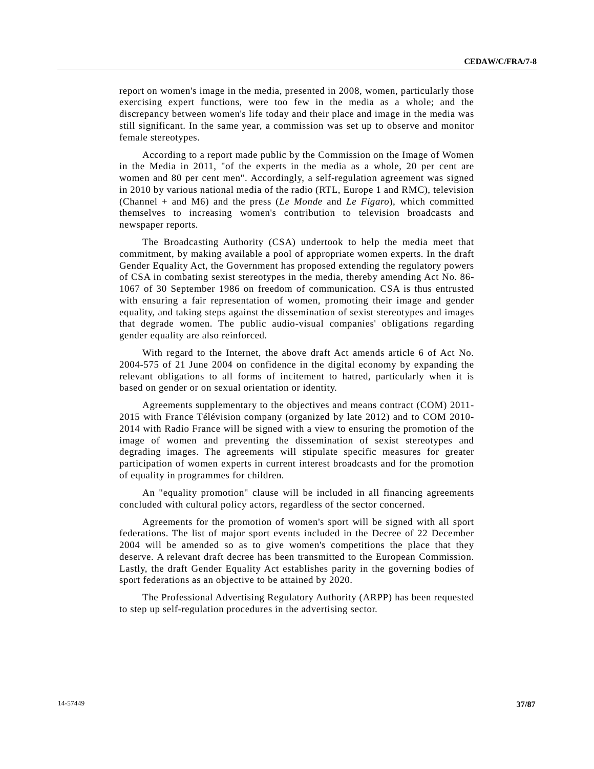report on women's image in the media, presented in 2008, women, particularly those exercising expert functions, were too few in the media as a whole; and the discrepancy between women's life today and their place and image in the media was still significant. In the same year, a commission was set up to observe and monitor female stereotypes.

According to a report made public by the Commission on the Image of Women in the Media in 2011, "of the experts in the media as a whole, 20 per cent are women and 80 per cent men". Accordingly, a self-regulation agreement was signed in 2010 by various national media of the radio (RTL, Europe 1 and RMC), television (Channel + and M6) and the press (*Le Monde* and *Le Figaro*), which committed themselves to increasing women's contribution to television broadcasts and newspaper reports.

The Broadcasting Authority (CSA) undertook to help the media meet that commitment, by making available a pool of appropriate women experts. In the draft Gender Equality Act, the Government has proposed extending the regulatory powers of CSA in combating sexist stereotypes in the media, thereby amending Act No. 86-1067 of 30 September 1986 on freedom of communication. CSA is thus entrusted with ensuring a fair representation of women, promoting their image and gender equality, and taking steps against the dissemination of sexist stereotypes and images that degrade women. The public audio-visual companies' obligations regarding gender equality are also reinforced.

With regard to the Internet, the above draft Act amends article 6 of Act No. 2004-575 of 21 June 2004 on confidence in the digital economy by expanding the relevant obligations to all forms of incitement to hatred, particularly when it is based on gender or on sexual orientation or identity.

Agreements supplementary to the objectives and means contract (COM) 2011-2015 with France Télévision company (organized by late 2012) and to COM 2010-2014 with Radio France will be signed with a view to ensuring the promotion of the image of women and preventing the dissemination of sexist stereotypes and degrading images. The agreements will stipulate specific measures for greater participation of women experts in current interest broadcasts and for the promotion of equality in programmes for children.

An "equality promotion" clause will be included in all financing agreements concluded with cultural policy actors, regardless of the sector concerned.

Agreements for the promotion of women's sport will be signed with all sport federations. The list of major sport events included in the Decree of 22 December 2004 will be amended so as to give women's competitions the place that they deserve. A relevant draft decree has been transmitted to the European Commission. Lastly, the draft Gender Equality Act establishes parity in the governing bodies of sport federations as an objective to be attained by 2020.

The Professional Advertising Regulatory Authority (ARPP) has been requested to step up self-regulation procedures in the advertising sector.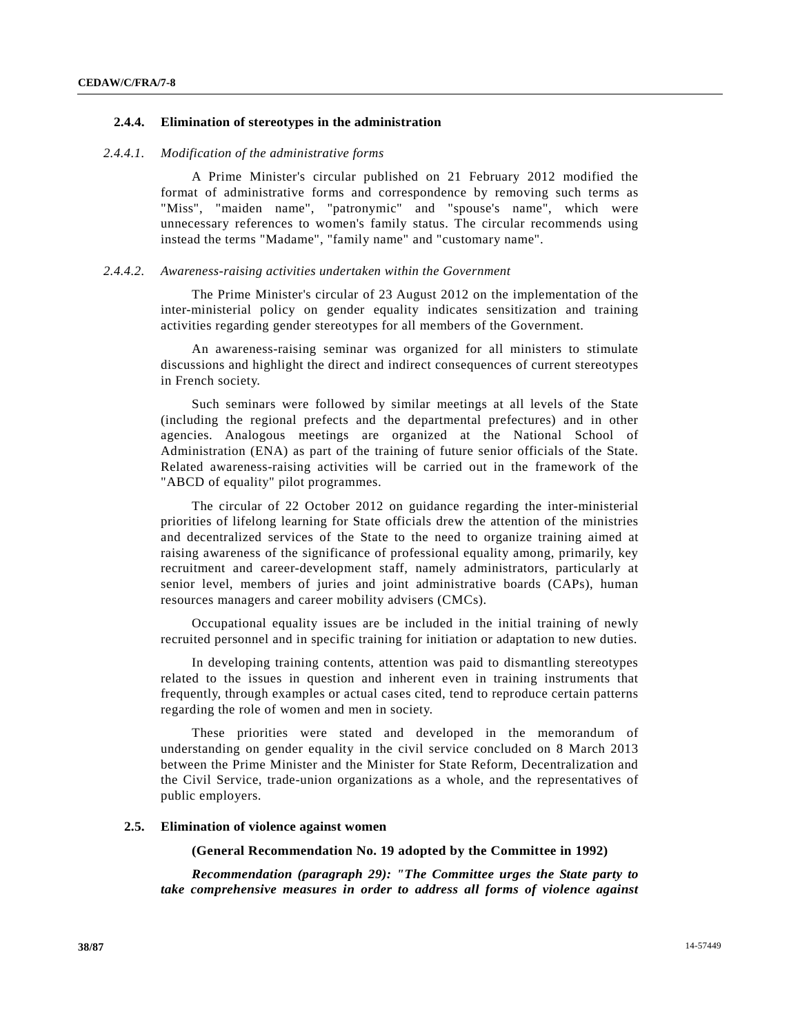### 2.4.4. Elimination of stereotypes in the administration

#### *2.4.4.1. Modification of the administrative forms*

A Prime Minister's circular published on 21 February 2012 modified the format of administrative forms and correspondence by removing such terms as "Miss", "maiden name", "patronymic" and "spouse's name", which were unnecessary references to women's family status. The circular recommends using instead the terms "Madame", "family name" and "customary name".

#### *2.4.4.2. Awareness-raising activities undertaken within the Government*

The Prime Minister's circular of 23 August 2012 on the implementation of the inter-ministerial policy on gender equality indicates sensitization and training activities regarding gender stereotypes for all members of the Government.

An awareness-raising seminar was organized for all ministers to stimulate discussions and highlight the direct and indirect consequences of current stereotypes in French society.

Such seminars were followed by similar meetings at all levels of the State (including the regional prefects and the departmental prefectures) and in other agencies. Analogous meetings are organized at the National School of Administration (ENA) as part of the training of future senior officials of the State. Related awareness-raising activities will be carried out in the framework of the "ABCD of equality" pilot programmes.

The circular of 22 October 2012 on guidance regarding the inter-ministerial priorities of lifelong learning for State officials drew the attention of the ministries and decentralized services of the State to the need to organize training aimed at raising awareness of the significance of professional equality among, primarily, key recruitment and career-development staff, namely administrators, particularly at senior level, members of juries and joint administrative boards (CAPs), human resources managers and career mobility advisers (CMCs).

Occupational equality issues are be included in the initial training of newly recruited personnel and in specific training for initiation or adaptation to new duties.

In developing training contents, attention was paid to dismantling stereotypes related to the issues in question and inherent even in training instruments that frequently, through examples or actual cases cited, tend to reproduce certain patterns regarding the role of women and men in society.

These priorities were stated and developed in the memorandum of understanding on gender equality in the civil service concluded on 8 March 2013 between the Prime Minister and the Minister for State Reform, Decentralization and the Civil Service, trade-union organizations as a whole, and the representatives of public employers.

### 2.5. Elimination of violence against women

**(General Recommendation No. 19 adopted by the Committee in 1992)**

***Recommendation (paragraph 29): "The Committee urges the State party to take comprehensive measures in order to address all forms of violence against***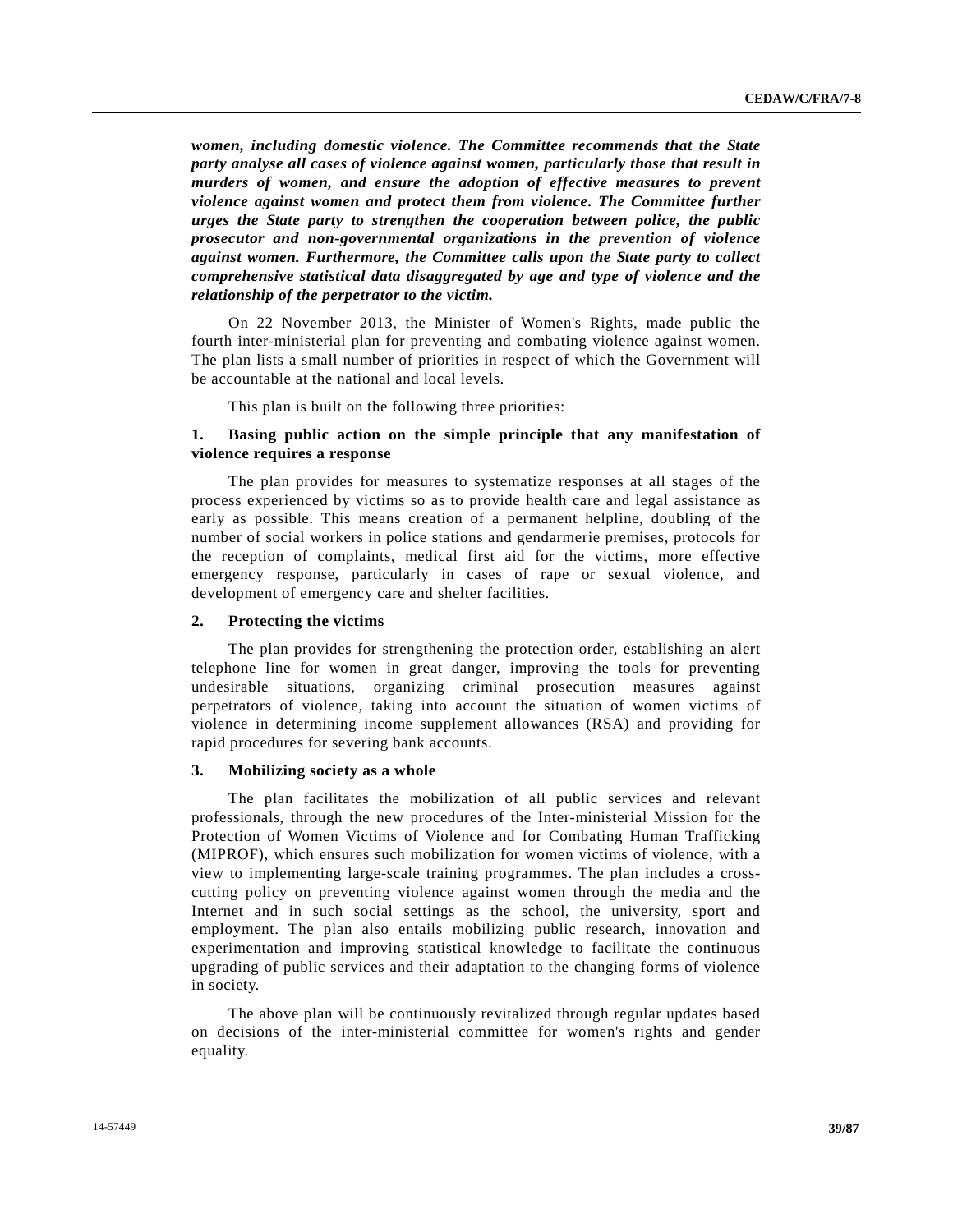***women, including domestic violence. The Committee recommends that the State party analyse all cases of violence against women, particularly those that result in murders of women, and ensure the adoption of effective measures to prevent violence against women and protect them from violence. The Committee further urges the State party to strengthen the cooperation between police, the public prosecutor and non-governmental organizations in the prevention of violence against women. Furthermore, the Committee calls upon the State party to collect comprehensive statistical data disaggregated by age and type of violence and the relationship of the perpetrator to the victim.***

On 22 November 2013, the Minister of Women's Rights, made public the fourth inter-ministerial plan for preventing and combating violence against women. The plan lists a small number of priorities in respect of which the Government will be accountable at the national and local levels.

This plan is built on the following three priorities:

**1. Basing public action on the simple principle that any manifestation of violence requires a response**

The plan provides for measures to systematize responses at all stages of the process experienced by victims so as to provide health care and legal assistance as early as possible. This means creation of a permanent helpline, doubling of the number of social workers in police stations and gendarmerie premises, protocols for the reception of complaints, medical first aid for the victims, more effective emergency response, particularly in cases of rape or sexual violence, and development of emergency care and shelter facilities.

**2. Protecting the victims**

The plan provides for strengthening the protection order, establishing an alert telephone line for women in great danger, improving the tools for preventing undesirable situations, organizing criminal prosecution measures against perpetrators of violence, taking into account the situation of women victims of violence in determining income supplement allowances (RSA) and providing for rapid procedures for severing bank accounts.

**3. Mobilizing society as a whole**

The plan facilitates the mobilization of all public services and relevant professionals, through the new procedures of the Inter-ministerial Mission for the Protection of Women Victims of Violence and for Combating Human Trafficking (MIPROF), which ensures such mobilization for women victims of violence, with a view to implementing large-scale training programmes. The plan includes a cross-cutting policy on preventing violence against women through the media and the Internet and in such social settings as the school, the university, sport and employment. The plan also entails mobilizing public research, innovation and experimentation and improving statistical knowledge to facilitate the continuous upgrading of public services and their adaptation to the changing forms of violence in society.

The above plan will be continuously revitalized through regular updates based on decisions of the inter-ministerial committee for women's rights and gender equality.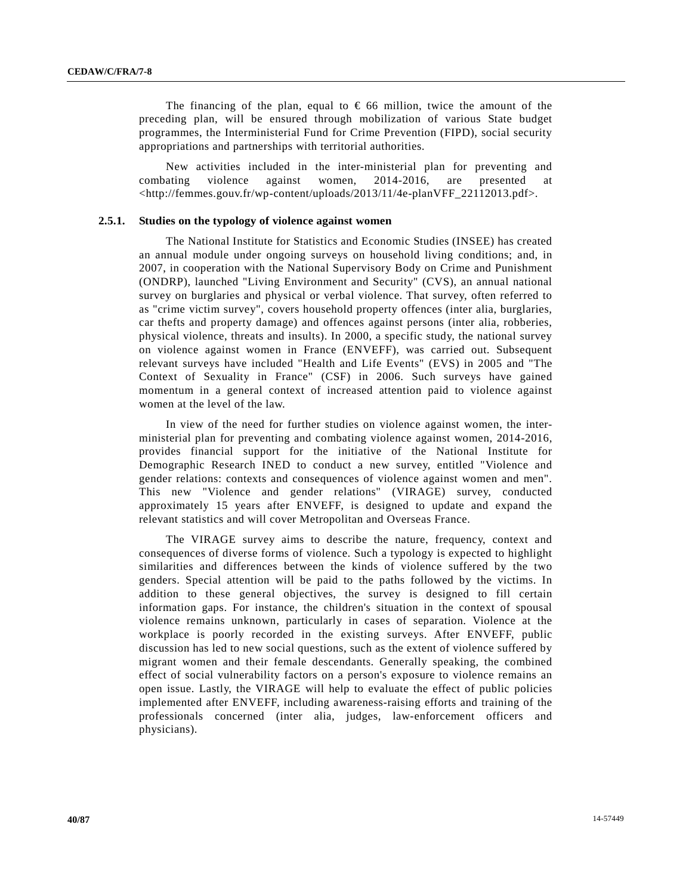The financing of the plan, equal to € 66 million, twice the amount of the preceding plan, will be ensured through mobilization of various State budget programmes, the Interministerial Fund for Crime Prevention (FIPD), social security appropriations and partnerships with territorial authorities.

New activities included in the inter-ministerial plan for preventing and combating violence against women, 2014-2016, are presented at <http://femmes.gouv.fr/wp-content/uploads/2013/11/4e-planVFF_22112013.pdf>.

### 2.5.1. Studies on the typology of violence against women

The National Institute for Statistics and Economic Studies (INSEE) has created an annual module under ongoing surveys on household living conditions; and, in 2007, in cooperation with the National Supervisory Body on Crime and Punishment (ONDRP), launched "Living Environment and Security" (CVS), an annual national survey on burglaries and physical or verbal violence. That survey, often referred to as "crime victim survey", covers household property offences (inter alia, burglaries, car thefts and property damage) and offences against persons (inter alia, robberies, physical violence, threats and insults). In 2000, a specific study, the national survey on violence against women in France (ENVEFF), was carried out. Subsequent relevant surveys have included "Health and Life Events" (EVS) in 2005 and "The Context of Sexuality in France" (CSF) in 2006. Such surveys have gained momentum in a general context of increased attention paid to violence against women at the level of the law.

In view of the need for further studies on violence against women, the inter-ministerial plan for preventing and combating violence against women, 2014-2016, provides financial support for the initiative of the National Institute for Demographic Research INED to conduct a new survey, entitled "Violence and gender relations: contexts and consequences of violence against women and men". This new "Violence and gender relations" (VIRAGE) survey, conducted approximately 15 years after ENVEFF, is designed to update and expand the relevant statistics and will cover Metropolitan and Overseas France.

The VIRAGE survey aims to describe the nature, frequency, context and consequences of diverse forms of violence. Such a typology is expected to highlight similarities and differences between the kinds of violence suffered by the two genders. Special attention will be paid to the paths followed by the victims. In addition to these general objectives, the survey is designed to fill certain information gaps. For instance, the children's situation in the context of spousal violence remains unknown, particularly in cases of separation. Violence at the workplace is poorly recorded in the existing surveys. After ENVEFF, public discussion has led to new social questions, such as the extent of violence suffered by migrant women and their female descendants. Generally speaking, the combined effect of social vulnerability factors on a person's exposure to violence remains an open issue. Lastly, the VIRAGE will help to evaluate the effect of public policies implemented after ENVEFF, including awareness-raising efforts and training of the professionals concerned (inter alia, judges, law-enforcement officers and physicians).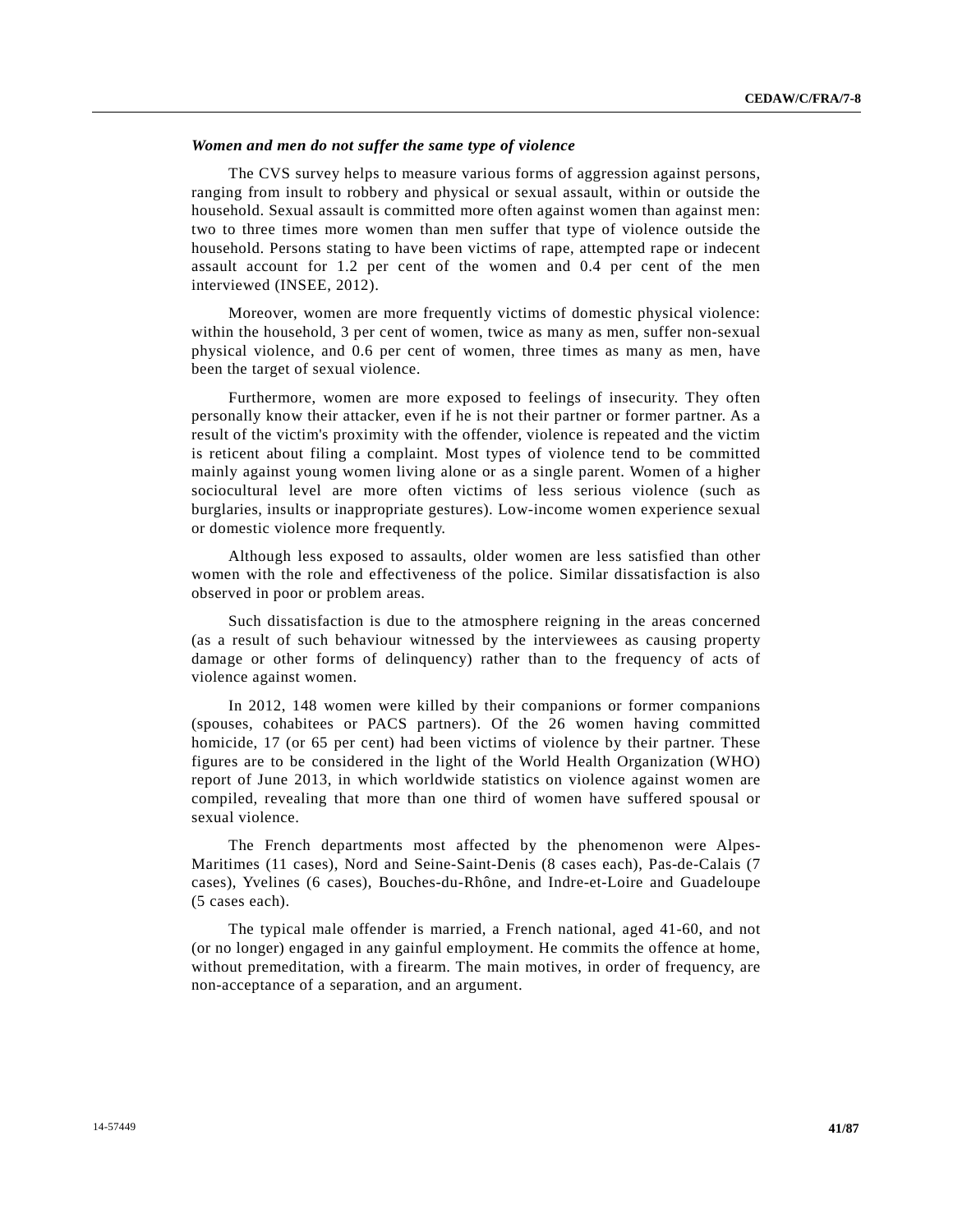*Women and men do not suffer the same type of violence*

The CVS survey helps to measure various forms of aggression against persons, ranging from insult to robbery and physical or sexual assault, within or outside the household. Sexual assault is committed more often against women than against men: two to three times more women than men suffer that type of violence outside the household. Persons stating to have been victims of rape, attempted rape or indecent assault account for 1.2 per cent of the women and 0.4 per cent of the men interviewed (INSEE, 2012).

Moreover, women are more frequently victims of domestic physical violence: within the household, 3 per cent of women, twice as many as men, suffer non-sexual physical violence, and 0.6 per cent of women, three times as many as men, have been the target of sexual violence.

Furthermore, women are more exposed to feelings of insecurity. They often personally know their attacker, even if he is not their partner or former partner. As a result of the victim's proximity with the offender, violence is repeated and the victim is reticent about filing a complaint. Most types of violence tend to be committed mainly against young women living alone or as a single parent. Women of a higher sociocultural level are more often victims of less serious violence (such as burglaries, insults or inappropriate gestures). Low-income women experience sexual or domestic violence more frequently.

Although less exposed to assaults, older women are less satisfied than other women with the role and effectiveness of the police. Similar dissatisfaction is also observed in poor or problem areas.

Such dissatisfaction is due to the atmosphere reigning in the areas concerned (as a result of such behaviour witnessed by the interviewees as causing property damage or other forms of delinquency) rather than to the frequency of acts of violence against women.

In 2012, 148 women were killed by their companions or former companions (spouses, cohabitees or PACS partners). Of the 26 women having committed homicide, 17 (or 65 per cent) had been victims of violence by their partner. These figures are to be considered in the light of the World Health Organization (WHO) report of June 2013, in which worldwide statistics on violence against women are compiled, revealing that more than one third of women have suffered spousal or sexual violence.

The French departments most affected by the phenomenon were Alpes-Maritimes (11 cases), Nord and Seine-Saint-Denis (8 cases each), Pas-de-Calais (7 cases), Yvelines (6 cases), Bouches-du-Rhône, and Indre-et-Loire and Guadeloupe (5 cases each).

The typical male offender is married, a French national, aged 41-60, and not (or no longer) engaged in any gainful employment. He commits the offence at home, without premeditation, with a firearm. The main motives, in order of frequency, are non-acceptance of a separation, and an argument.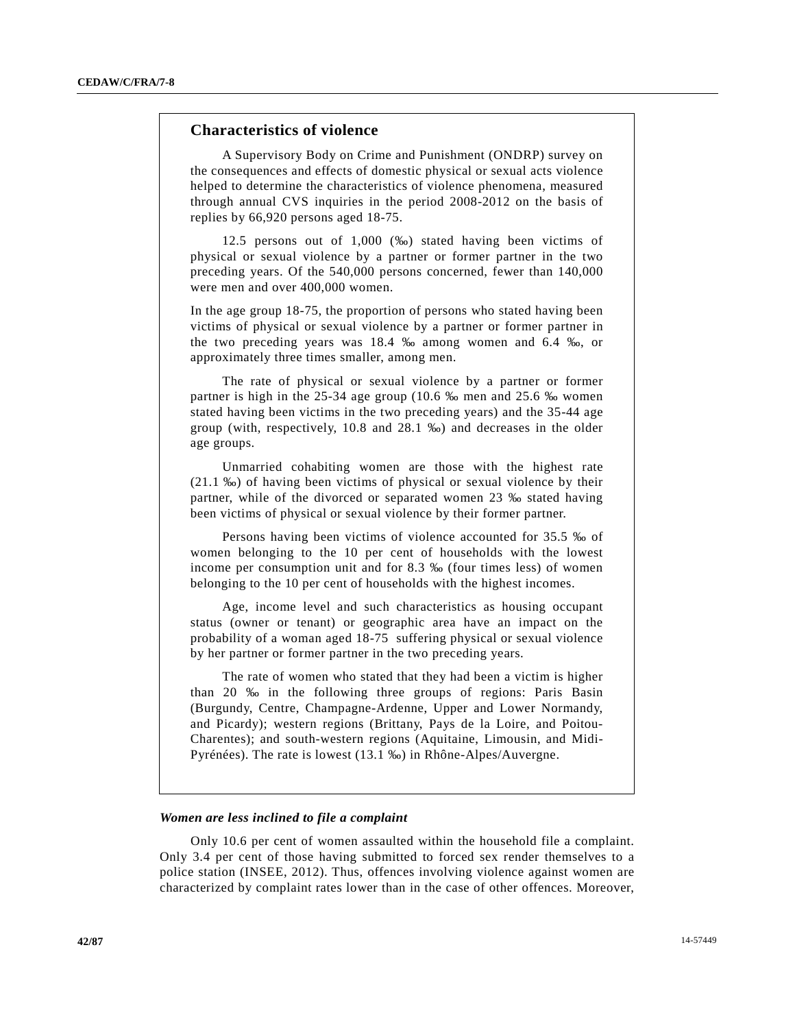## Characteristics of violence

A Supervisory Body on Crime and Punishment (ONDRP) survey on the consequences and effects of domestic physical or sexual acts violence helped to determine the characteristics of violence phenomena, measured through annual CVS inquiries in the period 2008-2012 on the basis of replies by 66,920 persons aged 18-75.

12.5 persons out of 1,000 (‰) stated having been victims of physical or sexual violence by a partner or former partner in the two preceding years. Of the 540,000 persons concerned, fewer than 140,000 were men and over 400,000 women.

In the age group 18-75, the proportion of persons who stated having been victims of physical or sexual violence by a partner or former partner in the two preceding years was 18.4 ‰ among women and 6.4 ‰, or approximately three times smaller, among men.

The rate of physical or sexual violence by a partner or former partner is high in the 25-34 age group (10.6 ‰ men and 25.6 ‰ women stated having been victims in the two preceding years) and the 35-44 age group (with, respectively, 10.8 and 28.1 ‰) and decreases in the older age groups.

Unmarried cohabiting women are those with the highest rate (21.1 ‰) of having been victims of physical or sexual violence by their partner, while of the divorced or separated women 23 ‰ stated having been victims of physical or sexual violence by their former partner.

Persons having been victims of violence accounted for 35.5 ‰ of women belonging to the 10 per cent of households with the lowest income per consumption unit and for 8.3 ‰ (four times less) of women belonging to the 10 per cent of households with the highest incomes.

Age, income level and such characteristics as housing occupant status (owner or tenant) or geographic area have an impact on the probability of a woman aged 18-75 suffering physical or sexual violence by her partner or former partner in the two preceding years.

The rate of women who stated that they had been a victim is higher than 20 ‰ in the following three groups of regions: Paris Basin (Burgundy, Centre, Champagne-Ardenne, Upper and Lower Normandy, and Picardy); western regions (Brittany, Pays de la Loire, and Poitou-Charentes); and south-western regions (Aquitaine, Limousin, and Midi-Pyrénées). The rate is lowest (13.1 ‰) in Rhône-Alpes/Auvergne.

### *Women are less inclined to file a complaint*

Only 10.6 per cent of women assaulted within the household file a complaint. Only 3.4 per cent of those having submitted to forced sex render themselves to a police station (INSEE, 2012). Thus, offences involving violence against women are characterized by complaint rates lower than in the case of other offences. Moreover,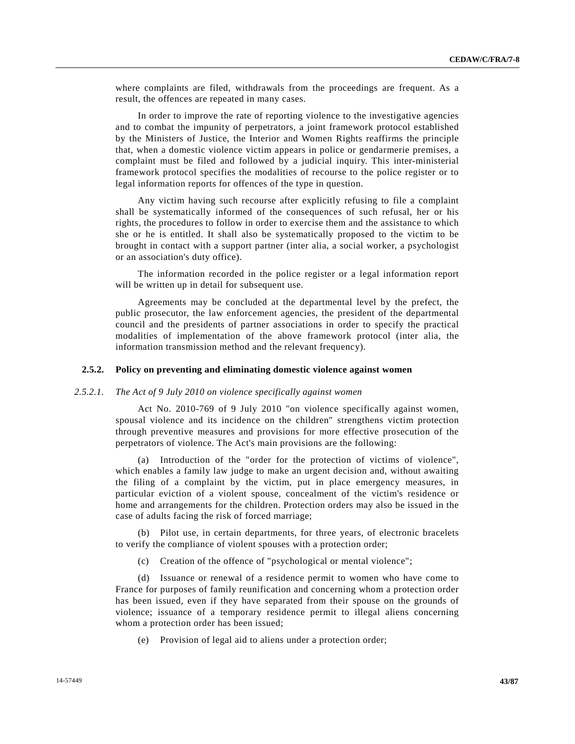where complaints are filed, withdrawals from the proceedings are frequent. As a result, the offences are repeated in many cases.

In order to improve the rate of reporting violence to the investigative agencies and to combat the impunity of perpetrators, a joint framework protocol established by the Ministers of Justice, the Interior and Women Rights reaffirms the principle that, when a domestic violence victim appears in police or gendarmerie premises, a complaint must be filed and followed by a judicial inquiry. This inter-ministerial framework protocol specifies the modalities of recourse to the police register or to legal information reports for offences of the type in question.

Any victim having such recourse after explicitly refusing to file a complaint shall be systematically informed of the consequences of such refusal, her or his rights, the procedures to follow in order to exercise them and the assistance to which she or he is entitled. It shall also be systematically proposed to the victim to be brought in contact with a support partner (inter alia, a social worker, a psychologist or an association's duty office).

The information recorded in the police register or a legal information report will be written up in detail for subsequent use.

Agreements may be concluded at the departmental level by the prefect, the public prosecutor, the law enforcement agencies, the president of the departmental council and the presidents of partner associations in order to specify the practical modalities of implementation of the above framework protocol (inter alia, the information transmission method and the relevant frequency).

### 2.5.2. Policy on preventing and eliminating domestic violence against women

#### *2.5.2.1. The Act of 9 July 2010 on violence specifically against women*

Act No. 2010-769 of 9 July 2010 "on violence specifically against women, spousal violence and its incidence on the children" strengthens victim protection through preventive measures and provisions for more effective prosecution of the perpetrators of violence. The Act's main provisions are the following:

(a) Introduction of the "order for the protection of victims of violence", which enables a family law judge to make an urgent decision and, without awaiting the filing of a complaint by the victim, put in place emergency measures, in particular eviction of a violent spouse, concealment of the victim's residence or home and arrangements for the children. Protection orders may also be issued in the case of adults facing the risk of forced marriage;

(b) Pilot use, in certain departments, for three years, of electronic bracelets to verify the compliance of violent spouses with a protection order;

(c) Creation of the offence of "psychological or mental violence";

(d) Issuance or renewal of a residence permit to women who have come to France for purposes of family reunification and concerning whom a protection order has been issued, even if they have separated from their spouse on the grounds of violence; issuance of a temporary residence permit to illegal aliens concerning whom a protection order has been issued;

(e) Provision of legal aid to aliens under a protection order;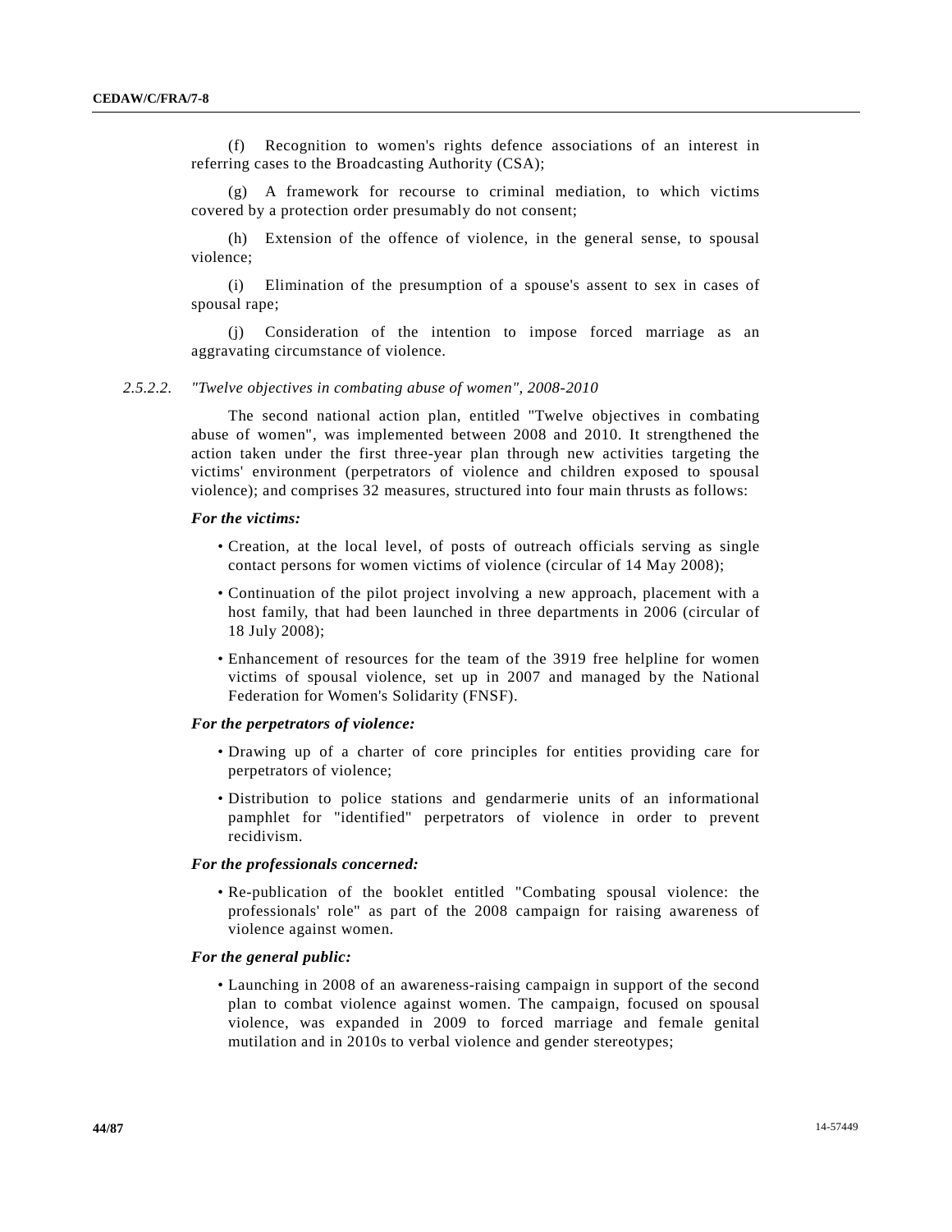(f) Recognition to women's rights defence associations of an interest in referring cases to the Broadcasting Authority (CSA);

(g) A framework for recourse to criminal mediation, to which victims covered by a protection order presumably do not consent;

(h) Extension of the offence of violence, in the general sense, to spousal violence;

(i) Elimination of the presumption of a spouse's assent to sex in cases of spousal rape;

(j) Consideration of the intention to impose forced marriage as an aggravating circumstance of violence.

#### *2.5.2.2. "Twelve objectives in combating abuse of women", 2008-2010*

The second national action plan, entitled "Twelve objectives in combating abuse of women", was implemented between 2008 and 2010. It strengthened the action taken under the first three-year plan through new activities targeting the victims' environment (perpetrators of violence and children exposed to spousal violence); and comprises 32 measures, structured into four main thrusts as follows:

***For the victims:***

- Creation, at the local level, of posts of outreach officials serving as single contact persons for women victims of violence (circular of 14 May 2008);
- Continuation of the pilot project involving a new approach, placement with a host family, that had been launched in three departments in 2006 (circular of 18 July 2008);
- Enhancement of resources for the team of the 3919 free helpline for women victims of spousal violence, set up in 2007 and managed by the National Federation for Women's Solidarity (FNSF).

***For the perpetrators of violence:***

- Drawing up of a charter of core principles for entities providing care for perpetrators of violence;
- Distribution to police stations and gendarmerie units of an informational pamphlet for "identified" perpetrators of violence in order to prevent recidivism.

***For the professionals concerned:***

- Re-publication of the booklet entitled "Combating spousal violence: the professionals' role" as part of the 2008 campaign for raising awareness of violence against women.

***For the general public:***

- Launching in 2008 of an awareness-raising campaign in support of the second plan to combat violence against women. The campaign, focused on spousal violence, was expanded in 2009 to forced marriage and female genital mutilation and in 2010s to verbal violence and gender stereotypes;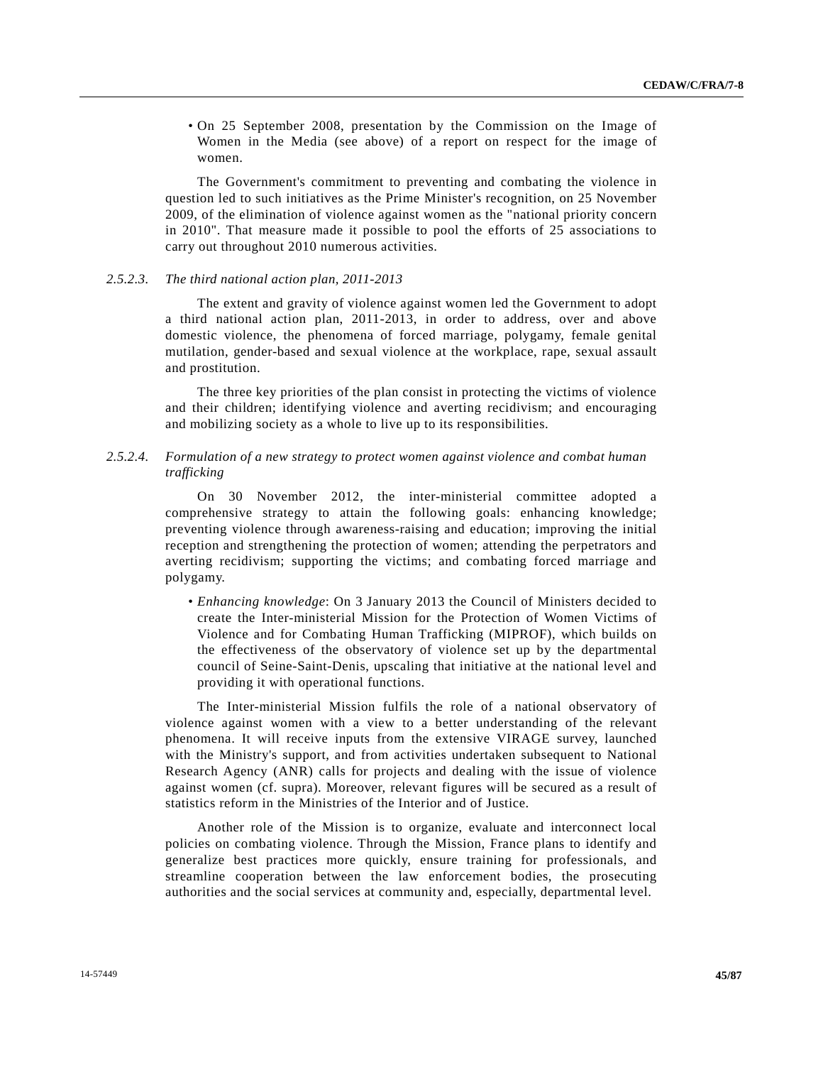- On 25 September 2008, presentation by the Commission on the Image of Women in the Media (see above) of a report on respect for the image of women.

The Government's commitment to preventing and combating the violence in question led to such initiatives as the Prime Minister's recognition, on 25 November 2009, of the elimination of violence against women as the "national priority concern in 2010". That measure made it possible to pool the efforts of 25 associations to carry out throughout 2010 numerous activities.

#### 2.5.2.3. *The third national action plan, 2011-2013*

The extent and gravity of violence against women led the Government to adopt a third national action plan, 2011-2013, in order to address, over and above domestic violence, the phenomena of forced marriage, polygamy, female genital mutilation, gender-based and sexual violence at the workplace, rape, sexual assault and prostitution.

The three key priorities of the plan consist in protecting the victims of violence and their children; identifying violence and averting recidivism; and encouraging and mobilizing society as a whole to live up to its responsibilities.

#### 2.5.2.4. *Formulation of a new strategy to protect women against violence and combat human trafficking*

On 30 November 2012, the inter-ministerial committee adopted a comprehensive strategy to attain the following goals: enhancing knowledge; preventing violence through awareness-raising and education; improving the initial reception and strengthening the protection of women; attending the perpetrators and averting recidivism; supporting the victims; and combating forced marriage and polygamy.

- *Enhancing knowledge*: On 3 January 2013 the Council of Ministers decided to create the Inter-ministerial Mission for the Protection of Women Victims of Violence and for Combating Human Trafficking (MIPROF), which builds on the effectiveness of the observatory of violence set up by the departmental council of Seine-Saint-Denis, upscaling that initiative at the national level and providing it with operational functions.

The Inter-ministerial Mission fulfils the role of a national observatory of violence against women with a view to a better understanding of the relevant phenomena. It will receive inputs from the extensive VIRAGE survey, launched with the Ministry's support, and from activities undertaken subsequent to National Research Agency (ANR) calls for projects and dealing with the issue of violence against women (cf. supra). Moreover, relevant figures will be secured as a result of statistics reform in the Ministries of the Interior and of Justice.

Another role of the Mission is to organize, evaluate and interconnect local policies on combating violence. Through the Mission, France plans to identify and generalize best practices more quickly, ensure training for professionals, and streamline cooperation between the law enforcement bodies, the prosecuting authorities and the social services at community and, especially, departmental level.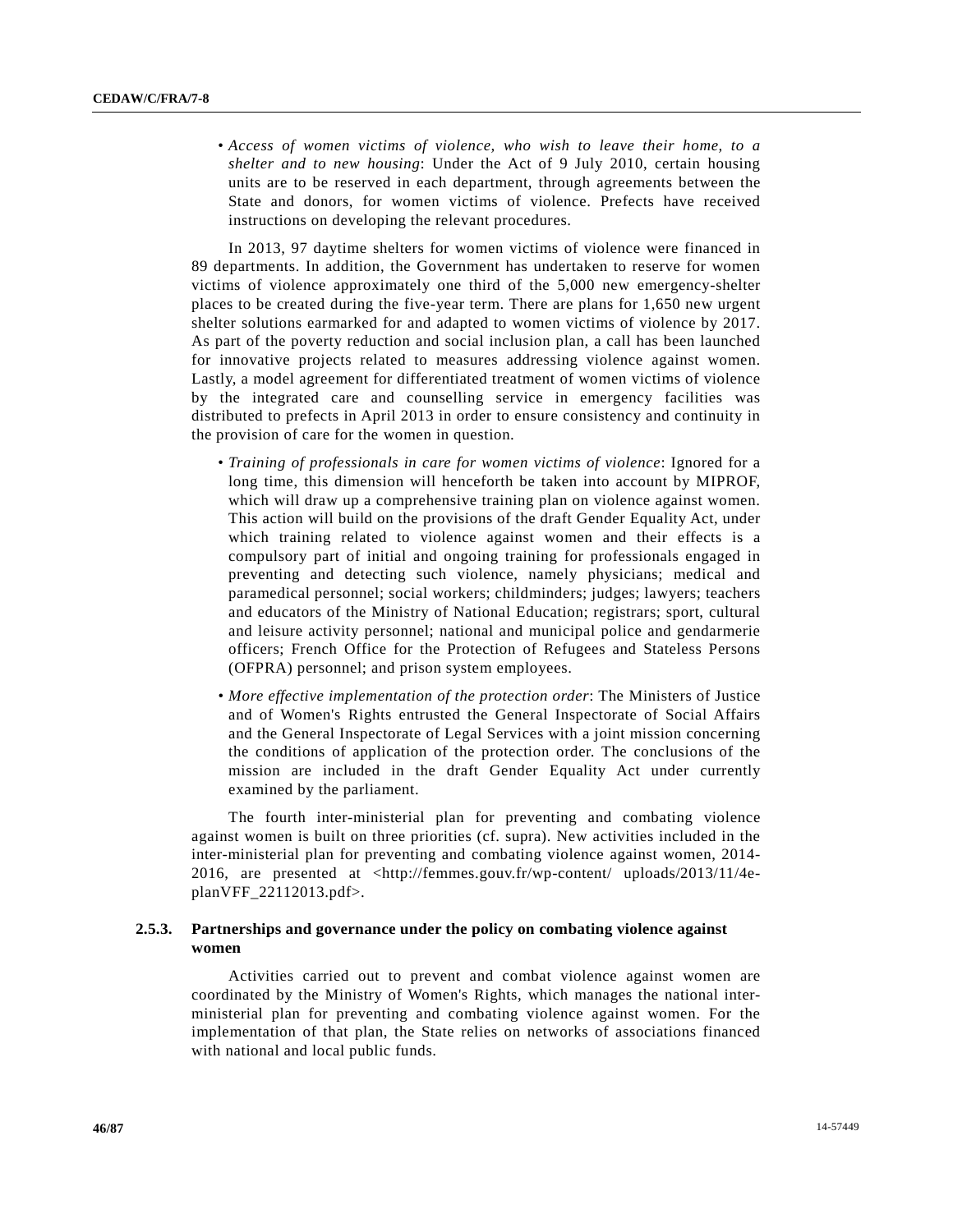- *Access of women victims of violence, who wish to leave their home, to a shelter and to new housing*: Under the Act of 9 July 2010, certain housing units are to be reserved in each department, through agreements between the State and donors, for women victims of violence. Prefects have received instructions on developing the relevant procedures.

In 2013, 97 daytime shelters for women victims of violence were financed in 89 departments. In addition, the Government has undertaken to reserve for women victims of violence approximately one third of the 5,000 new emergency-shelter places to be created during the five-year term. There are plans for 1,650 new urgent shelter solutions earmarked for and adapted to women victims of violence by 2017. As part of the poverty reduction and social inclusion plan, a call has been launched for innovative projects related to measures addressing violence against women. Lastly, a model agreement for differentiated treatment of women victims of violence by the integrated care and counselling service in emergency facilities was distributed to prefects in April 2013 in order to ensure consistency and continuity in the provision of care for the women in question.

- *Training of professionals in care for women victims of violence*: Ignored for a long time, this dimension will henceforth be taken into account by MIPROF, which will draw up a comprehensive training plan on violence against women. This action will build on the provisions of the draft Gender Equality Act, under which training related to violence against women and their effects is a compulsory part of initial and ongoing training for professionals engaged in preventing and detecting such violence, namely physicians; medical and paramedical personnel; social workers; childminders; judges; lawyers; teachers and educators of the Ministry of National Education; registrars; sport, cultural and leisure activity personnel; national and municipal police and gendarmerie officers; French Office for the Protection of Refugees and Stateless Persons (OFPRA) personnel; and prison system employees.

- *More effective implementation of the protection order*: The Ministers of Justice and of Women's Rights entrusted the General Inspectorate of Social Affairs and the General Inspectorate of Legal Services with a joint mission concerning the conditions of application of the protection order. The conclusions of the mission are included in the draft Gender Equality Act under currently examined by the parliament.

The fourth inter-ministerial plan for preventing and combating violence against women is built on three priorities (cf. supra). New activities included in the inter-ministerial plan for preventing and combating violence against women, 2014-2016, are presented at <http://femmes.gouv.fr/wp-content/ uploads/2013/11/4e-planVFF_22112013.pdf>.

### 2.5.3. Partnerships and governance under the policy on combating violence against women

Activities carried out to prevent and combat violence against women are coordinated by the Ministry of Women's Rights, which manages the national inter-ministerial plan for preventing and combating violence against women. For the implementation of that plan, the State relies on networks of associations financed with national and local public funds.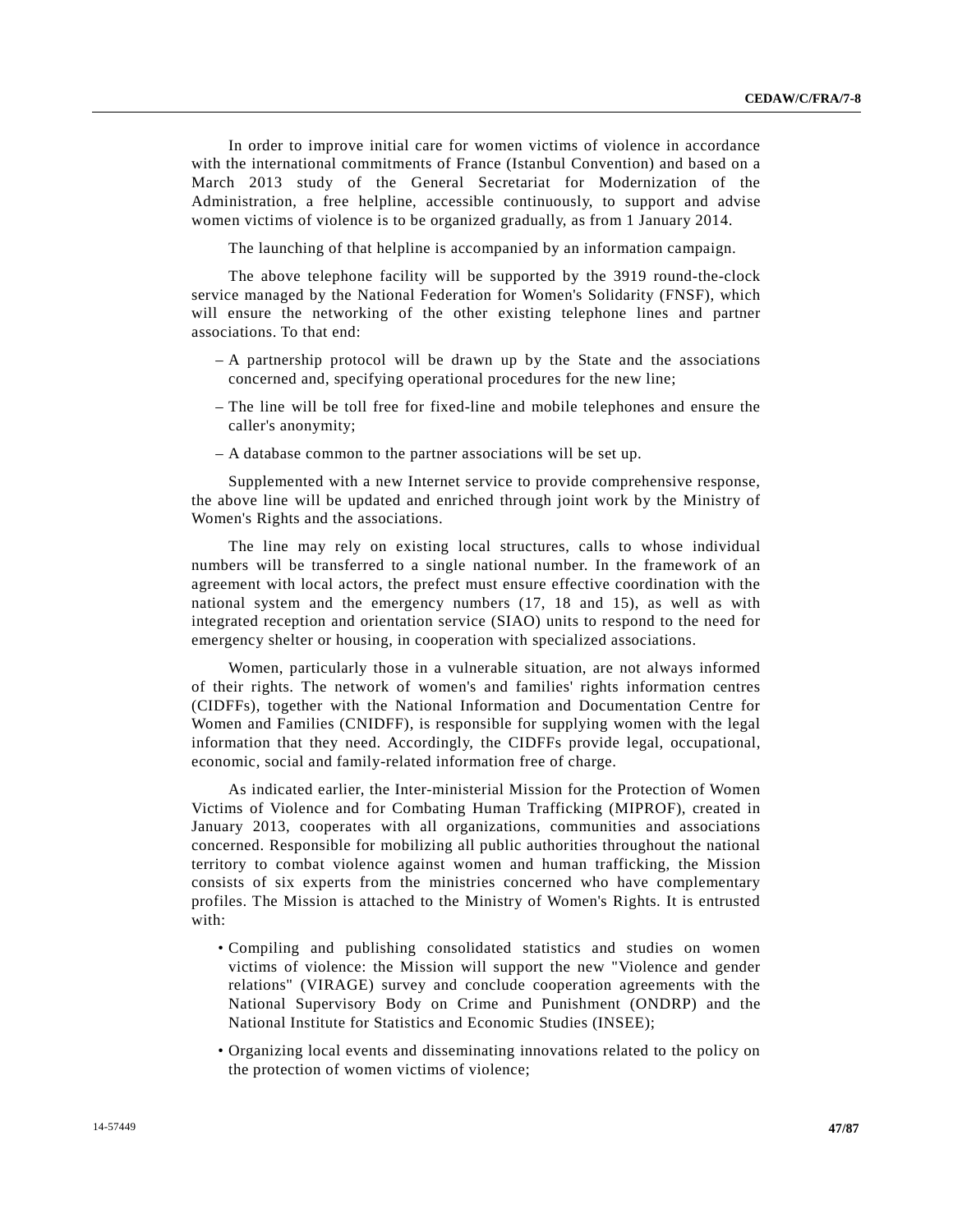In order to improve initial care for women victims of violence in accordance with the international commitments of France (Istanbul Convention) and based on a March 2013 study of the General Secretariat for Modernization of the Administration, a free helpline, accessible continuously, to support and advise women victims of violence is to be organized gradually, as from 1 January 2014.

The launching of that helpline is accompanied by an information campaign.

The above telephone facility will be supported by the 3919 round-the-clock service managed by the National Federation for Women's Solidarity (FNSF), which will ensure the networking of the other existing telephone lines and partner associations. To that end:

– A partnership protocol will be drawn up by the State and the associations concerned and, specifying operational procedures for the new line;

– The line will be toll free for fixed-line and mobile telephones and ensure the caller's anonymity;

– A database common to the partner associations will be set up.

Supplemented with a new Internet service to provide comprehensive response, the above line will be updated and enriched through joint work by the Ministry of Women's Rights and the associations.

The line may rely on existing local structures, calls to whose individual numbers will be transferred to a single national number. In the framework of an agreement with local actors, the prefect must ensure effective coordination with the national system and the emergency numbers (17, 18 and 15), as well as with integrated reception and orientation service (SIAO) units to respond to the need for emergency shelter or housing, in cooperation with specialized associations.

Women, particularly those in a vulnerable situation, are not always informed of their rights. The network of women's and families' rights information centres (CIDFFs), together with the National Information and Documentation Centre for Women and Families (CNIDFF), is responsible for supplying women with the legal information that they need. Accordingly, the CIDFFs provide legal, occupational, economic, social and family-related information free of charge.

As indicated earlier, the Inter-ministerial Mission for the Protection of Women Victims of Violence and for Combating Human Trafficking (MIPROF), created in January 2013, cooperates with all organizations, communities and associations concerned. Responsible for mobilizing all public authorities throughout the national territory to combat violence against women and human trafficking, the Mission consists of six experts from the ministries concerned who have complementary profiles. The Mission is attached to the Ministry of Women's Rights. It is entrusted with:

- Compiling and publishing consolidated statistics and studies on women victims of violence: the Mission will support the new "Violence and gender relations" (VIRAGE) survey and conclude cooperation agreements with the National Supervisory Body on Crime and Punishment (ONDRP) and the National Institute for Statistics and Economic Studies (INSEE);

- Organizing local events and disseminating innovations related to the policy on the protection of women victims of violence;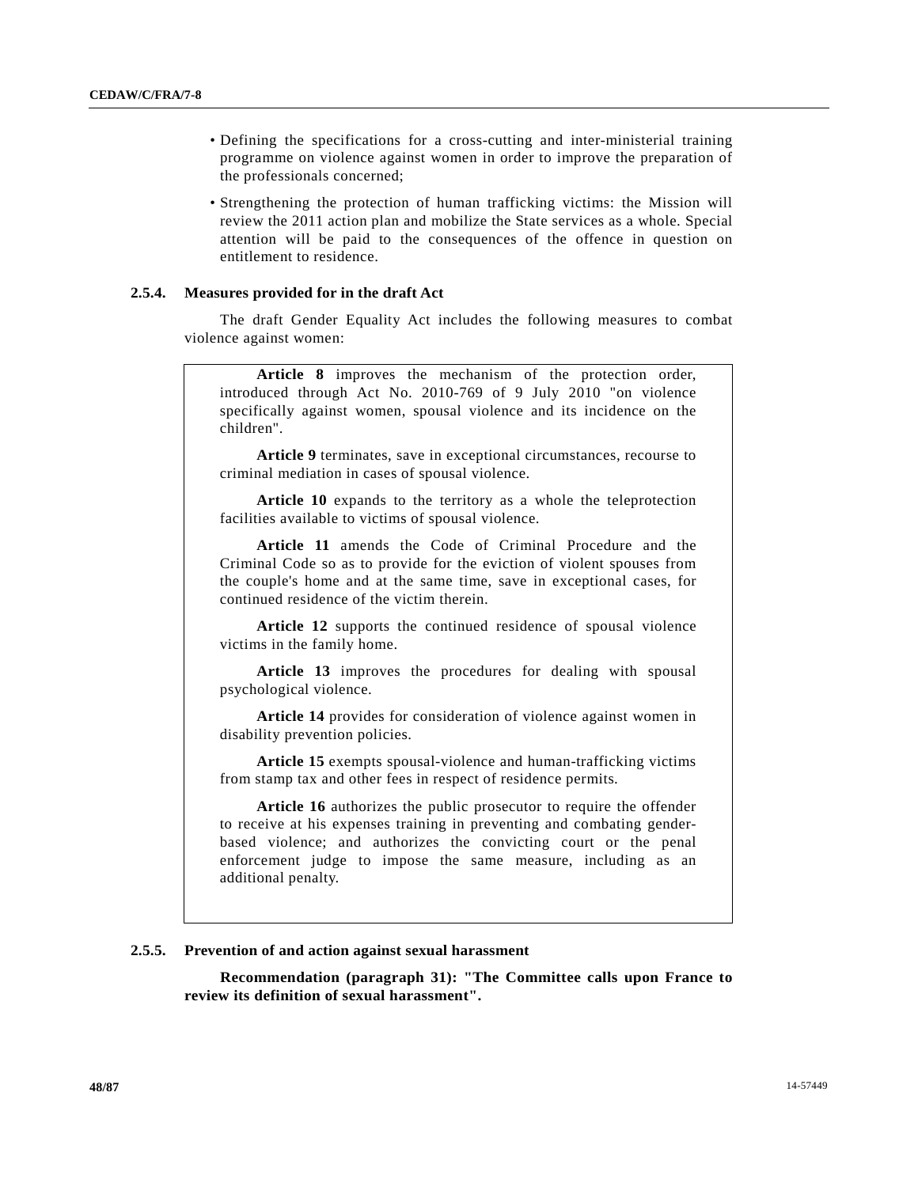- Defining the specifications for a cross-cutting and inter-ministerial training programme on violence against women in order to improve the preparation of the professionals concerned;
- Strengthening the protection of human trafficking victims: the Mission will review the 2011 action plan and mobilize the State services as a whole. Special attention will be paid to the consequences of the offence in question on entitlement to residence.

### 2.5.4. Measures provided for in the draft Act

The draft Gender Equality Act includes the following measures to combat violence against women:

> **Article 8** improves the mechanism of the protection order, introduced through Act No. 2010-769 of 9 July 2010 "on violence specifically against women, spousal violence and its incidence on the children".
>
> **Article 9** terminates, save in exceptional circumstances, recourse to criminal mediation in cases of spousal violence.
>
> **Article 10** expands to the territory as a whole the teleprotection facilities available to victims of spousal violence.
>
> **Article 11** amends the Code of Criminal Procedure and the Criminal Code so as to provide for the eviction of violent spouses from the couple's home and at the same time, save in exceptional cases, for continued residence of the victim therein.
>
> **Article 12** supports the continued residence of spousal violence victims in the family home.
>
> **Article 13** improves the procedures for dealing with spousal psychological violence.
>
> **Article 14** provides for consideration of violence against women in disability prevention policies.
>
> **Article 15** exempts spousal-violence and human-trafficking victims from stamp tax and other fees in respect of residence permits.
>
> **Article 16** authorizes the public prosecutor to require the offender to receive at his expenses training in preventing and combating gender-based violence; and authorizes the convicting court or the penal enforcement judge to impose the same measure, including as an additional penalty.

### 2.5.5. Prevention of and action against sexual harassment

**Recommendation (paragraph 31): "The Committee calls upon France to review its definition of sexual harassment".**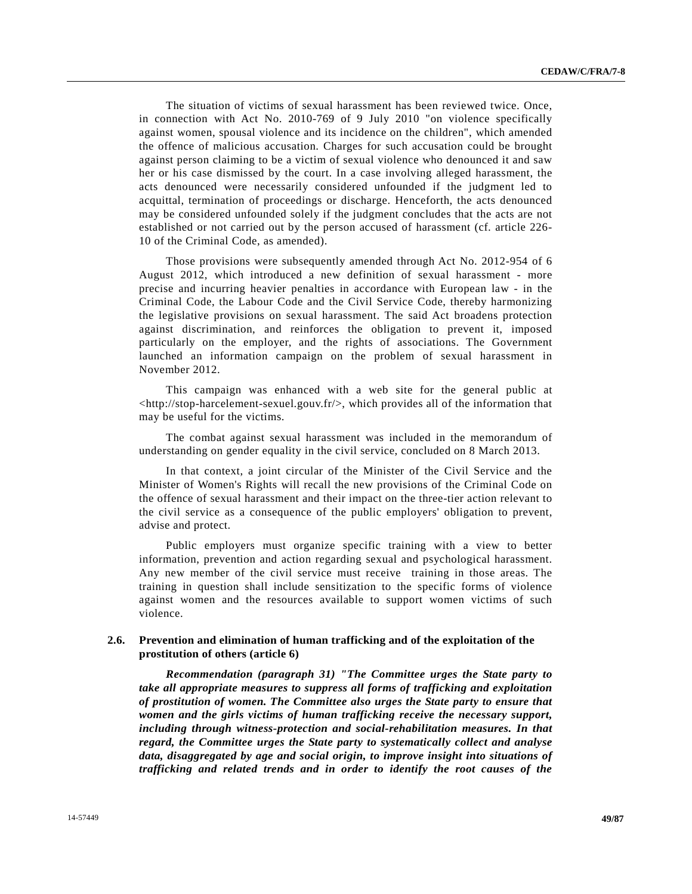The situation of victims of sexual harassment has been reviewed twice. Once, in connection with Act No. 2010-769 of 9 July 2010 "on violence specifically against women, spousal violence and its incidence on the children", which amended the offence of malicious accusation. Charges for such accusation could be brought against person claiming to be a victim of sexual violence who denounced it and saw her or his case dismissed by the court. In a case involving alleged harassment, the acts denounced were necessarily considered unfounded if the judgment led to acquittal, termination of proceedings or discharge. Henceforth, the acts denounced may be considered unfounded solely if the judgment concludes that the acts are not established or not carried out by the person accused of harassment (cf. article 226-10 of the Criminal Code, as amended).

Those provisions were subsequently amended through Act No. 2012-954 of 6 August 2012, which introduced a new definition of sexual harassment - more precise and incurring heavier penalties in accordance with European law - in the Criminal Code, the Labour Code and the Civil Service Code, thereby harmonizing the legislative provisions on sexual harassment. The said Act broadens protection against discrimination, and reinforces the obligation to prevent it, imposed particularly on the employer, and the rights of associations. The Government launched an information campaign on the problem of sexual harassment in November 2012.

This campaign was enhanced with a web site for the general public at <http://stop-harcelement-sexuel.gouv.fr/>, which provides all of the information that may be useful for the victims.

The combat against sexual harassment was included in the memorandum of understanding on gender equality in the civil service, concluded on 8 March 2013.

In that context, a joint circular of the Minister of the Civil Service and the Minister of Women's Rights will recall the new provisions of the Criminal Code on the offence of sexual harassment and their impact on the three-tier action relevant to the civil service as a consequence of the public employers' obligation to prevent, advise and protect.

Public employers must organize specific training with a view to better information, prevention and action regarding sexual and psychological harassment. Any new member of the civil service must receive training in those areas. The training in question shall include sensitization to the specific forms of violence against women and the resources available to support women victims of such violence.

### 2.6. Prevention and elimination of human trafficking and of the exploitation of the prostitution of others (article 6)

***Recommendation (paragraph 31) "The Committee urges the State party to take all appropriate measures to suppress all forms of trafficking and exploitation of prostitution of women. The Committee also urges the State party to ensure that women and the girls victims of human trafficking receive the necessary support, including through witness-protection and social-rehabilitation measures. In that regard, the Committee urges the State party to systematically collect and analyse data, disaggregated by age and social origin, to improve insight into situations of trafficking and related trends and in order to identify the root causes of the***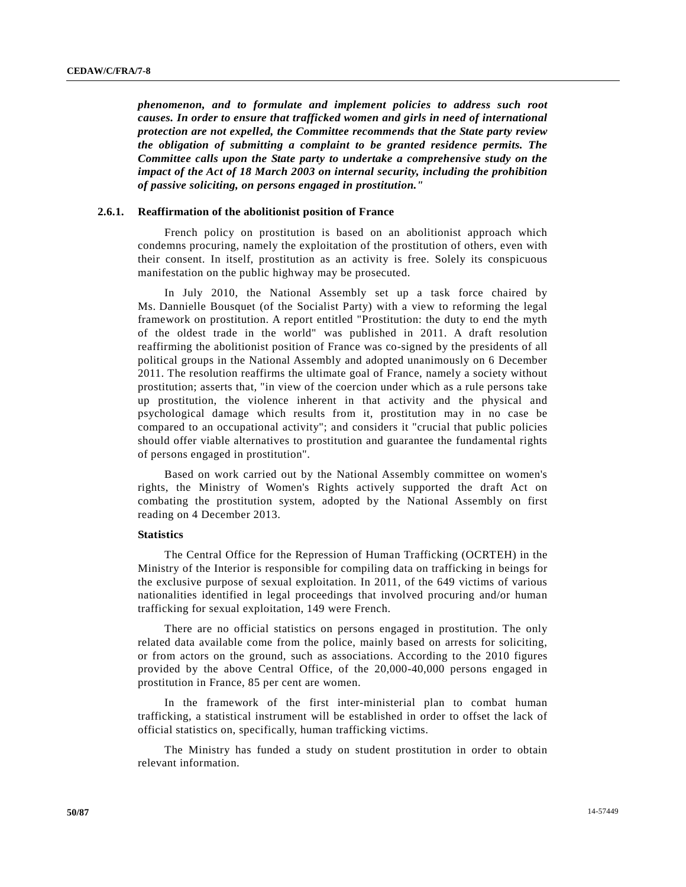*phenomenon, and to formulate and implement policies to address such root causes. In order to ensure that trafficked women and girls in need of international protection are not expelled, the Committee recommends that the State party review the obligation of submitting a complaint to be granted residence permits. The Committee calls upon the State party to undertake a comprehensive study on the impact of the Act of 18 March 2003 on internal security, including the prohibition of passive soliciting, on persons engaged in prostitution."*

### 2.6.1. Reaffirmation of the abolitionist position of France

French policy on prostitution is based on an abolitionist approach which condemns procuring, namely the exploitation of the prostitution of others, even with their consent. In itself, prostitution as an activity is free. Solely its conspicuous manifestation on the public highway may be prosecuted.

In July 2010, the National Assembly set up a task force chaired by Ms. Dannielle Bousquet (of the Socialist Party) with a view to reforming the legal framework on prostitution. A report entitled "Prostitution: the duty to end the myth of the oldest trade in the world" was published in 2011. A draft resolution reaffirming the abolitionist position of France was co-signed by the presidents of all political groups in the National Assembly and adopted unanimously on 6 December 2011. The resolution reaffirms the ultimate goal of France, namely a society without prostitution; asserts that, "in view of the coercion under which as a rule persons take up prostitution, the violence inherent in that activity and the physical and psychological damage which results from it, prostitution may in no case be compared to an occupational activity"; and considers it "crucial that public policies should offer viable alternatives to prostitution and guarantee the fundamental rights of persons engaged in prostitution".

Based on work carried out by the National Assembly committee on women's rights, the Ministry of Women's Rights actively supported the draft Act on combating the prostitution system, adopted by the National Assembly on first reading on 4 December 2013.

**Statistics**

The Central Office for the Repression of Human Trafficking (OCRTEH) in the Ministry of the Interior is responsible for compiling data on trafficking in beings for the exclusive purpose of sexual exploitation. In 2011, of the 649 victims of various nationalities identified in legal proceedings that involved procuring and/or human trafficking for sexual exploitation, 149 were French.

There are no official statistics on persons engaged in prostitution. The only related data available come from the police, mainly based on arrests for soliciting, or from actors on the ground, such as associations. According to the 2010 figures provided by the above Central Office, of the 20,000-40,000 persons engaged in prostitution in France, 85 per cent are women.

In the framework of the first inter-ministerial plan to combat human trafficking, a statistical instrument will be established in order to offset the lack of official statistics on, specifically, human trafficking victims.

The Ministry has funded a study on student prostitution in order to obtain relevant information.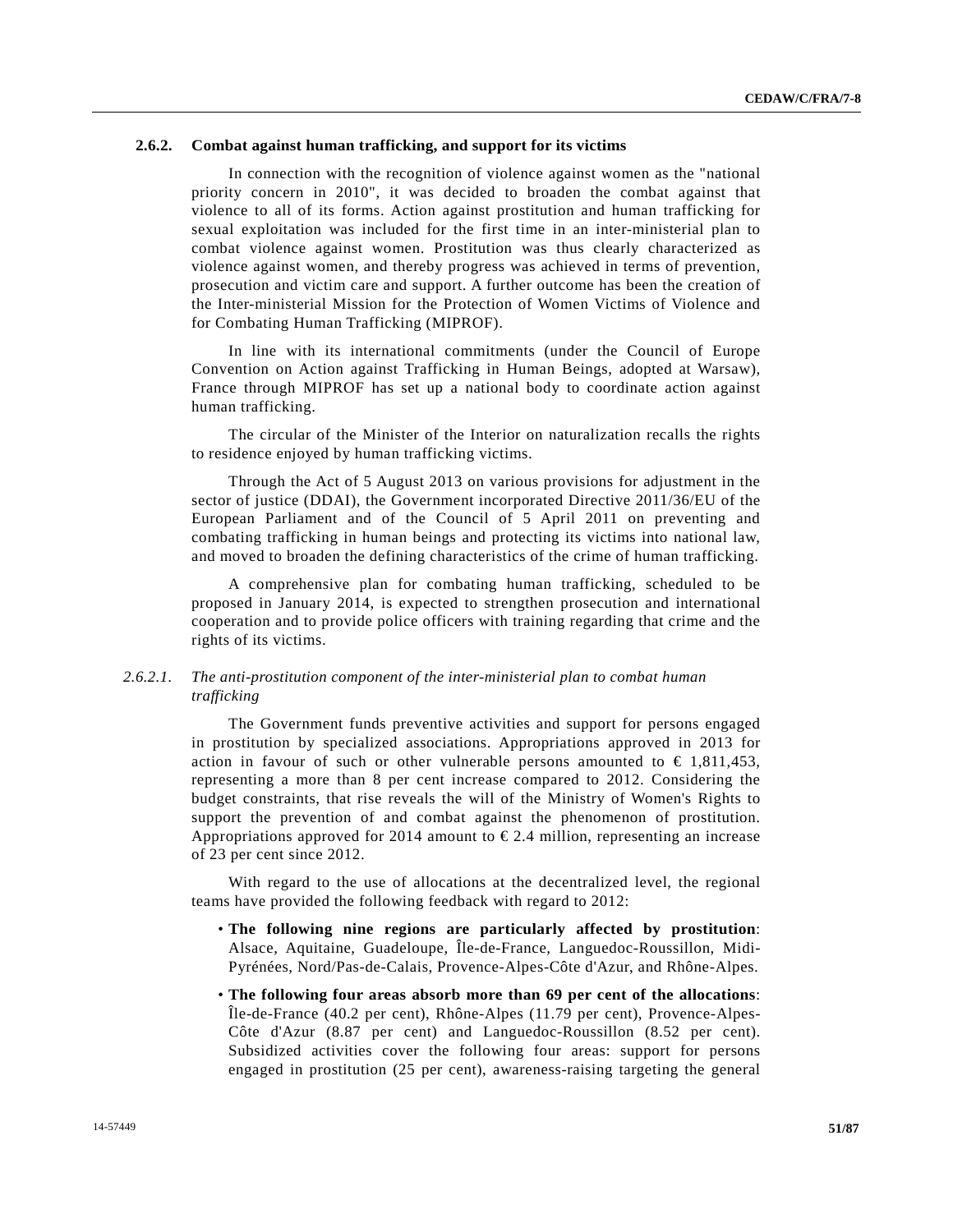### 2.6.2. Combat against human trafficking, and support for its victims

In connection with the recognition of violence against women as the "national priority concern in 2010", it was decided to broaden the combat against that violence to all of its forms. Action against prostitution and human trafficking for sexual exploitation was included for the first time in an inter-ministerial plan to combat violence against women. Prostitution was thus clearly characterized as violence against women, and thereby progress was achieved in terms of prevention, prosecution and victim care and support. A further outcome has been the creation of the Inter-ministerial Mission for the Protection of Women Victims of Violence and for Combating Human Trafficking (MIPROF).

In line with its international commitments (under the Council of Europe Convention on Action against Trafficking in Human Beings, adopted at Warsaw), France through MIPROF has set up a national body to coordinate action against human trafficking.

The circular of the Minister of the Interior on naturalization recalls the rights to residence enjoyed by human trafficking victims.

Through the Act of 5 August 2013 on various provisions for adjustment in the sector of justice (DDAI), the Government incorporated Directive 2011/36/EU of the European Parliament and of the Council of 5 April 2011 on preventing and combating trafficking in human beings and protecting its victims into national law, and moved to broaden the defining characteristics of the crime of human trafficking.

A comprehensive plan for combating human trafficking, scheduled to be proposed in January 2014, is expected to strengthen prosecution and international cooperation and to provide police officers with training regarding that crime and the rights of its victims.

#### *2.6.2.1. The anti-prostitution component of the inter-ministerial plan to combat human trafficking*

The Government funds preventive activities and support for persons engaged in prostitution by specialized associations. Appropriations approved in 2013 for action in favour of such or other vulnerable persons amounted to € 1,811,453, representing a more than 8 per cent increase compared to 2012. Considering the budget constraints, that rise reveals the will of the Ministry of Women's Rights to support the prevention of and combat against the phenomenon of prostitution. Appropriations approved for 2014 amount to € 2.4 million, representing an increase of 23 per cent since 2012.

With regard to the use of allocations at the decentralized level, the regional teams have provided the following feedback with regard to 2012:

- **The following nine regions are particularly affected by prostitution**: Alsace, Aquitaine, Guadeloupe, Île-de-France, Languedoc-Roussillon, Midi-Pyrénées, Nord/Pas-de-Calais, Provence-Alpes-Côte d'Azur, and Rhône-Alpes.
- **The following four areas absorb more than 69 per cent of the allocations**: Île-de-France (40.2 per cent), Rhône-Alpes (11.79 per cent), Provence-Alpes-Côte d'Azur (8.87 per cent) and Languedoc-Roussillon (8.52 per cent). Subsidized activities cover the following four areas: support for persons engaged in prostitution (25 per cent), awareness-raising targeting the general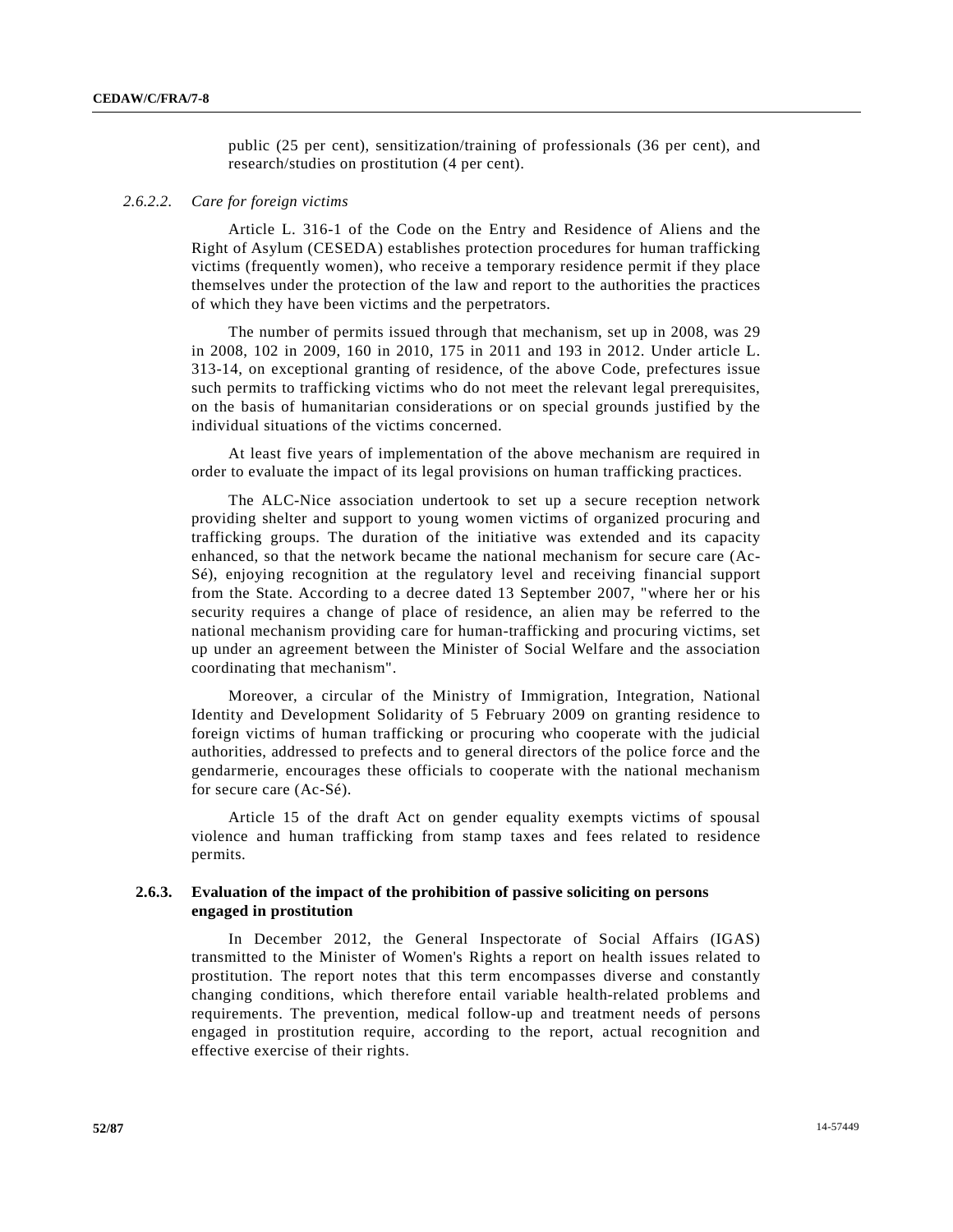public (25 per cent), sensitization/training of professionals (36 per cent), and research/studies on prostitution (4 per cent).

#### *2.6.2.2. Care for foreign victims*

Article L. 316-1 of the Code on the Entry and Residence of Aliens and the Right of Asylum (CESEDA) establishes protection procedures for human trafficking victims (frequently women), who receive a temporary residence permit if they place themselves under the protection of the law and report to the authorities the practices of which they have been victims and the perpetrators.

The number of permits issued through that mechanism, set up in 2008, was 29 in 2008, 102 in 2009, 160 in 2010, 175 in 2011 and 193 in 2012. Under article L. 313-14, on exceptional granting of residence, of the above Code, prefectures issue such permits to trafficking victims who do not meet the relevant legal prerequisites, on the basis of humanitarian considerations or on special grounds justified by the individual situations of the victims concerned.

At least five years of implementation of the above mechanism are required in order to evaluate the impact of its legal provisions on human trafficking practices.

The ALC-Nice association undertook to set up a secure reception network providing shelter and support to young women victims of organized procuring and trafficking groups. The duration of the initiative was extended and its capacity enhanced, so that the network became the national mechanism for secure care (Ac-Sé), enjoying recognition at the regulatory level and receiving financial support from the State. According to a decree dated 13 September 2007, "where her or his security requires a change of place of residence, an alien may be referred to the national mechanism providing care for human-trafficking and procuring victims, set up under an agreement between the Minister of Social Welfare and the association coordinating that mechanism".

Moreover, a circular of the Ministry of Immigration, Integration, National Identity and Development Solidarity of 5 February 2009 on granting residence to foreign victims of human trafficking or procuring who cooperate with the judicial authorities, addressed to prefects and to general directors of the police force and the gendarmerie, encourages these officials to cooperate with the national mechanism for secure care (Ac-Sé).

Article 15 of the draft Act on gender equality exempts victims of spousal violence and human trafficking from stamp taxes and fees related to residence permits.

### **2.6.3. Evaluation of the impact of the prohibition of passive soliciting on persons engaged in prostitution**

In December 2012, the General Inspectorate of Social Affairs (IGAS) transmitted to the Minister of Women's Rights a report on health issues related to prostitution. The report notes that this term encompasses diverse and constantly changing conditions, which therefore entail variable health-related problems and requirements. The prevention, medical follow-up and treatment needs of persons engaged in prostitution require, according to the report, actual recognition and effective exercise of their rights.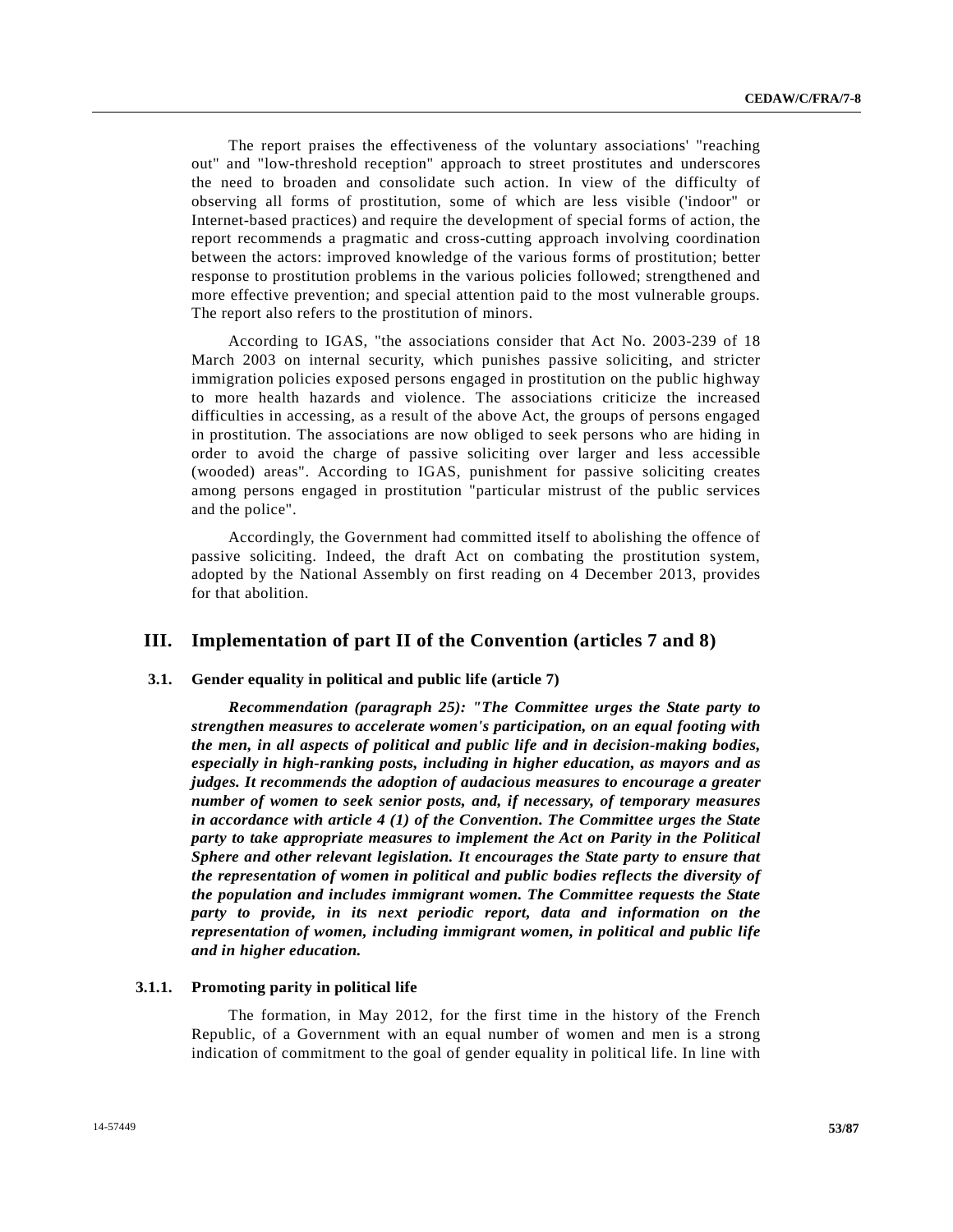The report praises the effectiveness of the voluntary associations' "reaching out" and "low-threshold reception" approach to street prostitutes and underscores the need to broaden and consolidate such action. In view of the difficulty of observing all forms of prostitution, some of which are less visible ('indoor" or Internet-based practices) and require the development of special forms of action, the report recommends a pragmatic and cross-cutting approach involving coordination between the actors: improved knowledge of the various forms of prostitution; better response to prostitution problems in the various policies followed; strengthened and more effective prevention; and special attention paid to the most vulnerable groups. The report also refers to the prostitution of minors.

According to IGAS, "the associations consider that Act No. 2003-239 of 18 March 2003 on internal security, which punishes passive soliciting, and stricter immigration policies exposed persons engaged in prostitution on the public highway to more health hazards and violence. The associations criticize the increased difficulties in accessing, as a result of the above Act, the groups of persons engaged in prostitution. The associations are now obliged to seek persons who are hiding in order to avoid the charge of passive soliciting over larger and less accessible (wooded) areas". According to IGAS, punishment for passive soliciting creates among persons engaged in prostitution "particular mistrust of the public services and the police".

Accordingly, the Government had committed itself to abolishing the offence of passive soliciting. Indeed, the draft Act on combating the prostitution system, adopted by the National Assembly on first reading on 4 December 2013, provides for that abolition.

## III. Implementation of part II of the Convention (articles 7 and 8)

### 3.1. Gender equality in political and public life (article 7)

***Recommendation (paragraph 25): "The Committee urges the State party to strengthen measures to accelerate women's participation, on an equal footing with the men, in all aspects of political and public life and in decision-making bodies, especially in high-ranking posts, including in higher education, as mayors and as judges. It recommends the adoption of audacious measures to encourage a greater number of women to seek senior posts, and, if necessary, of temporary measures in accordance with article 4 (1) of the Convention. The Committee urges the State party to take appropriate measures to implement the Act on Parity in the Political Sphere and other relevant legislation. It encourages the State party to ensure that the representation of women in political and public bodies reflects the diversity of the population and includes immigrant women. The Committee requests the State party to provide, in its next periodic report, data and information on the representation of women, including immigrant women, in political and public life and in higher education.***

#### 3.1.1. Promoting parity in political life

The formation, in May 2012, for the first time in the history of the French Republic, of a Government with an equal number of women and men is a strong indication of commitment to the goal of gender equality in political life. In line with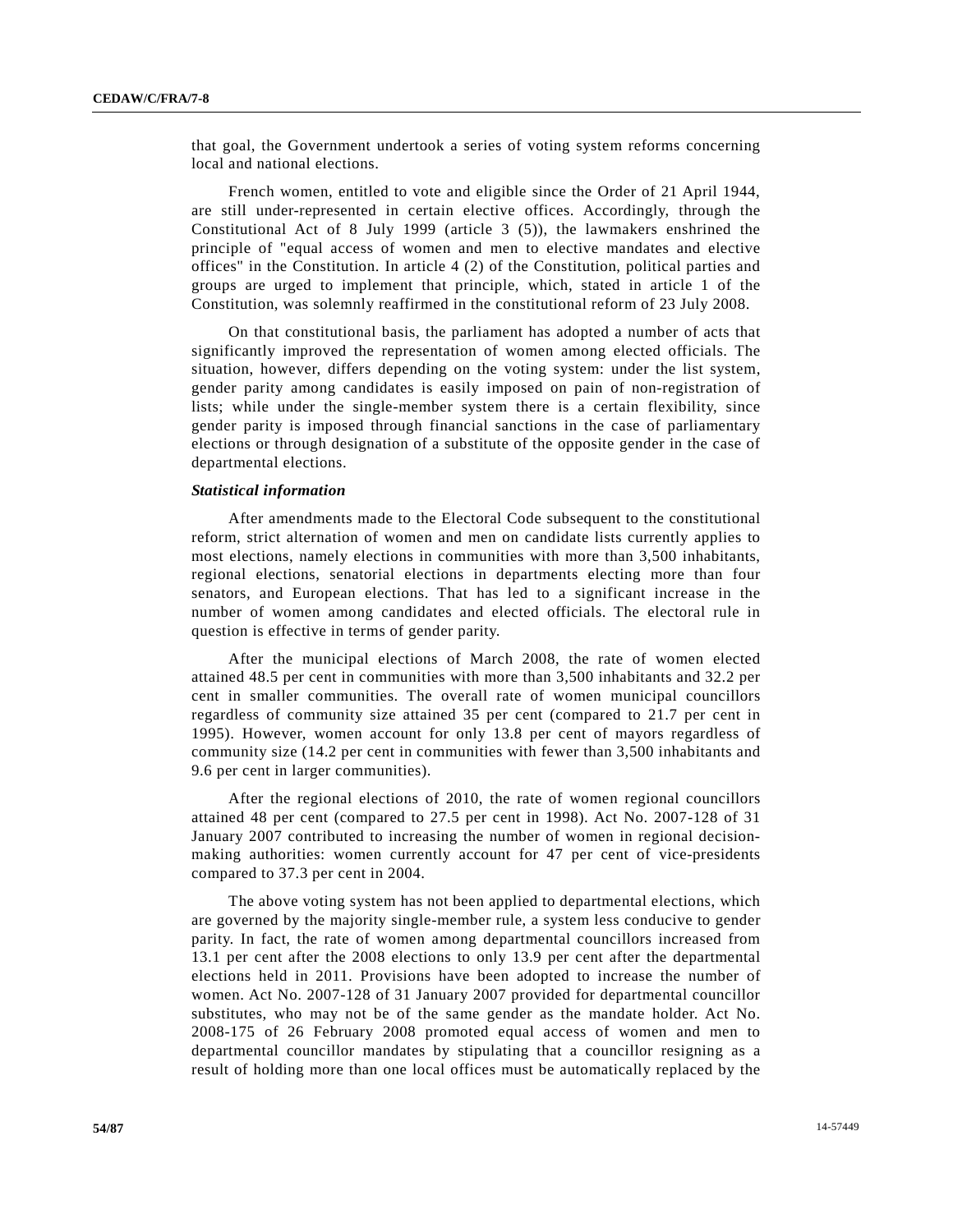that goal, the Government undertook a series of voting system reforms concerning local and national elections.

French women, entitled to vote and eligible since the Order of 21 April 1944, are still under-represented in certain elective offices. Accordingly, through the Constitutional Act of 8 July 1999 (article 3 (5)), the lawmakers enshrined the principle of "equal access of women and men to elective mandates and elective offices" in the Constitution. In article 4 (2) of the Constitution, political parties and groups are urged to implement that principle, which, stated in article 1 of the Constitution, was solemnly reaffirmed in the constitutional reform of 23 July 2008.

On that constitutional basis, the parliament has adopted a number of acts that significantly improved the representation of women among elected officials. The situation, however, differs depending on the voting system: under the list system, gender parity among candidates is easily imposed on pain of non-registration of lists; while under the single-member system there is a certain flexibility, since gender parity is imposed through financial sanctions in the case of parliamentary elections or through designation of a substitute of the opposite gender in the case of departmental elections.

***Statistical information***

After amendments made to the Electoral Code subsequent to the constitutional reform, strict alternation of women and men on candidate lists currently applies to most elections, namely elections in communities with more than 3,500 inhabitants, regional elections, senatorial elections in departments electing more than four senators, and European elections. That has led to a significant increase in the number of women among candidates and elected officials. The electoral rule in question is effective in terms of gender parity.

After the municipal elections of March 2008, the rate of women elected attained 48.5 per cent in communities with more than 3,500 inhabitants and 32.2 per cent in smaller communities. The overall rate of women municipal councillors regardless of community size attained 35 per cent (compared to 21.7 per cent in 1995). However, women account for only 13.8 per cent of mayors regardless of community size (14.2 per cent in communities with fewer than 3,500 inhabitants and 9.6 per cent in larger communities).

After the regional elections of 2010, the rate of women regional councillors attained 48 per cent (compared to 27.5 per cent in 1998). Act No. 2007-128 of 31 January 2007 contributed to increasing the number of women in regional decision-making authorities: women currently account for 47 per cent of vice-presidents compared to 37.3 per cent in 2004.

The above voting system has not been applied to departmental elections, which are governed by the majority single-member rule, a system less conducive to gender parity. In fact, the rate of women among departmental councillors increased from 13.1 per cent after the 2008 elections to only 13.9 per cent after the departmental elections held in 2011. Provisions have been adopted to increase the number of women. Act No. 2007-128 of 31 January 2007 provided for departmental councillor substitutes, who may not be of the same gender as the mandate holder. Act No. 2008-175 of 26 February 2008 promoted equal access of women and men to departmental councillor mandates by stipulating that a councillor resigning as a result of holding more than one local offices must be automatically replaced by the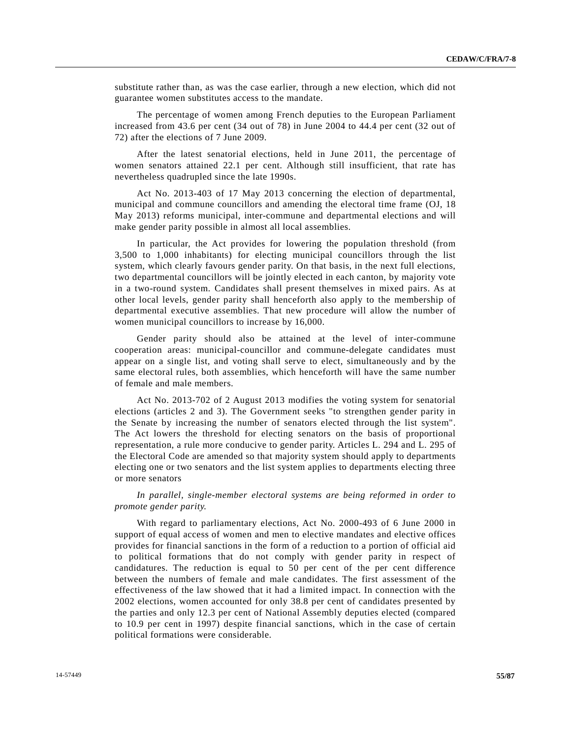substitute rather than, as was the case earlier, through a new election, which did not guarantee women substitutes access to the mandate.

The percentage of women among French deputies to the European Parliament increased from 43.6 per cent (34 out of 78) in June 2004 to 44.4 per cent (32 out of 72) after the elections of 7 June 2009.

After the latest senatorial elections, held in June 2011, the percentage of women senators attained 22.1 per cent. Although still insufficient, that rate has nevertheless quadrupled since the late 1990s.

Act No. 2013-403 of 17 May 2013 concerning the election of departmental, municipal and commune councillors and amending the electoral time frame (OJ, 18 May 2013) reforms municipal, inter-commune and departmental elections and will make gender parity possible in almost all local assemblies.

In particular, the Act provides for lowering the population threshold (from 3,500 to 1,000 inhabitants) for electing municipal councillors through the list system, which clearly favours gender parity. On that basis, in the next full elections, two departmental councillors will be jointly elected in each canton, by majority vote in a two-round system. Candidates shall present themselves in mixed pairs. As at other local levels, gender parity shall henceforth also apply to the membership of departmental executive assemblies. That new procedure will allow the number of women municipal councillors to increase by 16,000.

Gender parity should also be attained at the level of inter-commune cooperation areas: municipal-councillor and commune-delegate candidates must appear on a single list, and voting shall serve to elect, simultaneously and by the same electoral rules, both assemblies, which henceforth will have the same number of female and male members.

Act No. 2013-702 of 2 August 2013 modifies the voting system for senatorial elections (articles 2 and 3). The Government seeks "to strengthen gender parity in the Senate by increasing the number of senators elected through the list system". The Act lowers the threshold for electing senators on the basis of proportional representation, a rule more conducive to gender parity. Articles L. 294 and L. 295 of the Electoral Code are amended so that majority system should apply to departments electing one or two senators and the list system applies to departments electing three or more senators

*In parallel, single-member electoral systems are being reformed in order to promote gender parity.*

With regard to parliamentary elections, Act No. 2000-493 of 6 June 2000 in support of equal access of women and men to elective mandates and elective offices provides for financial sanctions in the form of a reduction to a portion of official aid to political formations that do not comply with gender parity in respect of candidatures. The reduction is equal to 50 per cent of the per cent difference between the numbers of female and male candidates. The first assessment of the effectiveness of the law showed that it had a limited impact. In connection with the 2002 elections, women accounted for only 38.8 per cent of candidates presented by the parties and only 12.3 per cent of National Assembly deputies elected (compared to 10.9 per cent in 1997) despite financial sanctions, which in the case of certain political formations were considerable.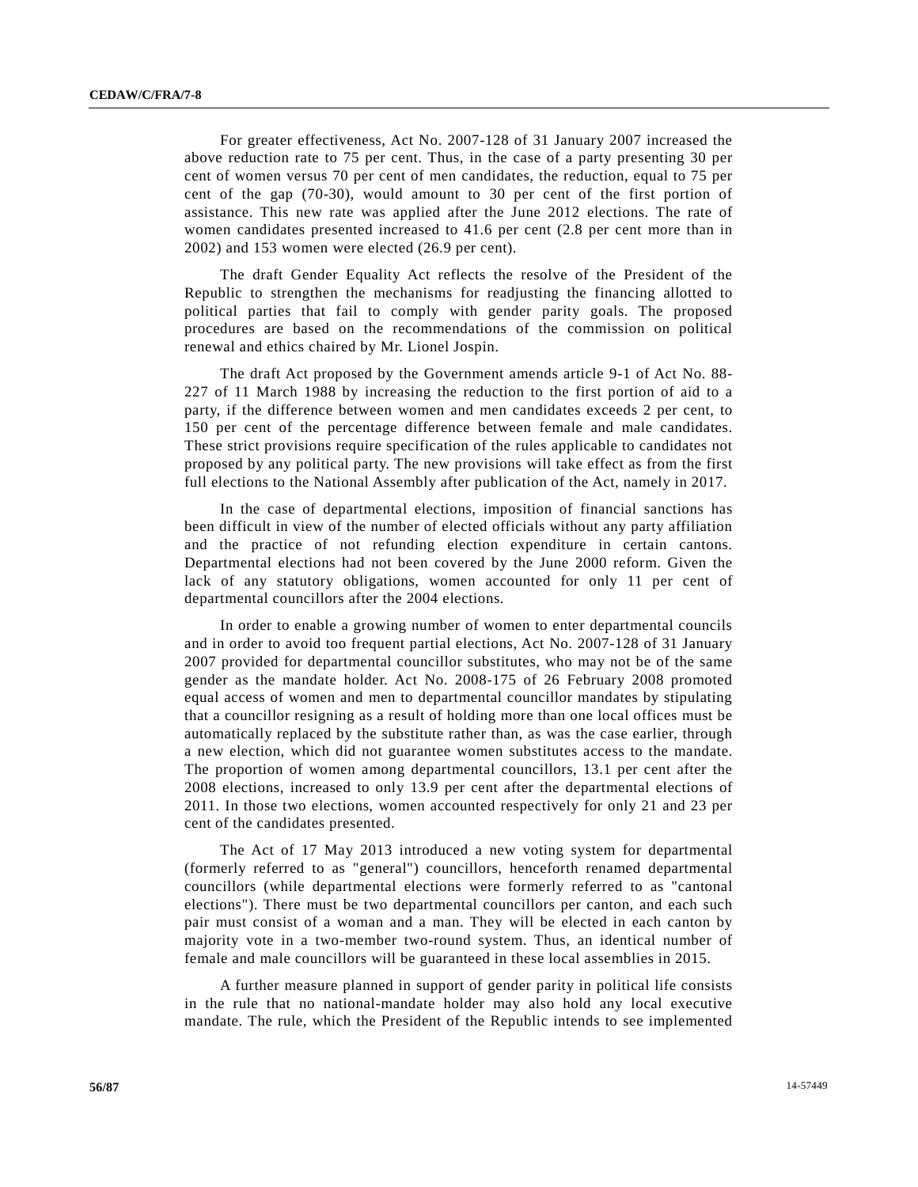For greater effectiveness, Act No. 2007-128 of 31 January 2007 increased the above reduction rate to 75 per cent. Thus, in the case of a party presenting 30 per cent of women versus 70 per cent of men candidates, the reduction, equal to 75 per cent of the gap (70-30), would amount to 30 per cent of the first portion of assistance. This new rate was applied after the June 2012 elections. The rate of women candidates presented increased to 41.6 per cent (2.8 per cent more than in 2002) and 153 women were elected (26.9 per cent).

The draft Gender Equality Act reflects the resolve of the President of the Republic to strengthen the mechanisms for readjusting the financing allotted to political parties that fail to comply with gender parity goals. The proposed procedures are based on the recommendations of the commission on political renewal and ethics chaired by Mr. Lionel Jospin.

The draft Act proposed by the Government amends article 9-1 of Act No. 88-227 of 11 March 1988 by increasing the reduction to the first portion of aid to a party, if the difference between women and men candidates exceeds 2 per cent, to 150 per cent of the percentage difference between female and male candidates. These strict provisions require specification of the rules applicable to candidates not proposed by any political party. The new provisions will take effect as from the first full elections to the National Assembly after publication of the Act, namely in 2017.

In the case of departmental elections, imposition of financial sanctions has been difficult in view of the number of elected officials without any party affiliation and the practice of not refunding election expenditure in certain cantons. Departmental elections had not been covered by the June 2000 reform. Given the lack of any statutory obligations, women accounted for only 11 per cent of departmental councillors after the 2004 elections.

In order to enable a growing number of women to enter departmental councils and in order to avoid too frequent partial elections, Act No. 2007-128 of 31 January 2007 provided for departmental councillor substitutes, who may not be of the same gender as the mandate holder. Act No. 2008-175 of 26 February 2008 promoted equal access of women and men to departmental councillor mandates by stipulating that a councillor resigning as a result of holding more than one local offices must be automatically replaced by the substitute rather than, as was the case earlier, through a new election, which did not guarantee women substitutes access to the mandate. The proportion of women among departmental councillors, 13.1 per cent after the 2008 elections, increased to only 13.9 per cent after the departmental elections of 2011. In those two elections, women accounted respectively for only 21 and 23 per cent of the candidates presented.

The Act of 17 May 2013 introduced a new voting system for departmental (formerly referred to as "general") councillors, henceforth renamed departmental councillors (while departmental elections were formerly referred to as "cantonal elections"). There must be two departmental councillors per canton, and each such pair must consist of a woman and a man. They will be elected in each canton by majority vote in a two-member two-round system. Thus, an identical number of female and male councillors will be guaranteed in these local assemblies in 2015.

A further measure planned in support of gender parity in political life consists in the rule that no national-mandate holder may also hold any local executive mandate. The rule, which the President of the Republic intends to see implemented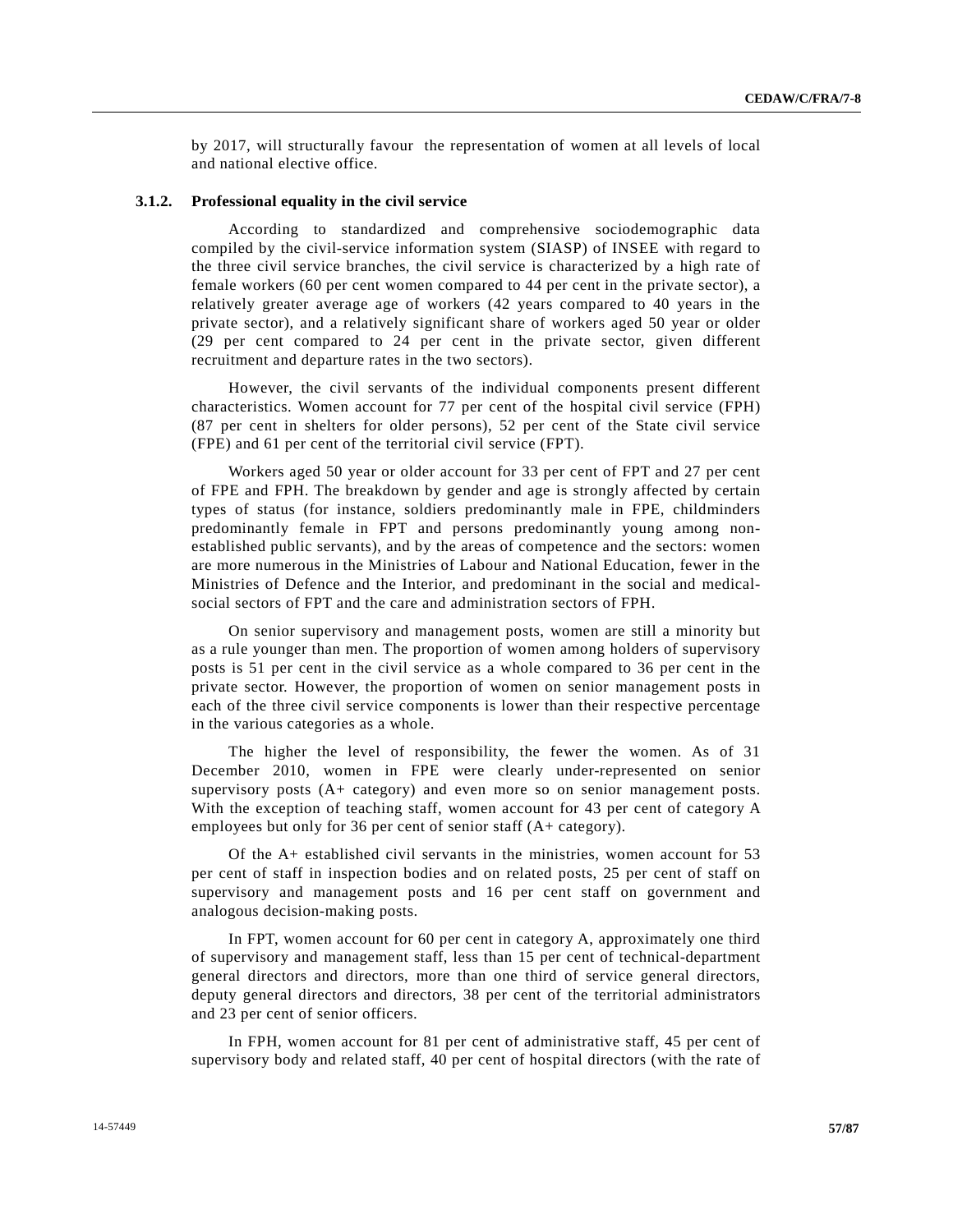by 2017, will structurally favour the representation of women at all levels of local and national elective office.

### 3.1.2. Professional equality in the civil service

According to standardized and comprehensive sociodemographic data compiled by the civil-service information system (SIASP) of INSEE with regard to the three civil service branches, the civil service is characterized by a high rate of female workers (60 per cent women compared to 44 per cent in the private sector), a relatively greater average age of workers (42 years compared to 40 years in the private sector), and a relatively significant share of workers aged 50 year or older (29 per cent compared to 24 per cent in the private sector, given different recruitment and departure rates in the two sectors).

However, the civil servants of the individual components present different characteristics. Women account for 77 per cent of the hospital civil service (FPH) (87 per cent in shelters for older persons), 52 per cent of the State civil service (FPE) and 61 per cent of the territorial civil service (FPT).

Workers aged 50 year or older account for 33 per cent of FPT and 27 per cent of FPE and FPH. The breakdown by gender and age is strongly affected by certain types of status (for instance, soldiers predominantly male in FPE, childminders predominantly female in FPT and persons predominantly young among non-established public servants), and by the areas of competence and the sectors: women are more numerous in the Ministries of Labour and National Education, fewer in the Ministries of Defence and the Interior, and predominant in the social and medical-social sectors of FPT and the care and administration sectors of FPH.

On senior supervisory and management posts, women are still a minority but as a rule younger than men. The proportion of women among holders of supervisory posts is 51 per cent in the civil service as a whole compared to 36 per cent in the private sector. However, the proportion of women on senior management posts in each of the three civil service components is lower than their respective percentage in the various categories as a whole.

The higher the level of responsibility, the fewer the women. As of 31 December 2010, women in FPE were clearly under-represented on senior supervisory posts (A+ category) and even more so on senior management posts. With the exception of teaching staff, women account for 43 per cent of category A employees but only for 36 per cent of senior staff (A+ category).

Of the A+ established civil servants in the ministries, women account for 53 per cent of staff in inspection bodies and on related posts, 25 per cent of staff on supervisory and management posts and 16 per cent staff on government and analogous decision-making posts.

In FPT, women account for 60 per cent in category A, approximately one third of supervisory and management staff, less than 15 per cent of technical-department general directors and directors, more than one third of service general directors, deputy general directors and directors, 38 per cent of the territorial administrators and 23 per cent of senior officers.

In FPH, women account for 81 per cent of administrative staff, 45 per cent of supervisory body and related staff, 40 per cent of hospital directors (with the rate of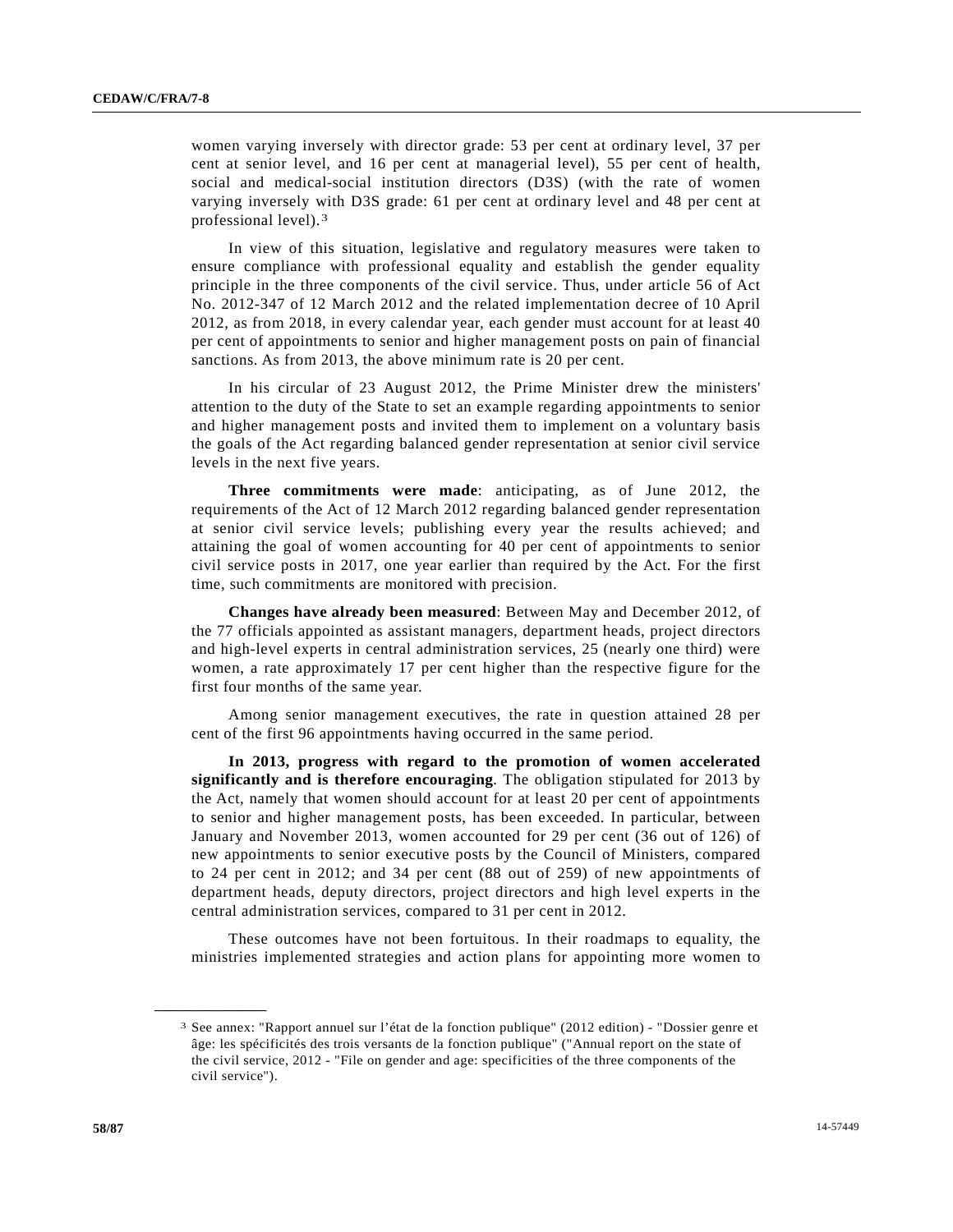women varying inversely with director grade: 53 per cent at ordinary level, 37 per cent at senior level, and 16 per cent at managerial level), 55 per cent of health, social and medical-social institution directors (D3S) (with the rate of women varying inversely with D3S grade: 61 per cent at ordinary level and 48 per cent at professional level).[3]

In view of this situation, legislative and regulatory measures were taken to ensure compliance with professional equality and establish the gender equality principle in the three components of the civil service. Thus, under article 56 of Act No. 2012-347 of 12 March 2012 and the related implementation decree of 10 April 2012, as from 2018, in every calendar year, each gender must account for at least 40 per cent of appointments to senior and higher management posts on pain of financial sanctions. As from 2013, the above minimum rate is 20 per cent.

In his circular of 23 August 2012, the Prime Minister drew the ministers' attention to the duty of the State to set an example regarding appointments to senior and higher management posts and invited them to implement on a voluntary basis the goals of the Act regarding balanced gender representation at senior civil service levels in the next five years.

**Three commitments were made**: anticipating, as of June 2012, the requirements of the Act of 12 March 2012 regarding balanced gender representation at senior civil service levels; publishing every year the results achieved; and attaining the goal of women accounting for 40 per cent of appointments to senior civil service posts in 2017, one year earlier than required by the Act. For the first time, such commitments are monitored with precision.

**Changes have already been measured**: Between May and December 2012, of the 77 officials appointed as assistant managers, department heads, project directors and high-level experts in central administration services, 25 (nearly one third) were women, a rate approximately 17 per cent higher than the respective figure for the first four months of the same year.

Among senior management executives, the rate in question attained 28 per cent of the first 96 appointments having occurred in the same period.

**In 2013, progress with regard to the promotion of women accelerated significantly and is therefore encouraging**. The obligation stipulated for 2013 by the Act, namely that women should account for at least 20 per cent of appointments to senior and higher management posts, has been exceeded. In particular, between January and November 2013, women accounted for 29 per cent (36 out of 126) of new appointments to senior executive posts by the Council of Ministers, compared to 24 per cent in 2012; and 34 per cent (88 out of 259) of new appointments of department heads, deputy directors, project directors and high level experts in the central administration services, compared to 31 per cent in 2012.

These outcomes have not been fortuitous. In their roadmaps to equality, the ministries implemented strategies and action plans for appointing more women to

---

[3] See annex: "Rapport annuel sur l'état de la fonction publique" (2012 edition) - "Dossier genre et âge: les spécificités des trois versants de la fonction publique" ("Annual report on the state of the civil service, 2012 - "File on gender and age: specificities of the three components of the civil service").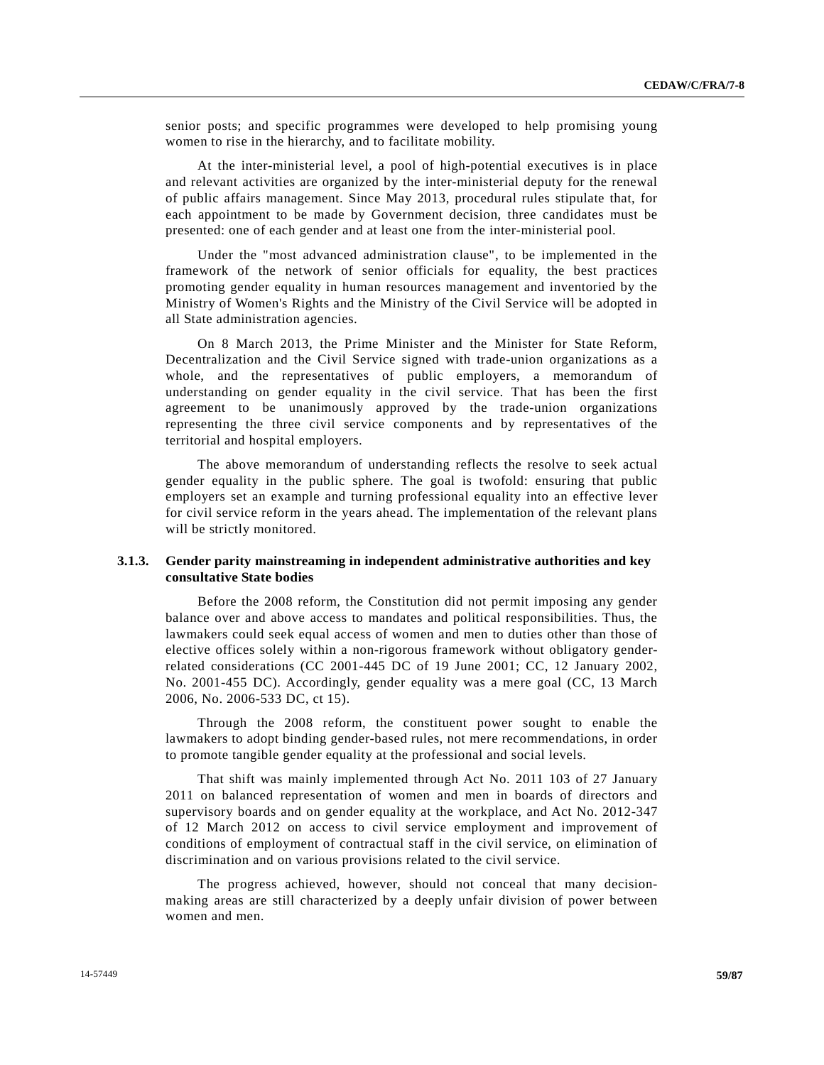senior posts; and specific programmes were developed to help promising young women to rise in the hierarchy, and to facilitate mobility.

At the inter-ministerial level, a pool of high-potential executives is in place and relevant activities are organized by the inter-ministerial deputy for the renewal of public affairs management. Since May 2013, procedural rules stipulate that, for each appointment to be made by Government decision, three candidates must be presented: one of each gender and at least one from the inter-ministerial pool.

Under the "most advanced administration clause", to be implemented in the framework of the network of senior officials for equality, the best practices promoting gender equality in human resources management and inventoried by the Ministry of Women's Rights and the Ministry of the Civil Service will be adopted in all State administration agencies.

On 8 March 2013, the Prime Minister and the Minister for State Reform, Decentralization and the Civil Service signed with trade-union organizations as a whole, and the representatives of public employers, a memorandum of understanding on gender equality in the civil service. That has been the first agreement to be unanimously approved by the trade-union organizations representing the three civil service components and by representatives of the territorial and hospital employers.

The above memorandum of understanding reflects the resolve to seek actual gender equality in the public sphere. The goal is twofold: ensuring that public employers set an example and turning professional equality into an effective lever for civil service reform in the years ahead. The implementation of the relevant plans will be strictly monitored.

### 3.1.3. Gender parity mainstreaming in independent administrative authorities and key consultative State bodies

Before the 2008 reform, the Constitution did not permit imposing any gender balance over and above access to mandates and political responsibilities. Thus, the lawmakers could seek equal access of women and men to duties other than those of elective offices solely within a non-rigorous framework without obligatory gender-related considerations (CC 2001-445 DC of 19 June 2001; CC, 12 January 2002, No. 2001-455 DC). Accordingly, gender equality was a mere goal (CC, 13 March 2006, No. 2006-533 DC, ct 15).

Through the 2008 reform, the constituent power sought to enable the lawmakers to adopt binding gender-based rules, not mere recommendations, in order to promote tangible gender equality at the professional and social levels.

That shift was mainly implemented through Act No. 2011 103 of 27 January 2011 on balanced representation of women and men in boards of directors and supervisory boards and on gender equality at the workplace, and Act No. 2012-347 of 12 March 2012 on access to civil service employment and improvement of conditions of employment of contractual staff in the civil service, on elimination of discrimination and on various provisions related to the civil service.

The progress achieved, however, should not conceal that many decision-making areas are still characterized by a deeply unfair division of power between women and men.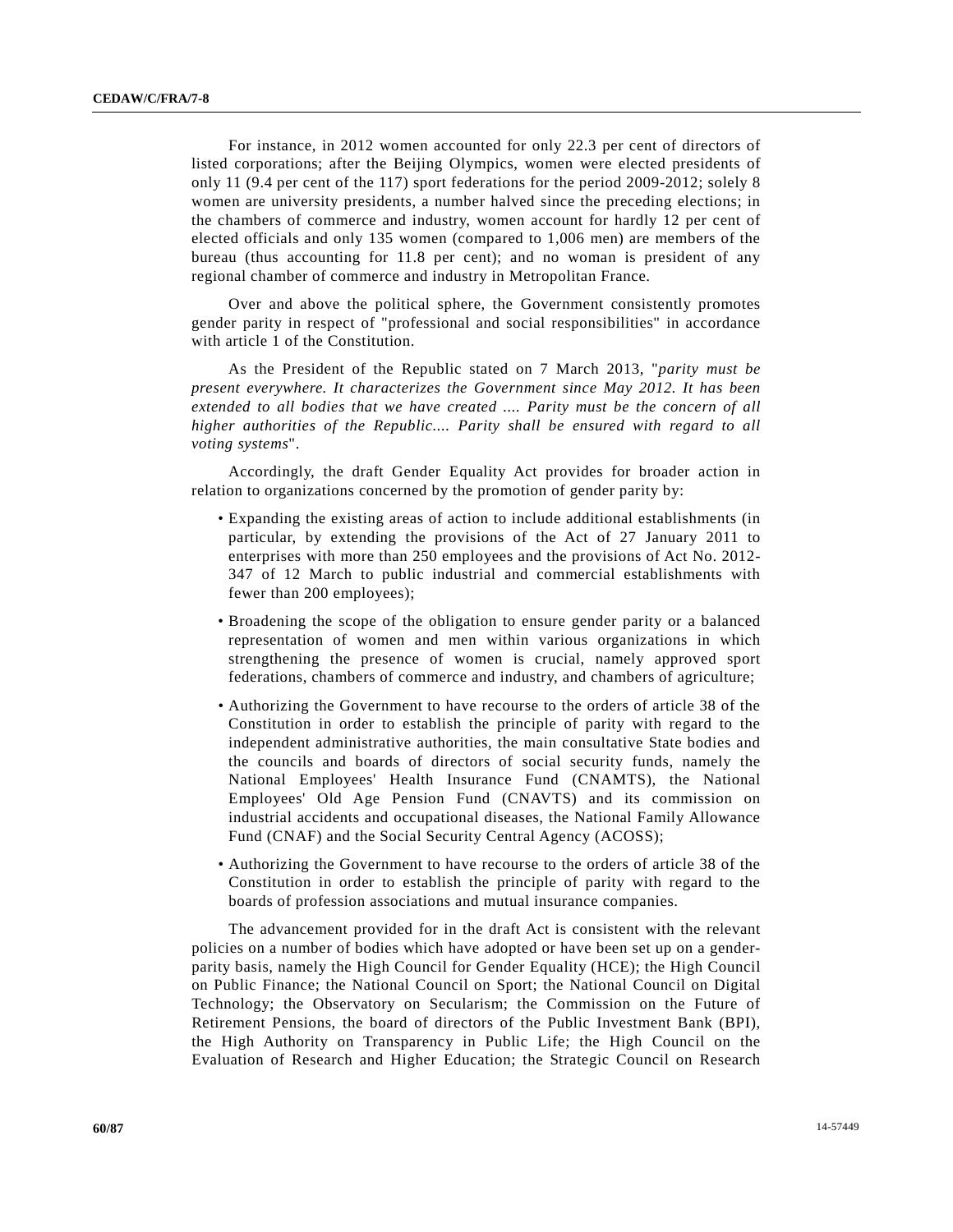For instance, in 2012 women accounted for only 22.3 per cent of directors of listed corporations; after the Beijing Olympics, women were elected presidents of only 11 (9.4 per cent of the 117) sport federations for the period 2009-2012; solely 8 women are university presidents, a number halved since the preceding elections; in the chambers of commerce and industry, women account for hardly 12 per cent of elected officials and only 135 women (compared to 1,006 men) are members of the bureau (thus accounting for 11.8 per cent); and no woman is president of any regional chamber of commerce and industry in Metropolitan France.

Over and above the political sphere, the Government consistently promotes gender parity in respect of "professional and social responsibilities" in accordance with article 1 of the Constitution.

As the President of the Republic stated on 7 March 2013, "*parity must be present everywhere. It characterizes the Government since May 2012. It has been extended to all bodies that we have created .... Parity must be the concern of all higher authorities of the Republic.... Parity shall be ensured with regard to all voting systems*".

Accordingly, the draft Gender Equality Act provides for broader action in relation to organizations concerned by the promotion of gender parity by:

- Expanding the existing areas of action to include additional establishments (in particular, by extending the provisions of the Act of 27 January 2011 to enterprises with more than 250 employees and the provisions of Act No. 2012-347 of 12 March to public industrial and commercial establishments with fewer than 200 employees);
- Broadening the scope of the obligation to ensure gender parity or a balanced representation of women and men within various organizations in which strengthening the presence of women is crucial, namely approved sport federations, chambers of commerce and industry, and chambers of agriculture;
- Authorizing the Government to have recourse to the orders of article 38 of the Constitution in order to establish the principle of parity with regard to the independent administrative authorities, the main consultative State bodies and the councils and boards of directors of social security funds, namely the National Employees' Health Insurance Fund (CNAMTS), the National Employees' Old Age Pension Fund (CNAVTS) and its commission on industrial accidents and occupational diseases, the National Family Allowance Fund (CNAF) and the Social Security Central Agency (ACOSS);
- Authorizing the Government to have recourse to the orders of article 38 of the Constitution in order to establish the principle of parity with regard to the boards of profession associations and mutual insurance companies.

The advancement provided for in the draft Act is consistent with the relevant policies on a number of bodies which have adopted or have been set up on a gender-parity basis, namely the High Council for Gender Equality (HCE); the High Council on Public Finance; the National Council on Sport; the National Council on Digital Technology; the Observatory on Secularism; the Commission on the Future of Retirement Pensions, the board of directors of the Public Investment Bank (BPI), the High Authority on Transparency in Public Life; the High Council on the Evaluation of Research and Higher Education; the Strategic Council on Research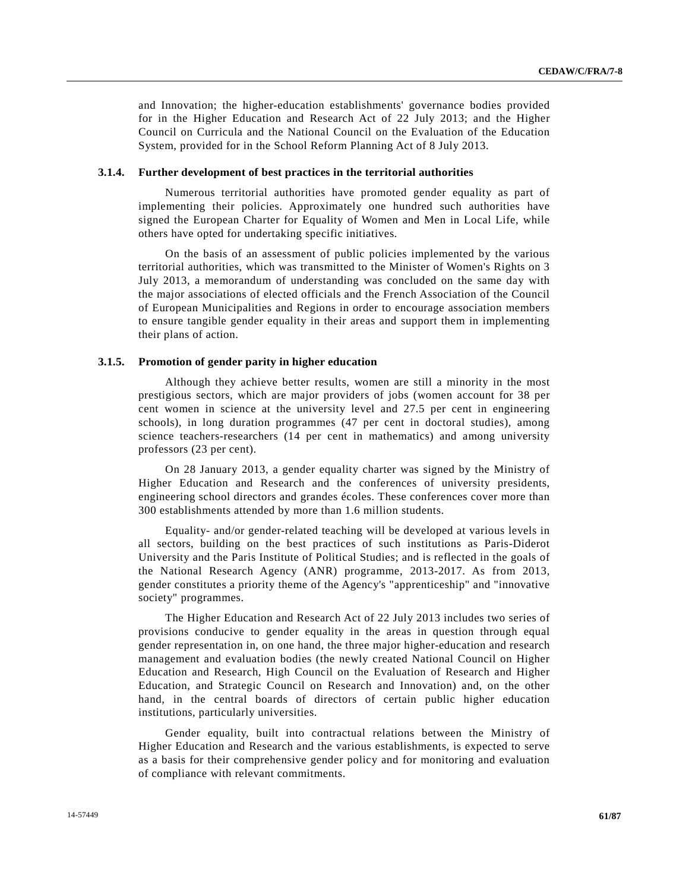and Innovation; the higher-education establishments' governance bodies provided for in the Higher Education and Research Act of 22 July 2013; and the Higher Council on Curricula and the National Council on the Evaluation of the Education System, provided for in the School Reform Planning Act of 8 July 2013.

### 3.1.4. Further development of best practices in the territorial authorities

Numerous territorial authorities have promoted gender equality as part of implementing their policies. Approximately one hundred such authorities have signed the European Charter for Equality of Women and Men in Local Life, while others have opted for undertaking specific initiatives.

On the basis of an assessment of public policies implemented by the various territorial authorities, which was transmitted to the Minister of Women's Rights on 3 July 2013, a memorandum of understanding was concluded on the same day with the major associations of elected officials and the French Association of the Council of European Municipalities and Regions in order to encourage association members to ensure tangible gender equality in their areas and support them in implementing their plans of action.

### 3.1.5. Promotion of gender parity in higher education

Although they achieve better results, women are still a minority in the most prestigious sectors, which are major providers of jobs (women account for 38 per cent women in science at the university level and 27.5 per cent in engineering schools), in long duration programmes (47 per cent in doctoral studies), among science teachers-researchers (14 per cent in mathematics) and among university professors (23 per cent).

On 28 January 2013, a gender equality charter was signed by the Ministry of Higher Education and Research and the conferences of university presidents, engineering school directors and grandes écoles. These conferences cover more than 300 establishments attended by more than 1.6 million students.

Equality- and/or gender-related teaching will be developed at various levels in all sectors, building on the best practices of such institutions as Paris-Diderot University and the Paris Institute of Political Studies; and is reflected in the goals of the National Research Agency (ANR) programme, 2013-2017. As from 2013, gender constitutes a priority theme of the Agency's "apprenticeship" and "innovative society" programmes.

The Higher Education and Research Act of 22 July 2013 includes two series of provisions conducive to gender equality in the areas in question through equal gender representation in, on one hand, the three major higher-education and research management and evaluation bodies (the newly created National Council on Higher Education and Research, High Council on the Evaluation of Research and Higher Education, and Strategic Council on Research and Innovation) and, on the other hand, in the central boards of directors of certain public higher education institutions, particularly universities.

Gender equality, built into contractual relations between the Ministry of Higher Education and Research and the various establishments, is expected to serve as a basis for their comprehensive gender policy and for monitoring and evaluation of compliance with relevant commitments.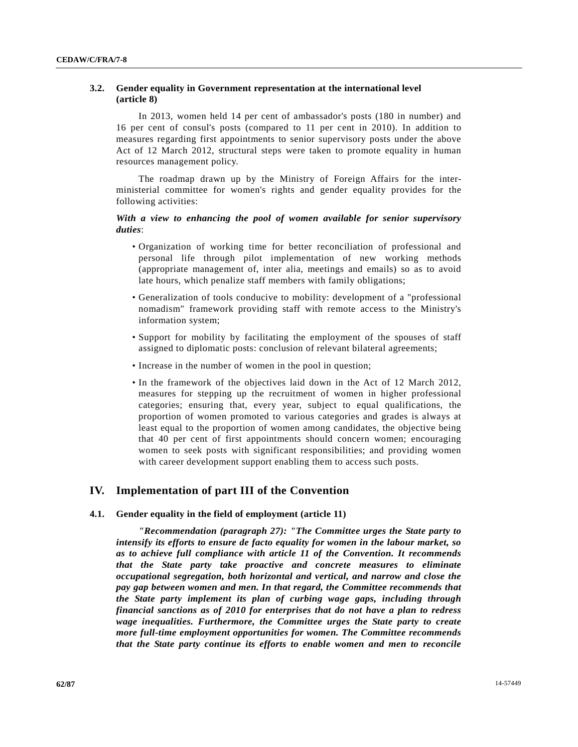### 3.2. Gender equality in Government representation at the international level (article 8)

In 2013, women held 14 per cent of ambassador's posts (180 in number) and 16 per cent of consul's posts (compared to 11 per cent in 2010). In addition to measures regarding first appointments to senior supervisory posts under the above Act of 12 March 2012, structural steps were taken to promote equality in human resources management policy.

The roadmap drawn up by the Ministry of Foreign Affairs for the inter-ministerial committee for women's rights and gender equality provides for the following activities:

***With a view to enhancing the pool of women available for senior supervisory duties***:

- Organization of working time for better reconciliation of professional and personal life through pilot implementation of new working methods (appropriate management of, inter alia, meetings and emails) so as to avoid late hours, which penalize staff members with family obligations;
- Generalization of tools conducive to mobility: development of a "professional nomadism" framework providing staff with remote access to the Ministry's information system;
- Support for mobility by facilitating the employment of the spouses of staff assigned to diplomatic posts: conclusion of relevant bilateral agreements;
- Increase in the number of women in the pool in question;
- In the framework of the objectives laid down in the Act of 12 March 2012, measures for stepping up the recruitment of women in higher professional categories; ensuring that, every year, subject to equal qualifications, the proportion of women promoted to various categories and grades is always at least equal to the proportion of women among candidates, the objective being that 40 per cent of first appointments should concern women; encouraging women to seek posts with significant responsibilities; and providing women with career development support enabling them to access such posts.

## IV. Implementation of part III of the Convention

### 4.1. Gender equality in the field of employment (article 11)

***"Recommendation (paragraph 27): "The Committee urges the State party to intensify its efforts to ensure de facto equality for women in the labour market, so as to achieve full compliance with article 11 of the Convention. It recommends that the State party take proactive and concrete measures to eliminate occupational segregation, both horizontal and vertical, and narrow and close the pay gap between women and men. In that regard, the Committee recommends that the State party implement its plan of curbing wage gaps, including through financial sanctions as of 2010 for enterprises that do not have a plan to redress wage inequalities. Furthermore, the Committee urges the State party to create more full-time employment opportunities for women. The Committee recommends that the State party continue its efforts to enable women and men to reconcile***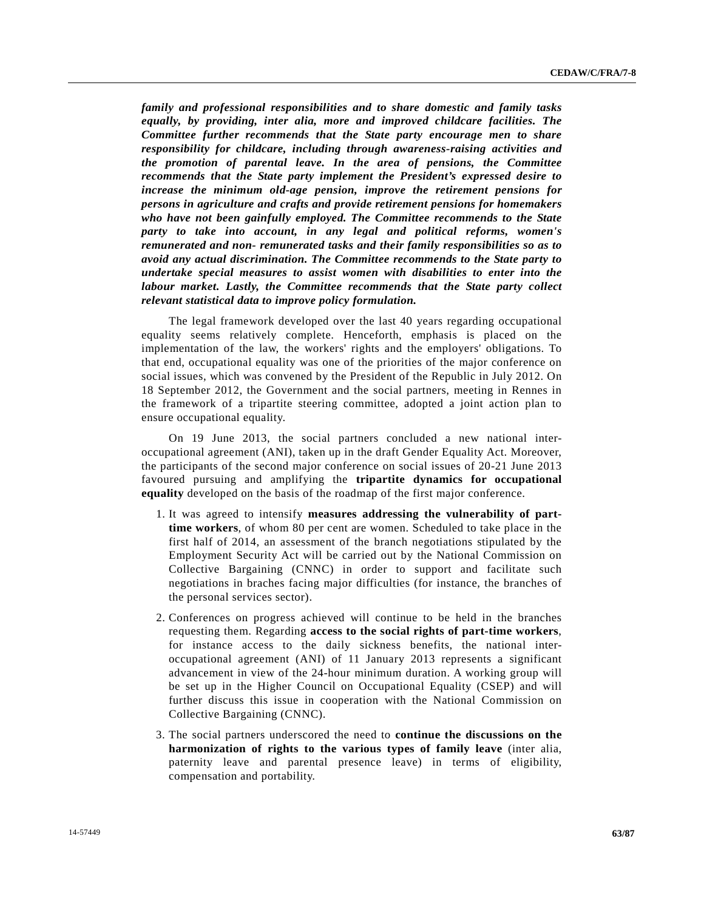***family and professional responsibilities and to share domestic and family tasks equally, by providing, inter alia, more and improved childcare facilities. The Committee further recommends that the State party encourage men to share responsibility for childcare, including through awareness-raising activities and the promotion of parental leave. In the area of pensions, the Committee recommends that the State party implement the President's expressed desire to increase the minimum old-age pension, improve the retirement pensions for persons in agriculture and crafts and provide retirement pensions for homemakers who have not been gainfully employed. The Committee recommends to the State party to take into account, in any legal and political reforms, women's remunerated and non- remunerated tasks and their family responsibilities so as to avoid any actual discrimination. The Committee recommends to the State party to undertake special measures to assist women with disabilities to enter into the labour market. Lastly, the Committee recommends that the State party collect relevant statistical data to improve policy formulation.***

The legal framework developed over the last 40 years regarding occupational equality seems relatively complete. Henceforth, emphasis is placed on the implementation of the law, the workers' rights and the employers' obligations. To that end, occupational equality was one of the priorities of the major conference on social issues, which was convened by the President of the Republic in July 2012. On 18 September 2012, the Government and the social partners, meeting in Rennes in the framework of a tripartite steering committee, adopted a joint action plan to ensure occupational equality.

On 19 June 2013, the social partners concluded a new national inter-occupational agreement (ANI), taken up in the draft Gender Equality Act. Moreover, the participants of the second major conference on social issues of 20-21 June 2013 favoured pursuing and amplifying the **tripartite dynamics for occupational equality** developed on the basis of the roadmap of the first major conference.

1. It was agreed to intensify **measures addressing the vulnerability of part-time workers**, of whom 80 per cent are women. Scheduled to take place in the first half of 2014, an assessment of the branch negotiations stipulated by the Employment Security Act will be carried out by the National Commission on Collective Bargaining (CNNC) in order to support and facilitate such negotiations in braches facing major difficulties (for instance, the branches of the personal services sector).

2. Conferences on progress achieved will continue to be held in the branches requesting them. Regarding **access to the social rights of part-time workers**, for instance access to the daily sickness benefits, the national inter-occupational agreement (ANI) of 11 January 2013 represents a significant advancement in view of the 24-hour minimum duration. A working group will be set up in the Higher Council on Occupational Equality (CSEP) and will further discuss this issue in cooperation with the National Commission on Collective Bargaining (CNNC).

3. The social partners underscored the need to **continue the discussions on the harmonization of rights to the various types of family leave** (inter alia, paternity leave and parental presence leave) in terms of eligibility, compensation and portability.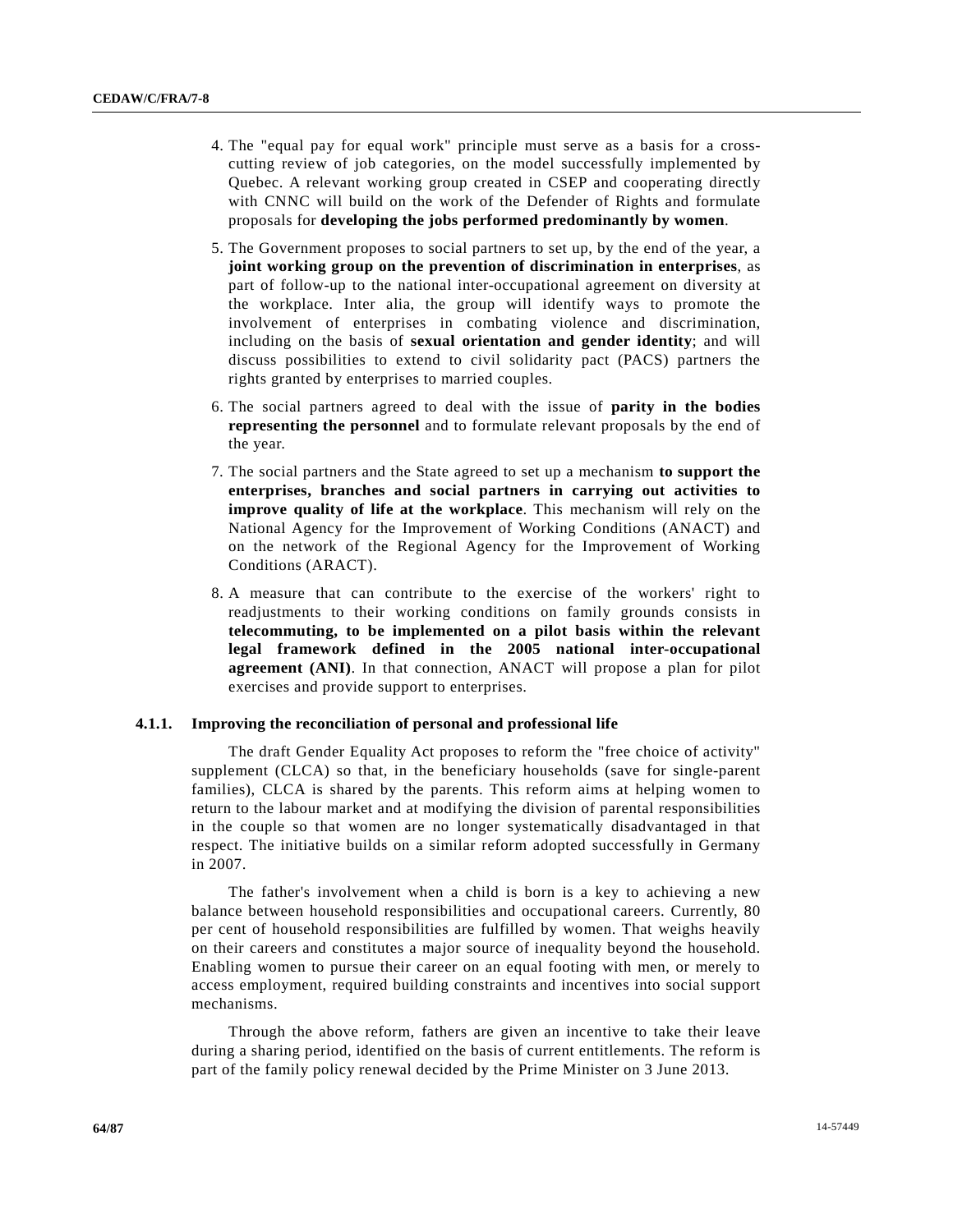4. The "equal pay for equal work" principle must serve as a basis for a cross-cutting review of job categories, on the model successfully implemented by Quebec. A relevant working group created in CSEP and cooperating directly with CNNC will build on the work of the Defender of Rights and formulate proposals for **developing the jobs performed predominantly by women**.

5. The Government proposes to social partners to set up, by the end of the year, a **joint working group on the prevention of discrimination in enterprises**, as part of follow-up to the national inter-occupational agreement on diversity at the workplace. Inter alia, the group will identify ways to promote the involvement of enterprises in combating violence and discrimination, including on the basis of **sexual orientation and gender identity**; and will discuss possibilities to extend to civil solidarity pact (PACS) partners the rights granted by enterprises to married couples.

6. The social partners agreed to deal with the issue of **parity in the bodies representing the personnel** and to formulate relevant proposals by the end of the year.

7. The social partners and the State agreed to set up a mechanism **to support the enterprises, branches and social partners in carrying out activities to improve quality of life at the workplace**. This mechanism will rely on the National Agency for the Improvement of Working Conditions (ANACT) and on the network of the Regional Agency for the Improvement of Working Conditions (ARACT).

8. A measure that can contribute to the exercise of the workers' right to readjustments to their working conditions on family grounds consists in **telecommuting, to be implemented on a pilot basis within the relevant legal framework defined in the 2005 national inter-occupational agreement (ANI)**. In that connection, ANACT will propose a plan for pilot exercises and provide support to enterprises.

### 4.1.1. Improving the reconciliation of personal and professional life

The draft Gender Equality Act proposes to reform the "free choice of activity" supplement (CLCA) so that, in the beneficiary households (save for single-parent families), CLCA is shared by the parents. This reform aims at helping women to return to the labour market and at modifying the division of parental responsibilities in the couple so that women are no longer systematically disadvantaged in that respect. The initiative builds on a similar reform adopted successfully in Germany in 2007.

The father's involvement when a child is born is a key to achieving a new balance between household responsibilities and occupational careers. Currently, 80 per cent of household responsibilities are fulfilled by women. That weighs heavily on their careers and constitutes a major source of inequality beyond the household. Enabling women to pursue their career on an equal footing with men, or merely to access employment, required building constraints and incentives into social support mechanisms.

Through the above reform, fathers are given an incentive to take their leave during a sharing period, identified on the basis of current entitlements. The reform is part of the family policy renewal decided by the Prime Minister on 3 June 2013.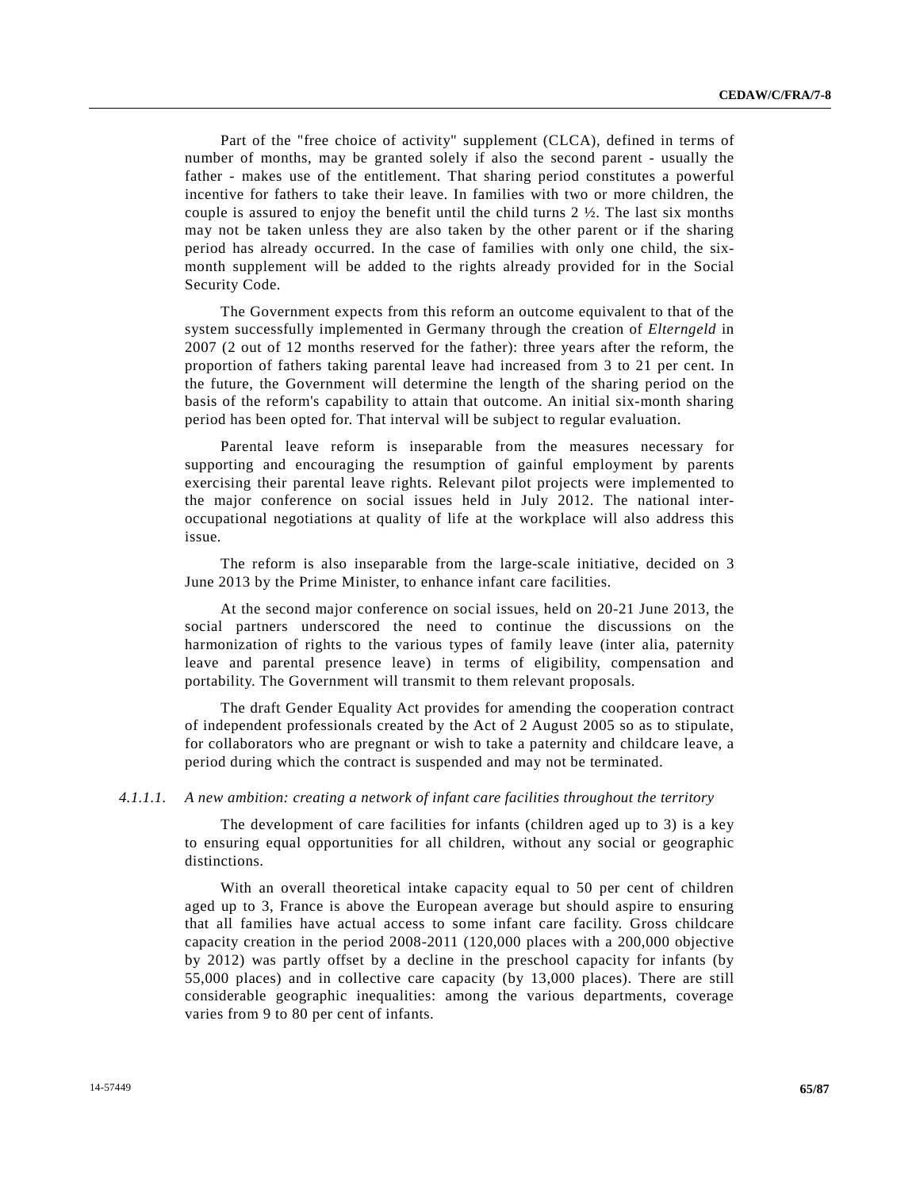Part of the "free choice of activity" supplement (CLCA), defined in terms of number of months, may be granted solely if also the second parent - usually the father - makes use of the entitlement. That sharing period constitutes a powerful incentive for fathers to take their leave. In families with two or more children, the couple is assured to enjoy the benefit until the child turns 2 ½. The last six months may not be taken unless they are also taken by the other parent or if the sharing period has already occurred. In the case of families with only one child, the six-month supplement will be added to the rights already provided for in the Social Security Code.

The Government expects from this reform an outcome equivalent to that of the system successfully implemented in Germany through the creation of *Elterngeld* in 2007 (2 out of 12 months reserved for the father): three years after the reform, the proportion of fathers taking parental leave had increased from 3 to 21 per cent. In the future, the Government will determine the length of the sharing period on the basis of the reform's capability to attain that outcome. An initial six-month sharing period has been opted for. That interval will be subject to regular evaluation.

Parental leave reform is inseparable from the measures necessary for supporting and encouraging the resumption of gainful employment by parents exercising their parental leave rights. Relevant pilot projects were implemented to the major conference on social issues held in July 2012. The national inter-occupational negotiations at quality of life at the workplace will also address this issue.

The reform is also inseparable from the large-scale initiative, decided on 3 June 2013 by the Prime Minister, to enhance infant care facilities.

At the second major conference on social issues, held on 20-21 June 2013, the social partners underscored the need to continue the discussions on the harmonization of rights to the various types of family leave (inter alia, paternity leave and parental presence leave) in terms of eligibility, compensation and portability. The Government will transmit to them relevant proposals.

The draft Gender Equality Act provides for amending the cooperation contract of independent professionals created by the Act of 2 August 2005 so as to stipulate, for collaborators who are pregnant or wish to take a paternity and childcare leave, a period during which the contract is suspended and may not be terminated.

*4.1.1.1. A new ambition: creating a network of infant care facilities throughout the territory*

The development of care facilities for infants (children aged up to 3) is a key to ensuring equal opportunities for all children, without any social or geographic distinctions.

With an overall theoretical intake capacity equal to 50 per cent of children aged up to 3, France is above the European average but should aspire to ensuring that all families have actual access to some infant care facility. Gross childcare capacity creation in the period 2008-2011 (120,000 places with a 200,000 objective by 2012) was partly offset by a decline in the preschool capacity for infants (by 55,000 places) and in collective care capacity (by 13,000 places). There are still considerable geographic inequalities: among the various departments, coverage varies from 9 to 80 per cent of infants.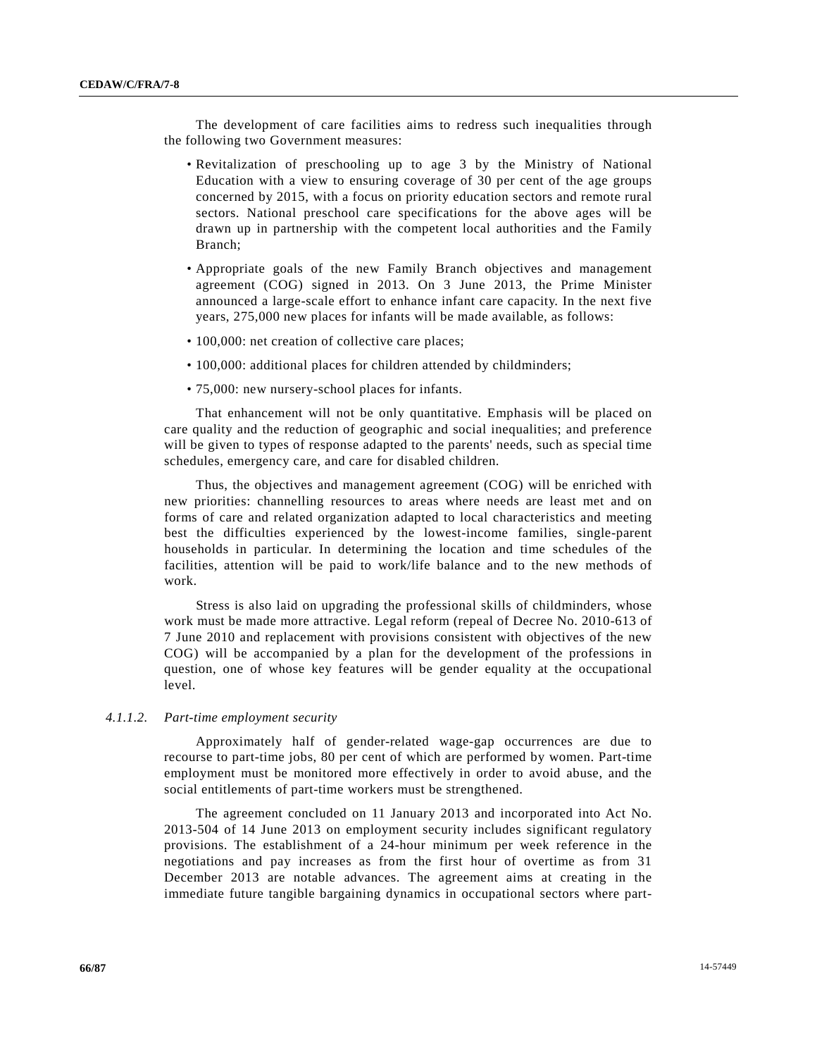The development of care facilities aims to redress such inequalities through the following two Government measures:

- Revitalization of preschooling up to age 3 by the Ministry of National Education with a view to ensuring coverage of 30 per cent of the age groups concerned by 2015, with a focus on priority education sectors and remote rural sectors. National preschool care specifications for the above ages will be drawn up in partnership with the competent local authorities and the Family Branch;
- Appropriate goals of the new Family Branch objectives and management agreement (COG) signed in 2013. On 3 June 2013, the Prime Minister announced a large-scale effort to enhance infant care capacity. In the next five years, 275,000 new places for infants will be made available, as follows:
- 100,000: net creation of collective care places;
- 100,000: additional places for children attended by childminders;
- 75,000: new nursery-school places for infants.

That enhancement will not be only quantitative. Emphasis will be placed on care quality and the reduction of geographic and social inequalities; and preference will be given to types of response adapted to the parents' needs, such as special time schedules, emergency care, and care for disabled children.

Thus, the objectives and management agreement (COG) will be enriched with new priorities: channelling resources to areas where needs are least met and on forms of care and related organization adapted to local characteristics and meeting best the difficulties experienced by the lowest-income families, single-parent households in particular. In determining the location and time schedules of the facilities, attention will be paid to work/life balance and to the new methods of work.

Stress is also laid on upgrading the professional skills of childminders, whose work must be made more attractive. Legal reform (repeal of Decree No. 2010-613 of 7 June 2010 and replacement with provisions consistent with objectives of the new COG) will be accompanied by a plan for the development of the professions in question, one of whose key features will gender equality at the occupational level.

#### 4.1.1.2. *Part-time employment security*

Approximately half of gender-related wage-gap occurrences are due to recourse to part-time jobs, 80 per cent of which are performed by women. Part-time employment must be monitored more effectively in order to avoid abuse, and the social entitlements of part-time workers must be strengthened.

The agreement concluded on 11 January 2013 and incorporated into Act No. 2013-504 of 14 June 2013 on employment security includes significant regulatory provisions. The establishment of a 24-hour minimum per week reference in the negotiations and pay increases as from the first hour of overtime as from 31 December 2013 are notable advances. The agreement aims at creating in the immediate future tangible bargaining dynamics in occupational sectors where part-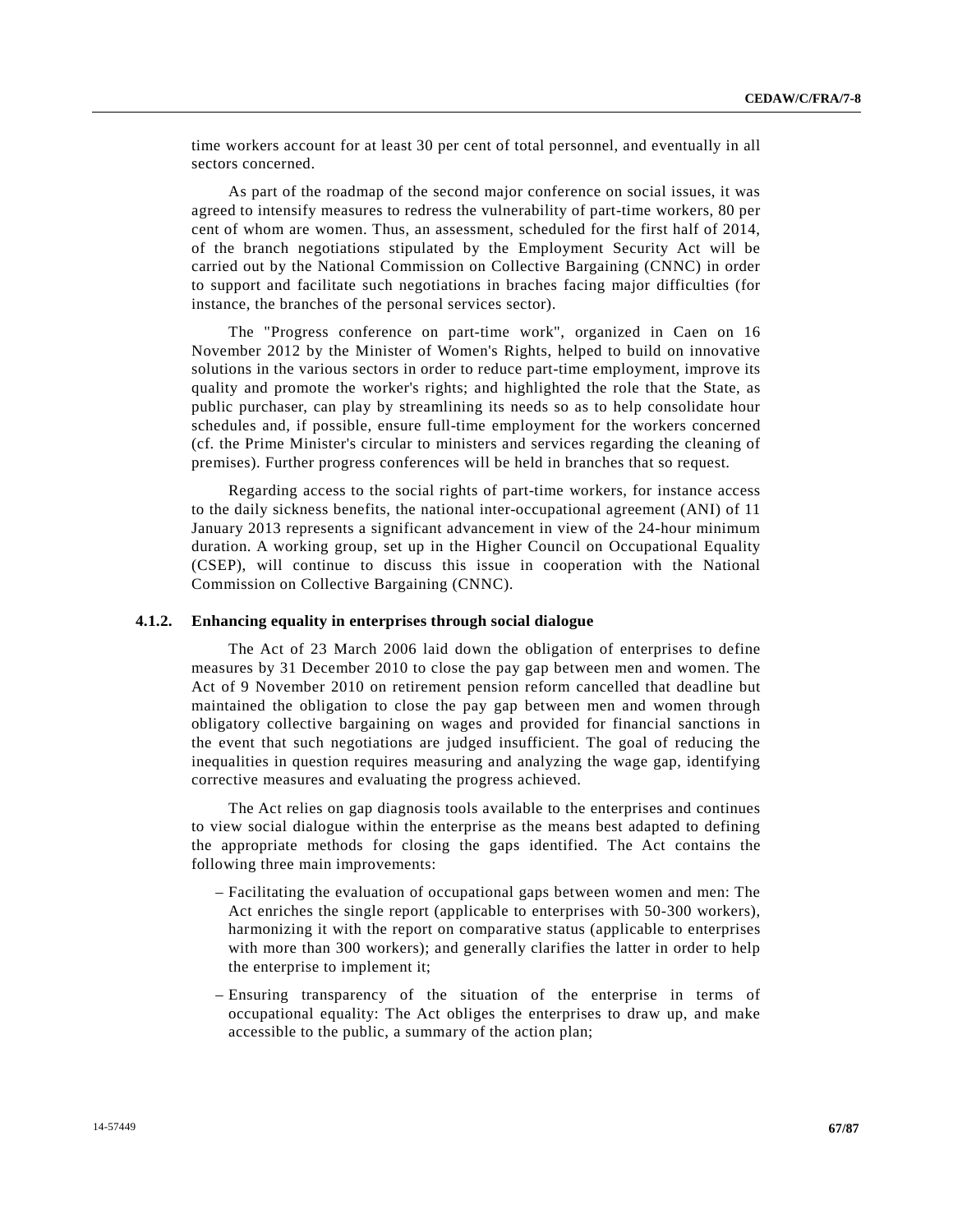time workers account for at least 30 per cent of total personnel, and eventually in all sectors concerned.

As part of the roadmap of the second major conference on social issues, it was agreed to intensify measures to redress the vulnerability of part-time workers, 80 per cent of whom are women. Thus, an assessment, scheduled for the first half of 2014, of the branch negotiations stipulated by the Employment Security Act will be carried out by the National Commission on Collective Bargaining (CNNC) in order to support and facilitate such negotiations in braches facing major difficulties (for instance, the branches of the personal services sector).

The "Progress conference on part-time work", organized in Caen on 16 November 2012 by the Minister of Women's Rights, helped to build on innovative solutions in the various sectors in order to reduce part-time employment, improve its quality and promote the worker's rights; and highlighted the role that the State, as public purchaser, can play by streamlining its needs so as to help consolidate hour schedules and, if possible, ensure full-time employment for the workers concerned (cf. the Prime Minister's circular to ministers and services regarding the cleaning of premises). Further progress conferences will be held in branches that so request.

Regarding access to the social rights of part-time workers, for instance access to the daily sickness benefits, the national inter-occupational agreement (ANI) of 11 January 2013 represents a significant advancement in view of the 24-hour minimum duration. A working group, set up in the Higher Council on Occupational Equality (CSEP), will continue to discuss this issue in cooperation with the National Commission on Collective Bargaining (CNNC).

### 4.1.2. Enhancing equality in enterprises through social dialogue

The Act of 23 March 2006 laid down the obligation of enterprises to define measures by 31 December 2010 to close the pay gap between men and women. The Act of 9 November 2010 on retirement pension reform cancelled that deadline but maintained the obligation to close the pay gap between men and women through obligatory collective bargaining on wages and provided for financial sanctions in the event that such negotiations are judged insufficient. The goal of reducing the inequalities in question requires measuring and analyzing the wage gap, identifying corrective measures and evaluating the progress achieved.

The Act relies on gap diagnosis tools available to the enterprises and continues to view social dialogue within the enterprise as the means best adapted to defining the appropriate methods for closing the gaps identified. The Act contains the following three main improvements:

- Facilitating the evaluation of occupational gaps between women and men: The Act enriches the single report (applicable to enterprises with 50-300 workers), harmonizing it with the report on comparative status (applicable to enterprises with more than 300 workers); and generally clarifies the latter in order to help the enterprise to implement it;
- Ensuring transparency of the situation of the enterprise in terms of occupational equality: The Act obliges the enterprises to draw up, and make accessible to the public, a summary of the action plan;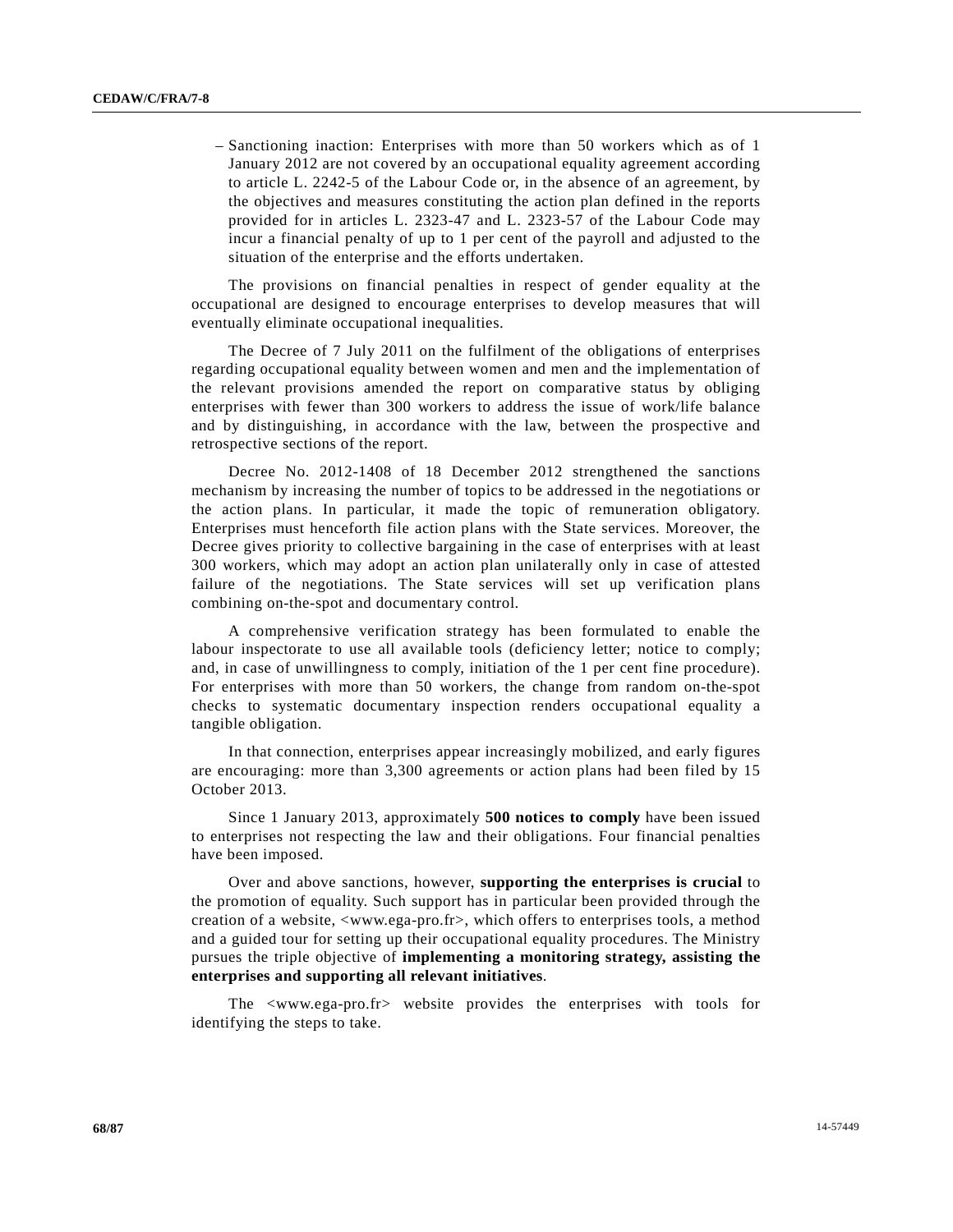– Sanctioning inaction: Enterprises with more than 50 workers which as of 1 January 2012 are not covered by an occupational equality agreement according to article L. 2242-5 of the Labour Code or, in the absence of an agreement, by the objectives and measures constituting the action plan defined in the reports provided for in articles L. 2323-47 and L. 2323-57 of the Labour Code may incur a financial penalty of up to 1 per cent of the payroll and adjusted to the situation of the enterprise and the efforts undertaken.

The provisions on financial penalties in respect of gender equality at the occupational are designed to encourage enterprises to develop measures that will eventually eliminate occupational inequalities.

The Decree of 7 July 2011 on the fulfilment of the obligations of enterprises regarding occupational equality between women and men and the implementation of the relevant provisions amended the report on comparative status by obliging enterprises with fewer than 300 workers to address the issue of work/life balance and by distinguishing, in accordance with the law, between the prospective and retrospective sections of the report.

Decree No. 2012-1408 of 18 December 2012 strengthened the sanctions mechanism by increasing the number of topics to be addressed in the negotiations or the action plans. In particular, it made the topic of remuneration obligatory. Enterprises must henceforth file action plans with the State services. Moreover, the Decree gives priority to collective bargaining in the case of enterprises with at least 300 workers, which may adopt an action plan unilaterally only in case of attested failure of the negotiations. The State services will set up verification plans combining on-the-spot and documentary control.

A comprehensive verification strategy has been formulated to enable the labour inspectorate to use all available tools (deficiency letter; notice to comply; and, in case of unwillingness to comply, initiation of the 1 per cent fine procedure). For enterprises with more than 50 workers, the change from random on-the-spot checks to systematic documentary inspection renders occupational equality a tangible obligation.

In that connection, enterprises appear increasingly mobilized, and early figures are encouraging: more than 3,300 agreements or action plans had been filed by 15 October 2013.

Since 1 January 2013, approximately **500 notices to comply** have been issued to enterprises not respecting the law and their obligations. Four financial penalties have been imposed.

Over and above sanctions, however, **supporting the enterprises is crucial** to the promotion of equality. Such support has in particular been provided through the creation of a website, <www.ega-pro.fr>, which offers to enterprises tools, a method and a guided tour for setting up their occupational equality procedures. The Ministry pursues the triple objective of **implementing a monitoring strategy, assisting the enterprises and supporting all relevant initiatives**.

The <www.ega-pro.fr> website provides the enterprises with tools for identifying the steps to take.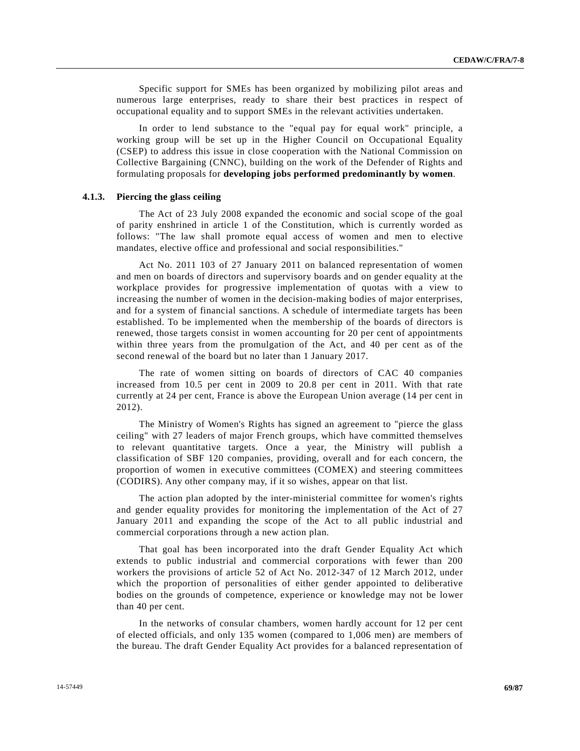Specific support for SMEs has been organized by mobilizing pilot areas and numerous large enterprises, ready to share their best practices in respect of occupational equality and to support SMEs in the relevant activities undertaken.

In order to lend substance to the "equal pay for equal work" principle, a working group will be set up in the Higher Council on Occupational Equality (CSEP) to address this issue in close cooperation with the National Commission on Collective Bargaining (CNNC), building on the work of the Defender of Rights and formulating proposals for **developing jobs performed predominantly by women**.

### 4.1.3. Piercing the glass ceiling

The Act of 23 July 2008 expanded the economic and social scope of the goal of parity enshrined in article 1 of the Constitution, which is currently worded as follows: "The law shall promote equal access of women and men to elective mandates, elective office and professional and social responsibilities."

Act No. 2011 103 of 27 January 2011 on balanced representation of women and men on boards of directors and supervisory boards and on gender equality at the workplace provides for progressive implementation of quotas with a view to increasing the number of women in the decision-making bodies of major enterprises, and for a system of financial sanctions. A schedule of intermediate targets has been established. To be implemented when the membership of the boards of directors is renewed, those targets consist in women accounting for 20 per cent of appointments within three years from the promulgation of the Act, and 40 per cent as of the second renewal of the board but no later than 1 January 2017.

The rate of women sitting on boards of directors of CAC 40 companies increased from 10.5 per cent in 2009 to 20.8 per cent in 2011. With that rate currently at 24 per cent, France is above the European Union average (14 per cent in 2012).

The Ministry of Women's Rights has signed an agreement to "pierce the glass ceiling" with 27 leaders of major French groups, which have committed themselves to relevant quantitative targets. Once a year, the Ministry will publish a classification of SBF 120 companies, providing, overall and for each concern, the proportion of women in executive committees (COMEX) and steering committees (CODIRS). Any other company may, if it so wishes, appear on that list.

The action plan adopted by the inter-ministerial committee for women's rights and gender equality provides for monitoring the implementation of the Act of 27 January 2011 and expanding the scope of the Act to all public industrial and commercial corporations through a new action plan.

That goal has been incorporated into the draft Gender Equality Act which extends to public industrial and commercial corporations with fewer than 200 workers the provisions of article 52 of Act No. 2012-347 of 12 March 2012, under which the proportion of personalities of either gender appointed to deliberative bodies on the grounds of competence, experience or knowledge may not be lower than 40 per cent.

In the networks of consular chambers, women hardly account for 12 per cent of elected officials, and only 135 women (compared to 1,006 men) are members of the bureau. The draft Gender Equality Act provides for a balanced representation of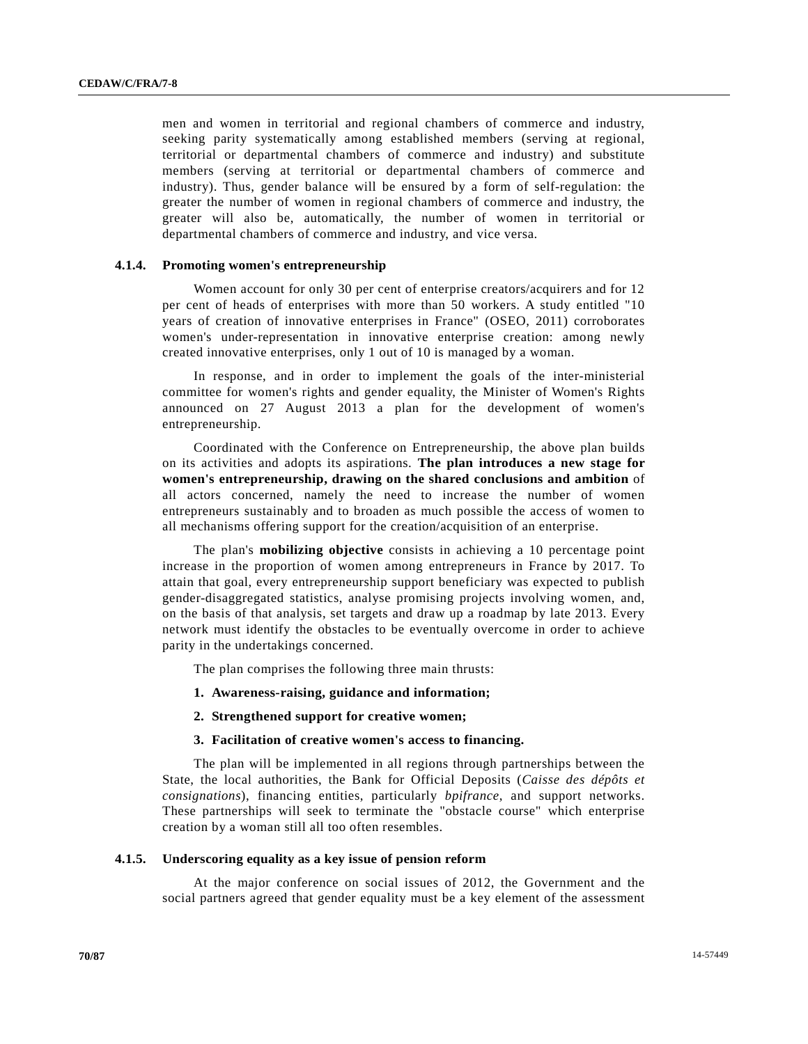men and women in territorial and regional chambers of commerce and industry, seeking parity systematically among established members (serving at regional, territorial or departmental chambers of commerce and industry) and substitute members (serving at territorial or departmental chambers of commerce and industry). Thus, gender balance will be ensured by a form of self-regulation: the greater the number of women in regional chambers of commerce and industry, the greater will also be, automatically, the number of women in territorial or departmental chambers of commerce and industry, and vice versa.

#### 4.1.4. Promoting women's entrepreneurship

Women account for only 30 per cent of enterprise creators/acquirers and for 12 per cent of heads of enterprises with more than 50 workers. A study entitled "10 years of creation of innovative enterprises in France" (OSEO, 2011) corroborates women's under-representation in innovative enterprise creation: among newly created innovative enterprises, only 1 out of 10 is managed by a woman.

In response, and in order to implement the goals of the inter-ministerial committee for women's rights and gender equality, the Minister of Women's Rights announced on 27 August 2013 a plan for the development of women's entrepreneurship.

Coordinated with the Conference on Entrepreneurship, the above plan builds on its activities and adopts its aspirations. **The plan introduces a new stage for women's entrepreneurship, drawing on the shared conclusions and ambition** of all actors concerned, namely the need to increase the number of women entrepreneurs sustainably and to broaden as much possible the access of women to all mechanisms offering support for the creation/acquisition of an enterprise.

The plan's **mobilizing objective** consists in achieving a 10 percentage point increase in the proportion of women among entrepreneurs in France by 2017. To attain that goal, every entrepreneurship support beneficiary was expected to publish gender-disaggregated statistics, analyse promising projects involving women, and, on the basis of that analysis, set targets and draw up a roadmap by late 2013. Every network must identify the obstacles to be eventually overcome in order to achieve parity in the undertakings concerned.

The plan comprises the following three main thrusts:

1. **Awareness-raising, guidance and information;**
2. **Strengthened support for creative women;**
3. **Facilitation of creative women's access to financing.**

The plan will be implemented in all regions through partnerships between the State, the local authorities, the Bank for Official Deposits (*Caisse des dépôts et consignations*), financing entities, particularly *bpifrance,* and support networks. These partnerships will seek to terminate the "obstacle course" which enterprise creation by a woman still all too often resembles.

#### 4.1.5. Underscoring equality as a key issue of pension reform

At the major conference on social issues of 2012, the Government and the social partners agreed that gender equality must be a key element of the assessment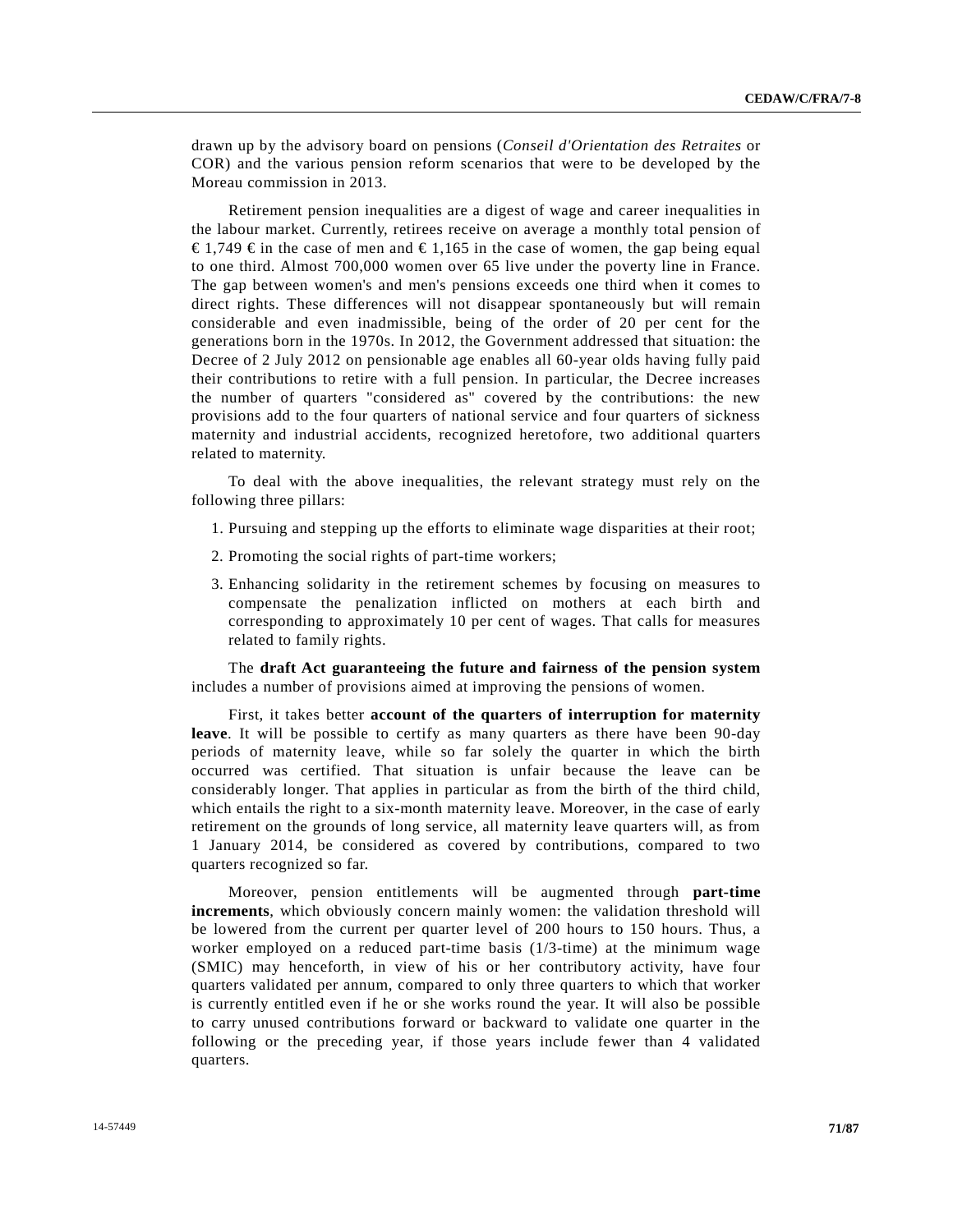drawn up by the advisory board on pensions (*Conseil d'Orientation des Retraites* or COR) and the various pension reform scenarios that were to be developed by the Moreau commission in 2013.

Retirement pension inequalities are a digest of wage and career inequalities in the labour market. Currently, retirees receive on average a monthly total pension of € 1,749 € in the case of men and € 1,165 in the case of women, the gap being equal to one third. Almost 700,000 women over 65 live under the poverty line in France. The gap between women's and men's pensions exceeds one third when it comes to direct rights. These differences will not disappear spontaneously but will remain considerable and even inadmissible, being of the order of 20 per cent for the generations born in the 1970s. In 2012, the Government addressed that situation: the Decree of 2 July 2012 on pensionable age enables all 60-year olds having fully paid their contributions to retire with a full pension. In particular, the Decree increases the number of quarters "considered as" covered by the contributions: the new provisions add to the four quarters of national service and four quarters of sickness maternity and industrial accidents, recognized heretofore, two additional quarters related to maternity.

To deal with the above inequalities, the relevant strategy must rely on the following three pillars:

1. Pursuing and stepping up the efforts to eliminate wage disparities at their root;
2. Promoting the social rights of part-time workers;
3. Enhancing solidarity in the retirement schemes by focusing on measures to compensate the penalization inflicted on mothers at each birth and corresponding to approximately 10 per cent of wages. That calls for measures related to family rights.

The **draft Act guaranteeing the future and fairness of the pension system** includes a number of provisions aimed at improving the pensions of women.

First, it takes better **account of the quarters of interruption for maternity leave**. It will be possible to certify as many quarters as there have been 90-day periods of maternity leave, while so far solely the quarter in which the birth occurred was certified. That situation is unfair because the leave can be considerably longer. That applies in particular as from the birth of the third child, which entails the right to a six-month maternity leave. Moreover, in the case of early retirement on the grounds of long service, all maternity leave quarters will, as from 1 January 2014, be considered as covered by contributions, compared to two quarters recognized so far.

Moreover, pension entitlements will be augmented through **part-time increments**, which obviously concern mainly women: the validation threshold will be lowered from the current per quarter level of 200 hours to 150 hours. Thus, a worker employed on a reduced part-time basis (1/3-time) at the minimum wage (SMIC) may henceforth, in view of his or her contributory activity, have four quarters validated per annum, compared to only three quarters to which that worker is currently entitled even if he or she works round the year. It will also be possible to carry unused contributions forward or backward to validate one quarter in the following or the preceding year, if those years include fewer than 4 validated quarters.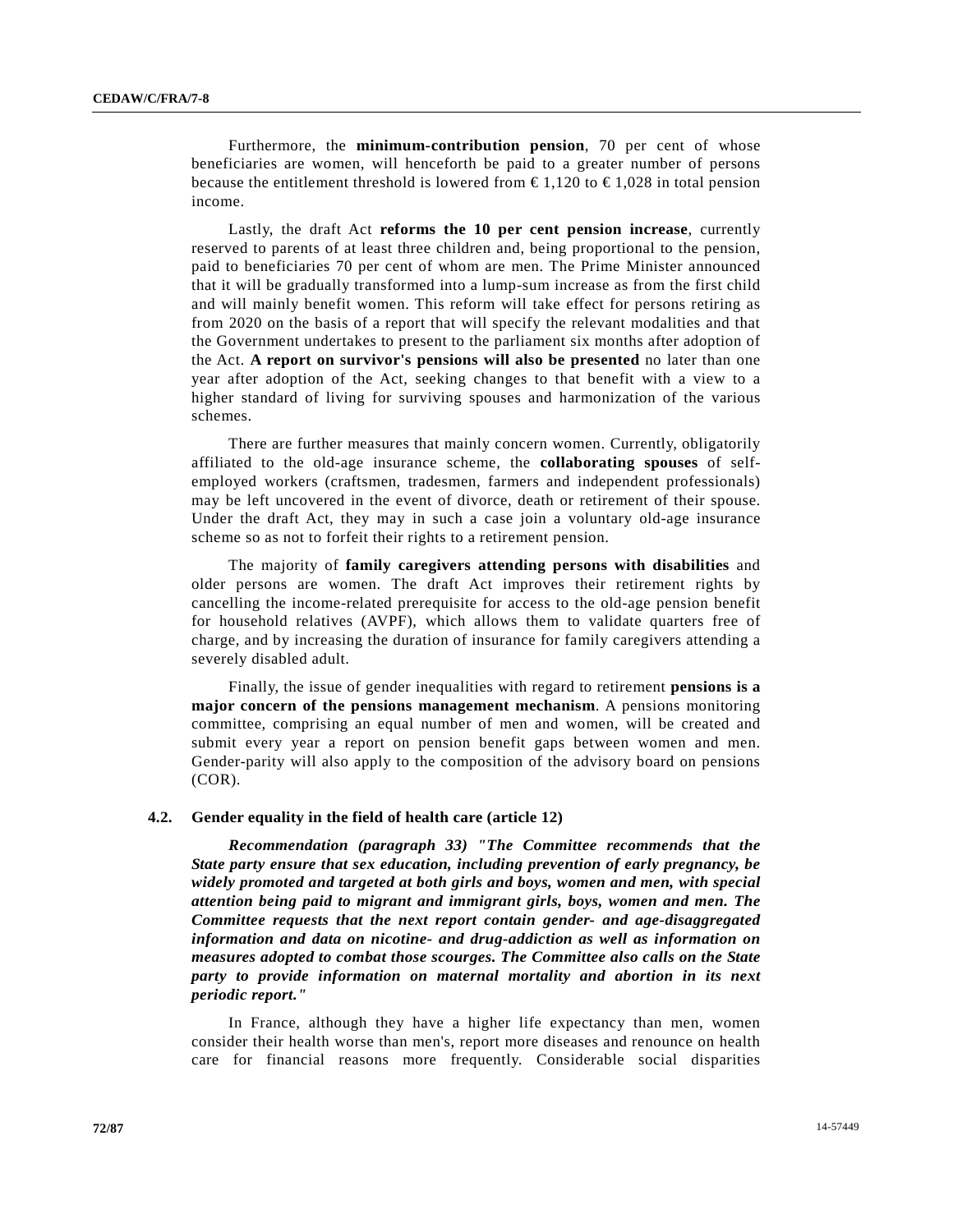Furthermore, the **minimum-contribution pension**, 70 per cent of whose beneficiaries are women, will henceforth be paid to a greater number of persons because the entitlement threshold is lowered from € 1,120 to € 1,028 in total pension income.

Lastly, the draft Act **reforms the 10 per cent pension increase**, currently reserved to parents of at least three children and, being proportional to the pension, paid to beneficiaries 70 per cent of whom are men. The Prime Minister announced that it will be gradually transformed into a lump-sum increase as from the first child and will mainly benefit women. This reform will take effect for persons retiring as from 2020 on the basis of a report that will specify the relevant modalities and that the Government undertakes to present to the parliament six months after adoption of the Act. **A report on survivor's pensions will also be presented** no later than one year after adoption of the Act, seeking changes to that benefit with a view to a higher standard of living for surviving spouses and harmonization of the various schemes.

There are further measures that mainly concern women. Currently, obligatorily affiliated to the old-age insurance scheme, the **collaborating spouses** of self-employed workers (craftsmen, tradesmen, farmers and independent professionals) may be left uncovered in the event of divorce, death or retirement of their spouse. Under the draft Act, they may in such a case join a voluntary old-age insurance scheme so as not to forfeit their rights to a retirement pension.

The majority of **family caregivers attending persons with disabilities** and older persons are women. The draft Act improves their retirement rights by cancelling the income-related prerequisite for access to the old-age pension benefit for household relatives (AVPF), which allows them to validate quarters free of charge, and by increasing the duration of insurance for family caregivers attending a severely disabled adult.

Finally, the issue of gender inequalities with regard to retirement **pensions is a major concern of the pensions management mechanism**. A pensions monitoring committee, comprising an equal number of men and women, will be created and submit every year a report on pension benefit gaps between women and men. Gender-parity will also apply to the composition of the advisory board on pensions (COR).

### 4.2. Gender equality in the field of health care (article 12)

***Recommendation (paragraph 33) "The Committee recommends that the State party ensure that sex education, including prevention of early pregnancy, be widely promoted and targeted at both girls and boys, women and men, with special attention being paid to migrant and immigrant girls, boys, women and men. The Committee requests that the next report contain gender- and age-disaggregated information and data on nicotine- and drug-addiction as well as information on measures adopted to combat those scourges. The Committee also calls on the State party to provide information on maternal mortality and abortion in its next periodic report."***

In France, although they have a higher life expectancy than men, women consider their health worse than men's, report more diseases and renounce on health care for financial reasons more frequently. Considerable social disparities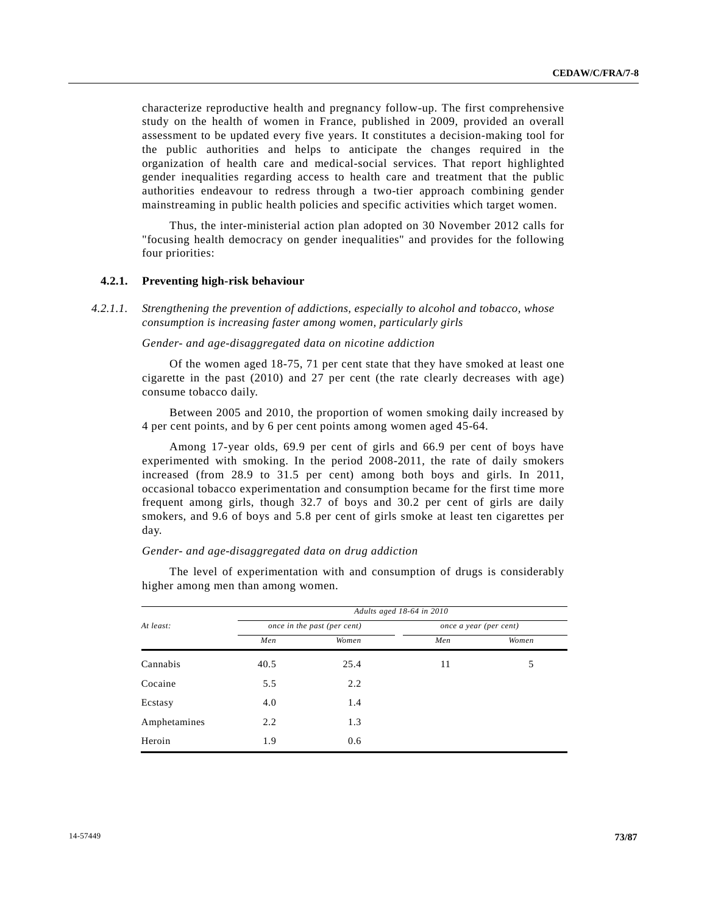characterize reproductive health and pregnancy follow-up. The first comprehensive study on the health of women in France, published in 2009, provided an overall assessment to be updated every five years. It constitutes a decision-making tool for the public authorities and helps to anticipate the changes required in the organization of health care and medical-social services. That report highlighted gender inequalities regarding access to health care and treatment that the public authorities endeavour to redress through a two-tier approach combining gender mainstreaming in public health policies and specific activities which target women.

Thus, the inter-ministerial action plan adopted on 30 November 2012 calls for "focusing health democracy on gender inequalities" and provides for the following four priorities:

### 4.2.1. Preventing high-risk behaviour

*4.2.1.1. Strengthening the prevention of addictions, especially to alcohol and tobacco, whose consumption is increasing faster among women, particularly girls*

*Gender- and age-disaggregated data on nicotine addiction*

Of the women aged 18-75, 71 per cent state that they have smoked at least one cigarette in the past (2010) and 27 per cent (the rate clearly decreases with age) consume tobacco daily.

Between 2005 and 2010, the proportion of women smoking daily increased by 4 per cent points, and by 6 per cent points among women aged 45-64.

Among 17-year olds, 69.9 per cent of girls and 66.9 per cent of boys have experimented with smoking. In the period 2008-2011, the rate of daily smokers increased (from 28.9 to 31.5 per cent) among both boys and girls. In 2011, occasional tobacco experimentation and consumption became for the first time more frequent among girls, though 32.7 of boys and 30.2 per cent of girls are daily smokers, and 9.6 of boys and 5.8 per cent of girls smoke at least ten cigarettes per day.

*Gender- and age-disaggregated data on drug addiction*

The level of experimentation with and consumption of drugs is considerably higher among men than among women.

| | *Adults aged 18-64 in 2010* | | | |
|---|---|---|---|---|
| *At least:* | *once in the past (per cent)* | | *once a year (per cent)* | |
| | *Men* | *Women* | *Men* | *Women* |
| Cannabis | 40.5 | 25.4 | 11 | 5 |
| Cocaine | 5.5 | 2.2 | | |
| Ecstasy | 4.0 | 1.4 | | |
| Amphetamines | 2.2 | 1.3 | | |
| Heroin | 1.9 | 0.6 | | |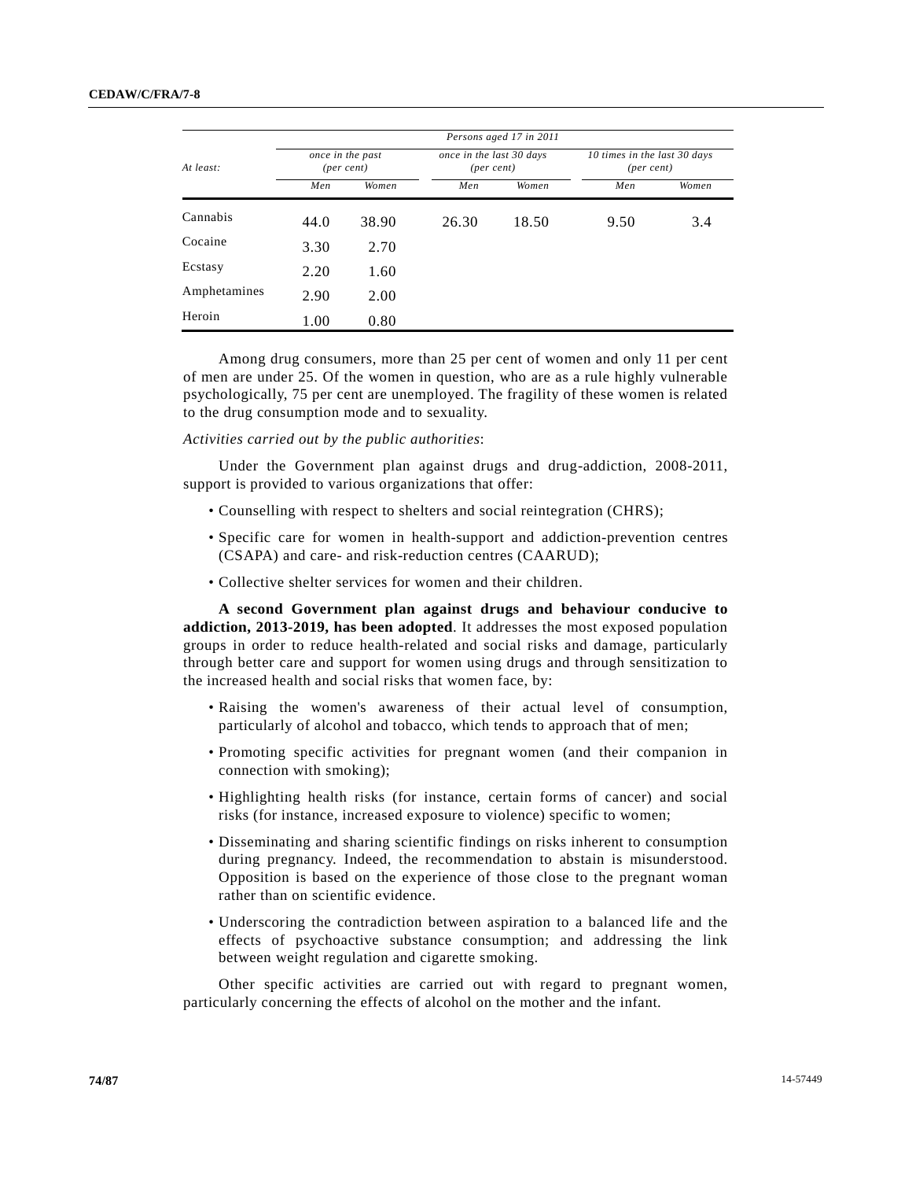| At least: | Persons aged 17 in 2011 | | | | | |
|---|---|---|---|---|---|---|
| | *once in the past (per cent)* | | *once in the last 30 days (per cent)* | | *10 times in the last 30 days (per cent)* | |
| | *Men* | *Women* | *Men* | *Women* | *Men* | *Women* |
| Cannabis | 44.0 | 38.90 | 26.30 | 18.50 | 9.50 | 3.4 |
| Cocaine | 3.30 | 2.70 | | | | |
| Ecstasy | 2.20 | 1.60 | | | | |
| Amphetamines | 2.90 | 2.00 | | | | |
| Heroin | 1.00 | 0.80 | | | | |

Among drug consumers, more than 25 per cent of women and only 11 per cent of men are under 25. Of the women in question, who are as a rule highly vulnerable psychologically, 75 per cent are unemployed. The fragility of these women is related to the drug consumption mode and to sexuality.

*Activities carried out by the public authorities*:

Under the Government plan against drugs and drug-addiction, 2008-2011, support is provided to various organizations that offer:

- Counselling with respect to shelters and social reintegration (CHRS);
- Specific care for women in health-support and addiction-prevention centres (CSAPA) and care- and risk-reduction centres (CAARUD);
- Collective shelter services for women and their children.

**A second Government plan against drugs and behaviour conducive to addiction, 2013-2019, has been adopted**. It addresses the most exposed population groups in order to reduce health-related and social risks and damage, particularly through better care and support for women using drugs and through sensitization to the increased health and social risks that women face, by:

- Raising the women's awareness of their actual level of consumption, particularly of alcohol and tobacco, which tends to approach that of men;
- Promoting specific activities for pregnant women (and their companion in connection with smoking);
- Highlighting health risks (for instance, certain forms of cancer) and social risks (for instance, increased exposure to violence) specific to women;
- Disseminating and sharing scientific findings on risks inherent to consumption during pregnancy. Indeed, the recommendation to abstain is misunderstood. Opposition is based on the experience of those close to the pregnant woman rather than on scientific evidence.
- Underscoring the contradiction between aspiration to a balanced life and the effects of psychoactive substance consumption; and addressing the link between weight regulation and cigarette smoking.

Other specific activities are carried out with regard to pregnant women, particularly concerning the effects of alcohol on the mother and the infant.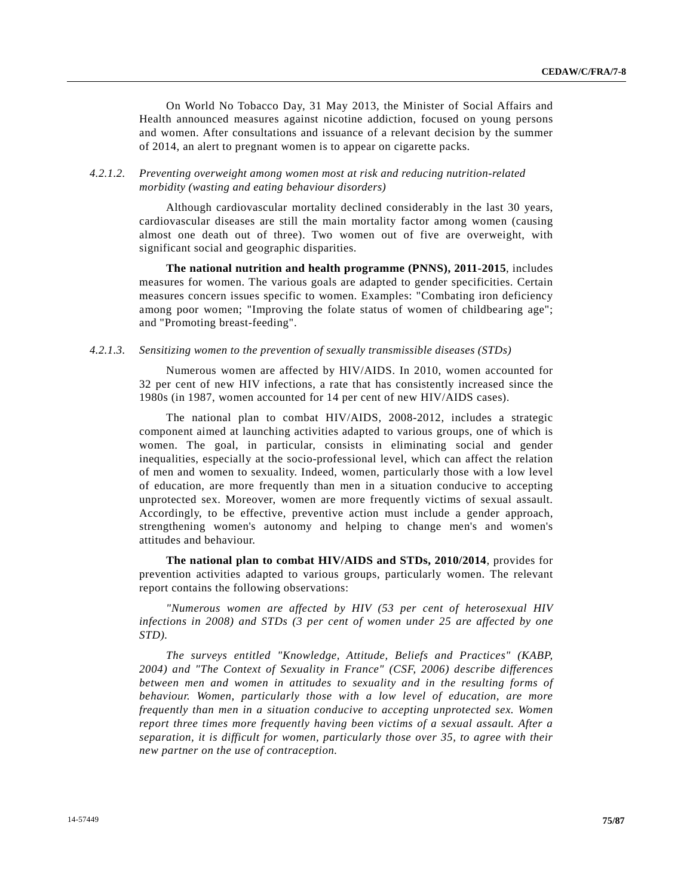On World No Tobacco Day, 31 May 2013, the Minister of Social Affairs and Health announced measures against nicotine addiction, focused on young persons and women. After consultations and issuance of a relevant decision by the summer of 2014, an alert to pregnant women is to appear on cigarette packs.

#### *4.2.1.2. Preventing overweight among women most at risk and reducing nutrition-related morbidity (wasting and eating behaviour disorders)*

Although cardiovascular mortality declined considerably in the last 30 years, cardiovascular diseases are still the main mortality factor among women (causing almost one death out of three). Two women out of five are overweight, with significant social and geographic disparities.

**The national nutrition and health programme (PNNS), 2011-2015**, includes measures for women. The various goals are adapted to gender specificities. Certain measures concern issues specific to women. Examples: "Combating iron deficiency among poor women; "Improving the folate status of women of childbearing age"; and "Promoting breast-feeding".

#### *4.2.1.3. Sensitizing women to the prevention of sexually transmissible diseases (STDs)*

Numerous women are affected by HIV/AIDS. In 2010, women accounted for 32 per cent of new HIV infections, a rate that has consistently increased since the 1980s (in 1987, women accounted for 14 per cent of new HIV/AIDS cases).

The national plan to combat HIV/AIDS, 2008-2012, includes a strategic component aimed at launching activities adapted to various groups, one of which is women. The goal, in particular, consists in eliminating social and gender inequalities, especially at the socio-professional level, which can affect the relation of men and women to sexuality. Indeed, women, particularly those with a low level of education, are more frequently than men in a situation conducive to accepting unprotected sex. Moreover, women are more frequently victims of sexual assault. Accordingly, to be effective, preventive action must include a gender approach, strengthening women's autonomy and helping to change men's and women's attitudes and behaviour.

**The national plan to combat HIV/AIDS and STDs, 2010/2014**, provides for prevention activities adapted to various groups, particularly women. The relevant report contains the following observations:

*"Numerous women are affected by HIV (53 per cent of heterosexual HIV infections in 2008) and STDs (3 per cent of women under 25 are affected by one STD).*

*The surveys entitled "Knowledge, Attitude, Beliefs and Practices" (KABP, 2004) and "The Context of Sexuality in France" (CSF, 2006) describe differences between men and women in attitudes to sexuality and in the resulting forms of behaviour. Women, particularly those with a low level of education, are more frequently than men in a situation conducive to accepting unprotected sex. Women report three times more frequently having been victims of a sexual assault. After a separation, it is difficult for women, particularly those over 35, to agree with their new partner on the use of contraception.*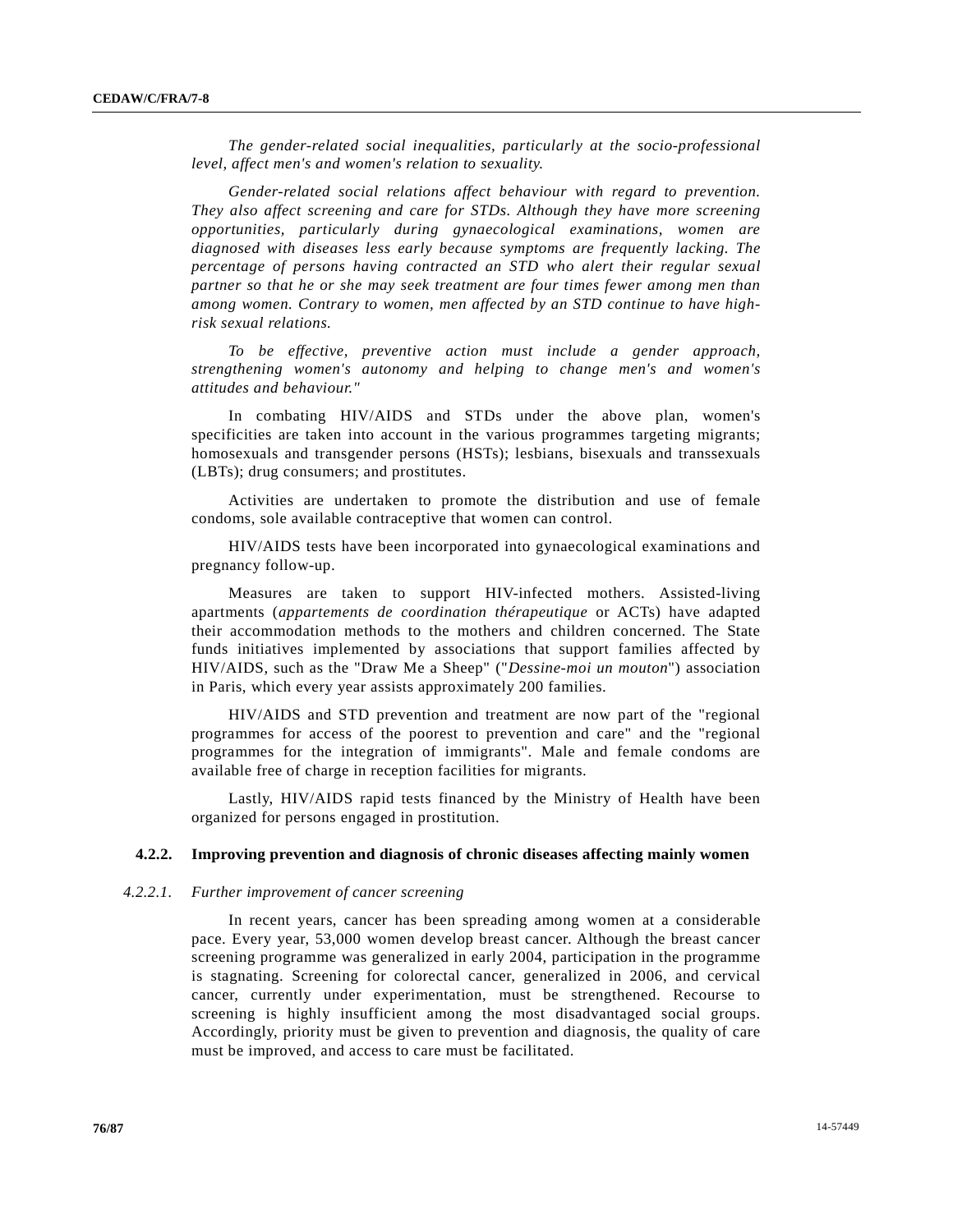*The gender-related social inequalities, particularly at the socio-professional level, affect men's and women's relation to sexuality.*

*Gender-related social relations affect behaviour with regard to prevention. They also affect screening and care for STDs. Although they have more screening opportunities, particularly during gynaecological examinations, women are diagnosed with diseases less early because symptoms are frequently lacking. The percentage of persons having contracted an STD who alert their regular sexual partner so that he or she may seek treatment are four times fewer among men than among women. Contrary to women, men affected by an STD continue to have high-risk sexual relations.*

*To be effective, preventive action must include a gender approach, strengthening women's autonomy and helping to change men's and women's attitudes and behaviour."*

In combating HIV/AIDS and STDs under the above plan, women's specificities are taken into account in the various programmes targeting migrants; homosexuals and transgender persons (HSTs); lesbians, bisexuals and transsexuals (LBTs); drug consumers; and prostitutes.

Activities are undertaken to promote the distribution and use of female condoms, sole available contraceptive that women can control.

HIV/AIDS tests have been incorporated into gynaecological examinations and pregnancy follow-up.

Measures are taken to support HIV-infected mothers. Assisted-living apartments (*appartements de coordination thérapeutique* or ACTs) have adapted their accommodation methods to the mothers and children concerned. The State funds initiatives implemented by associations that support families affected by HIV/AIDS, such as the "Draw Me a Sheep" ("*Dessine-moi un mouton*") association in Paris, which every year assists approximately 200 families.

HIV/AIDS and STD prevention and treatment are now part of the "regional programmes for access of the poorest to prevention and care" and the "regional programmes for the integration of immigrants". Male and female condoms are available free of charge in reception facilities for migrants.

Lastly, HIV/AIDS rapid tests financed by the Ministry of Health have been organized for persons engaged in prostitution.

### 4.2.2. Improving prevention and diagnosis of chronic diseases affecting mainly women

#### *4.2.2.1. Further improvement of cancer screening*

In recent years, cancer has been spreading among women at a considerable pace. Every year, 53,000 women develop breast cancer. Although the breast cancer screening programme was generalized in early 2004, participation in the programme is stagnating. Screening for colorectal cancer, generalized in 2006, and cervical cancer, currently under experimentation, must be strengthened. Recourse to screening is highly insufficient among the most disadvantaged social groups. Accordingly, priority must be given to prevention and diagnosis, the quality of care must be improved, and access to care must be facilitated.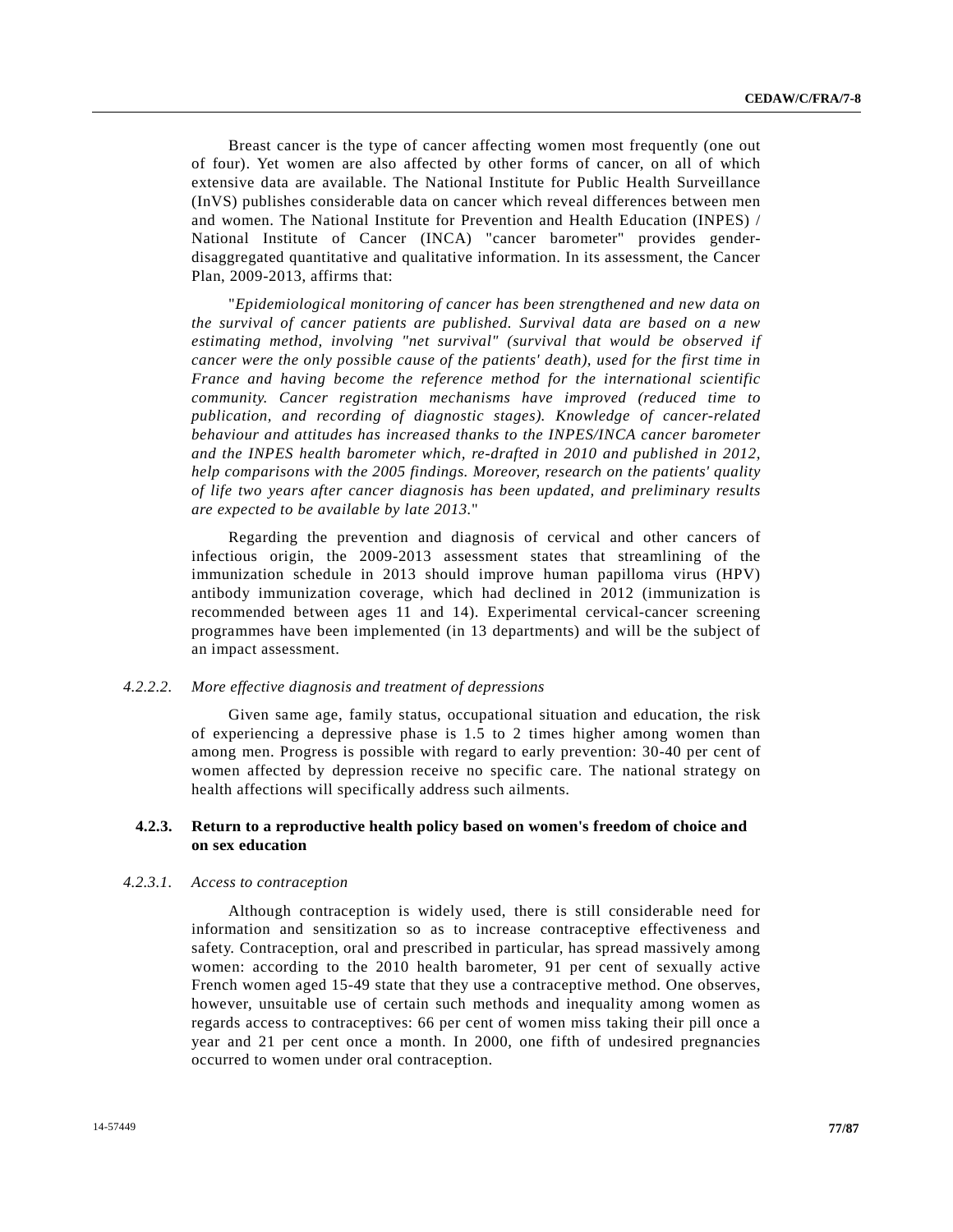Breast cancer is the type of cancer affecting women most frequently (one out of four). Yet women are also affected by other forms of cancer, on all of which extensive data are available. The National Institute for Public Health Surveillance (InVS) publishes considerable data on cancer which reveal differences between men and women. The National Institute for Prevention and Health Education (INPES) / National Institute of Cancer (INCA) "cancer barometer" provides gender-disaggregated quantitative and qualitative information. In its assessment, the Cancer Plan, 2009-2013, affirms that:

"*Epidemiological monitoring of cancer has been strengthened and new data on the survival of cancer patients are published. Survival data are based on a new estimating method, involving "net survival" (survival that would be observed if cancer were the only possible cause of the patients' death), used for the first time in France and having become the reference method for the international scientific community. Cancer registration mechanisms have improved (reduced time to publication, and recording of diagnostic stages). Knowledge of cancer-related behaviour and attitudes has increased thanks to the INPES/INCA cancer barometer and the INPES health barometer which, re-drafted in 2010 and published in 2012, help comparisons with the 2005 findings. Moreover, research on the patients' quality of life two years after cancer diagnosis has been updated, and preliminary results are expected to be available by late 2013.*"

Regarding the prevention and diagnosis of cervical and other cancers of infectious origin, the 2009-2013 assessment states that streamlining of the immunization schedule in 2013 should improve human papilloma virus (HPV) antibody immunization coverage, which had declined in 2012 (immunization is recommended between ages 11 and 14). Experimental cervical-cancer screening programmes have been implemented (in 13 departments) and will be the subject of an impact assessment.

*4.2.2.2. More effective diagnosis and treatment of depressions*

Given same age, family status, occupational situation and education, the risk of experiencing a depressive phase is 1.5 to 2 times higher among women than among men. Progress is possible with regard to early prevention: 30-40 per cent of women affected by depression receive no specific care. The national strategy on health affections will specifically address such ailments.

### 4.2.3. Return to a reproductive health policy based on women's freedom of choice and on sex education

*4.2.3.1. Access to contraception*

Although contraception is widely used, there is still considerable need for information and sensitization so as to increase contraceptive effectiveness and safety. Contraception, oral and prescribed in particular, has spread massively among women: according to the 2010 health barometer, 91 per cent of sexually active French women aged 15-49 state that they use a contraceptive method. One observes, however, unsuitable use of certain such methods and inequality among women as regards access to contraceptives: 66 per cent of women miss taking their pill once a year and 21 per cent once a month. In 2000, one fifth of undesired pregnancies occurred to women under oral contraception.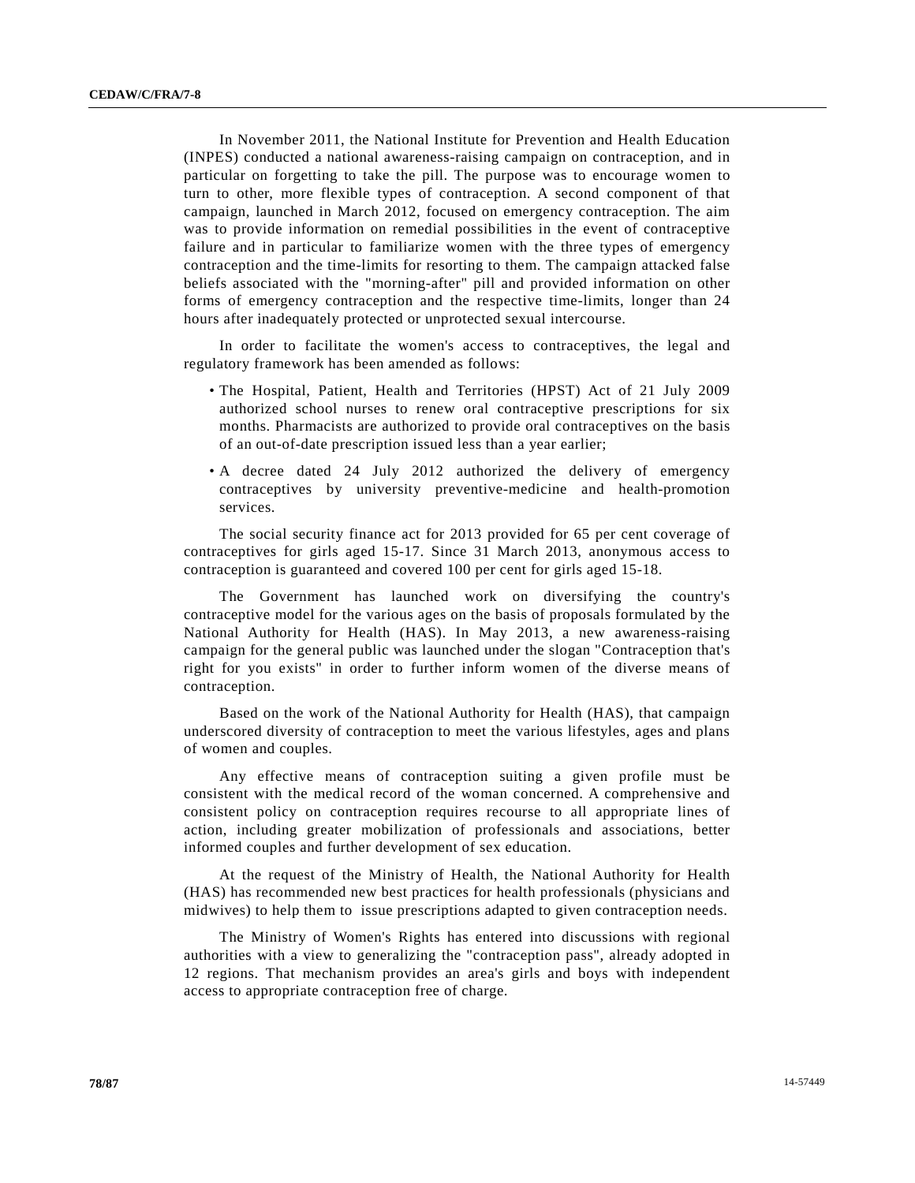In November 2011, the National Institute for Prevention and Health Education (INPES) conducted a national awareness-raising campaign on contraception, and in particular on forgetting to take the pill. The purpose was to encourage women to turn to other, more flexible types of contraception. A second component of that campaign, launched in March 2012, focused on emergency contraception. The aim was to provide information on remedial possibilities in the event of contraceptive failure and in particular to familiarize women with the three types of emergency contraception and the time-limits for resorting to them. The campaign attacked false beliefs associated with the "morning-after" pill and provided information on other forms of emergency contraception and the respective time-limits, longer than 24 hours after inadequately protected or unprotected sexual intercourse.

In order to facilitate the women's access to contraceptives, the legal and regulatory framework has been amended as follows:

- The Hospital, Patient, Health and Territories (HPST) Act of 21 July 2009 authorized school nurses to renew oral contraceptive prescriptions for six months. Pharmacists are authorized to provide oral contraceptives on the basis of an out-of-date prescription issued less than a year earlier;
- A decree dated 24 July 2012 authorized the delivery of emergency contraceptives by university preventive-medicine and health-promotion services.

The social security finance act for 2013 provided for 65 per cent coverage of contraceptives for girls aged 15-17. Since 31 March 2013, anonymous access to contraception is guaranteed and covered 100 per cent for girls aged 15-18.

The Government has launched work on diversifying the country's contraceptive model for the various ages on the basis of proposals formulated by the National Authority for Health (HAS). In May 2013, a new awareness-raising campaign for the general public was launched under the slogan "Contraception that's right for you exists" in order to further inform women of the diverse means of contraception.

Based on the work of the National Authority for Health (HAS), that campaign underscored diversity of contraception to meet the various lifestyles, ages and plans of women and couples.

Any effective means of contraception suiting a given profile must be consistent with the medical record of the woman concerned. A comprehensive and consistent policy on contraception requires recourse to all appropriate lines of action, including greater mobilization of professionals and associations, better informed couples and further development of sex education.

At the request of the Ministry of Health, the National Authority for Health (HAS) has recommended new best practices for health professionals (physicians and midwives) to help them to issue prescriptions adapted to given contraception needs.

The Ministry of Women's Rights has entered into discussions with regional authorities with a view to generalizing the "contraception pass", already adopted in 12 regions. That mechanism provides an area's girls and boys with independent access to appropriate contraception free of charge.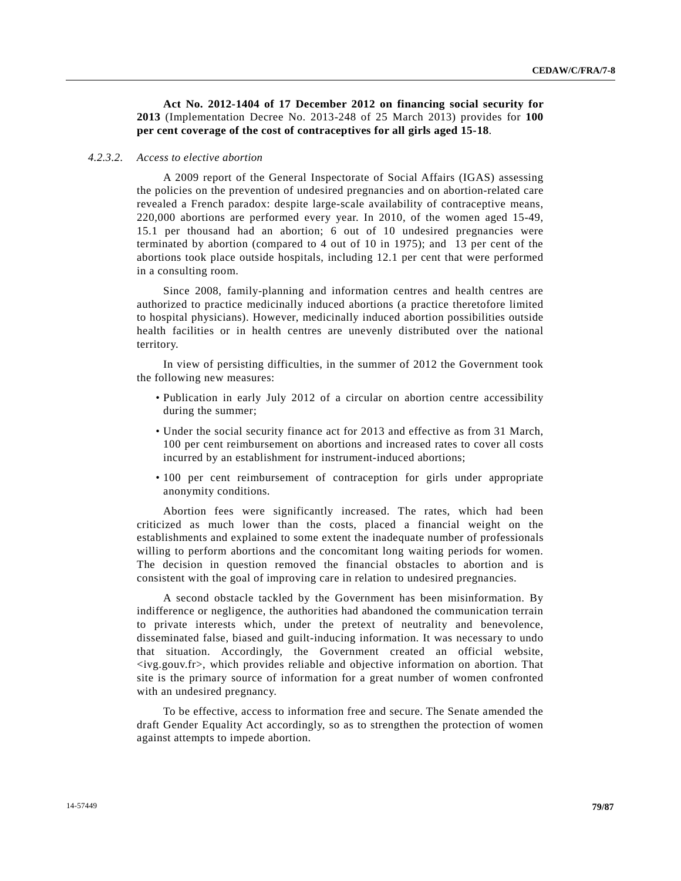**Act No. 2012-1404 of 17 December 2012 on financing social security for 2013** (Implementation Decree No. 2013-248 of 25 March 2013) provides for **100 per cent coverage of the cost of contraceptives for all girls aged 15-18**.

*4.2.3.2. Access to elective abortion*

A 2009 report of the General Inspectorate of Social Affairs (IGAS) assessing the policies on the prevention of undesired pregnancies and on abortion-related care revealed a French paradox: despite large-scale availability of contraceptive means, 220,000 abortions are performed every year. In 2010, of the women aged 15-49, 15.1 per thousand had an abortion; 6 out of 10 undesired pregnancies were terminated by abortion (compared to 4 out of 10 in 1975); and 13 per cent of the abortions took place outside hospitals, including 12.1 per cent that were performed in a consulting room.

Since 2008, family-planning and information centres and health centres are authorized to practice medicinally induced abortions (a practice theretofore limited to hospital physicians). However, medicinally induced abortion possibilities outside health facilities or in health centres are unevenly distributed over the national territory.

In view of persisting difficulties, in the summer of 2012 the Government took the following new measures:

- Publication in early July 2012 of a circular on abortion centre accessibility during the summer;
- Under the social security finance act for 2013 and effective as from 31 March, 100 per cent reimbursement on abortions and increased rates to cover all costs incurred by an establishment for instrument-induced abortions;
- 100 per cent reimbursement of contraception for girls under appropriate anonymity conditions.

Abortion fees were significantly increased. The rates, which had been criticized as much lower than the costs, placed a financial weight on the establishments and explained to some extent the inadequate number of professionals willing to perform abortions and the concomitant long waiting periods for women. The decision in question removed the financial obstacles to abortion and is consistent with the goal of improving care in relation to undesired pregnancies.

A second obstacle tackled by the Government has been misinformation. By indifference or negligence, the authorities had abandoned the communication terrain to private interests which, under the pretext of neutrality and benevolence, disseminated false, biased and guilt-inducing information. It was necessary to undo that situation. Accordingly, the Government created an official website, <ivg.gouv.fr>, which provides reliable and objective information on abortion. That site is the primary source of information for a great number of women confronted with an undesired pregnancy.

To be effective, access to information free and secure. The Senate amended the draft Gender Equality Act accordingly, so as to strengthen the protection of women against attempts to impede abortion.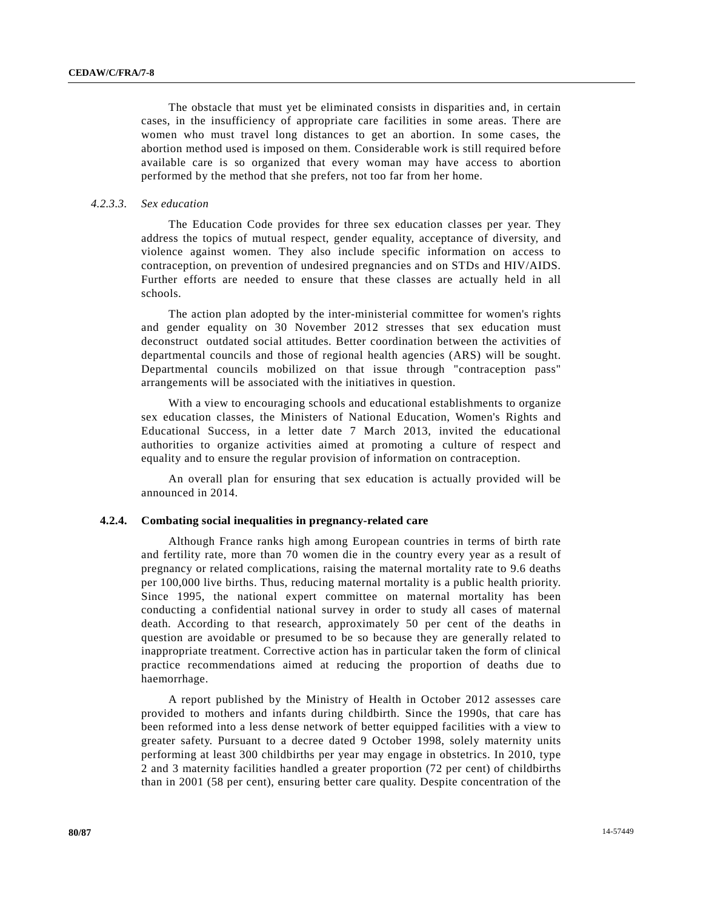The obstacle that must yet be eliminated consists in disparities and, in certain cases, in the insufficiency of appropriate care facilities in some areas. There are women who must travel long distances to get an abortion. In some cases, the abortion method used is imposed on them. Considerable work is still required before available care is so organized that every woman may have access to abortion performed by the method that she prefers, not too far from her home.

#### *4.2.3.3. Sex education*

The Education Code provides for three sex education classes per year. They address the topics of mutual respect, gender equality, acceptance of diversity, and violence against women. They also include specific information on access to contraception, on prevention of undesired pregnancies and on STDs and HIV/AIDS. Further efforts are needed to ensure that these classes are actually held in all schools.

The action plan adopted by the inter-ministerial committee for women's rights and gender equality on 30 November 2012 stresses that sex education must deconstruct outdated social attitudes. Better coordination between the activities of departmental councils and those of regional health agencies (ARS) will be sought. Departmental councils mobilized on that issue through "contraception pass" arrangements will be associated with the initiatives in question.

With a view to encouraging schools and educational establishments to organize sex education classes, the Ministers of National Education, Women's Rights and Educational Success, in a letter date 7 March 2013, invited the educational authorities to organize activities aimed at promoting a culture of respect and equality and to ensure the regular provision of information on contraception.

An overall plan for ensuring that sex education is actually provided will be announced in 2014.

### 4.2.4. Combating social inequalities in pregnancy-related care

Although France ranks high among European countries in terms of birth rate and fertility rate, more than 70 women die in the country every year as a result of pregnancy or related complications, raising the maternal mortality rate to 9.6 deaths per 100,000 live births. Thus, reducing maternal mortality is a public health priority. Since 1995, the national expert committee on maternal mortality has been conducting a confidential national survey in order to study all cases of maternal death. According to that research, approximately 50 per cent of the deaths in question are avoidable or presumed to be so because they are generally related to inappropriate treatment. Corrective action has in particular taken the form of clinical practice recommendations aimed at reducing the proportion of deaths due to haemorrhage.

A report published by the Ministry of Health in October 2012 assesses care provided to mothers and infants during childbirth. Since the 1990s, that care has been reformed into a less dense network of better equipped facilities with a view to greater safety. Pursuant to a decree dated 9 October 1998, solely maternity units performing at least 300 childbirths per year may engage in obstetrics. In 2010, type 2 and 3 maternity facilities handled a greater proportion (72 per cent) of childbirths than in 2001 (58 per cent), ensuring better care quality. Despite concentration of the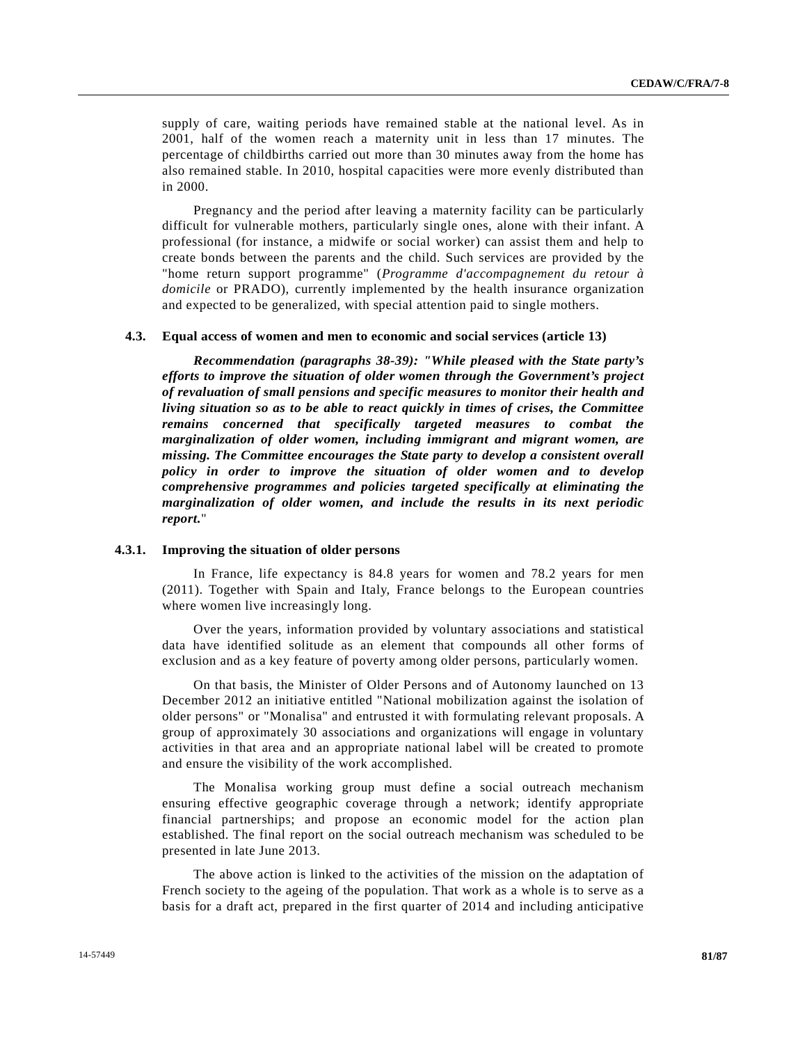supply of care, waiting periods have remained stable at the national level. As in 2001, half of the women reach a maternity unit in less than 17 minutes. The percentage of childbirths carried out more than 30 minutes away from the home has also remained stable. In 2010, hospital capacities were more evenly distributed than in 2000.

Pregnancy and the period after leaving a maternity facility can be particularly difficult for vulnerable mothers, particularly single ones, alone with their infant. A professional (for instance, a midwife or social worker) can assist them and help to create bonds between the parents and the child. Such services are provided by the "home return support programme" (*Programme d'accompagnement du retour à domicile* or PRADO), currently implemented by the health insurance organization and expected to be generalized, with special attention paid to single mothers.

### 4.3. Equal access of women and men to economic and social services (article 13)

***Recommendation (paragraphs 38-39): "While pleased with the State party's efforts to improve the situation of older women through the Government's project of revaluation of small pensions and specific measures to monitor their health and living situation so as to be able to react quickly in times of crises, the Committee remains concerned that specifically targeted measures to combat the marginalization of older women, including immigrant and migrant women, are missing. The Committee encourages the State party to develop a consistent overall policy in order to improve the situation of older women and to develop comprehensive programmes and policies targeted specifically at eliminating the marginalization of older women, and include the results in its next periodic report."***

#### 4.3.1. Improving the situation of older persons

In France, life expectancy is 84.8 years for women and 78.2 years for men (2011). Together with Spain and Italy, France belongs to the European countries where women live increasingly long.

Over the years, information provided by voluntary associations and statistical data have identified solitude as an element that compounds all other forms of exclusion and as a key feature of poverty among older persons, particularly women.

On that basis, the Minister of Older Persons and of Autonomy launched on 13 December 2012 an initiative entitled "National mobilization against the isolation of older persons" or "Monalisa" and entrusted it with formulating relevant proposals. A group of approximately 30 associations and organizations will engage in voluntary activities in that area and an appropriate national label will be created to promote and ensure the visibility of the work accomplished.

The Monalisa working group must define a social outreach mechanism ensuring effective geographic coverage through a network; identify appropriate financial partnerships; and propose an economic model for the action plan established. The final report on the social outreach mechanism was scheduled to be presented in late June 2013.

The above action is linked to the activities of the mission on the adaptation of French society to the ageing of the population. That work as a whole is to serve as a basis for a draft act, prepared in the first quarter of 2014 and including anticipative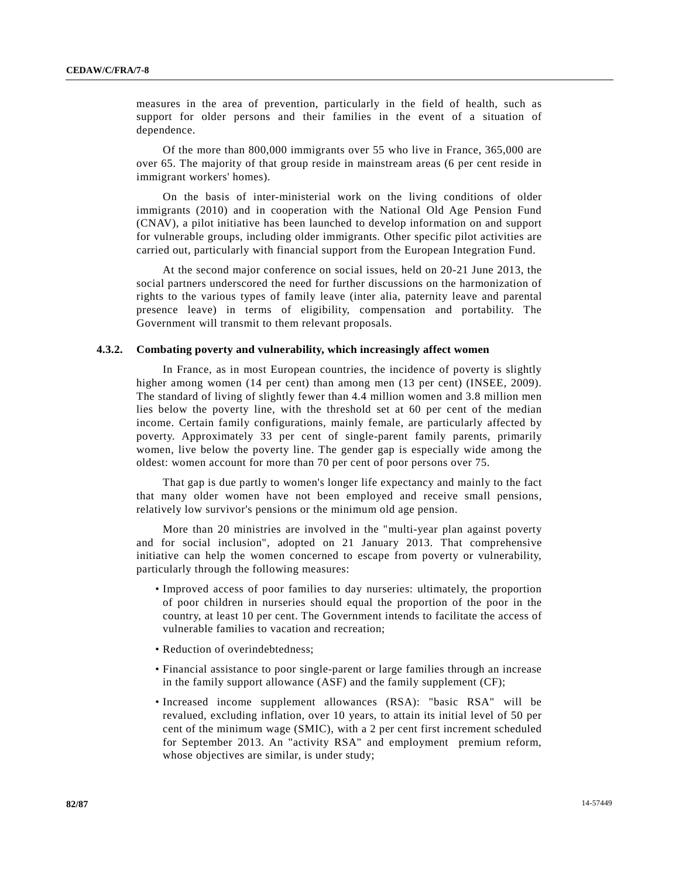measures in the area of prevention, particularly in the field of health, such as support for older persons and their families in the event of a situation of dependence.

Of the more than 800,000 immigrants over 55 who live in France, 365,000 are over 65. The majority of that group reside in mainstream areas (6 per cent reside in immigrant workers' homes).

On the basis of inter-ministerial work on the living conditions of older immigrants (2010) and in cooperation with the National Old Age Pension Fund (CNAV), a pilot initiative has been launched to develop information on and support for vulnerable groups, including older immigrants. Other specific pilot activities are carried out, particularly with financial support from the European Integration Fund.

At the second major conference on social issues, held on 20-21 June 2013, the social partners underscored the need for further discussions on the harmonization of rights to the various types of family leave (inter alia, paternity leave and parental presence leave) in terms of eligibility, compensation and portability. The Government will transmit to them relevant proposals.

#### 4.3.2. Combating poverty and vulnerability, which increasingly affect women

In France, as in most European countries, the incidence of poverty is slightly higher among women (14 per cent) than among men (13 per cent) (INSEE, 2009). The standard of living of slightly fewer than 4.4 million women and 3.8 million men lies below the poverty line, with the threshold set at 60 per cent of the median income. Certain family configurations, mainly female, are particularly affected by poverty. Approximately 33 per cent of single-parent family parents, primarily women, live below the poverty line. The gender gap is especially wide among the oldest: women account for more than 70 per cent of poor persons over 75.

That gap is due partly to women's longer life expectancy and mainly to the fact that many older women have not been employed and receive small pensions, relatively low survivor's pensions or the minimum old age pension.

More than 20 ministries are involved in the "multi-year plan against poverty and for social inclusion", adopted on 21 January 2013. That comprehensive initiative can help the women concerned to escape from poverty or vulnerability, particularly through the following measures:

- Improved access of poor families to day nurseries: ultimately, the proportion of poor children in nurseries should equal the proportion of the poor in the country, at least 10 per cent. The Government intends to facilitate the access of vulnerable families to vacation and recreation;
- Reduction of overindebtedness;
- Financial assistance to poor single-parent or large families through an increase in the family support allowance (ASF) and the family supplement (CF);
- Increased income supplement allowances (RSA): "basic RSA" will be revalued, excluding inflation, over 10 years, to attain its initial level of 50 per cent of the minimum wage (SMIC), with a 2 per cent first increment scheduled for September 2013. An "activity RSA" and employment premium reform, whose objectives are similar, is under study;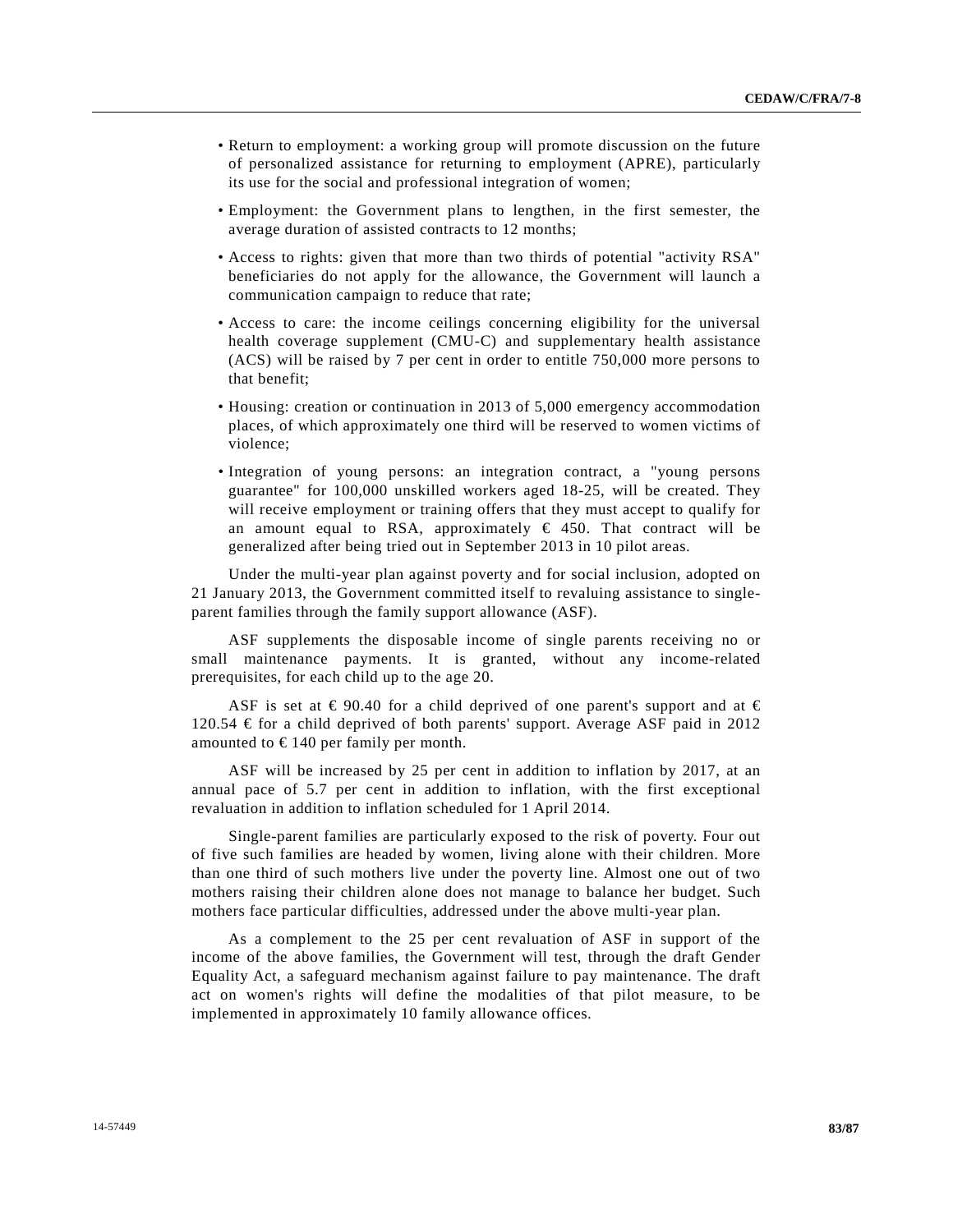- Return to employment: a working group will promote discussion on the future of personalized assistance for returning to employment (APRE), particularly its use for the social and professional integration of women;
- Employment: the Government plans to lengthen, in the first semester, the average duration of assisted contracts to 12 months;
- Access to rights: given that more than two thirds of potential "activity RSA" beneficiaries do not apply for the allowance, the Government will launch a communication campaign to reduce that rate;
- Access to care: the income ceilings concerning eligibility for the universal health coverage supplement (CMU-C) and supplementary health assistance (ACS) will be raised by 7 per cent in order to entitle 750,000 more persons to that benefit;
- Housing: creation or continuation in 2013 of 5,000 emergency accommodation places, of which approximately one third will be reserved to women victims of violence;
- Integration of young persons: an integration contract, a "young persons guarantee" for 100,000 unskilled workers aged 18-25, will be created. They will receive employment or training offers that they must accept to qualify for an amount equal to RSA, approximately € 450. That contract will be generalized after being tried out in September 2013 in 10 pilot areas.

Under the multi-year plan against poverty and for social inclusion, adopted on 21 January 2013, the Government committed itself to revaluing assistance to single-parent families through the family support allowance (ASF).

ASF supplements the disposable income of single parents receiving no or small maintenance payments. It is granted, without any income-related prerequisites, for each child up to the age 20.

ASF is set at € 90.40 for a child deprived of one parent's support and at € 120.54 € for a child deprived of both parents' support. Average ASF paid in 2012 amounted to € 140 per family per month.

ASF will be increased by 25 per cent in addition to inflation by 2017, at an annual pace of 5.7 per cent in addition to inflation, with the first exceptional revaluation in addition to inflation scheduled for 1 April 2014.

Single-parent families are particularly exposed to the risk of poverty. Four out of five such families are headed by women, living alone with their children. More than one third of such mothers live under the poverty line. Almost one out of two mothers raising their children alone does not manage to balance her budget. Such mothers face particular difficulties, addressed under the above multi-year plan.

As a complement to the 25 per cent revaluation of ASF in support of the income of the above families, the Government will test, through the draft Gender Equality Act, a safeguard mechanism against failure to pay maintenance. The draft act on women's rights will define the modalities of that pilot measure, to be implemented in approximately 10 family allowance offices.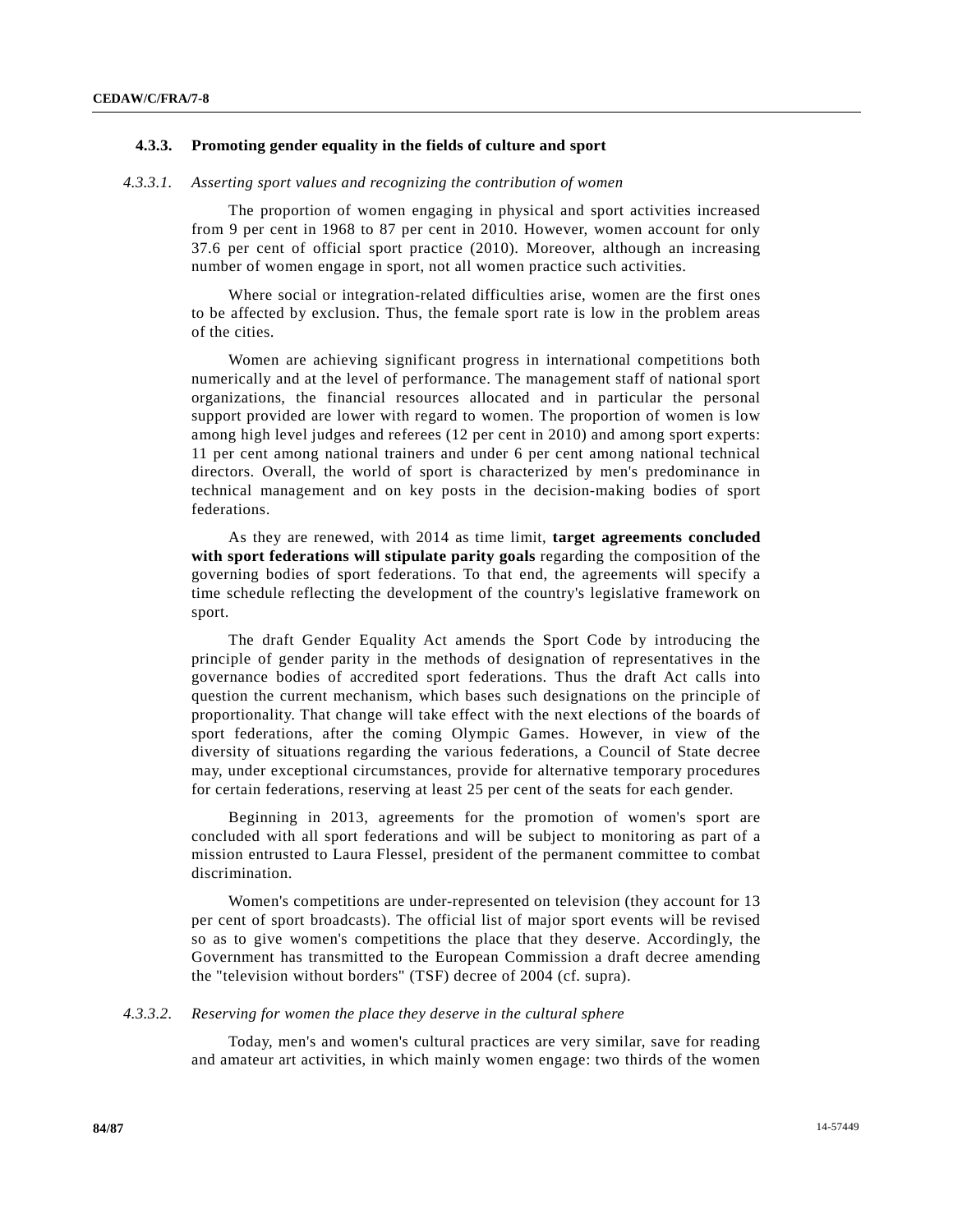### 4.3.3. Promoting gender equality in the fields of culture and sport

*4.3.3.1. Asserting sport values and recognizing the contribution of women*

The proportion of women engaging in physical and sport activities increased from 9 per cent in 1968 to 87 per cent in 2010. However, women account for only 37.6 per cent of official sport practice (2010). Moreover, although an increasing number of women engage in sport, not all women practice such activities.

Where social or integration-related difficulties arise, women are the first ones to be affected by exclusion. Thus, the female sport rate is low in the problem areas of the cities.

Women are achieving significant progress in international competitions both numerically and at the level of performance. The management staff of national sport organizations, the financial resources allocated and in particular the personal support provided are lower with regard to women. The proportion of women is low among high level judges and referees (12 per cent in 2010) and among sport experts: 11 per cent among national trainers and under 6 per cent among national technical directors. Overall, the world of sport is characterized by men's predominance in technical management and on key posts in the decision-making bodies of sport federations.

As they are renewed, with 2014 as time limit, **target agreements concluded with sport federations will stipulate parity goals** regarding the composition of the governing bodies of sport federations. To that end, the agreements will specify a time schedule reflecting the development of the country's legislative framework on sport.

The draft Gender Equality Act amends the Sport Code by introducing the principle of gender parity in the methods of designation of representatives in the governance bodies of accredited sport federations. Thus the draft Act calls into question the current mechanism, which bases such designations on the principle of proportionality. That change will take effect with the next elections of the boards of sport federations, after the coming Olympic Games. However, in view of the diversity of situations regarding the various federations, a Council of State decree may, under exceptional circumstances, provide for alternative temporary procedures for certain federations, reserving at least 25 per cent of the seats for each gender.

Beginning in 2013, agreements for the promotion of women's sport are concluded with all sport federations and will be subject to monitoring as part of a mission entrusted to Laura Flessel, president of the permanent committee to combat discrimination.

Women's competitions are under-represented on television (they account for 13 per cent of sport broadcasts). The official list of major sport events will be revised so as to give women's competitions the place that they deserve. Accordingly, the Government has transmitted to the European Commission a draft decree amending the "television without borders" (TSF) decree of 2004 (cf. supra).

*4.3.3.2. Reserving for women the place they deserve in the cultural sphere*

Today, men's and women's cultural practices are very similar, save for reading and amateur art activities, in which mainly women engage: two thirds of the women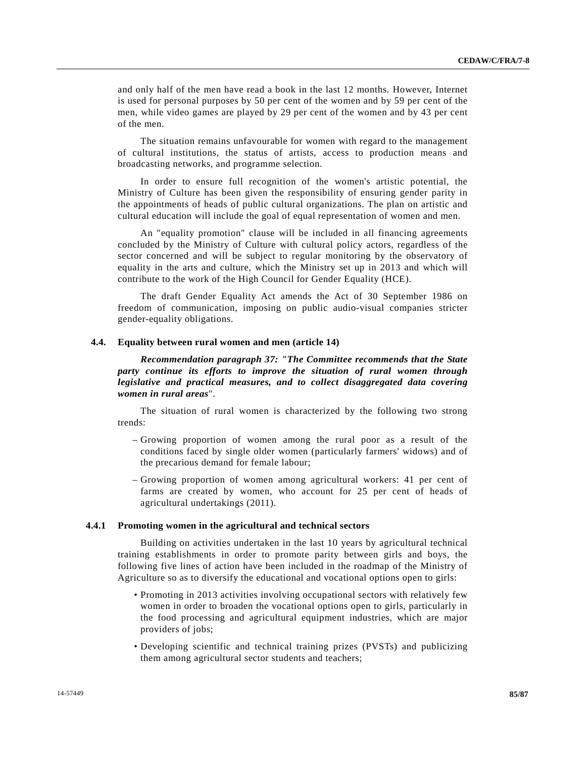and only half of the men have read a book in the last 12 months. However, Internet is used for personal purposes by 50 per cent of the women and by 59 per cent of the men, while video games are played by 29 per cent of the women and by 43 per cent of the men.

The situation remains unfavourable for women with regard to the management of cultural institutions, the status of artists, access to production means and broadcasting networks, and programme selection.

In order to ensure full recognition of the women's artistic potential, the Ministry of Culture has been given the responsibility of ensuring gender parity in the appointments of heads of public cultural organizations. The plan on artistic and cultural education will include the goal of equal representation of women and men.

An "equality promotion" clause will be included in all financing agreements concluded by the Ministry of Culture with cultural policy actors, regardless of the sector concerned and will be subject to regular monitoring by the observatory of equality in the arts and culture, which the Ministry set up in 2013 and which will contribute to the work of the High Council for Gender Equality (HCE).

The draft Gender Equality Act amends the Act of 30 September 1986 on freedom of communication, imposing on public audio-visual companies stricter gender-equality obligations.

### 4.4. Equality between rural women and men (article 14)

***Recommendation paragraph 37: "The Committee recommends that the State party continue its efforts to improve the situation of rural women through legislative and practical measures, and to collect disaggregated data covering women in rural areas***".

The situation of rural women is characterized by the following two strong trends:

– Growing proportion of women among the rural poor as a result of the conditions faced by single older women (particularly farmers' widows) and of the precarious demand for female labour;

– Growing proportion of women among agricultural workers: 41 per cent of farms are created by women, who account for 25 per cent of heads of agricultural undertakings (2011).

#### 4.4.1 Promoting women in the agricultural and technical sectors

Building on activities undertaken in the last 10 years by agricultural technical training establishments in order to promote parity between girls and boys, the following five lines of action have been included in the roadmap of the Ministry of Agriculture so as to diversify the educational and vocational options open to girls:

- Promoting in 2013 activities involving occupational sectors with relatively few women in order to broaden the vocational options open to girls, particularly in the food processing and agricultural equipment industries, which are major providers of jobs;
- Developing scientific and technical training prizes (PVSTs) and publicizing them among agricultural sector students and teachers;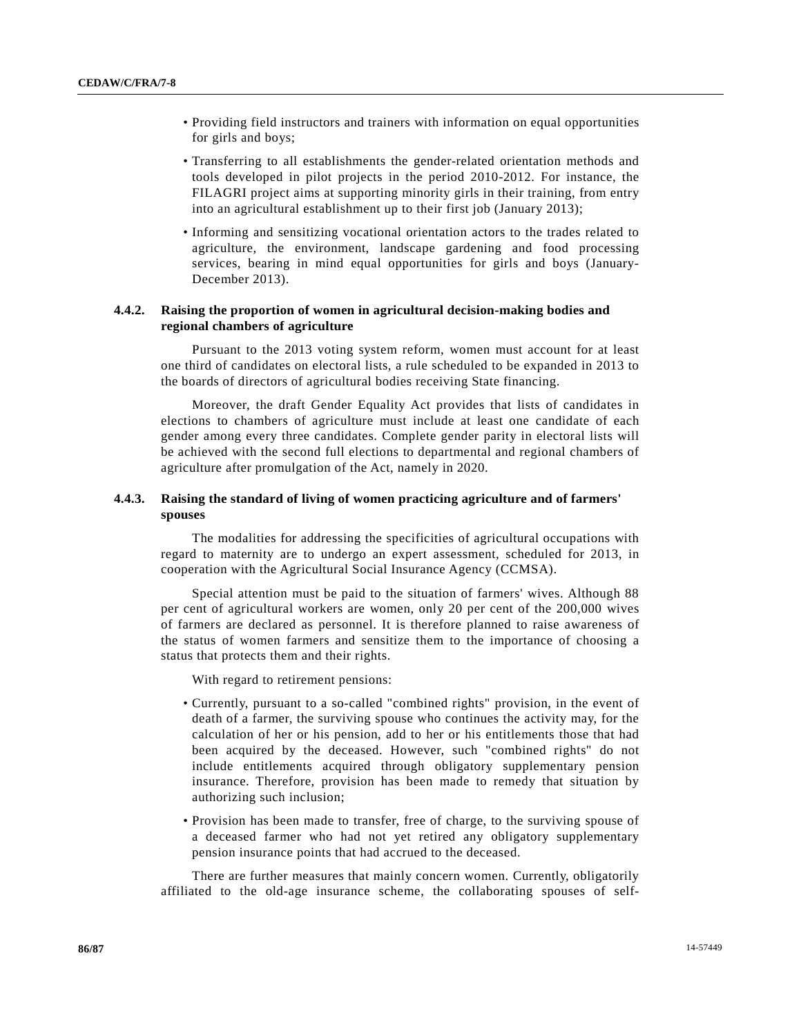- Providing field instructors and trainers with information on equal opportunities for girls and boys;
- Transferring to all establishments the gender-related orientation methods and tools developed in pilot projects in the period 2010-2012. For instance, the FILAGRI project aims at supporting minority girls in their training, from entry into an agricultural establishment up to their first job (January 2013);
- Informing and sensitizing vocational orientation actors to the trades related to agriculture, the environment, landscape gardening and food processing services, bearing in mind equal opportunities for girls and boys (January-December 2013).

### 4.4.2. Raising the proportion of women in agricultural decision-making bodies and regional chambers of agriculture

Pursuant to the 2013 voting system reform, women must account for at least one third of candidates on electoral lists, a rule scheduled to be expanded in 2013 to the boards of directors of agricultural bodies receiving State financing.

Moreover, the draft Gender Equality Act provides that lists of candidates in elections to chambers of agriculture must include at least one candidate of each gender among every three candidates. Complete gender parity in electoral lists will be achieved with the second full elections to departmental and regional chambers of agriculture after promulgation of the Act, namely in 2020.

### 4.4.3. Raising the standard of living of women practicing agriculture and of farmers' spouses

The modalities for addressing the specificities of agricultural occupations with regard to maternity are to undergo an expert assessment, scheduled for 2013, in cooperation with the Agricultural Social Insurance Agency (CCMSA).

Special attention must be paid to the situation of farmers' wives. Although 88 per cent of agricultural workers are women, only 20 per cent of the 200,000 wives of farmers are declared as personnel. It is therefore planned to raise awareness of the status of women farmers and sensitize them to the importance of choosing a status that protects them and their rights.

With regard to retirement pensions:

- Currently, pursuant to a so-called "combined rights" provision, in the event of death of a farmer, the surviving spouse who continues the activity may, for the calculation of her or his pension, add to her or his entitlements those that had been acquired by the deceased. However, such "combined rights" do not include entitlements acquired through obligatory supplementary pension insurance. Therefore, provision has been made to remedy that situation by authorizing such inclusion;
- Provision has been made to transfer, free of charge, to the surviving spouse of a deceased farmer who had not yet retired any obligatory supplementary pension insurance points that had accrued to the deceased.

There are further measures that mainly concern women. Currently, obligatorily affiliated to the old-age insurance scheme, the collaborating spouses of self-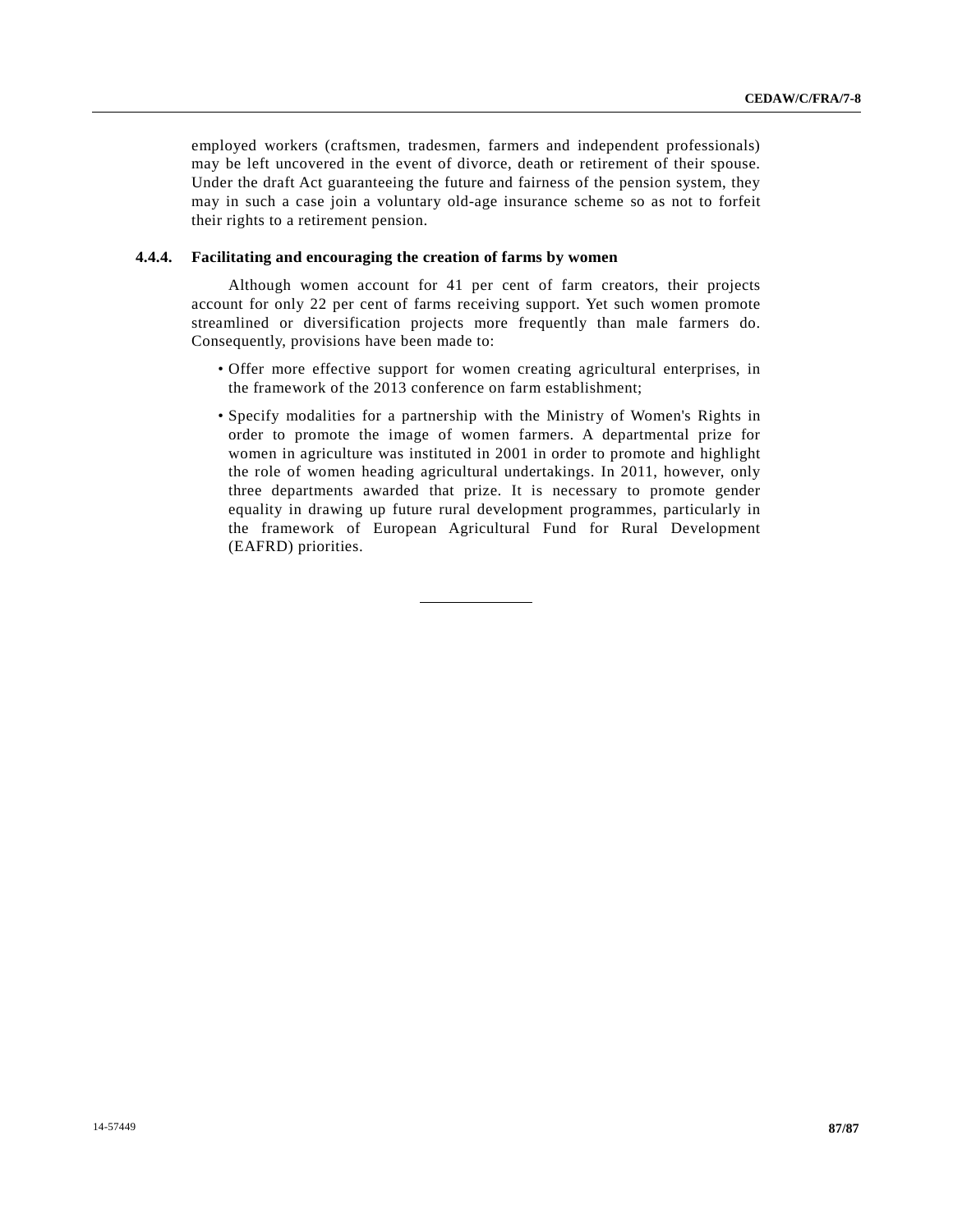employed workers (craftsmen, tradesmen, farmers and independent professionals) may be left uncovered in the event of divorce, death or retirement of their spouse. Under the draft Act guaranteeing the future and fairness of the pension system, they may in such a case join a voluntary old-age insurance scheme so as not to forfeit their rights to a retirement pension.

#### 4.4.4. Facilitating and encouraging the creation of farms by women

Although women account for 41 per cent of farm creators, their projects account for only 22 per cent of farms receiving support. Yet such women promote streamlined or diversification projects more frequently than male farmers do. Consequently, provisions have been made to:

- Offer more effective support for women creating agricultural enterprises, in the framework of the 2013 conference on farm establishment;
- Specify modalities for a partnership with the Ministry of Women's Rights in order to promote the image of women farmers. A departmental prize for women in agriculture was instituted in 2001 in order to promote and highlight the role of women heading agricultural undertakings. In 2011, however, only three departments awarded that prize. It is necessary to promote gender equality in drawing up future rural development programmes, particularly in the framework of European Agricultural Fund for Rural Development (EAFRD) priorities.